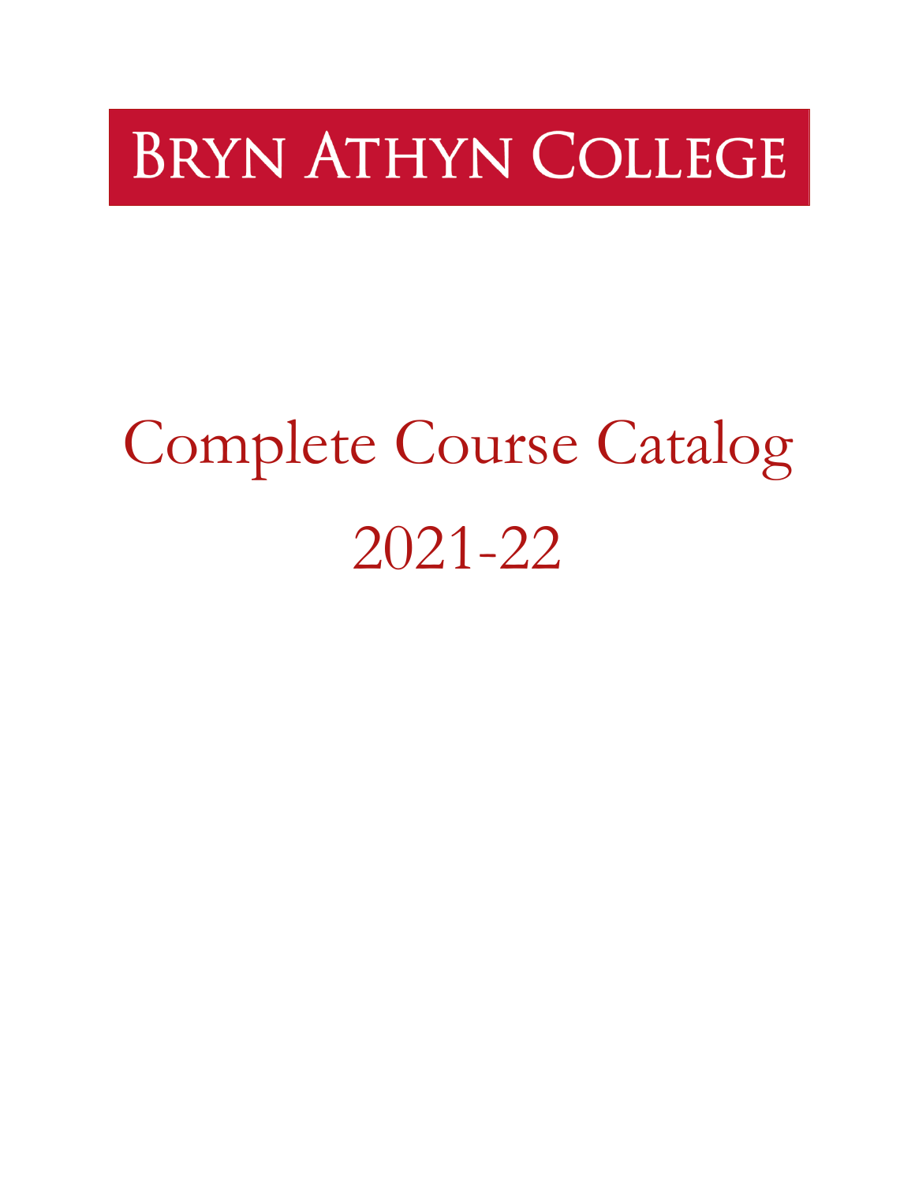# Bryn Athyn College

# Complete Course Catalog

# 2021-22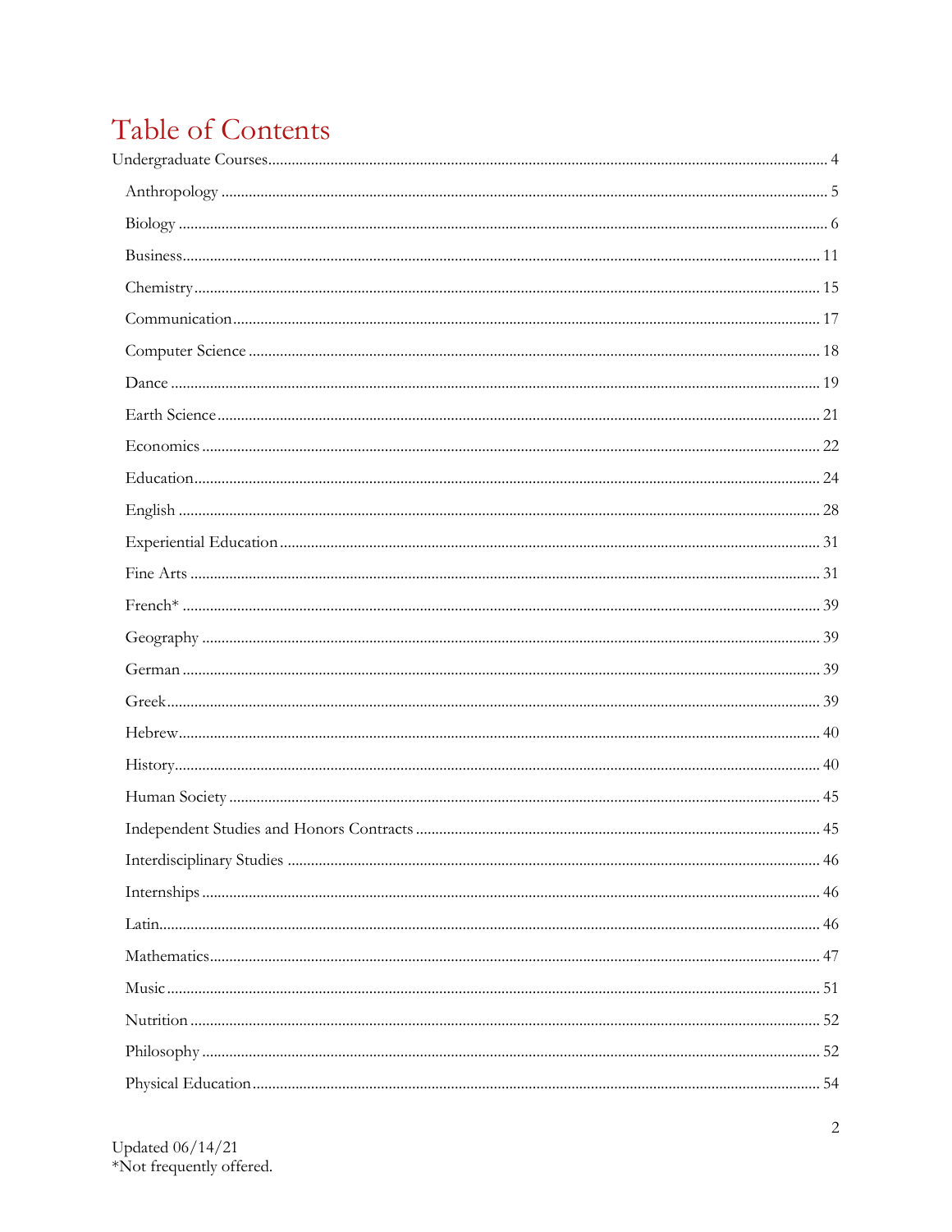# Table of Contents

Undergraduate Courses ........ 4

- Anthropology ........ 5
- Biology ........ 6
- Business ........ 11
- Chemistry ........ 15
- Communication ........ 17
- Computer Science ........ 18
- Dance ........ 19
- Earth Science ........ 21
- Economics ........ 22
- Education ........ 24
- English ........ 28
- Experiential Education ........ 31
- Fine Arts ........ 31
- French* ........ 39
- Geography ........ 39
- German ........ 39
- Greek ........ 39
- Hebrew ........ 40
- History ........ 40
- Human Society ........ 45
- Independent Studies and Honors Contracts ........ 45
- Interdisciplinary Studies ........ 46
- Internships ........ 46
- Latin ........ 46
- Mathematics ........ 47
- Music ........ 51
- Nutrition ........ 52
- Philosophy ........ 52
- Physical Education ........ 54

Updated 06/14/21
*Not frequently offered.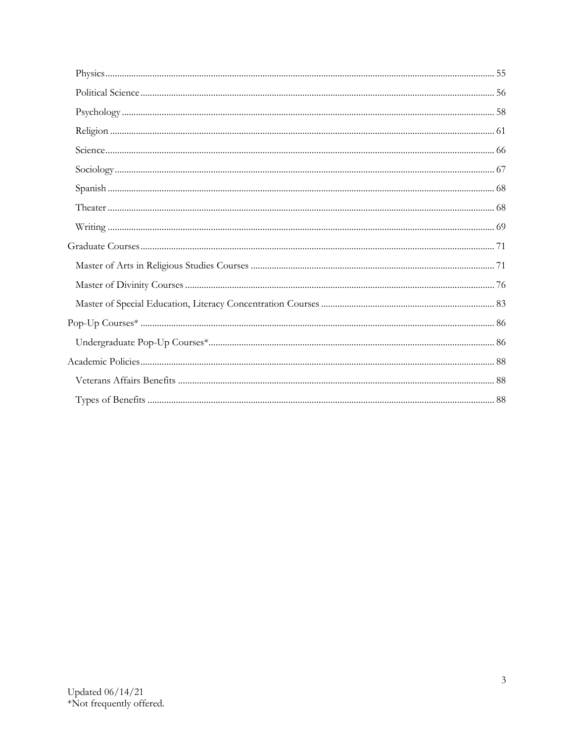- Physics ........ 55
- Political Science ........ 56
- Psychology ........ 58
- Religion ........ 61
- Science ........ 66
- Sociology ........ 67
- Spanish ........ 68
- Theater ........ 68
- Writing ........ 69

Graduate Courses ........ 71

- Master of Arts in Religious Studies Courses ........ 71
- Master of Divinity Courses ........ 76
- Master of Special Education, Literacy Concentration Courses ........ 83

Pop-Up Courses* ........ 86

- Undergraduate Pop-Up Courses* ........ 86

Academic Policies ........ 88

- Veterans Affairs Benefits ........ 88
- Types of Benefits ........ 88

Updated 06/14/21
*Not frequently offered.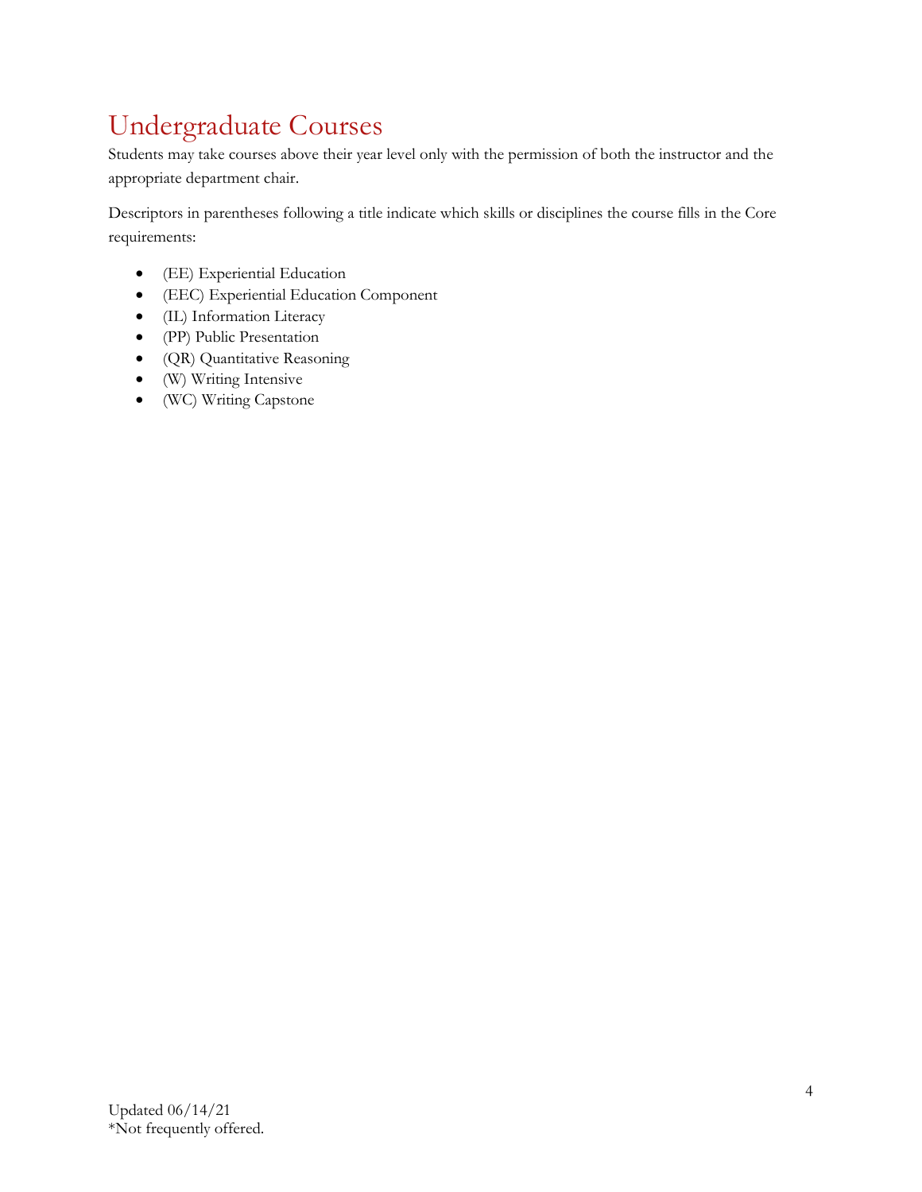# Undergraduate Courses

Students may take courses above their year level only with the permission of both the instructor and the appropriate department chair.

Descriptors in parentheses following a title indicate which skills or disciplines the course fills in the Core requirements:

- (EE) Experiential Education
- (EEC) Experiential Education Component
- (IL) Information Literacy
- (PP) Public Presentation
- (QR) Quantitative Reasoning
- (W) Writing Intensive
- (WC) Writing Capstone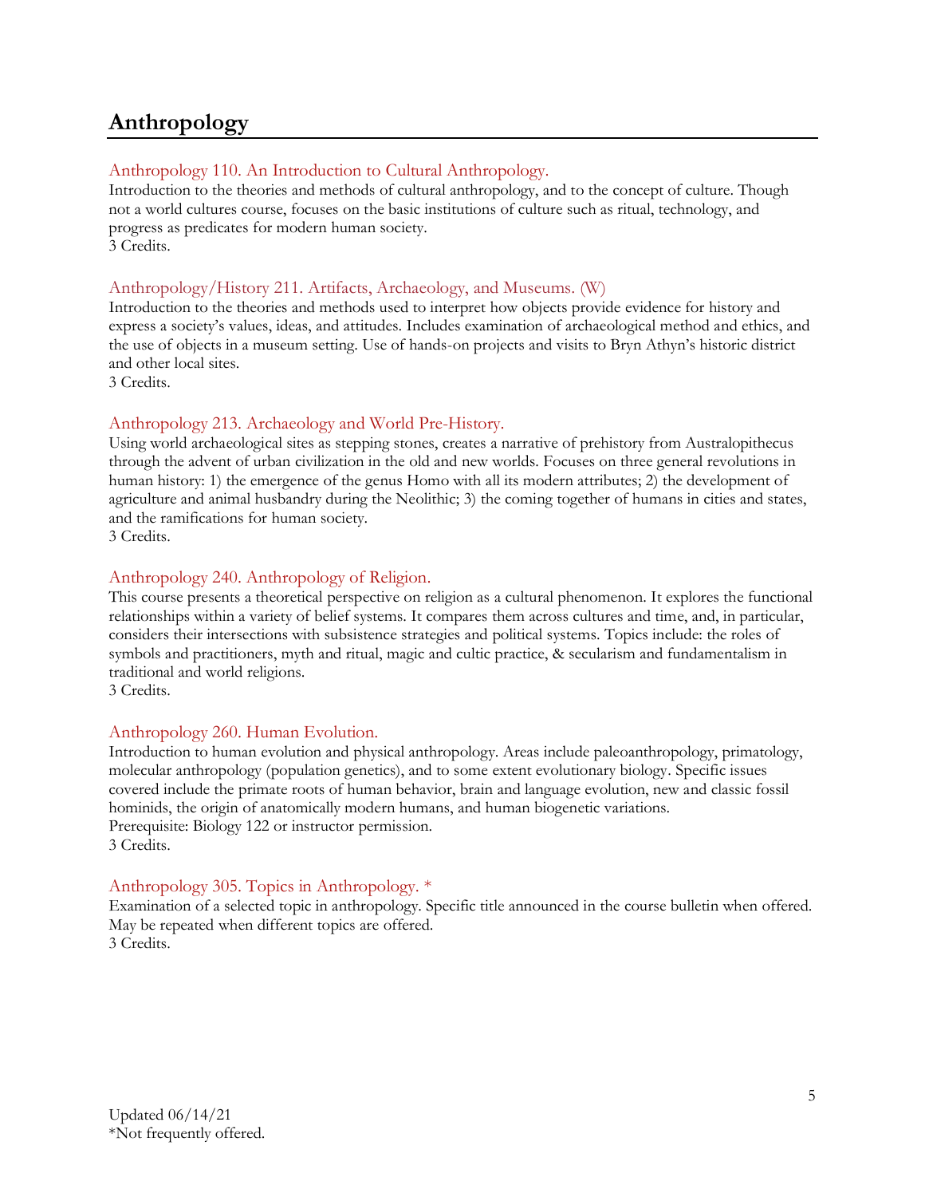# Anthropology

### Anthropology 110. An Introduction to Cultural Anthropology.

Introduction to the theories and methods of cultural anthropology, and to the concept of culture. Though not a world cultures course, focuses on the basic institutions of culture such as ritual, technology, and progress as predicates for modern human society.
3 Credits.

### Anthropology/History 211. Artifacts, Archaeology, and Museums. (W)

Introduction to the theories and methods used to interpret how objects provide evidence for history and express a society's values, ideas, and attitudes. Includes examination of archaeological method and ethics, and the use of objects in a museum setting. Use of hands-on projects and visits to Bryn Athyn's historic district and other local sites.
3 Credits.

### Anthropology 213. Archaeology and World Pre-History.

Using world archaeological sites as stepping stones, creates a narrative of prehistory from Australopithecus through the advent of urban civilization in the old and new worlds. Focuses on three general revolutions in human history: 1) the emergence of the genus Homo with all its modern attributes; 2) the development of agriculture and animal husbandry during the Neolithic; 3) the coming together of humans in cities and states, and the ramifications for human society.
3 Credits.

### Anthropology 240. Anthropology of Religion.

This course presents a theoretical perspective on religion as a cultural phenomenon. It explores the functional relationships within a variety of belief systems. It compares them across cultures and time, and, in particular, considers their intersections with subsistence strategies and political systems. Topics include: the roles of symbols and practitioners, myth and ritual, magic and cultic practice, & secularism and fundamentalism in traditional and world religions.
3 Credits.

### Anthropology 260. Human Evolution.

Introduction to human evolution and physical anthropology. Areas include paleoanthropology, primatology, molecular anthropology (population genetics), and to some extent evolutionary biology. Specific issues covered include the primate roots of human behavior, brain and language evolution, new and classic fossil hominids, the origin of anatomically modern humans, and human biogenetic variations.
Prerequisite: Biology 122 or instructor permission.
3 Credits.

### Anthropology 305. Topics in Anthropology. *

Examination of a selected topic in anthropology. Specific title announced in the course bulletin when offered. May be repeated when different topics are offered.
3 Credits.

Updated 06/14/21
*Not frequently offered.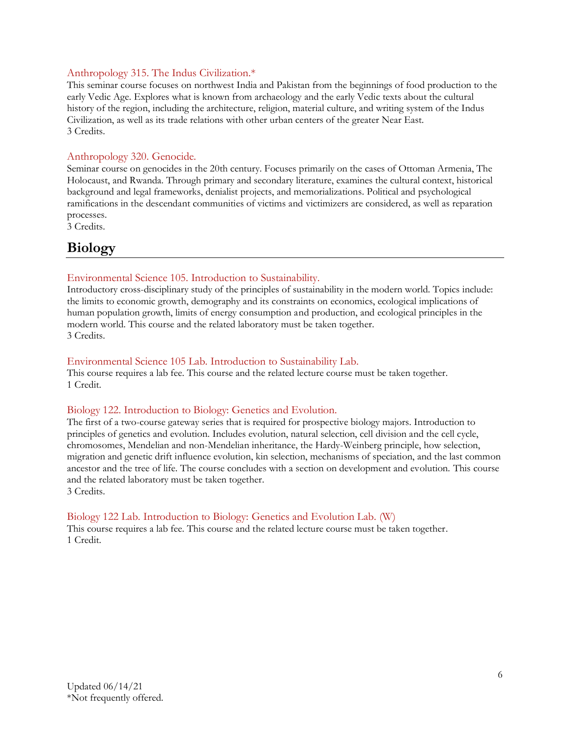### Anthropology 315. The Indus Civilization.*

This seminar course focuses on northwest India and Pakistan from the beginnings of food production to the early Vedic Age. Explores what is known from archaeology and the early Vedic texts about the cultural history of the region, including the architecture, religion, material culture, and writing system of the Indus Civilization, as well as its trade relations with other urban centers of the greater Near East.
3 Credits.

### Anthropology 320. Genocide.

Seminar course on genocides in the 20th century. Focuses primarily on the cases of Ottoman Armenia, The Holocaust, and Rwanda. Through primary and secondary literature, examines the cultural context, historical background and legal frameworks, denialist projects, and memorializations. Political and psychological ramifications in the descendant communities of victims and victimizers are considered, as well as reparation processes.
3 Credits.

## Biology

### Environmental Science 105. Introduction to Sustainability.

Introductory cross-disciplinary study of the principles of sustainability in the modern world. Topics include: the limits to economic growth, demography and its constraints on economics, ecological implications of human population growth, limits of energy consumption and production, and ecological principles in the modern world. This course and the related laboratory must be taken together.
3 Credits.

### Environmental Science 105 Lab. Introduction to Sustainability Lab.

This course requires a lab fee. This course and the related lecture course must be taken together.
1 Credit.

### Biology 122. Introduction to Biology: Genetics and Evolution.

The first of a two-course gateway series that is required for prospective biology majors. Introduction to principles of genetics and evolution. Includes evolution, natural selection, cell division and the cell cycle, chromosomes, Mendelian and non-Mendelian inheritance, the Hardy-Weinberg principle, how selection, migration and genetic drift influence evolution, kin selection, mechanisms of speciation, and the last common ancestor and the tree of life. The course concludes with a section on development and evolution. This course and the related laboratory must be taken together.
3 Credits.

### Biology 122 Lab. Introduction to Biology: Genetics and Evolution Lab. (W)

This course requires a lab fee. This course and the related lecture course must be taken together.
1 Credit.

Updated 06/14/21
*Not frequently offered.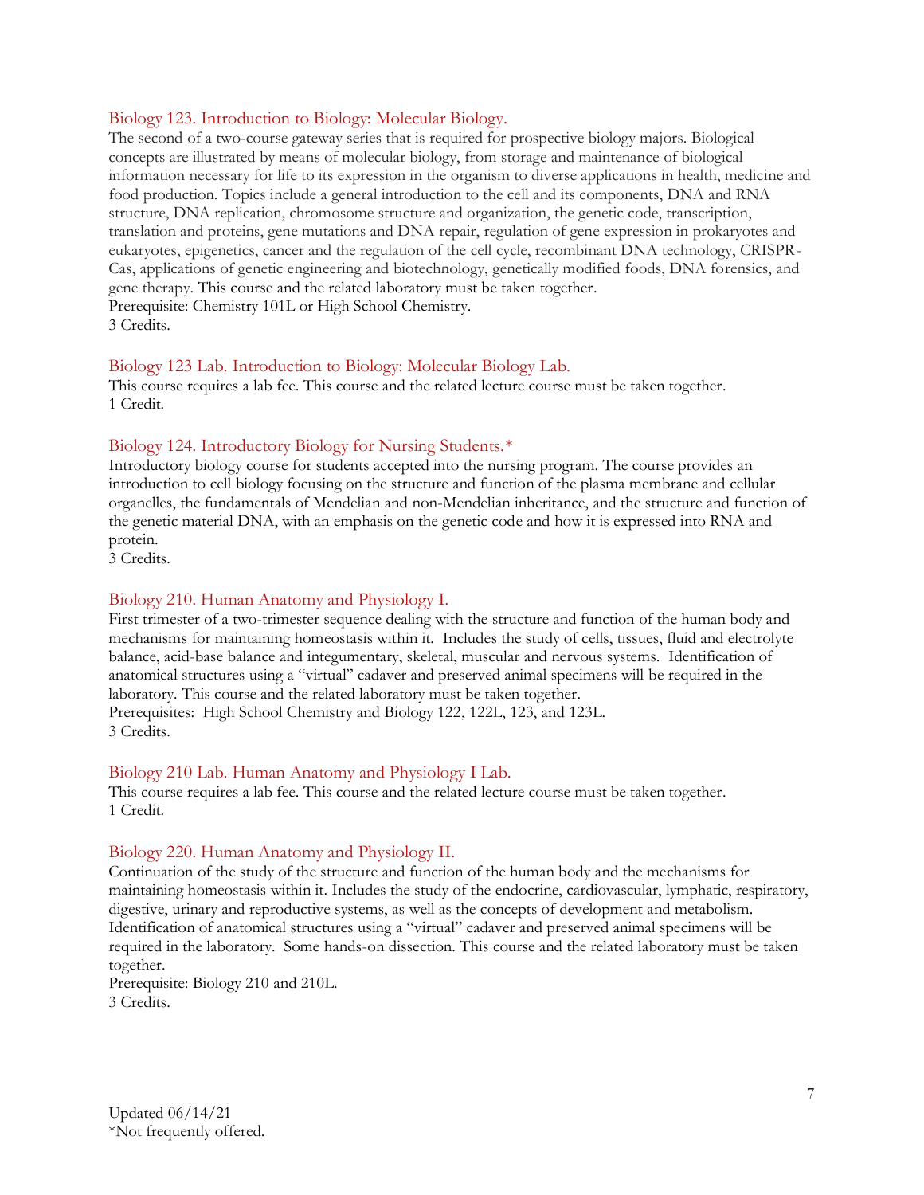### Biology 123. Introduction to Biology: Molecular Biology.

The second of a two-course gateway series that is required for prospective biology majors. Biological concepts are illustrated by means of molecular biology, from storage and maintenance of biological information necessary for life to its expression in the organism to diverse applications in health, medicine and food production. Topics include a general introduction to the cell and its components, DNA and RNA structure, DNA replication, chromosome structure and organization, the genetic code, transcription, translation and proteins, gene mutations and DNA repair, regulation of gene expression in prokaryotes and eukaryotes, epigenetics, cancer and the regulation of the cell cycle, recombinant DNA technology, CRISPR-Cas, applications of genetic engineering and biotechnology, genetically modified foods, DNA forensics, and gene therapy. This course and the related laboratory must be taken together.
Prerequisite: Chemistry 101L or High School Chemistry.
3 Credits.

### Biology 123 Lab. Introduction to Biology: Molecular Biology Lab.

This course requires a lab fee. This course and the related lecture course must be taken together.
1 Credit.

### Biology 124. Introductory Biology for Nursing Students.*

Introductory biology course for students accepted into the nursing program. The course provides an introduction to cell biology focusing on the structure and function of the plasma membrane and cellular organelles, the fundamentals of Mendelian and non-Mendelian inheritance, and the structure and function of the genetic material DNA, with an emphasis on the genetic code and how it is expressed into RNA and protein.
3 Credits.

### Biology 210. Human Anatomy and Physiology I.

First trimester of a two-trimester sequence dealing with the structure and function of the human body and mechanisms for maintaining homeostasis within it. Includes the study of cells, tissues, fluid and electrolyte balance, acid-base balance and integumentary, skeletal, muscular and nervous systems. Identification of anatomical structures using a "virtual" cadaver and preserved animal specimens will be required in the laboratory. This course and the related laboratory must be taken together.
Prerequisites: High School Chemistry and Biology 122, 122L, 123, and 123L.
3 Credits.

### Biology 210 Lab. Human Anatomy and Physiology I Lab.

This course requires a lab fee. This course and the related lecture course must be taken together.
1 Credit.

### Biology 220. Human Anatomy and Physiology II.

Continuation of the study of the structure and function of the human body and the mechanisms for maintaining homeostasis within it. Includes the study of the endocrine, cardiovascular, lymphatic, respiratory, digestive, urinary and reproductive systems, as well as the concepts of development and metabolism. Identification of anatomical structures using a "virtual" cadaver and preserved animal specimens will be required in the laboratory. Some hands-on dissection. This course and the related laboratory must be taken together.
Prerequisite: Biology 210 and 210L.
3 Credits.

Updated 06/14/21
*Not frequently offered.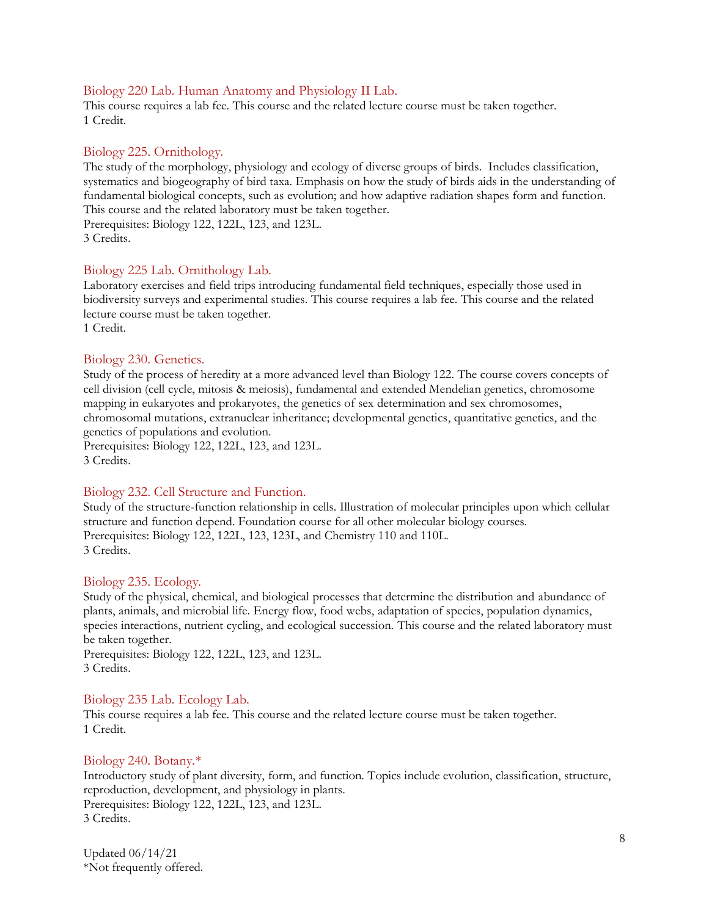### Biology 220 Lab. Human Anatomy and Physiology II Lab.

This course requires a lab fee. This course and the related lecture course must be taken together.
1 Credit.

### Biology 225. Ornithology.

The study of the morphology, physiology and ecology of diverse groups of birds. Includes classification, systematics and biogeography of bird taxa. Emphasis on how the study of birds aids in the understanding of fundamental biological concepts, such as evolution; and how adaptive radiation shapes form and function. This course and the related laboratory must be taken together.
Prerequisites: Biology 122, 122L, 123, and 123L.
3 Credits.

### Biology 225 Lab. Ornithology Lab.

Laboratory exercises and field trips introducing fundamental field techniques, especially those used in biodiversity surveys and experimental studies. This course requires a lab fee. This course and the related lecture course must be taken together.
1 Credit.

### Biology 230. Genetics.

Study of the process of heredity at a more advanced level than Biology 122. The course covers concepts of cell division (cell cycle, mitosis & meiosis), fundamental and extended Mendelian genetics, chromosome mapping in eukaryotes and prokaryotes, the genetics of sex determination and sex chromosomes, chromosomal mutations, extranuclear inheritance; developmental genetics, quantitative genetics, and the genetics of populations and evolution.
Prerequisites: Biology 122, 122L, 123, and 123L.
3 Credits.

### Biology 232. Cell Structure and Function.

Study of the structure-function relationship in cells. Illustration of molecular principles upon which cellular structure and function depend. Foundation course for all other molecular biology courses.
Prerequisites: Biology 122, 122L, 123, 123L, and Chemistry 110 and 110L.
3 Credits.

### Biology 235. Ecology.

Study of the physical, chemical, and biological processes that determine the distribution and abundance of plants, animals, and microbial life. Energy flow, food webs, adaptation of species, population dynamics, species interactions, nutrient cycling, and ecological succession. This course and the related laboratory must be taken together.
Prerequisites: Biology 122, 122L, 123, and 123L.
3 Credits.

### Biology 235 Lab. Ecology Lab.

This course requires a lab fee. This course and the related lecture course must be taken together.
1 Credit.

### Biology 240. Botany.*

Introductory study of plant diversity, form, and function. Topics include evolution, classification, structure, reproduction, development, and physiology in plants.
Prerequisites: Biology 122, 122L, 123, and 123L.
3 Credits.

Updated 06/14/21
*Not frequently offered.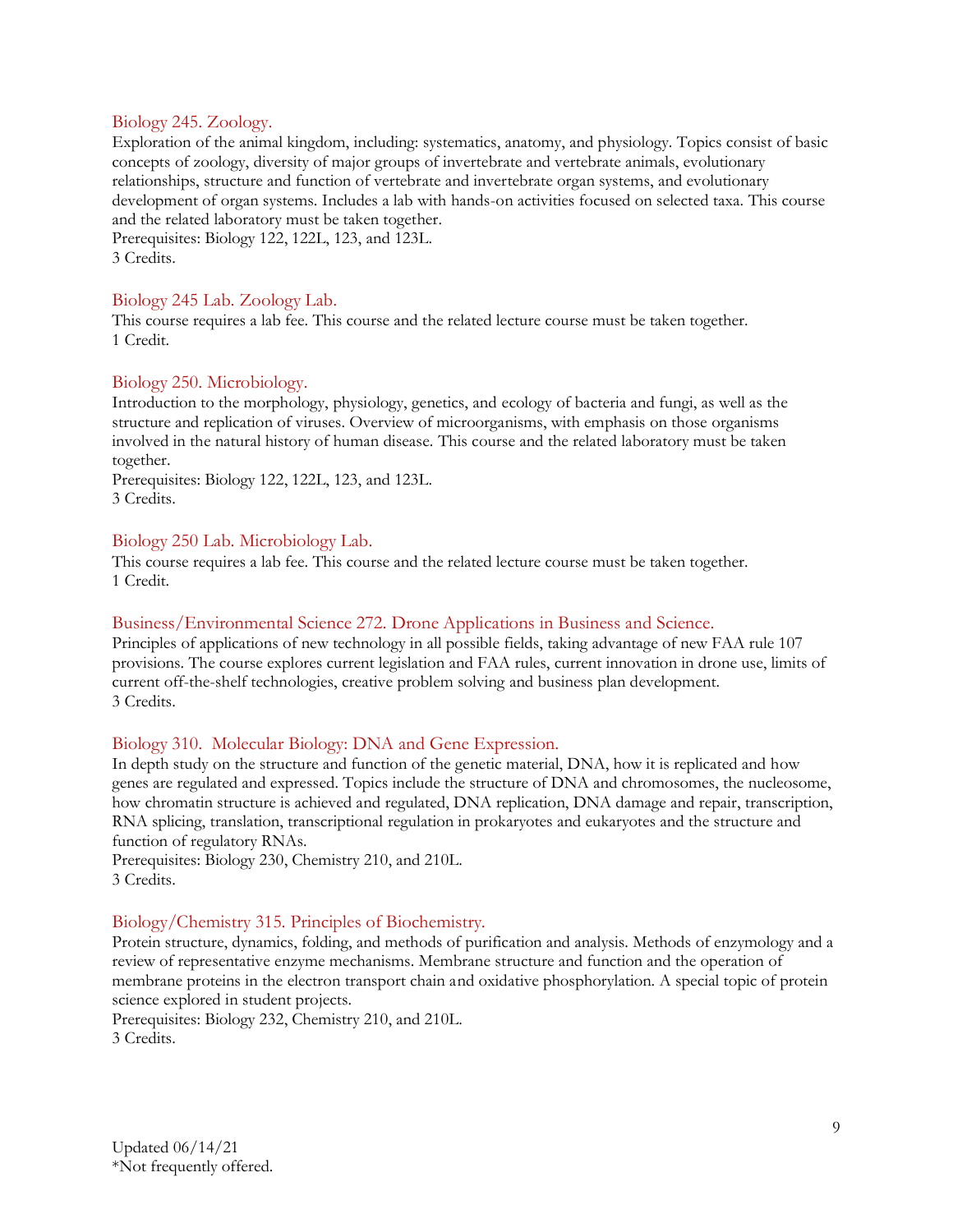### Biology 245. Zoology.

Exploration of the animal kingdom, including: systematics, anatomy, and physiology. Topics consist of basic concepts of zoology, diversity of major groups of invertebrate and vertebrate animals, evolutionary relationships, structure and function of vertebrate and invertebrate organ systems, and evolutionary development of organ systems. Includes a lab with hands-on activities focused on selected taxa. This course and the related laboratory must be taken together.
Prerequisites: Biology 122, 122L, 123, and 123L.
3 Credits.

### Biology 245 Lab. Zoology Lab.

This course requires a lab fee. This course and the related lecture course must be taken together.
1 Credit.

### Biology 250. Microbiology.

Introduction to the morphology, physiology, genetics, and ecology of bacteria and fungi, as well as the structure and replication of viruses. Overview of microorganisms, with emphasis on those organisms involved in the natural history of human disease. This course and the related laboratory must be taken together.
Prerequisites: Biology 122, 122L, 123, and 123L.
3 Credits.

### Biology 250 Lab. Microbiology Lab.

This course requires a lab fee. This course and the related lecture course must be taken together.
1 Credit.

### Business/Environmental Science 272. Drone Applications in Business and Science.

Principles of applications of new technology in all possible fields, taking advantage of new FAA rule 107 provisions. The course explores current legislation and FAA rules, current innovation in drone use, limits of current off-the-shelf technologies, creative problem solving and business plan development.
3 Credits.

### Biology 310. Molecular Biology: DNA and Gene Expression.

In depth study on the structure and function of the genetic material, DNA, how it is replicated and how genes are regulated and expressed. Topics include the structure of DNA and chromosomes, the nucleosome, how chromatin structure is achieved and regulated, DNA replication, DNA damage and repair, transcription, RNA splicing, translation, transcriptional regulation in prokaryotes and eukaryotes and the structure and function of regulatory RNAs.
Prerequisites: Biology 230, Chemistry 210, and 210L.
3 Credits.

### Biology/Chemistry 315. Principles of Biochemistry.

Protein structure, dynamics, folding, and methods of purification and analysis. Methods of enzymology and a review of representative enzyme mechanisms. Membrane structure and function and the operation of membrane proteins in the electron transport chain and oxidative phosphorylation. A special topic of protein science explored in student projects.
Prerequisites: Biology 232, Chemistry 210, and 210L.
3 Credits.

Updated 06/14/21
*Not frequently offered.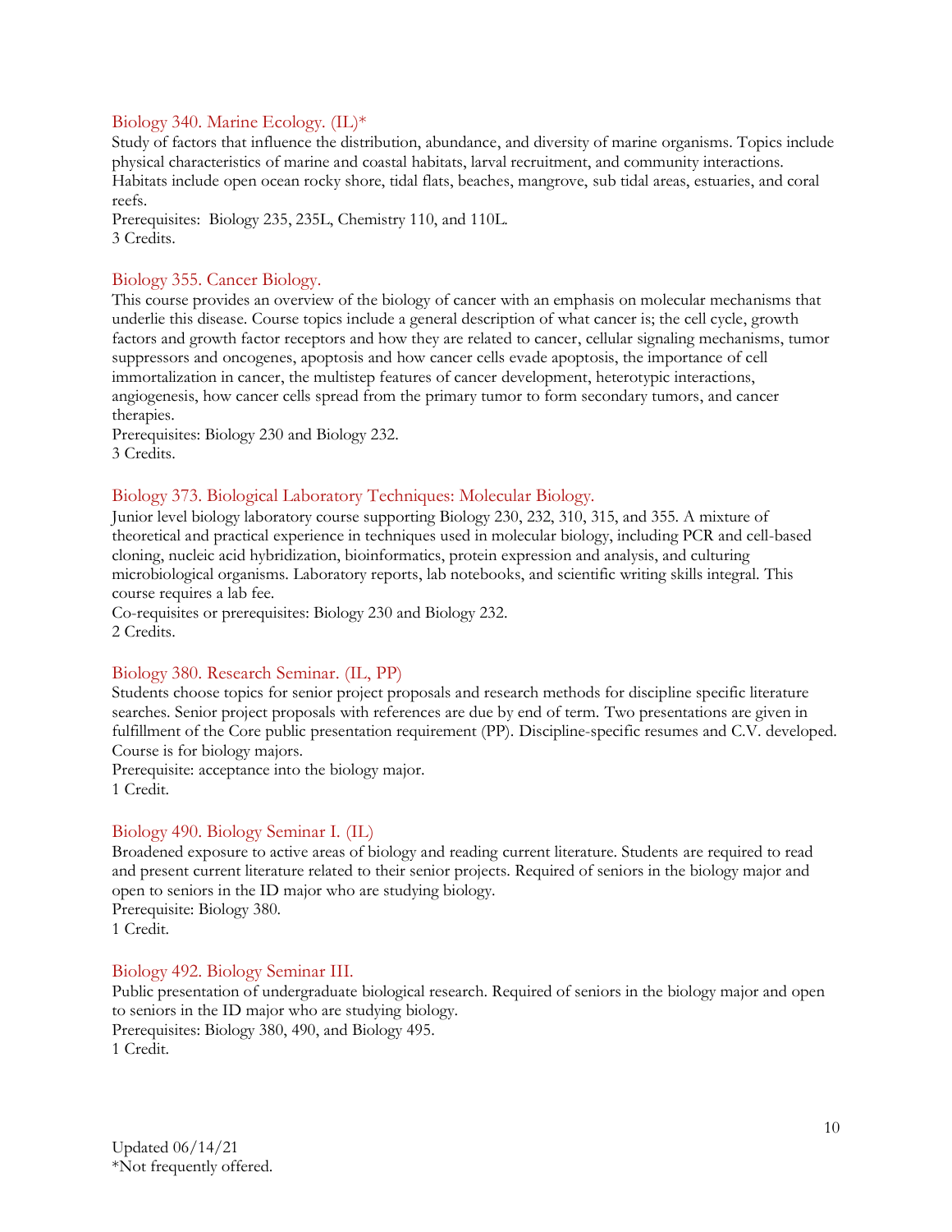### Biology 340. Marine Ecology. (IL)*

Study of factors that influence the distribution, abundance, and diversity of marine organisms. Topics include physical characteristics of marine and coastal habitats, larval recruitment, and community interactions. Habitats include open ocean rocky shore, tidal flats, beaches, mangrove, sub tidal areas, estuaries, and coral reefs.

Prerequisites: Biology 235, 235L, Chemistry 110, and 110L.
3 Credits.

### Biology 355. Cancer Biology.

This course provides an overview of the biology of cancer with an emphasis on molecular mechanisms that underlie this disease. Course topics include a general description of what cancer is; the cell cycle, growth factors and growth factor receptors and how they are related to cancer, cellular signaling mechanisms, tumor suppressors and oncogenes, apoptosis and how cancer cells evade apoptosis, the importance of cell immortalization in cancer, the multistep features of cancer development, heterotypic interactions, angiogenesis, how cancer cells spread from the primary tumor to form secondary tumors, and cancer therapies.

Prerequisites: Biology 230 and Biology 232.
3 Credits.

### Biology 373. Biological Laboratory Techniques: Molecular Biology.

Junior level biology laboratory course supporting Biology 230, 232, 310, 315, and 355. A mixture of theoretical and practical experience in techniques used in molecular biology, including PCR and cell-based cloning, nucleic acid hybridization, bioinformatics, protein expression and analysis, and culturing microbiological organisms. Laboratory reports, lab notebooks, and scientific writing skills integral. This course requires a lab fee.

Co-requisites or prerequisites: Biology 230 and Biology 232.
2 Credits.

### Biology 380. Research Seminar. (IL, PP)

Students choose topics for senior project proposals and research methods for discipline specific literature searches. Senior project proposals with references are due by end of term. Two presentations are given in fulfillment of the Core public presentation requirement (PP). Discipline-specific resumes and C.V. developed. Course is for biology majors.

Prerequisite: acceptance into the biology major.
1 Credit.

### Biology 490. Biology Seminar I. (IL)

Broadened exposure to active areas of biology and reading current literature. Students are required to read and present current literature related to their senior projects. Required of seniors in the biology major and open to seniors in the ID major who are studying biology.

Prerequisite: Biology 380.
1 Credit.

### Biology 492. Biology Seminar III.

Public presentation of undergraduate biological research. Required of seniors in the biology major and open to seniors in the ID major who are studying biology.

Prerequisites: Biology 380, 490, and Biology 495.
1 Credit.

Updated 06/14/21
*Not frequently offered.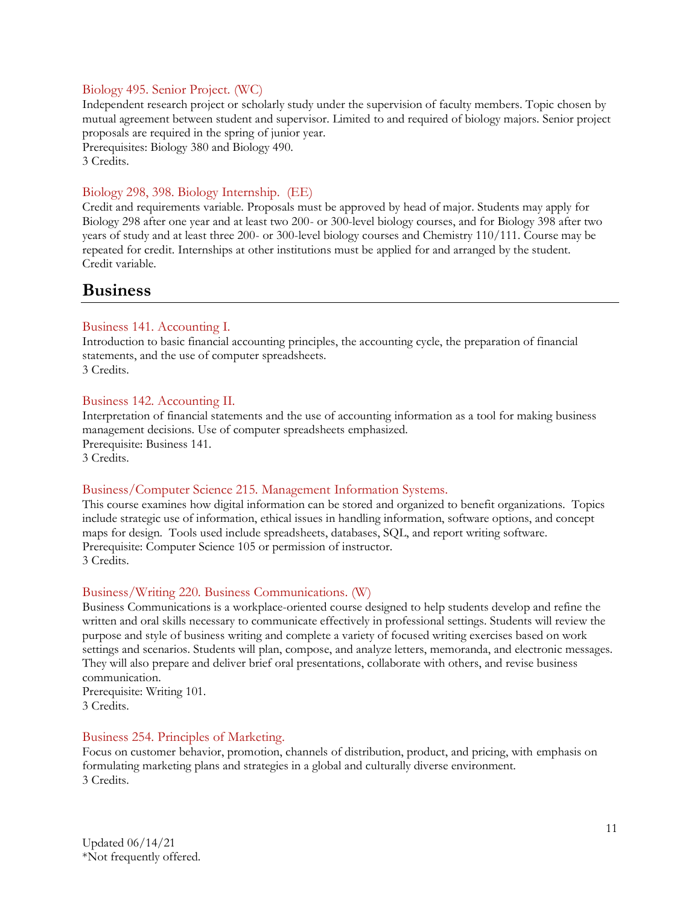### Biology 495. Senior Project. (WC)

Independent research project or scholarly study under the supervision of faculty members. Topic chosen by mutual agreement between student and supervisor. Limited to and required of biology majors. Senior project proposals are required in the spring of junior year.
Prerequisites: Biology 380 and Biology 490.
3 Credits.

### Biology 298, 398. Biology Internship. (EE)

Credit and requirements variable. Proposals must be approved by head of major. Students may apply for Biology 298 after one year and at least two 200- or 300-level biology courses, and for Biology 398 after two years of study and at least three 200- or 300-level biology courses and Chemistry 110/111. Course may be repeated for credit. Internships at other institutions must be applied for and arranged by the student.
Credit variable.

## Business

### Business 141. Accounting I.

Introduction to basic financial accounting principles, the accounting cycle, the preparation of financial statements, and the use of computer spreadsheets.
3 Credits.

### Business 142. Accounting II.

Interpretation of financial statements and the use of accounting information as a tool for making business management decisions. Use of computer spreadsheets emphasized.
Prerequisite: Business 141.
3 Credits.

### Business/Computer Science 215. Management Information Systems.

This course examines how digital information can be stored and organized to benefit organizations. Topics include strategic use of information, ethical issues in handling information, software options, and concept maps for design. Tools used include spreadsheets, databases, SQL, and report writing software.
Prerequisite: Computer Science 105 or permission of instructor.
3 Credits.

### Business/Writing 220. Business Communications. (W)

Business Communications is a workplace-oriented course designed to help students develop and refine the written and oral skills necessary to communicate effectively in professional settings. Students will review the purpose and style of business writing and complete a variety of focused writing exercises based on work settings and scenarios. Students will plan, compose, and analyze letters, memoranda, and electronic messages. They will also prepare and deliver brief oral presentations, collaborate with others, and revise business communication.
Prerequisite: Writing 101.
3 Credits.

### Business 254. Principles of Marketing.

Focus on customer behavior, promotion, channels of distribution, product, and pricing, with emphasis on formulating marketing plans and strategies in a global and culturally diverse environment.
3 Credits.

Updated 06/14/21
*Not frequently offered.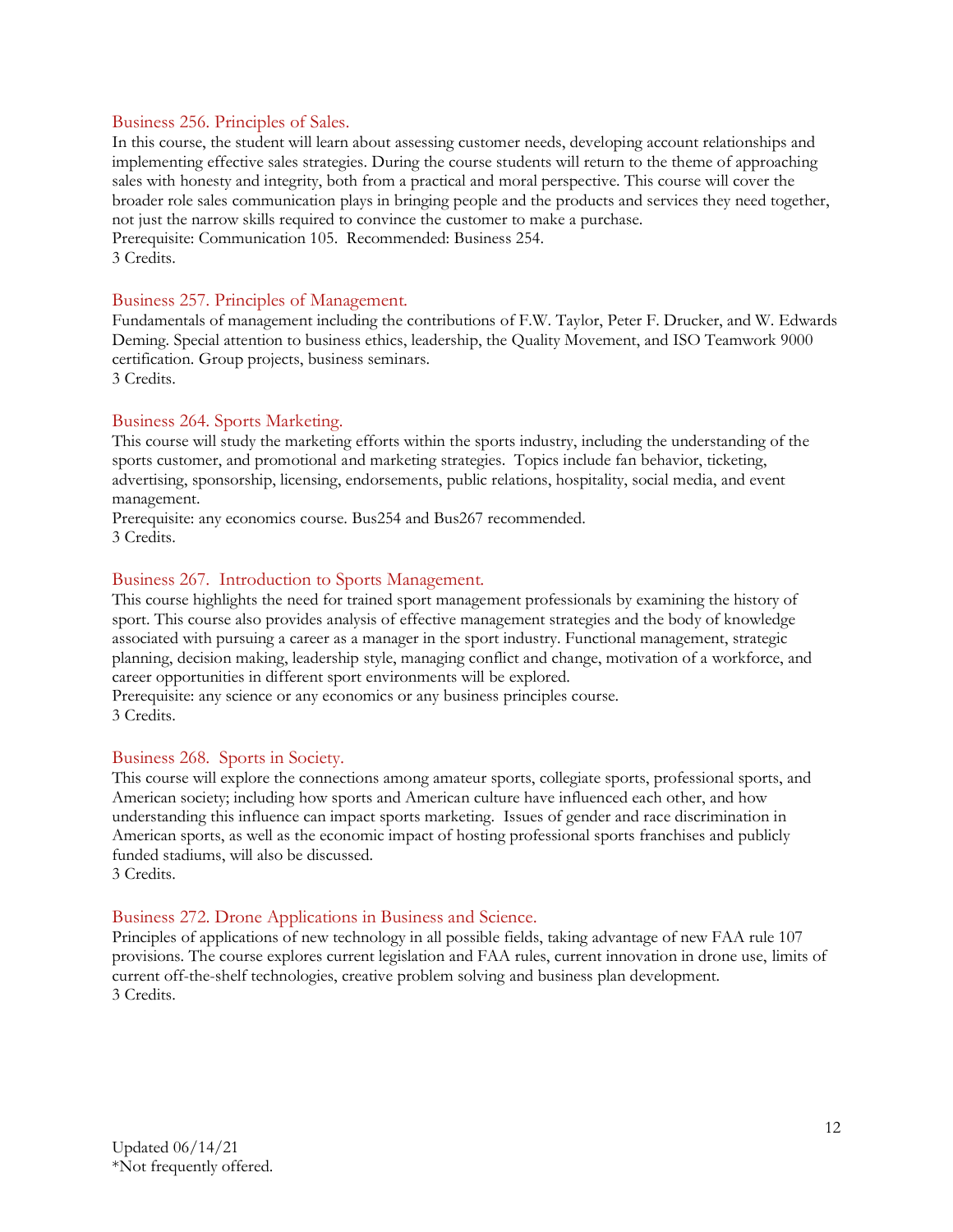### Business 256. Principles of Sales.

In this course, the student will learn about assessing customer needs, developing account relationships and implementing effective sales strategies. During the course students will return to the theme of approaching sales with honesty and integrity, both from a practical and moral perspective. This course will cover the broader role sales communication plays in bringing people and the products and services they need together, not just the narrow skills required to convince the customer to make a purchase.
Prerequisite: Communication 105. Recommended: Business 254.
3 Credits.

### Business 257. Principles of Management.

Fundamentals of management including the contributions of F.W. Taylor, Peter F. Drucker, and W. Edwards Deming. Special attention to business ethics, leadership, the Quality Movement, and ISO Teamwork 9000 certification. Group projects, business seminars.
3 Credits.

### Business 264. Sports Marketing.

This course will study the marketing efforts within the sports industry, including the understanding of the sports customer, and promotional and marketing strategies. Topics include fan behavior, ticketing, advertising, sponsorship, licensing, endorsements, public relations, hospitality, social media, and event management.
Prerequisite: any economics course. Bus254 and Bus267 recommended.
3 Credits.

### Business 267. Introduction to Sports Management.

This course highlights the need for trained sport management professionals by examining the history of sport. This course also provides analysis of effective management strategies and the body of knowledge associated with pursuing a career as a manager in the sport industry. Functional management, strategic planning, decision making, leadership style, managing conflict and change, motivation of a workforce, and career opportunities in different sport environments will be explored.
Prerequisite: any science or any economics or any business principles course.
3 Credits.

### Business 268. Sports in Society.

This course will explore the connections among amateur sports, collegiate sports, professional sports, and American society; including how sports and American culture have influenced each other, and how understanding this influence can impact sports marketing. Issues of gender and race discrimination in American sports, as well as the economic impact of hosting professional sports franchises and publicly funded stadiums, will also be discussed.
3 Credits.

### Business 272. Drone Applications in Business and Science.

Principles of applications of new technology in all possible fields, taking advantage of new FAA rule 107 provisions. The course explores current legislation and FAA rules, current innovation in drone use, limits of current off-the-shelf technologies, creative problem solving and business plan development.
3 Credits.

Updated 06/14/21
*Not frequently offered.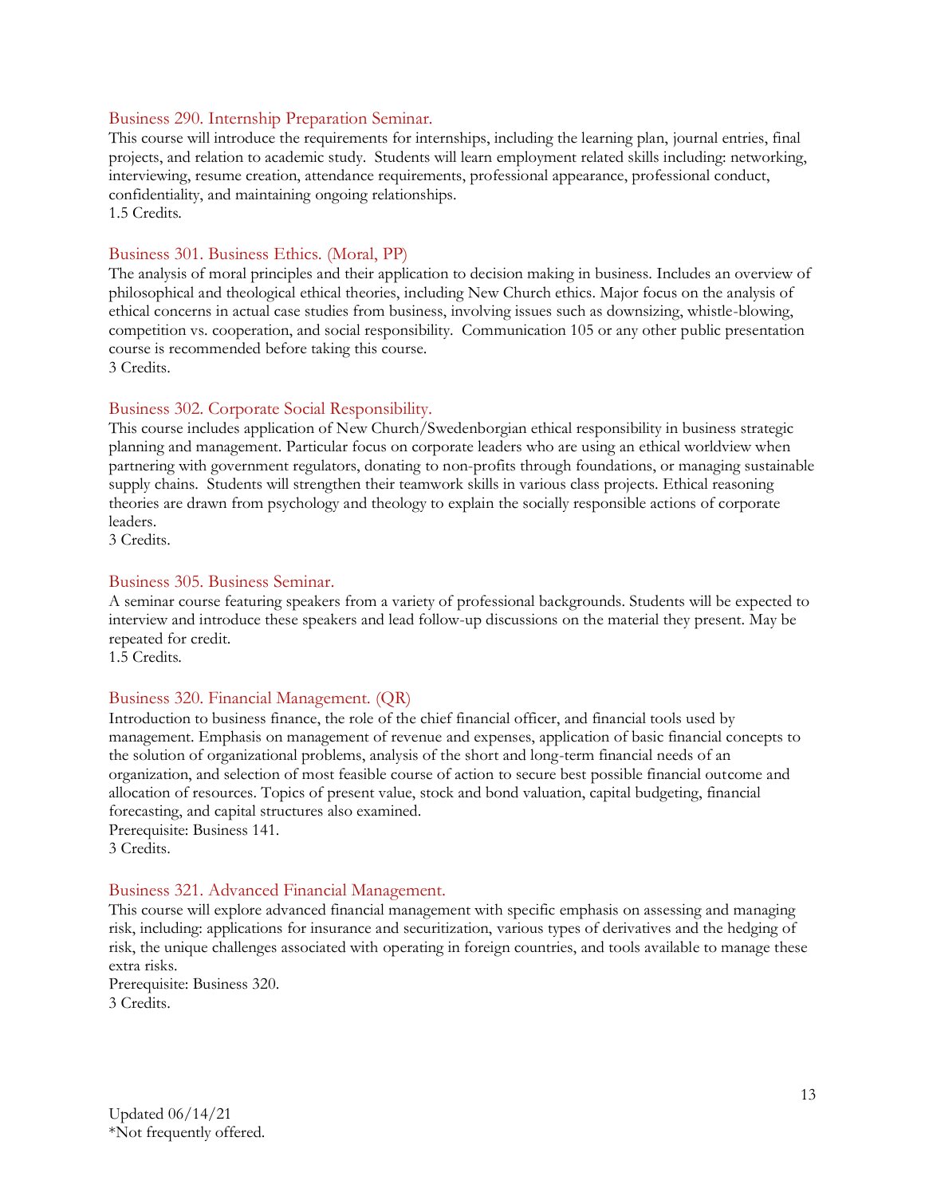### Business 290. Internship Preparation Seminar.

This course will introduce the requirements for internships, including the learning plan, journal entries, final projects, and relation to academic study. Students will learn employment related skills including: networking, interviewing, resume creation, attendance requirements, professional appearance, professional conduct, confidentiality, and maintaining ongoing relationships.
1.5 Credits.

### Business 301. Business Ethics. (Moral, PP)

The analysis of moral principles and their application to decision making in business. Includes an overview of philosophical and theological ethical theories, including New Church ethics. Major focus on the analysis of ethical concerns in actual case studies from business, involving issues such as downsizing, whistle-blowing, competition vs. cooperation, and social responsibility. Communication 105 or any other public presentation course is recommended before taking this course.
3 Credits.

### Business 302. Corporate Social Responsibility.

This course includes application of New Church/Swedenborgian ethical responsibility in business strategic planning and management. Particular focus on corporate leaders who are using an ethical worldview when partnering with government regulators, donating to non-profits through foundations, or managing sustainable supply chains. Students will strengthen their teamwork skills in various class projects. Ethical reasoning theories are drawn from psychology and theology to explain the socially responsible actions of corporate leaders.
3 Credits.

### Business 305. Business Seminar.

A seminar course featuring speakers from a variety of professional backgrounds. Students will be expected to interview and introduce these speakers and lead follow-up discussions on the material they present. May be repeated for credit.
1.5 Credits.

### Business 320. Financial Management. (QR)

Introduction to business finance, the role of the chief financial officer, and financial tools used by management. Emphasis on management of revenue and expenses, application of basic financial concepts to the solution of organizational problems, analysis of the short and long-term financial needs of an organization, and selection of most feasible course of action to secure best possible financial outcome and allocation of resources. Topics of present value, stock and bond valuation, capital budgeting, financial forecasting, and capital structures also examined.
Prerequisite: Business 141.
3 Credits.

### Business 321. Advanced Financial Management.

This course will explore advanced financial management with specific emphasis on assessing and managing risk, including: applications for insurance and securitization, various types of derivatives and the hedging of risk, the unique challenges associated with operating in foreign countries, and tools available to manage these extra risks.
Prerequisite: Business 320.
3 Credits.

Updated 06/14/21
*Not frequently offered.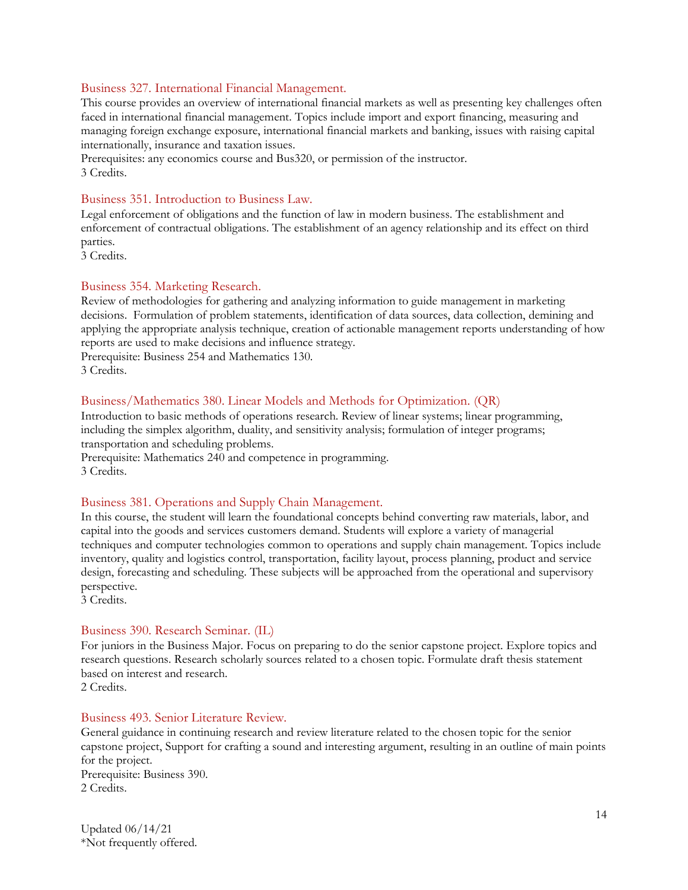### Business 327. International Financial Management.

This course provides an overview of international financial markets as well as presenting key challenges often faced in international financial management. Topics include import and export financing, measuring and managing foreign exchange exposure, international financial markets and banking, issues with raising capital internationally, insurance and taxation issues.
Prerequisites: any economics course and Bus320, or permission of the instructor.
3 Credits.

### Business 351. Introduction to Business Law.

Legal enforcement of obligations and the function of law in modern business. The establishment and enforcement of contractual obligations. The establishment of an agency relationship and its effect on third parties.
3 Credits.

### Business 354. Marketing Research.

Review of methodologies for gathering and analyzing information to guide management in marketing decisions. Formulation of problem statements, identification of data sources, data collection, demining and applying the appropriate analysis technique, creation of actionable management reports understanding of how reports are used to make decisions and influence strategy.
Prerequisite: Business 254 and Mathematics 130.
3 Credits.

### Business/Mathematics 380. Linear Models and Methods for Optimization. (QR)

Introduction to basic methods of operations research. Review of linear systems; linear programming, including the simplex algorithm, duality, and sensitivity analysis; formulation of integer programs; transportation and scheduling problems.
Prerequisite: Mathematics 240 and competence in programming.
3 Credits.

### Business 381. Operations and Supply Chain Management.

In this course, the student will learn the foundational concepts behind converting raw materials, labor, and capital into the goods and services customers demand. Students will explore a variety of managerial techniques and computer technologies common to operations and supply chain management. Topics include inventory, quality and logistics control, transportation, facility layout, process planning, product and service design, forecasting and scheduling. These subjects will be approached from the operational and supervisory perspective.
3 Credits.

### Business 390. Research Seminar. (IL)

For juniors in the Business Major. Focus on preparing to do the senior capstone project. Explore topics and research questions. Research scholarly sources related to a chosen topic. Formulate draft thesis statement based on interest and research.
2 Credits.

### Business 493. Senior Literature Review.

General guidance in continuing research and review literature related to the chosen topic for the senior capstone project, Support for crafting a sound and interesting argument, resulting in an outline of main points for the project.
Prerequisite: Business 390.
2 Credits.

Updated 06/14/21
*Not frequently offered.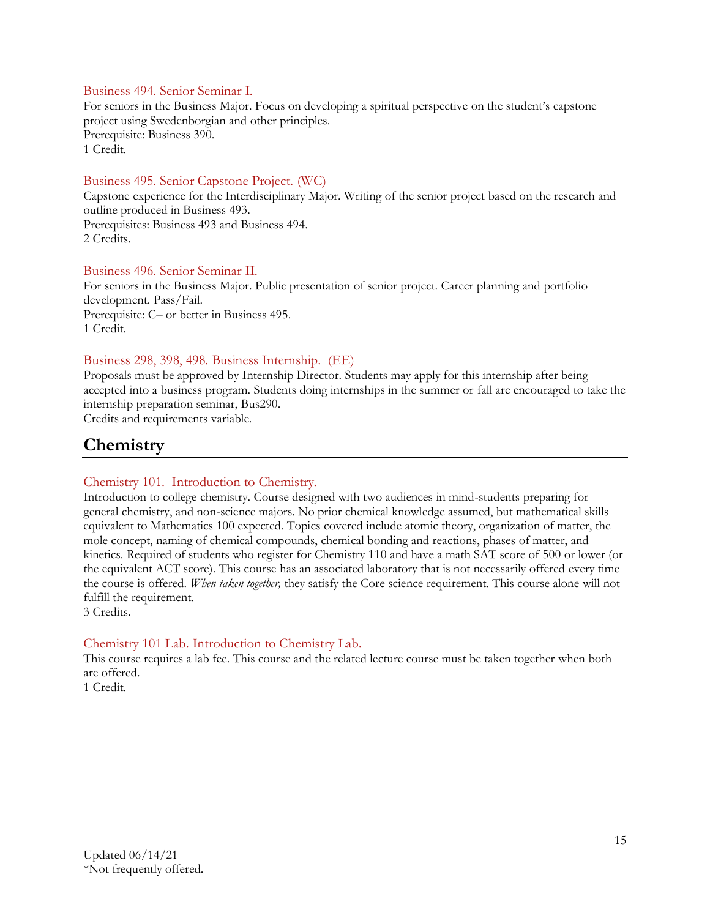### Business 494. Senior Seminar I.

For seniors in the Business Major. Focus on developing a spiritual perspective on the student's capstone project using Swedenborgian and other principles.
Prerequisite: Business 390.
1 Credit.

### Business 495. Senior Capstone Project. (WC)

Capstone experience for the Interdisciplinary Major. Writing of the senior project based on the research and outline produced in Business 493.
Prerequisites: Business 493 and Business 494.
2 Credits.

### Business 496. Senior Seminar II.

For seniors in the Business Major. Public presentation of senior project. Career planning and portfolio development. Pass/Fail.
Prerequisite: C– or better in Business 495.
1 Credit.

### Business 298, 398, 498. Business Internship. (EE)

Proposals must be approved by Internship Director. Students may apply for this internship after being accepted into a business program. Students doing internships in the summer or fall are encouraged to take the internship preparation seminar, Bus290.
Credits and requirements variable.

## Chemistry

### Chemistry 101. Introduction to Chemistry.

Introduction to college chemistry. Course designed with two audiences in mind-students preparing for general chemistry, and non-science majors. No prior chemical knowledge assumed, but mathematical skills equivalent to Mathematics 100 expected. Topics covered include atomic theory, organization of matter, the mole concept, naming of chemical compounds, chemical bonding and reactions, phases of matter, and kinetics. Required of students who register for Chemistry 110 and have a math SAT score of 500 or lower (or the equivalent ACT score). This course has an associated laboratory that is not necessarily offered every time the course is offered. *When taken together,* they satisfy the Core science requirement. This course alone will not fulfill the requirement.
3 Credits.

### Chemistry 101 Lab. Introduction to Chemistry Lab.

This course requires a lab fee. This course and the related lecture course must be taken together when both are offered.
1 Credit.

Updated 06/14/21
*Not frequently offered.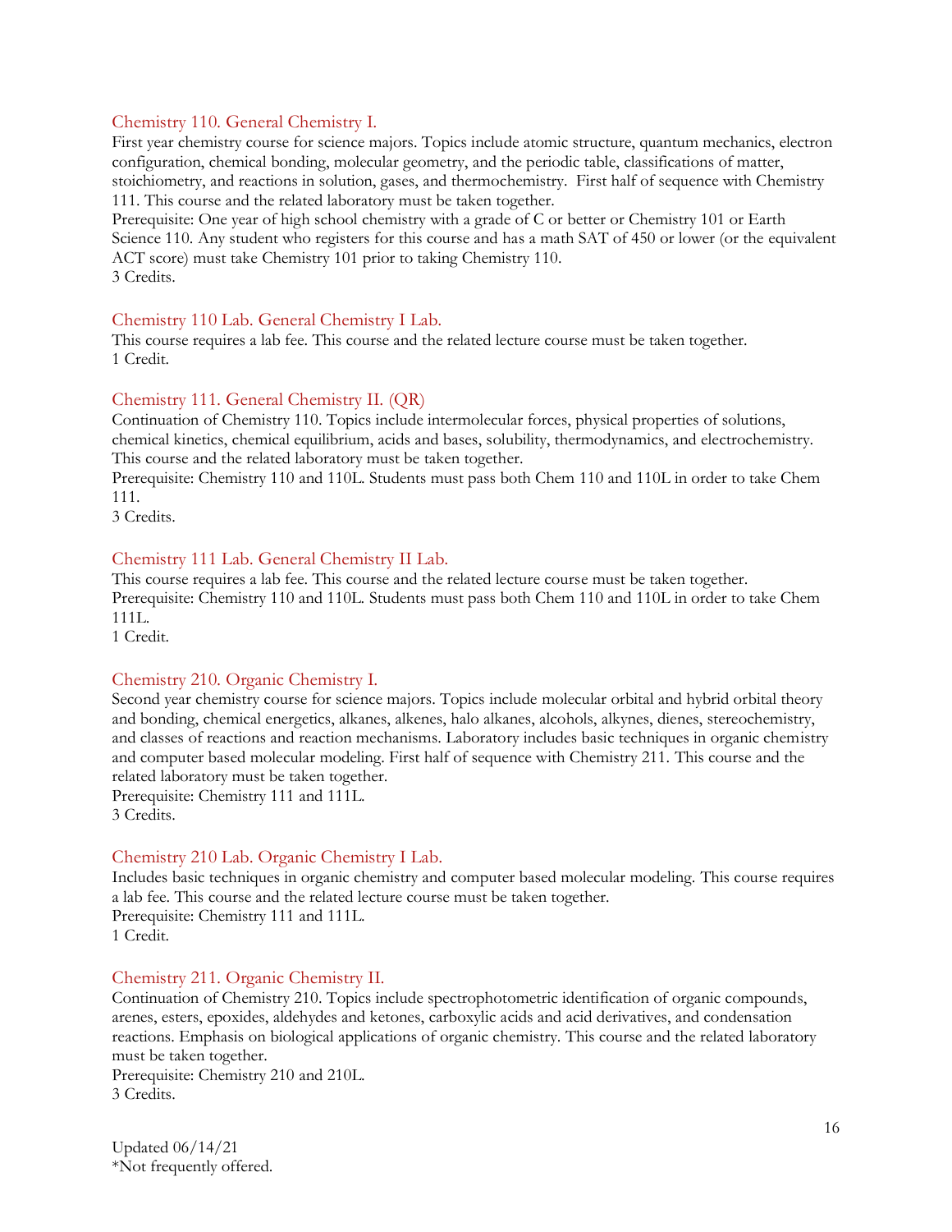### Chemistry 110. General Chemistry I.

First year chemistry course for science majors. Topics include atomic structure, quantum mechanics, electron configuration, chemical bonding, molecular geometry, and the periodic table, classifications of matter, stoichiometry, and reactions in solution, gases, and thermochemistry. First half of sequence with Chemistry 111. This course and the related laboratory must be taken together.

Prerequisite: One year of high school chemistry with a grade of C or better or Chemistry 101 or Earth Science 110. Any student who registers for this course and has a math SAT of 450 or lower (or the equivalent ACT score) must take Chemistry 101 prior to taking Chemistry 110.

3 Credits.

### Chemistry 110 Lab. General Chemistry I Lab.

This course requires a lab fee. This course and the related lecture course must be taken together.

1 Credit.

### Chemistry 111. General Chemistry II. (QR)

Continuation of Chemistry 110. Topics include intermolecular forces, physical properties of solutions, chemical kinetics, chemical equilibrium, acids and bases, solubility, thermodynamics, and electrochemistry. This course and the related laboratory must be taken together.

Prerequisite: Chemistry 110 and 110L. Students must pass both Chem 110 and 110L in order to take Chem 111.

3 Credits.

### Chemistry 111 Lab. General Chemistry II Lab.

This course requires a lab fee. This course and the related lecture course must be taken together.

Prerequisite: Chemistry 110 and 110L. Students must pass both Chem 110 and 110L in order to take Chem 111L.

1 Credit.

### Chemistry 210. Organic Chemistry I.

Second year chemistry course for science majors. Topics include molecular orbital and hybrid orbital theory and bonding, chemical energetics, alkanes, alkenes, halo alkanes, alcohols, alkynes, dienes, stereochemistry, and classes of reactions and reaction mechanisms. Laboratory includes basic techniques in organic chemistry and computer based molecular modeling. First half of sequence with Chemistry 211. This course and the related laboratory must be taken together.

Prerequisite: Chemistry 111 and 111L.

3 Credits.

### Chemistry 210 Lab. Organic Chemistry I Lab.

Includes basic techniques in organic chemistry and computer based molecular modeling. This course requires a lab fee. This course and the related lecture course must be taken together.

Prerequisite: Chemistry 111 and 111L.

1 Credit.

### Chemistry 211. Organic Chemistry II.

Continuation of Chemistry 210. Topics include spectrophotometric identification of organic compounds, arenes, esters, epoxides, aldehydes and ketones, carboxylic acids and acid derivatives, and condensation reactions. Emphasis on biological applications of organic chemistry. This course and the related laboratory must be taken together.

Prerequisite: Chemistry 210 and 210L.

3 Credits.

Updated 06/14/21
*Not frequently offered.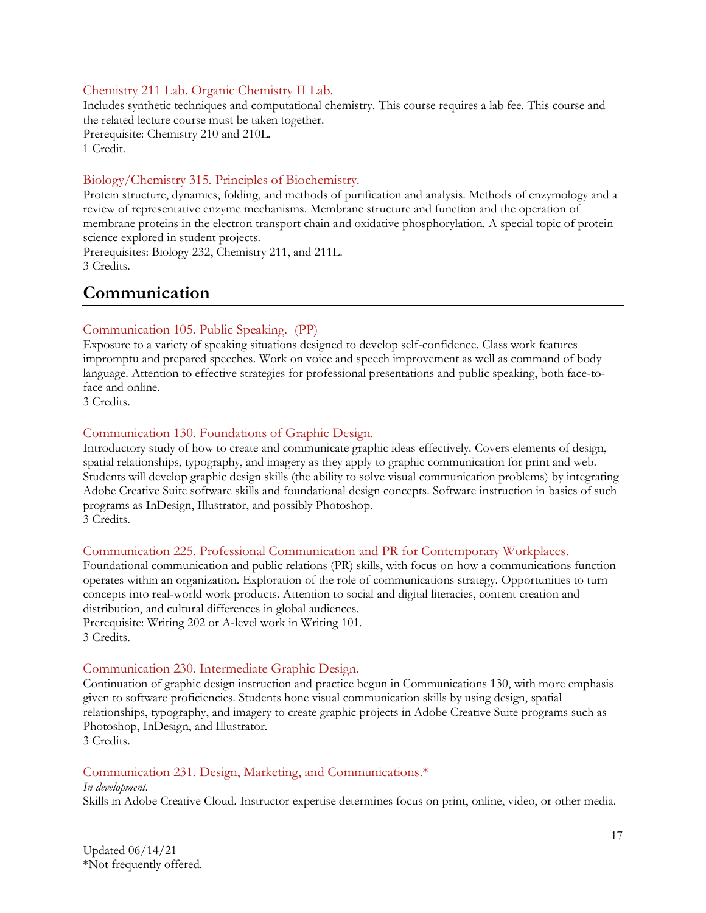### Chemistry 211 Lab. Organic Chemistry II Lab.

Includes synthetic techniques and computational chemistry. This course requires a lab fee. This course and the related lecture course must be taken together.
Prerequisite: Chemistry 210 and 210L.
1 Credit.

### Biology/Chemistry 315. Principles of Biochemistry.

Protein structure, dynamics, folding, and methods of purification and analysis. Methods of enzymology and a review of representative enzyme mechanisms. Membrane structure and function and the operation of membrane proteins in the electron transport chain and oxidative phosphorylation. A special topic of protein science explored in student projects.
Prerequisites: Biology 232, Chemistry 211, and 211L.
3 Credits.

## Communication

### Communication 105. Public Speaking. (PP)

Exposure to a variety of speaking situations designed to develop self-confidence. Class work features impromptu and prepared speeches. Work on voice and speech improvement as well as command of body language. Attention to effective strategies for professional presentations and public speaking, both face-to-face and online.
3 Credits.

### Communication 130. Foundations of Graphic Design.

Introductory study of how to create and communicate graphic ideas effectively. Covers elements of design, spatial relationships, typography, and imagery as they apply to graphic communication for print and web. Students will develop graphic design skills (the ability to solve visual communication problems) by integrating Adobe Creative Suite software skills and foundational design concepts. Software instruction in basics of such programs as InDesign, Illustrator, and possibly Photoshop.
3 Credits.

### Communication 225. Professional Communication and PR for Contemporary Workplaces.

Foundational communication and public relations (PR) skills, with focus on how a communications function operates within an organization. Exploration of the role of communications strategy. Opportunities to turn concepts into real-world work products. Attention to social and digital literacies, content creation and distribution, and cultural differences in global audiences.
Prerequisite: Writing 202 or A-level work in Writing 101.
3 Credits.

### Communication 230. Intermediate Graphic Design.

Continuation of graphic design instruction and practice begun in Communications 130, with more emphasis given to software proficiencies. Students hone visual communication skills by using design, spatial relationships, typography, and imagery to create graphic projects in Adobe Creative Suite programs such as Photoshop, InDesign, and Illustrator.
3 Credits.

### Communication 231. Design, Marketing, and Communications.*

*In development.*
Skills in Adobe Creative Cloud. Instructor expertise determines focus on print, online, video, or other media.

Updated 06/14/21
*Not frequently offered.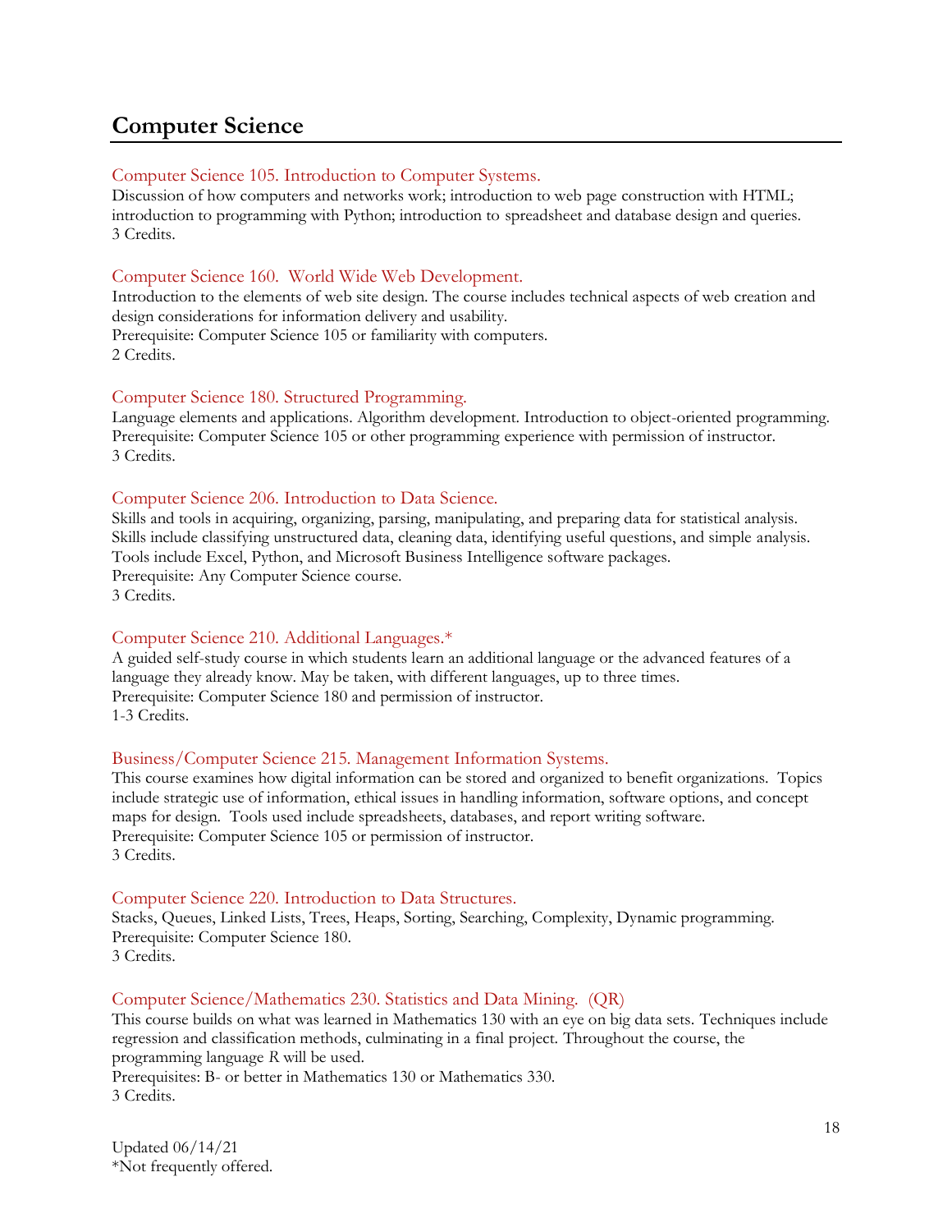# Computer Science

### Computer Science 105. Introduction to Computer Systems.

Discussion of how computers and networks work; introduction to web page construction with HTML; introduction to programming with Python; introduction to spreadsheet and database design and queries.
3 Credits.

### Computer Science 160. World Wide Web Development.

Introduction to the elements of web site design. The course includes technical aspects of web creation and design considerations for information delivery and usability.
Prerequisite: Computer Science 105 or familiarity with computers.
2 Credits.

### Computer Science 180. Structured Programming.

Language elements and applications. Algorithm development. Introduction to object-oriented programming.
Prerequisite: Computer Science 105 or other programming experience with permission of instructor.
3 Credits.

### Computer Science 206. Introduction to Data Science.

Skills and tools in acquiring, organizing, parsing, manipulating, and preparing data for statistical analysis. Skills include classifying unstructured data, cleaning data, identifying useful questions, and simple analysis. Tools include Excel, Python, and Microsoft Business Intelligence software packages.
Prerequisite: Any Computer Science course.
3 Credits.

### Computer Science 210. Additional Languages.*

A guided self-study course in which students learn an additional language or the advanced features of a language they already know. May be taken, with different languages, up to three times.
Prerequisite: Computer Science 180 and permission of instructor.
1-3 Credits.

### Business/Computer Science 215. Management Information Systems.

This course examines how digital information can be stored and organized to benefit organizations. Topics include strategic use of information, ethical issues in handling information, software options, and concept maps for design. Tools used include spreadsheets, databases, and report writing software.
Prerequisite: Computer Science 105 or permission of instructor.
3 Credits.

### Computer Science 220. Introduction to Data Structures.

Stacks, Queues, Linked Lists, Trees, Heaps, Sorting, Searching, Complexity, Dynamic programming.
Prerequisite: Computer Science 180.
3 Credits.

### Computer Science/Mathematics 230. Statistics and Data Mining. (QR)

This course builds on what was learned in Mathematics 130 with an eye on big data sets. Techniques include regression and classification methods, culminating in a final project. Throughout the course, the programming language *R* will be used.
Prerequisites: B- or better in Mathematics 130 or Mathematics 330.
3 Credits.

Updated 06/14/21
*Not frequently offered.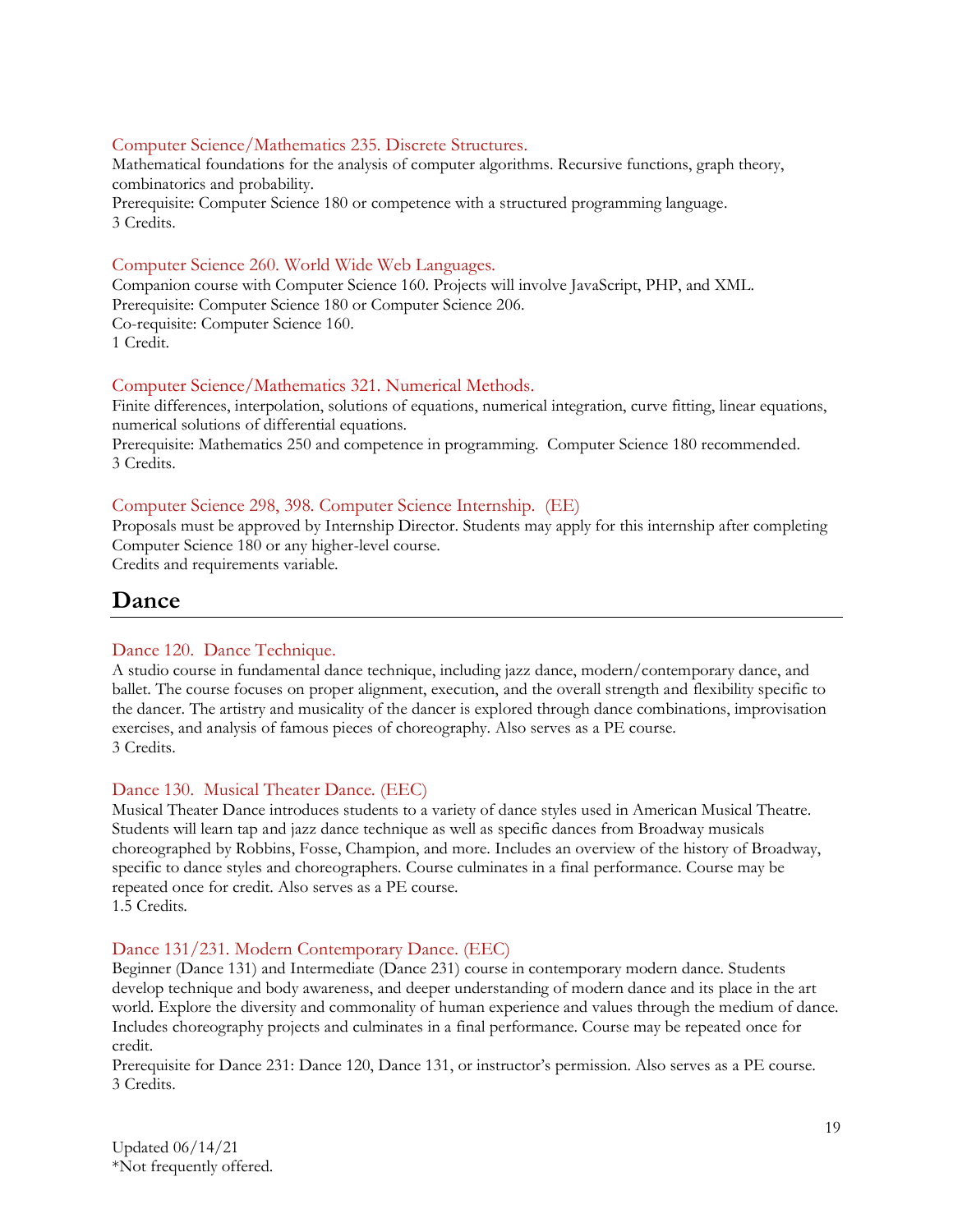### Computer Science/Mathematics 235. Discrete Structures.

Mathematical foundations for the analysis of computer algorithms. Recursive functions, graph theory, combinatorics and probability.
Prerequisite: Computer Science 180 or competence with a structured programming language.
3 Credits.

### Computer Science 260. World Wide Web Languages.

Companion course with Computer Science 160. Projects will involve JavaScript, PHP, and XML.
Prerequisite: Computer Science 180 or Computer Science 206.
Co-requisite: Computer Science 160.
1 Credit.

### Computer Science/Mathematics 321. Numerical Methods.

Finite differences, interpolation, solutions of equations, numerical integration, curve fitting, linear equations, numerical solutions of differential equations.
Prerequisite: Mathematics 250 and competence in programming. Computer Science 180 recommended.
3 Credits.

### Computer Science 298, 398. Computer Science Internship. (EE)

Proposals must be approved by Internship Director. Students may apply for this internship after completing Computer Science 180 or any higher-level course.
Credits and requirements variable.

## Dance

### Dance 120. Dance Technique.

A studio course in fundamental dance technique, including jazz dance, modern/contemporary dance, and ballet. The course focuses on proper alignment, execution, and the overall strength and flexibility specific to the dancer. The artistry and musicality of the dancer is explored through dance combinations, improvisation exercises, and analysis of famous pieces of choreography. Also serves as a PE course.
3 Credits.

### Dance 130. Musical Theater Dance. (EEC)

Musical Theater Dance introduces students to a variety of dance styles used in American Musical Theatre. Students will learn tap and jazz dance technique as well as specific dances from Broadway musicals choreographed by Robbins, Fosse, Champion, and more. Includes an overview of the history of Broadway, specific to dance styles and choreographers. Course culminates in a final performance. Course may be repeated once for credit. Also serves as a PE course.
1.5 Credits.

### Dance 131/231. Modern Contemporary Dance. (EEC)

Beginner (Dance 131) and Intermediate (Dance 231) course in contemporary modern dance. Students develop technique and body awareness, and deeper understanding of modern dance and its place in the art world. Explore the diversity and commonality of human experience and values through the medium of dance. Includes choreography projects and culminates in a final performance. Course may be repeated once for credit.
Prerequisite for Dance 231: Dance 120, Dance 131, or instructor's permission. Also serves as a PE course.
3 Credits.

Updated 06/14/21
*Not frequently offered.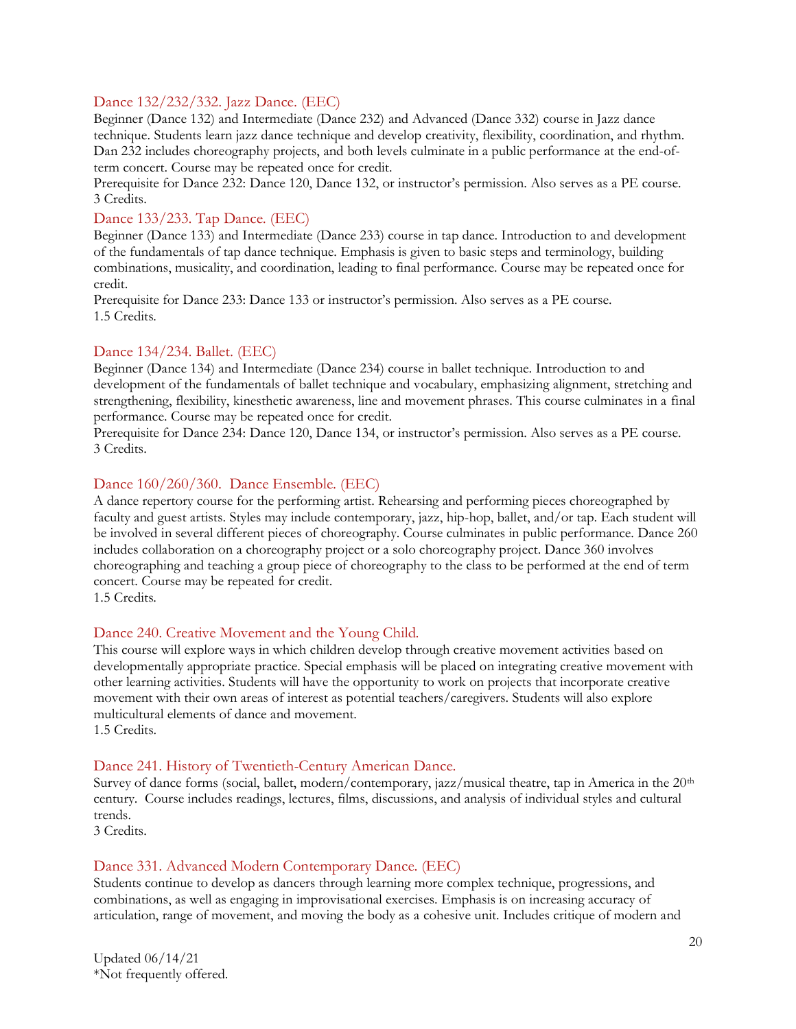### Dance 132/232/332. Jazz Dance. (EEC)

Beginner (Dance 132) and Intermediate (Dance 232) and Advanced (Dance 332) course in Jazz dance technique. Students learn jazz dance technique and develop creativity, flexibility, coordination, and rhythm. Dan 232 includes choreography projects, and both levels culminate in a public performance at the end-of-term concert. Course may be repeated once for credit.

Prerequisite for Dance 232: Dance 120, Dance 132, or instructor's permission. Also serves as a PE course.
3 Credits.

### Dance 133/233. Tap Dance. (EEC)

Beginner (Dance 133) and Intermediate (Dance 233) course in tap dance. Introduction to and development of the fundamentals of tap dance technique. Emphasis is given to basic steps and terminology, building combinations, musicality, and coordination, leading to final performance. Course may be repeated once for credit.

Prerequisite for Dance 233: Dance 133 or instructor's permission. Also serves as a PE course.
1.5 Credits.

### Dance 134/234. Ballet. (EEC)

Beginner (Dance 134) and Intermediate (Dance 234) course in ballet technique. Introduction to and development of the fundamentals of ballet technique and vocabulary, emphasizing alignment, stretching and strengthening, flexibility, kinesthetic awareness, line and movement phrases. This course culminates in a final performance. Course may be repeated once for credit.

Prerequisite for Dance 234: Dance 120, Dance 134, or instructor's permission. Also serves as a PE course.
3 Credits.

### Dance 160/260/360. Dance Ensemble. (EEC)

A dance repertory course for the performing artist. Rehearsing and performing pieces choreographed by faculty and guest artists. Styles may include contemporary, jazz, hip-hop, ballet, and/or tap. Each student will be involved in several different pieces of choreography. Course culminates in public performance. Dance 260 includes collaboration on a choreography project or a solo choreography project. Dance 360 involves choreographing and teaching a group piece of choreography to the class to be performed at the end of term concert. Course may be repeated for credit.
1.5 Credits.

### Dance 240. Creative Movement and the Young Child.

This course will explore ways in which children develop through creative movement activities based on developmentally appropriate practice. Special emphasis will be placed on integrating creative movement with other learning activities. Students will have the opportunity to work on projects that incorporate creative movement with their own areas of interest as potential teachers/caregivers. Students will also explore multicultural elements of dance and movement.
1.5 Credits.

### Dance 241. History of Twentieth-Century American Dance.

Survey of dance forms (social, ballet, modern/contemporary, jazz/musical theatre, tap in America in the 20th century. Course includes readings, lectures, films, discussions, and analysis of individual styles and cultural trends.
3 Credits.

### Dance 331. Advanced Modern Contemporary Dance. (EEC)

Students continue to develop as dancers through learning more complex technique, progressions, and combinations, as well as engaging in improvisational exercises. Emphasis is on increasing accuracy of articulation, range of movement, and moving the body as a cohesive unit. Includes critique of modern and

Updated 06/14/21
*Not frequently offered.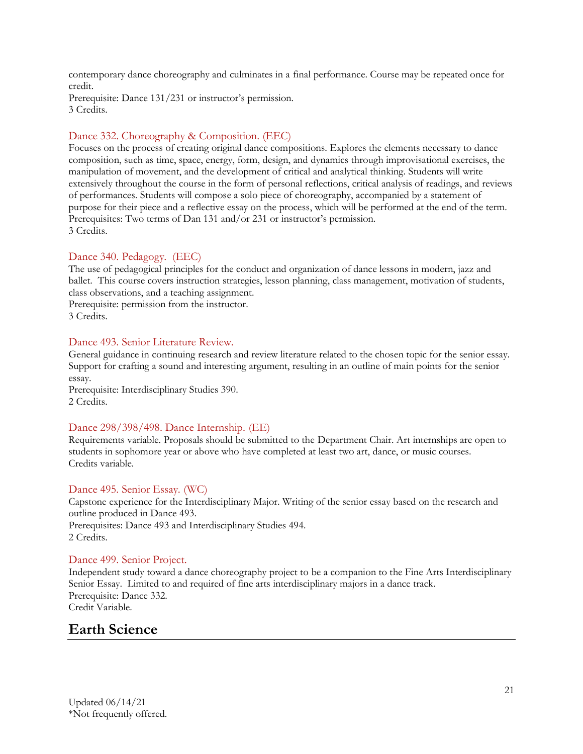contemporary dance choreography and culminates in a final performance. Course may be repeated once for credit.
Prerequisite: Dance 131/231 or instructor's permission.
3 Credits.

### Dance 332. Choreography & Composition. (EEC)

Focuses on the process of creating original dance compositions. Explores the elements necessary to dance composition, such as time, space, energy, form, design, and dynamics through improvisational exercises, the manipulation of movement, and the development of critical and analytical thinking. Students will write extensively throughout the course in the form of personal reflections, critical analysis of readings, and reviews of performances. Students will compose a solo piece of choreography, accompanied by a statement of purpose for their piece and a reflective essay on the process, which will be performed at the end of the term.
Prerequisites: Two terms of Dan 131 and/or 231 or instructor's permission.
3 Credits.

### Dance 340. Pedagogy. (EEC)

The use of pedagogical principles for the conduct and organization of dance lessons in modern, jazz and ballet. This course covers instruction strategies, lesson planning, class management, motivation of students, class observations, and a teaching assignment.
Prerequisite: permission from the instructor.
3 Credits.

### Dance 493. Senior Literature Review.

General guidance in continuing research and review literature related to the chosen topic for the senior essay. Support for crafting a sound and interesting argument, resulting in an outline of main points for the senior essay.
Prerequisite: Interdisciplinary Studies 390.
2 Credits.

### Dance 298/398/498. Dance Internship. (EE)

Requirements variable. Proposals should be submitted to the Department Chair. Art internships are open to students in sophomore year or above who have completed at least two art, dance, or music courses.
Credits variable.

### Dance 495. Senior Essay. (WC)

Capstone experience for the Interdisciplinary Major. Writing of the senior essay based on the research and outline produced in Dance 493.
Prerequisites: Dance 493 and Interdisciplinary Studies 494.
2 Credits.

### Dance 499. Senior Project.

Independent study toward a dance choreography project to be a companion to the Fine Arts Interdisciplinary Senior Essay. Limited to and required of fine arts interdisciplinary majors in a dance track.
Prerequisite: Dance 332.
Credit Variable.

## Earth Science

Updated 06/14/21
*Not frequently offered.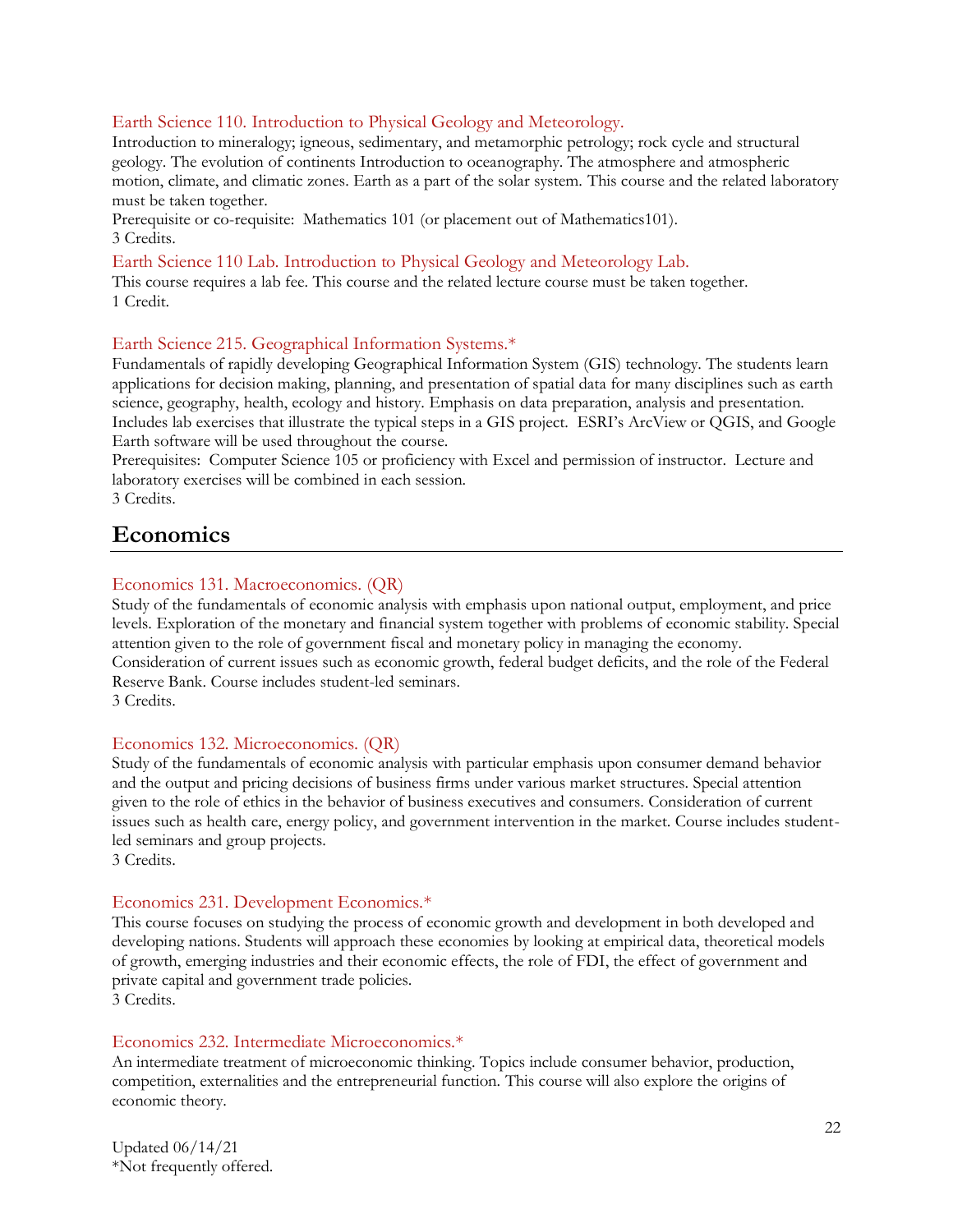Earth Science 110. Introduction to Physical Geology and Meteorology.

Introduction to mineralogy; igneous, sedimentary, and metamorphic petrology; rock cycle and structural geology. The evolution of continents Introduction to oceanography. The atmosphere and atmospheric motion, climate, and climatic zones. Earth as a part of the solar system. This course and the related laboratory must be taken together.

Prerequisite or co-requisite: Mathematics 101 (or placement out of Mathematics101).

3 Credits.

Earth Science 110 Lab. Introduction to Physical Geology and Meteorology Lab.

This course requires a lab fee. This course and the related lecture course must be taken together.

1 Credit.

Earth Science 215. Geographical Information Systems.*

Fundamentals of rapidly developing Geographical Information System (GIS) technology. The students learn applications for decision making, planning, and presentation of spatial data for many disciplines such as earth science, geography, health, ecology and history. Emphasis on data preparation, analysis and presentation. Includes lab exercises that illustrate the typical steps in a GIS project. ESRI's ArcView or QGIS, and Google Earth software will be used throughout the course.

Prerequisites: Computer Science 105 or proficiency with Excel and permission of instructor. Lecture and laboratory exercises will be combined in each session.

3 Credits.

# Economics

Economics 131. Macroeconomics. (QR)

Study of the fundamentals of economic analysis with emphasis upon national output, employment, and price levels. Exploration of the monetary and financial system together with problems of economic stability. Special attention given to the role of government fiscal and monetary policy in managing the economy. Consideration of current issues such as economic growth, federal budget deficits, and the role of the Federal Reserve Bank. Course includes student-led seminars.

3 Credits.

Economics 132. Microeconomics. (QR)

Study of the fundamentals of economic analysis with particular emphasis upon consumer demand behavior and the output and pricing decisions of business firms under various market structures. Special attention given to the role of ethics in the behavior of business executives and consumers. Consideration of current issues such as health care, energy policy, and government intervention in the market. Course includes student-led seminars and group projects.

3 Credits.

Economics 231. Development Economics.*

This course focuses on studying the process of economic growth and development in both developed and developing nations. Students will approach these economies by looking at empirical data, theoretical models of growth, emerging industries and their economic effects, the role of FDI, the effect of government and private capital and government trade policies.

3 Credits.

Economics 232. Intermediate Microeconomics.*

An intermediate treatment of microeconomic thinking. Topics include consumer behavior, production, competition, externalities and the entrepreneurial function. This course will also explore the origins of economic theory.

Updated 06/14/21

*Not frequently offered.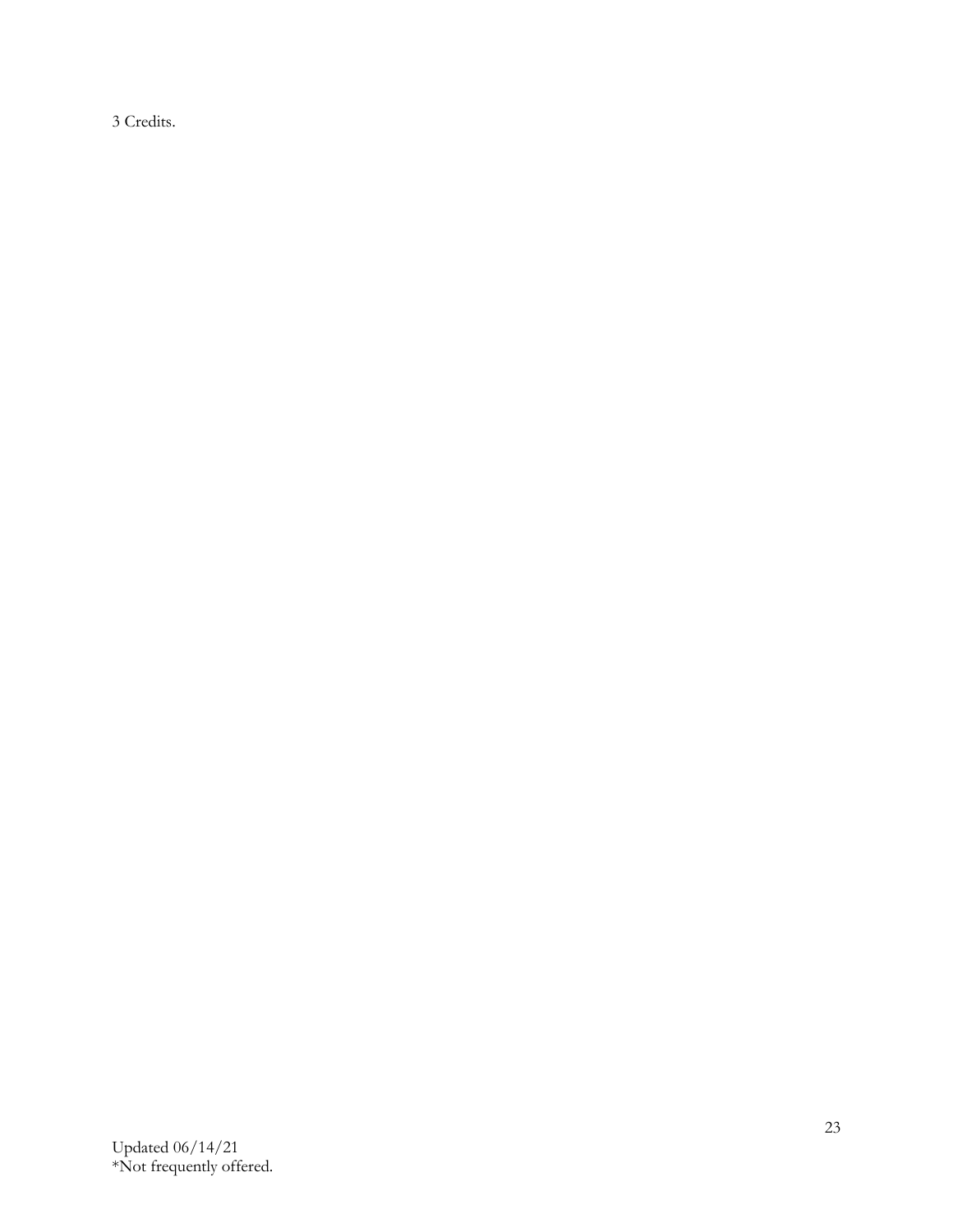3 Credits.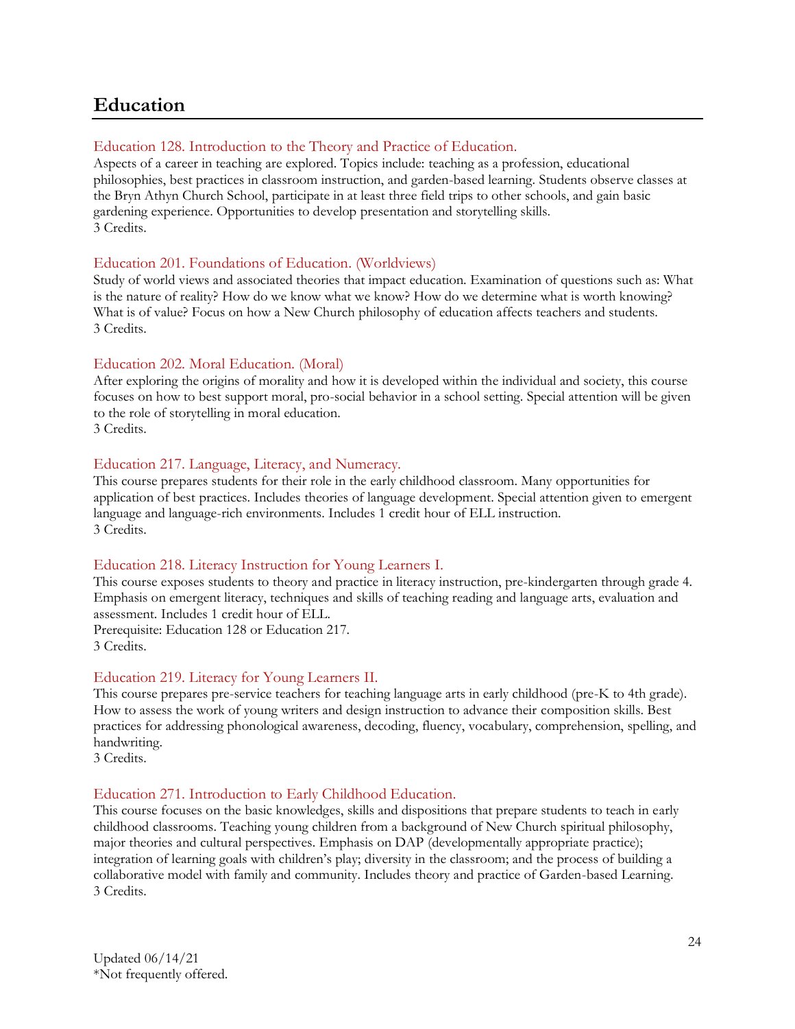## Education

### Education 128. Introduction to the Theory and Practice of Education.

Aspects of a career in teaching are explored. Topics include: teaching as a profession, educational philosophies, best practices in classroom instruction, and garden-based learning. Students observe classes at the Bryn Athyn Church School, participate in at least three field trips to other schools, and gain basic gardening experience. Opportunities to develop presentation and storytelling skills.
3 Credits.

### Education 201. Foundations of Education. (Worldviews)

Study of world views and associated theories that impact education. Examination of questions such as: What is the nature of reality? How do we know what we know? How do we determine what is worth knowing? What is of value? Focus on how a New Church philosophy of education affects teachers and students.
3 Credits.

### Education 202. Moral Education. (Moral)

After exploring the origins of morality and how it is developed within the individual and society, this course focuses on how to best support moral, pro-social behavior in a school setting. Special attention will be given to the role of storytelling in moral education.
3 Credits.

### Education 217. Language, Literacy, and Numeracy.

This course prepares students for their role in the early childhood classroom. Many opportunities for application of best practices. Includes theories of language development. Special attention given to emergent language and language-rich environments. Includes 1 credit hour of ELL instruction.
3 Credits.

### Education 218. Literacy Instruction for Young Learners I.

This course exposes students to theory and practice in literacy instruction, pre-kindergarten through grade 4. Emphasis on emergent literacy, techniques and skills of teaching reading and language arts, evaluation and assessment. Includes 1 credit hour of ELL.
Prerequisite: Education 128 or Education 217.
3 Credits.

### Education 219. Literacy for Young Learners II.

This course prepares pre-service teachers for teaching language arts in early childhood (pre-K to 4th grade). How to assess the work of young writers and design instruction to advance their composition skills. Best practices for addressing phonological awareness, decoding, fluency, vocabulary, comprehension, spelling, and handwriting.
3 Credits.

### Education 271. Introduction to Early Childhood Education.

This course focuses on the basic knowledges, skills and dispositions that prepare students to teach in early childhood classrooms. Teaching young children from a background of New Church spiritual philosophy, major theories and cultural perspectives. Emphasis on DAP (developmentally appropriate practice); integration of learning goals with children's play; diversity in the classroom; and the process of building a collaborative model with family and community. Includes theory and practice of Garden-based Learning.
3 Credits.

Updated 06/14/21
*Not frequently offered.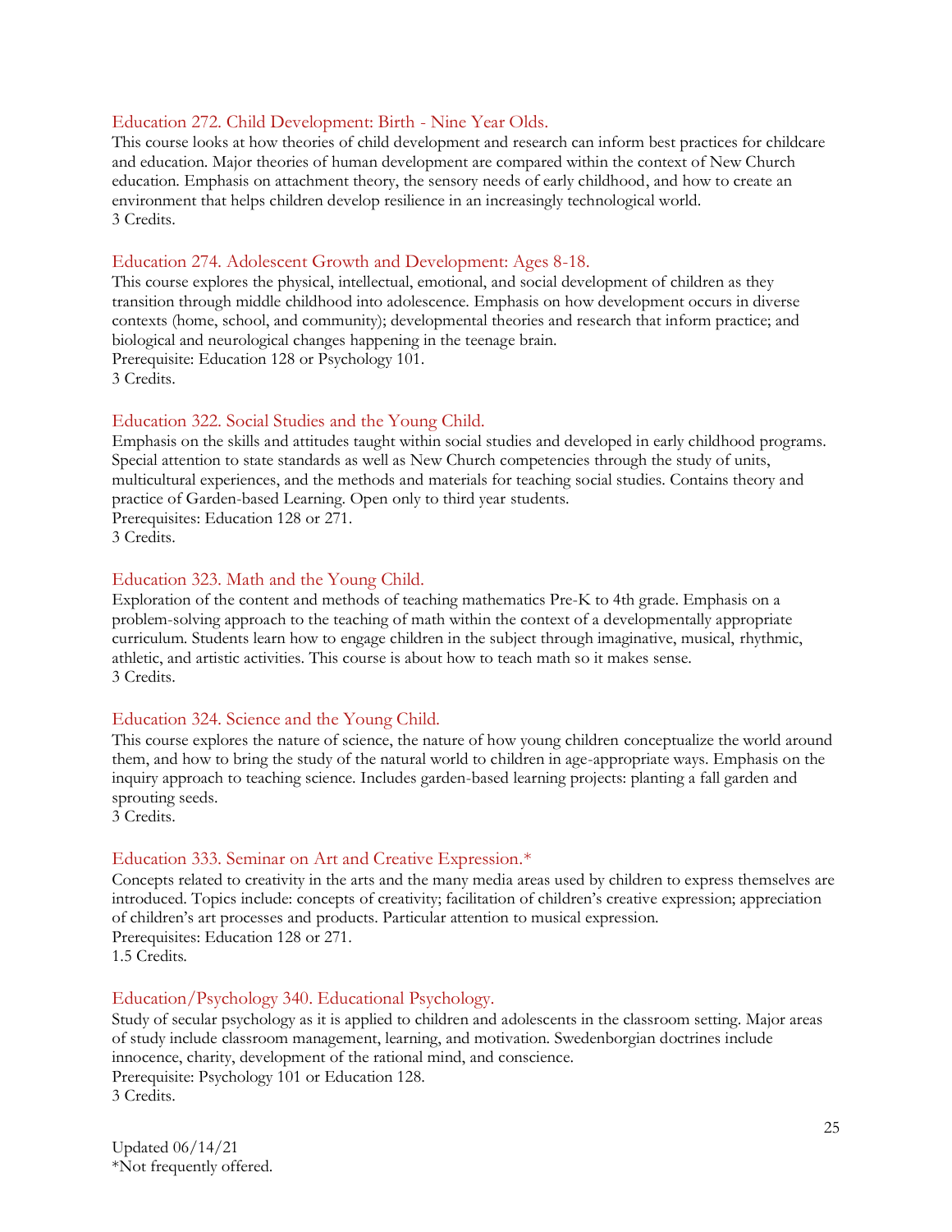### Education 272. Child Development: Birth - Nine Year Olds.

This course looks at how theories of child development and research can inform best practices for childcare and education. Major theories of human development are compared within the context of New Church education. Emphasis on attachment theory, the sensory needs of early childhood, and how to create an environment that helps children develop resilience in an increasingly technological world.
3 Credits.

### Education 274. Adolescent Growth and Development: Ages 8-18.

This course explores the physical, intellectual, emotional, and social development of children as they transition through middle childhood into adolescence. Emphasis on how development occurs in diverse contexts (home, school, and community); developmental theories and research that inform practice; and biological and neurological changes happening in the teenage brain.
Prerequisite: Education 128 or Psychology 101.
3 Credits.

### Education 322. Social Studies and the Young Child.

Emphasis on the skills and attitudes taught within social studies and developed in early childhood programs. Special attention to state standards as well as New Church competencies through the study of units, multicultural experiences, and the methods and materials for teaching social studies. Contains theory and practice of Garden-based Learning. Open only to third year students.
Prerequisites: Education 128 or 271.
3 Credits.

### Education 323. Math and the Young Child.

Exploration of the content and methods of teaching mathematics Pre-K to 4th grade. Emphasis on a problem-solving approach to the teaching of math within the context of a developmentally appropriate curriculum. Students learn how to engage children in the subject through imaginative, musical, rhythmic, athletic, and artistic activities. This course is about how to teach math so it makes sense.
3 Credits.

### Education 324. Science and the Young Child.

This course explores the nature of science, the nature of how young children conceptualize the world around them, and how to bring the study of the natural world to children in age-appropriate ways. Emphasis on the inquiry approach to teaching science. Includes garden-based learning projects: planting a fall garden and sprouting seeds.
3 Credits.

### Education 333. Seminar on Art and Creative Expression.*

Concepts related to creativity in the arts and the many media areas used by children to express themselves are introduced. Topics include: concepts of creativity; facilitation of children's creative expression; appreciation of children's art processes and products. Particular attention to musical expression.
Prerequisites: Education 128 or 271.
1.5 Credits.

### Education/Psychology 340. Educational Psychology.

Study of secular psychology as it is applied to children and adolescents in the classroom setting. Major areas of study include classroom management, learning, and motivation. Swedenborgian doctrines include innocence, charity, development of the rational mind, and conscience.
Prerequisite: Psychology 101 or Education 128.
3 Credits.

Updated 06/14/21
*Not frequently offered.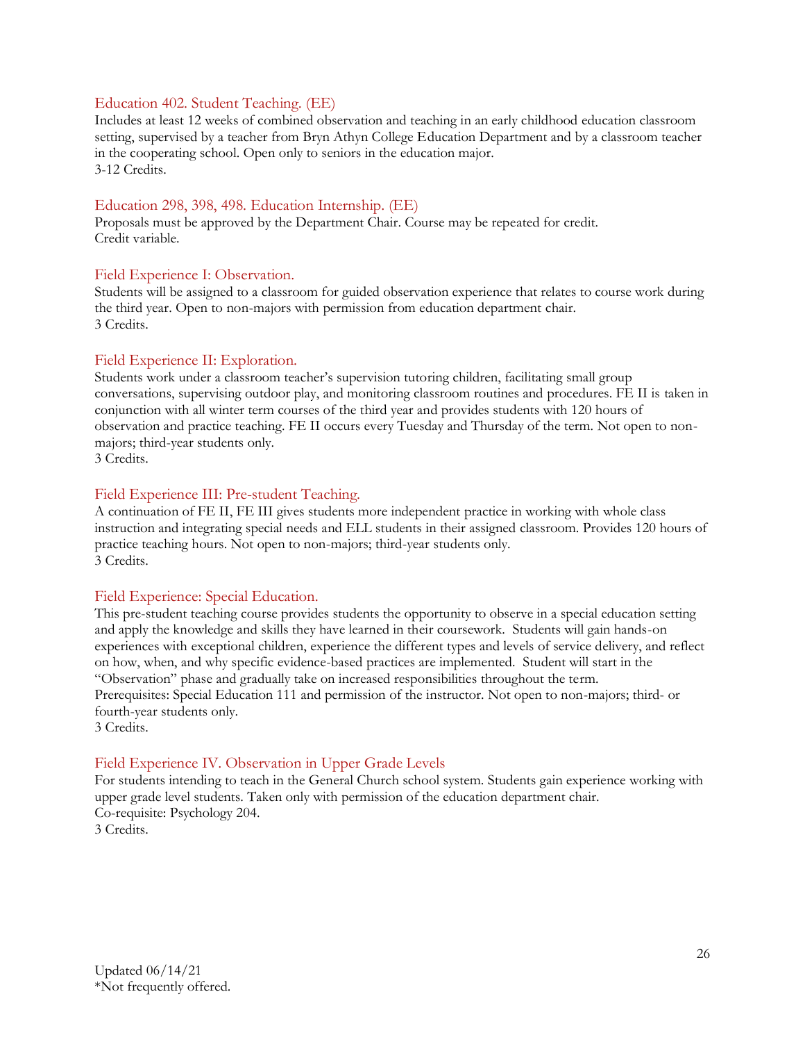### Education 402. Student Teaching. (EE)

Includes at least 12 weeks of combined observation and teaching in an early childhood education classroom setting, supervised by a teacher from Bryn Athyn College Education Department and by a classroom teacher in the cooperating school. Open only to seniors in the education major.
3-12 Credits.

### Education 298, 398, 498. Education Internship. (EE)

Proposals must be approved by the Department Chair. Course may be repeated for credit.
Credit variable.

### Field Experience I: Observation.

Students will be assigned to a classroom for guided observation experience that relates to course work during the third year. Open to non-majors with permission from education department chair.
3 Credits.

### Field Experience II: Exploration.

Students work under a classroom teacher's supervision tutoring children, facilitating small group conversations, supervising outdoor play, and monitoring classroom routines and procedures. FE II is taken in conjunction with all winter term courses of the third year and provides students with 120 hours of observation and practice teaching. FE II occurs every Tuesday and Thursday of the term. Not open to non-majors; third-year students only.
3 Credits.

### Field Experience III: Pre-student Teaching.

A continuation of FE II, FE III gives students more independent practice in working with whole class instruction and integrating special needs and ELL students in their assigned classroom. Provides 120 hours of practice teaching hours. Not open to non-majors; third-year students only.
3 Credits.

### Field Experience: Special Education.

This pre-student teaching course provides students the opportunity to observe in a special education setting and apply the knowledge and skills they have learned in their coursework. Students will gain hands-on experiences with exceptional children, experience the different types and levels of service delivery, and reflect on how, when, and why specific evidence-based practices are implemented. Student will start in the "Observation" phase and gradually take on increased responsibilities throughout the term.
Prerequisites: Special Education 111 and permission of the instructor. Not open to non-majors; third- or fourth-year students only.
3 Credits.

### Field Experience IV. Observation in Upper Grade Levels

For students intending to teach in the General Church school system. Students gain experience working with upper grade level students. Taken only with permission of the education department chair.
Co-requisite: Psychology 204.
3 Credits.

Updated 06/14/21
*Not frequently offered.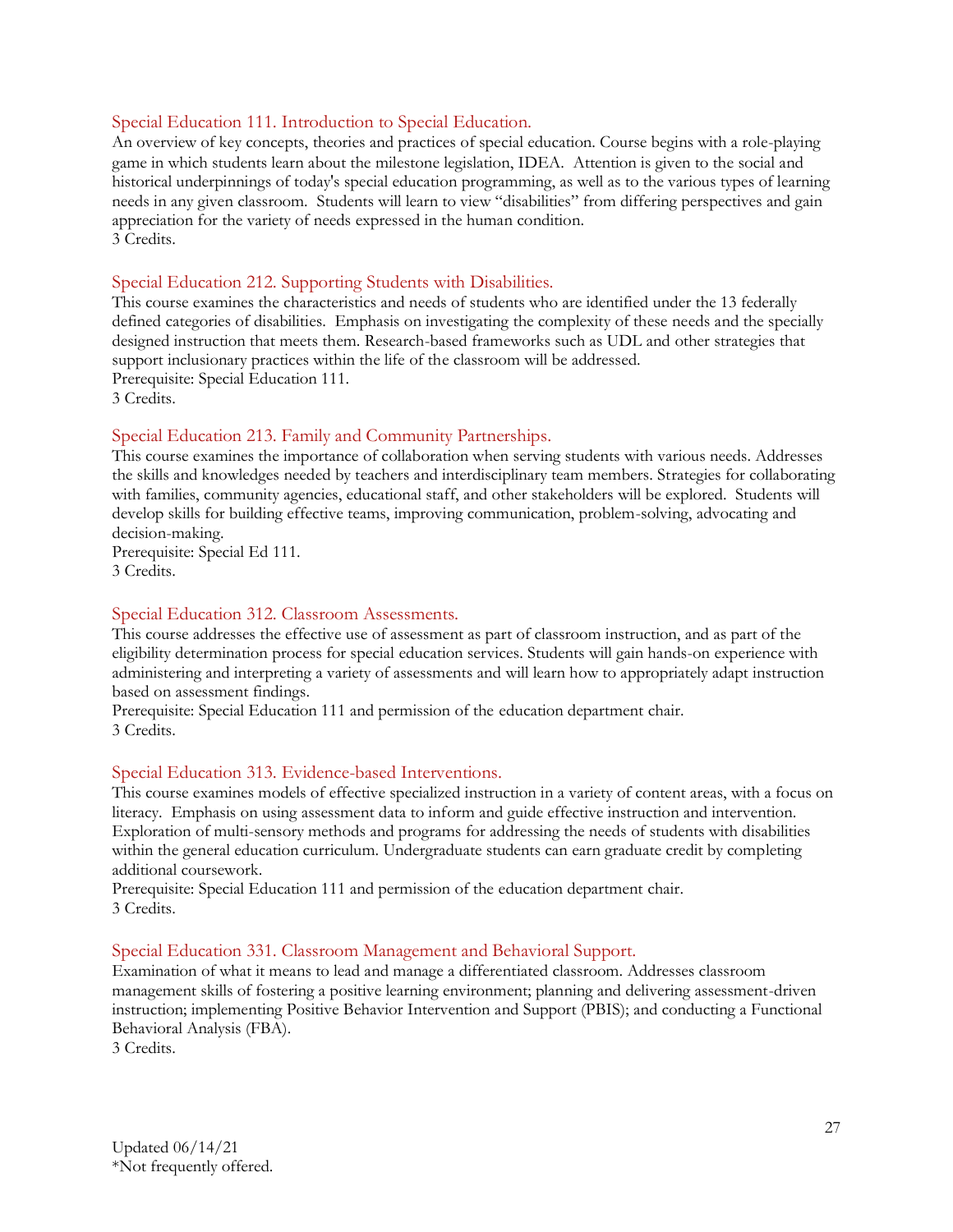### Special Education 111. Introduction to Special Education.

An overview of key concepts, theories and practices of special education. Course begins with a role-playing game in which students learn about the milestone legislation, IDEA. Attention is given to the social and historical underpinnings of today's special education programming, as well as to the various types of learning needs in any given classroom. Students will learn to view "disabilities" from differing perspectives and gain appreciation for the variety of needs expressed in the human condition.
3 Credits.

### Special Education 212. Supporting Students with Disabilities.

This course examines the characteristics and needs of students who are identified under the 13 federally defined categories of disabilities. Emphasis on investigating the complexity of these needs and the specially designed instruction that meets them. Research-based frameworks such as UDL and other strategies that support inclusionary practices within the life of the classroom will be addressed.
Prerequisite: Special Education 111.
3 Credits.

### Special Education 213. Family and Community Partnerships.

This course examines the importance of collaboration when serving students with various needs. Addresses the skills and knowledges needed by teachers and interdisciplinary team members. Strategies for collaborating with families, community agencies, educational staff, and other stakeholders will be explored. Students will develop skills for building effective teams, improving communication, problem-solving, advocating and decision-making.
Prerequisite: Special Ed 111.
3 Credits.

### Special Education 312. Classroom Assessments.

This course addresses the effective use of assessment as part of classroom instruction, and as part of the eligibility determination process for special education services. Students will gain hands-on experience with administering and interpreting a variety of assessments and will learn how to appropriately adapt instruction based on assessment findings.
Prerequisite: Special Education 111 and permission of the education department chair.
3 Credits.

### Special Education 313. Evidence-based Interventions.

This course examines models of effective specialized instruction in a variety of content areas, with a focus on literacy. Emphasis on using assessment data to inform and guide effective instruction and intervention. Exploration of multi-sensory methods and programs for addressing the needs of students with disabilities within the general education curriculum. Undergraduate students can earn graduate credit by completing additional coursework.
Prerequisite: Special Education 111 and permission of the education department chair.
3 Credits.

### Special Education 331. Classroom Management and Behavioral Support.

Examination of what it means to lead and manage a differentiated classroom. Addresses classroom management skills of fostering a positive learning environment; planning and delivering assessment-driven instruction; implementing Positive Behavior Intervention and Support (PBIS); and conducting a Functional Behavioral Analysis (FBA).
3 Credits.

Updated 06/14/21
*Not frequently offered.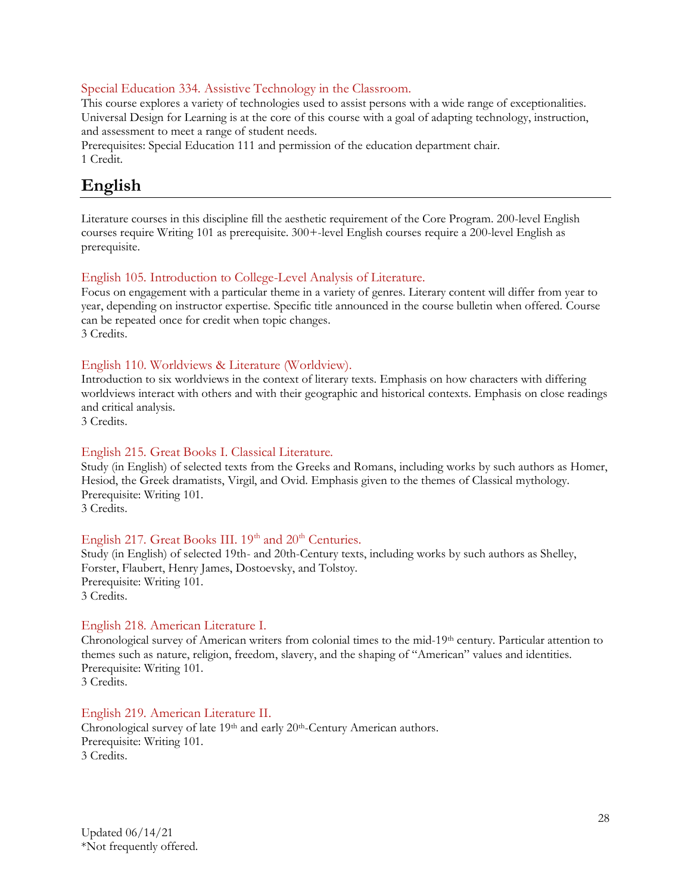### Special Education 334. Assistive Technology in the Classroom.

This course explores a variety of technologies used to assist persons with a wide range of exceptionalities. Universal Design for Learning is at the core of this course with a goal of adapting technology, instruction, and assessment to meet a range of student needs.
Prerequisites: Special Education 111 and permission of the education department chair.
1 Credit.

## English

Literature courses in this discipline fill the aesthetic requirement of the Core Program. 200-level English courses require Writing 101 as prerequisite. 300+-level English courses require a 200-level English as prerequisite.

### English 105. Introduction to College-Level Analysis of Literature.

Focus on engagement with a particular theme in a variety of genres. Literary content will differ from year to year, depending on instructor expertise. Specific title announced in the course bulletin when offered. Course can be repeated once for credit when topic changes.
3 Credits.

### English 110. Worldviews & Literature (Worldview).

Introduction to six worldviews in the context of literary texts. Emphasis on how characters with differing worldviews interact with others and with their geographic and historical contexts. Emphasis on close readings and critical analysis.
3 Credits.

### English 215. Great Books I. Classical Literature.

Study (in English) of selected texts from the Greeks and Romans, including works by such authors as Homer, Hesiod, the Greek dramatists, Virgil, and Ovid. Emphasis given to the themes of Classical mythology.
Prerequisite: Writing 101.
3 Credits.

### English 217. Great Books III. 19th and 20th Centuries.

Study (in English) of selected 19th- and 20th-Century texts, including works by such authors as Shelley, Forster, Flaubert, Henry James, Dostoevsky, and Tolstoy.
Prerequisite: Writing 101.
3 Credits.

### English 218. American Literature I.

Chronological survey of American writers from colonial times to the mid-19th century. Particular attention to themes such as nature, religion, freedom, slavery, and the shaping of "American" values and identities.
Prerequisite: Writing 101.
3 Credits.

### English 219. American Literature II.

Chronological survey of late 19th and early 20th-Century American authors.
Prerequisite: Writing 101.
3 Credits.

Updated 06/14/21
*Not frequently offered.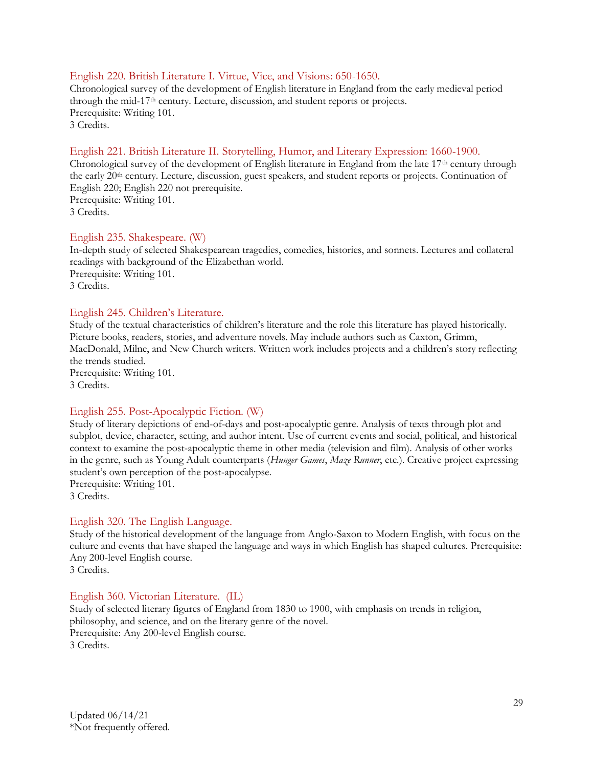### English 220. British Literature I. Virtue, Vice, and Visions: 650-1650.

Chronological survey of the development of English literature in England from the early medieval period through the mid-17th century. Lecture, discussion, and student reports or projects.
Prerequisite: Writing 101.
3 Credits.

### English 221. British Literature II. Storytelling, Humor, and Literary Expression: 1660-1900.

Chronological survey of the development of English literature in England from the late 17th century through the early 20th century. Lecture, discussion, guest speakers, and student reports or projects. Continuation of English 220; English 220 not prerequisite.
Prerequisite: Writing 101.
3 Credits.

### English 235. Shakespeare. (W)

In-depth study of selected Shakespearean tragedies, comedies, histories, and sonnets. Lectures and collateral readings with background of the Elizabethan world.
Prerequisite: Writing 101.
3 Credits.

### English 245. Children's Literature.

Study of the textual characteristics of children's literature and the role this literature has played historically. Picture books, readers, stories, and adventure novels. May include authors such as Caxton, Grimm, MacDonald, Milne, and New Church writers. Written work includes projects and a children's story reflecting the trends studied.
Prerequisite: Writing 101.
3 Credits.

### English 255. Post-Apocalyptic Fiction. (W)

Study of literary depictions of end-of-days and post-apocalyptic genre. Analysis of texts through plot and subplot, device, character, setting, and author intent. Use of current events and social, political, and historical context to examine the post-apocalyptic theme in other media (television and film). Analysis of other works in the genre, such as Young Adult counterparts (*Hunger Games*, *Maze Runner*, etc.). Creative project expressing student's own perception of the post-apocalypse.
Prerequisite: Writing 101.
3 Credits.

### English 320. The English Language.

Study of the historical development of the language from Anglo-Saxon to Modern English, with focus on the culture and events that have shaped the language and ways in which English has shaped cultures. Prerequisite: Any 200-level English course.
3 Credits.

### English 360. Victorian Literature. (IL)

Study of selected literary figures of England from 1830 to 1900, with emphasis on trends in religion, philosophy, and science, and on the literary genre of the novel.
Prerequisite: Any 200-level English course.
3 Credits.

Updated 06/14/21
*Not frequently offered.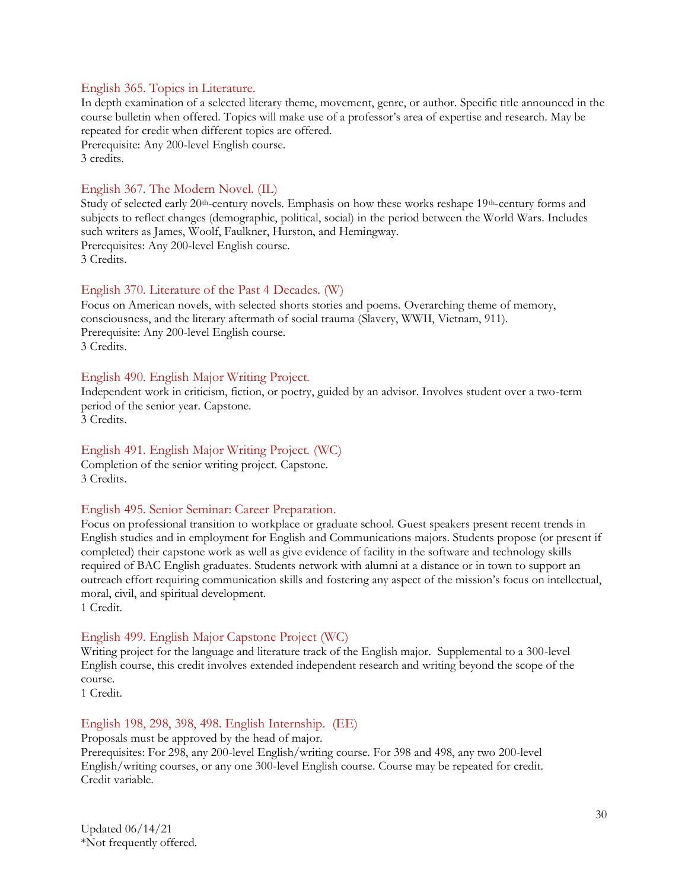### English 365. Topics in Literature.

In depth examination of a selected literary theme, movement, genre, or author. Specific title announced in the course bulletin when offered. Topics will make use of a professor's area of expertise and research. May be repeated for credit when different topics are offered.
Prerequisite: Any 200-level English course.
3 credits.

### English 367. The Modern Novel. (IL)

Study of selected early 20th-century novels. Emphasis on how these works reshape 19th-century forms and subjects to reflect changes (demographic, political, social) in the period between the World Wars. Includes such writers as James, Woolf, Faulkner, Hurston, and Hemingway.
Prerequisites: Any 200-level English course.
3 Credits.

### English 370. Literature of the Past 4 Decades. (W)

Focus on American novels, with selected shorts stories and poems. Overarching theme of memory, consciousness, and the literary aftermath of social trauma (Slavery, WWII, Vietnam, 911).
Prerequisite: Any 200-level English course.
3 Credits.

### English 490. English Major Writing Project.

Independent work in criticism, fiction, or poetry, guided by an advisor. Involves student over a two-term period of the senior year. Capstone.
3 Credits.

### English 491. English Major Writing Project. (WC)

Completion of the senior writing project. Capstone.
3 Credits.

### English 495. Senior Seminar: Career Preparation.

Focus on professional transition to workplace or graduate school. Guest speakers present recent trends in English studies and in employment for English and Communications majors. Students propose (or present if completed) their capstone work as well as give evidence of facility in the software and technology skills required of BAC English graduates. Students network with alumni at a distance or in town to support an outreach effort requiring communication skills and fostering any aspect of the mission's focus on intellectual, moral, civil, and spiritual development.
1 Credit.

### English 499. English Major Capstone Project (WC)

Writing project for the language and literature track of the English major. Supplemental to a 300-level English course, this credit involves extended independent research and writing beyond the scope of the course.
1 Credit.

### English 198, 298, 398, 498. English Internship. (EE)

Proposals must be approved by the head of major.
Prerequisites: For 298, any 200-level English/writing course. For 398 and 498, any two 200-level English/writing courses, or any one 300-level English course. Course may be repeated for credit.
Credit variable.

Updated 06/14/21
*Not frequently offered.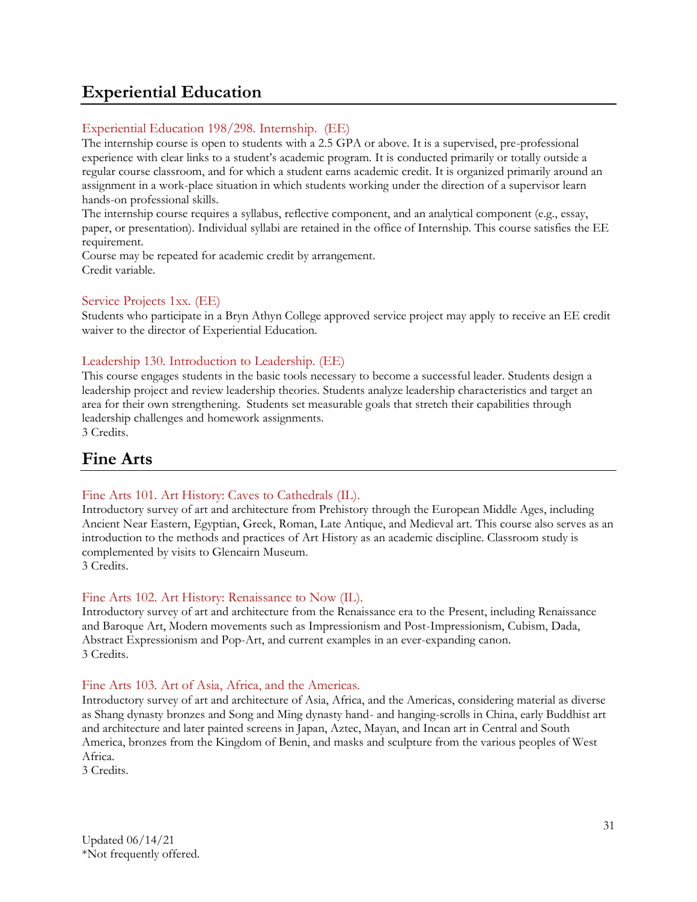## Experiential Education

### Experiential Education 198/298. Internship. (EE)

The internship course is open to students with a 2.5 GPA or above. It is a supervised, pre-professional experience with clear links to a student's academic program. It is conducted primarily or totally outside a regular course classroom, and for which a student earns academic credit. It is organized primarily around an assignment in a work-place situation in which students working under the direction of a supervisor learn hands-on professional skills.

The internship course requires a syllabus, reflective component, and an analytical component (e.g., essay, paper, or presentation). Individual syllabi are retained in the office of Internship. This course satisfies the EE requirement.

Course may be repeated for academic credit by arrangement.

Credit variable.

### Service Projects 1xx. (EE)

Students who participate in a Bryn Athyn College approved service project may apply to receive an EE credit waiver to the director of Experiential Education.

### Leadership 130. Introduction to Leadership. (EE)

This course engages students in the basic tools necessary to become a successful leader. Students design a leadership project and review leadership theories. Students analyze leadership characteristics and target an area for their own strengthening. Students set measurable goals that stretch their capabilities through leadership challenges and homework assignments.

3 Credits.

## Fine Arts

### Fine Arts 101. Art History: Caves to Cathedrals (IL).

Introductory survey of art and architecture from Prehistory through the European Middle Ages, including Ancient Near Eastern, Egyptian, Greek, Roman, Late Antique, and Medieval art. This course also serves as an introduction to the methods and practices of Art History as an academic discipline. Classroom study is complemented by visits to Glencairn Museum.

3 Credits.

### Fine Arts 102. Art History: Renaissance to Now (IL).

Introductory survey of art and architecture from the Renaissance era to the Present, including Renaissance and Baroque Art, Modern movements such as Impressionism and Post-Impressionism, Cubism, Dada, Abstract Expressionism and Pop-Art, and current examples in an ever-expanding canon.

3 Credits.

### Fine Arts 103. Art of Asia, Africa, and the Americas.

Introductory survey of art and architecture of Asia, Africa, and the Americas, considering material as diverse as Shang dynasty bronzes and Song and Ming dynasty hand- and hanging-scrolls in China, early Buddhist art and architecture and later painted screens in Japan, Aztec, Mayan, and Incan art in Central and South America, bronzes from the Kingdom of Benin, and masks and sculpture from the various peoples of West Africa.

3 Credits.

Updated 06/14/21

*Not frequently offered.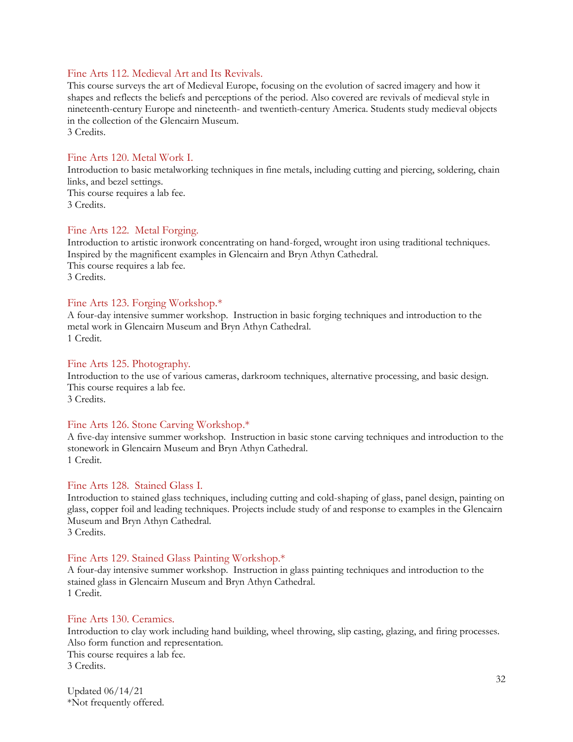### Fine Arts 112. Medieval Art and Its Revivals.

This course surveys the art of Medieval Europe, focusing on the evolution of sacred imagery and how it shapes and reflects the beliefs and perceptions of the period. Also covered are revivals of medieval style in nineteenth-century Europe and nineteenth- and twentieth-century America. Students study medieval objects in the collection of the Glencairn Museum.
3 Credits.

### Fine Arts 120. Metal Work I.

Introduction to basic metalworking techniques in fine metals, including cutting and piercing, soldering, chain links, and bezel settings.
This course requires a lab fee.
3 Credits.

### Fine Arts 122. Metal Forging.

Introduction to artistic ironwork concentrating on hand-forged, wrought iron using traditional techniques. Inspired by the magnificent examples in Glencairn and Bryn Athyn Cathedral.
This course requires a lab fee.
3 Credits.

### Fine Arts 123. Forging Workshop.*

A four-day intensive summer workshop. Instruction in basic forging techniques and introduction to the metal work in Glencairn Museum and Bryn Athyn Cathedral.
1 Credit.

### Fine Arts 125. Photography.

Introduction to the use of various cameras, darkroom techniques, alternative processing, and basic design.
This course requires a lab fee.
3 Credits.

### Fine Arts 126. Stone Carving Workshop.*

A five-day intensive summer workshop. Instruction in basic stone carving techniques and introduction to the stonework in Glencairn Museum and Bryn Athyn Cathedral.
1 Credit.

### Fine Arts 128. Stained Glass I.

Introduction to stained glass techniques, including cutting and cold-shaping of glass, panel design, painting on glass, copper foil and leading techniques. Projects include study of and response to examples in the Glencairn Museum and Bryn Athyn Cathedral.
3 Credits.

### Fine Arts 129. Stained Glass Painting Workshop.*

A four-day intensive summer workshop. Instruction in glass painting techniques and introduction to the stained glass in Glencairn Museum and Bryn Athyn Cathedral.
1 Credit.

### Fine Arts 130. Ceramics.

Introduction to clay work including hand building, wheel throwing, slip casting, glazing, and firing processes. Also form function and representation.
This course requires a lab fee.
3 Credits.

Updated 06/14/21
*Not frequently offered.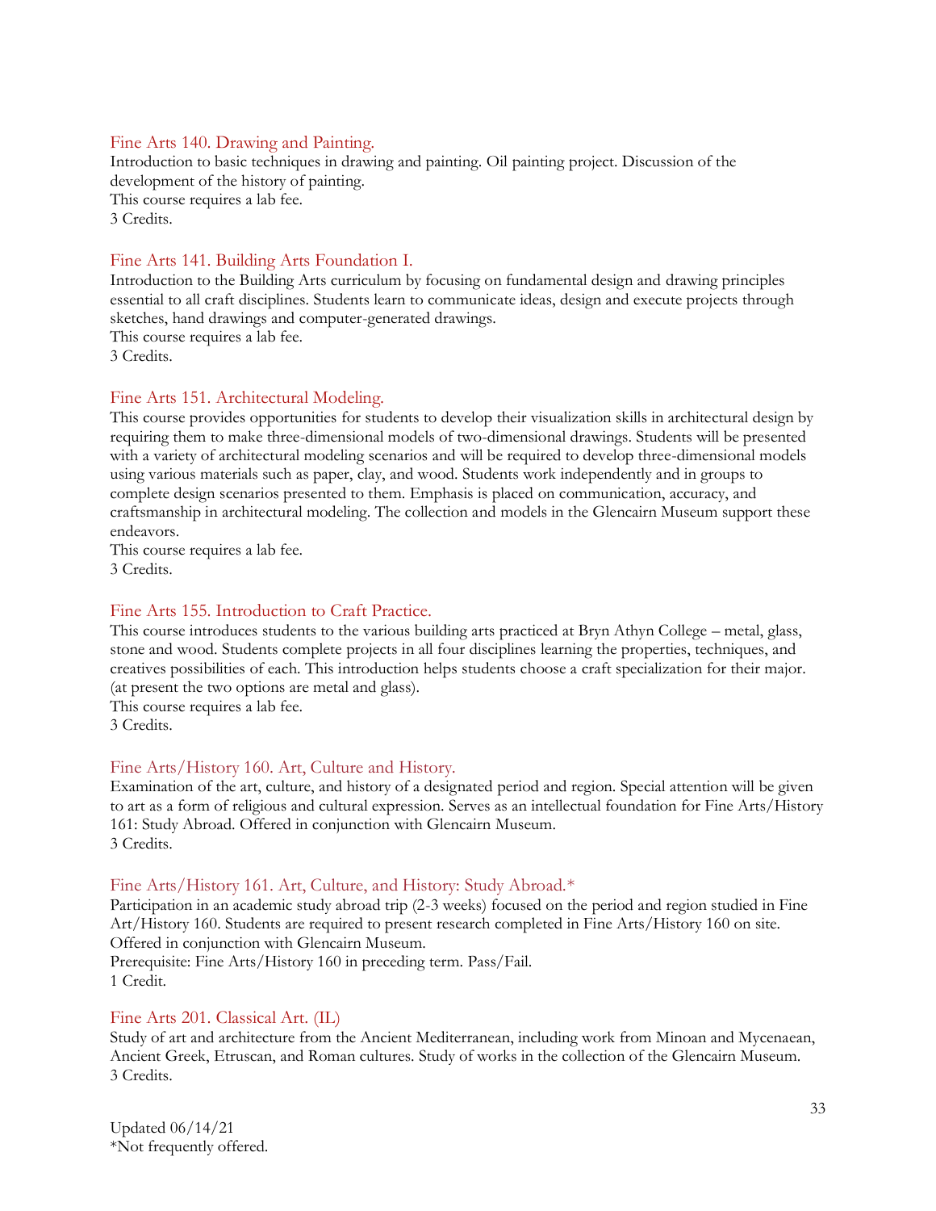### Fine Arts 140. Drawing and Painting.

Introduction to basic techniques in drawing and painting. Oil painting project. Discussion of the development of the history of painting.
This course requires a lab fee.
3 Credits.

### Fine Arts 141. Building Arts Foundation I.

Introduction to the Building Arts curriculum by focusing on fundamental design and drawing principles essential to all craft disciplines. Students learn to communicate ideas, design and execute projects through sketches, hand drawings and computer-generated drawings.
This course requires a lab fee.
3 Credits.

### Fine Arts 151. Architectural Modeling.

This course provides opportunities for students to develop their visualization skills in architectural design by requiring them to make three-dimensional models of two-dimensional drawings. Students will be presented with a variety of architectural modeling scenarios and will be required to develop three-dimensional models using various materials such as paper, clay, and wood. Students work independently and in groups to complete design scenarios presented to them. Emphasis is placed on communication, accuracy, and craftsmanship in architectural modeling. The collection and models in the Glencairn Museum support these endeavors.
This course requires a lab fee.
3 Credits.

### Fine Arts 155. Introduction to Craft Practice.

This course introduces students to the various building arts practiced at Bryn Athyn College – metal, glass, stone and wood. Students complete projects in all four disciplines learning the properties, techniques, and creatives possibilities of each. This introduction helps students choose a craft specialization for their major. (at present the two options are metal and glass).
This course requires a lab fee.
3 Credits.

### Fine Arts/History 160. Art, Culture and History.

Examination of the art, culture, and history of a designated period and region. Special attention will be given to art as a form of religious and cultural expression. Serves as an intellectual foundation for Fine Arts/History 161: Study Abroad. Offered in conjunction with Glencairn Museum.
3 Credits.

### Fine Arts/History 161. Art, Culture, and History: Study Abroad.*

Participation in an academic study abroad trip (2-3 weeks) focused on the period and region studied in Fine Art/History 160. Students are required to present research completed in Fine Arts/History 160 on site. Offered in conjunction with Glencairn Museum.
Prerequisite: Fine Arts/History 160 in preceding term. Pass/Fail.
1 Credit.

### Fine Arts 201. Classical Art. (IL)

Study of art and architecture from the Ancient Mediterranean, including work from Minoan and Mycenaean, Ancient Greek, Etruscan, and Roman cultures. Study of works in the collection of the Glencairn Museum.
3 Credits.

Updated 06/14/21
*Not frequently offered.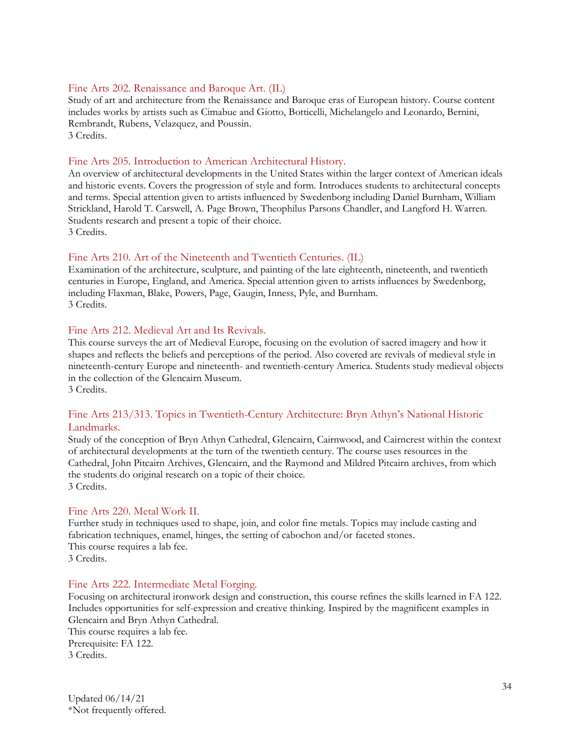### Fine Arts 202. Renaissance and Baroque Art. (IL)

Study of art and architecture from the Renaissance and Baroque eras of European history. Course content includes works by artists such as Cimabue and Giotto, Botticelli, Michelangelo and Leonardo, Bernini, Rembrandt, Rubens, Velazquez, and Poussin.
3 Credits.

### Fine Arts 205. Introduction to American Architectural History.

An overview of architectural developments in the United States within the larger context of American ideals and historic events. Covers the progression of style and form. Introduces students to architectural concepts and terms. Special attention given to artists influenced by Swedenborg including Daniel Burnham, William Strickland, Harold T. Carswell, A. Page Brown, Theophilus Parsons Chandler, and Langford H. Warren. Students research and present a topic of their choice.
3 Credits.

### Fine Arts 210. Art of the Nineteenth and Twentieth Centuries. (IL)

Examination of the architecture, sculpture, and painting of the late eighteenth, nineteenth, and twentieth centuries in Europe, England, and America. Special attention given to artists influences by Swedenborg, including Flaxman, Blake, Powers, Page, Gaugin, Inness, Pyle, and Burnham.
3 Credits.

### Fine Arts 212. Medieval Art and Its Revivals.

This course surveys the art of Medieval Europe, focusing on the evolution of sacred imagery and how it shapes and reflects the beliefs and perceptions of the period. Also covered are revivals of medieval style in nineteenth-century Europe and nineteenth- and twentieth-century America. Students study medieval objects in the collection of the Glencairn Museum.
3 Credits.

### Fine Arts 213/313. Topics in Twentieth-Century Architecture: Bryn Athyn's National Historic Landmarks.

Study of the conception of Bryn Athyn Cathedral, Glencairn, Cairnwood, and Cairncrest within the context of architectural developments at the turn of the twentieth century. The course uses resources in the Cathedral, John Pitcairn Archives, Glencairn, and the Raymond and Mildred Pitcairn archives, from which the students do original research on a topic of their choice.
3 Credits.

### Fine Arts 220. Metal Work II.

Further study in techniques used to shape, join, and color fine metals. Topics may include casting and fabrication techniques, enamel, hinges, the setting of cabochon and/or faceted stones.
This course requires a lab fee.
3 Credits.

### Fine Arts 222. Intermediate Metal Forging.

Focusing on architectural ironwork design and construction, this course refines the skills learned in FA 122. Includes opportunities for self-expression and creative thinking. Inspired by the magnificent examples in Glencairn and Bryn Athyn Cathedral.
This course requires a lab fee.
Prerequisite: FA 122.
3 Credits.

Updated 06/14/21
*Not frequently offered.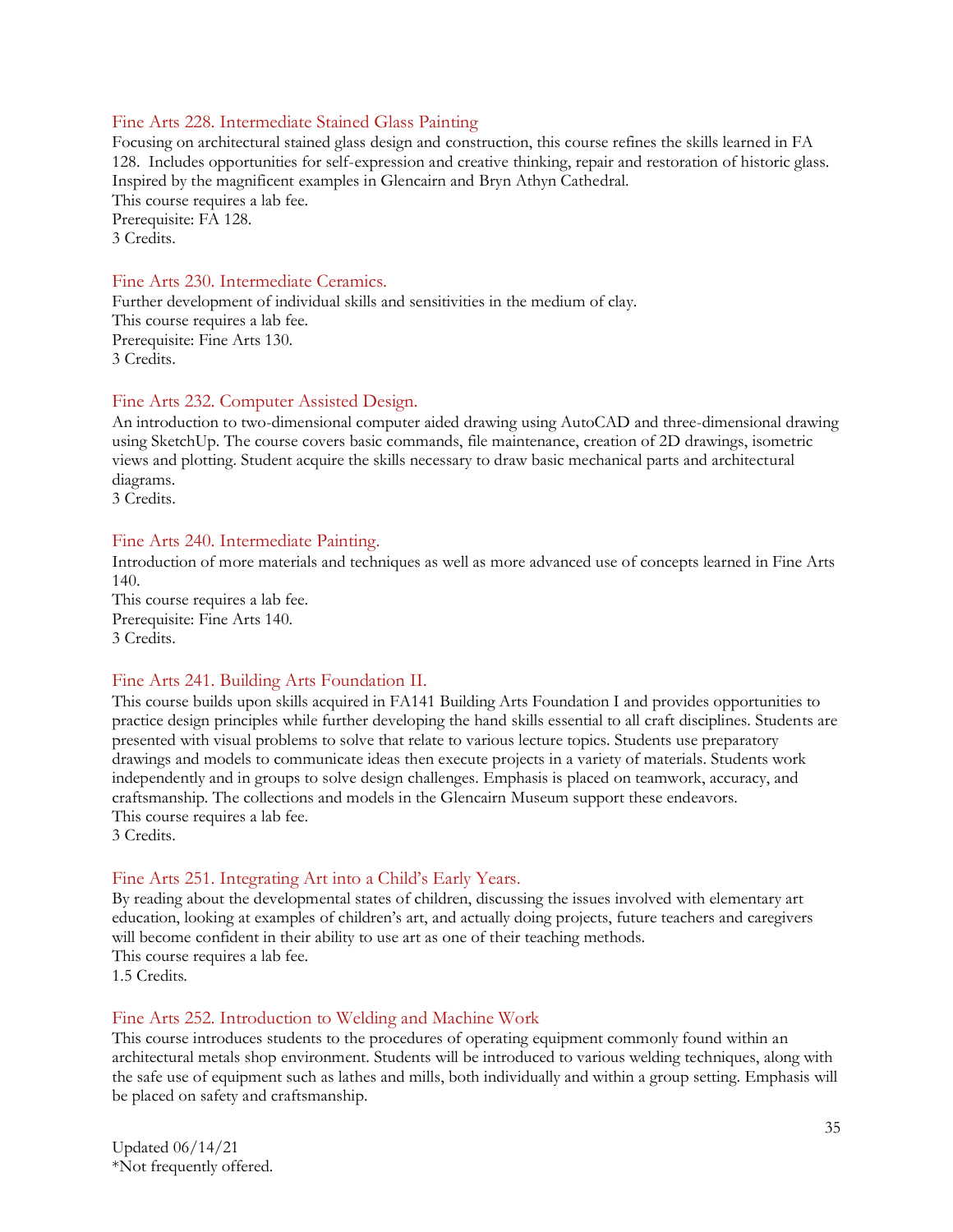### Fine Arts 228. Intermediate Stained Glass Painting

Focusing on architectural stained glass design and construction, this course refines the skills learned in FA 128. Includes opportunities for self-expression and creative thinking, repair and restoration of historic glass. Inspired by the magnificent examples in Glencairn and Bryn Athyn Cathedral.
This course requires a lab fee.
Prerequisite: FA 128.
3 Credits.

### Fine Arts 230. Intermediate Ceramics.

Further development of individual skills and sensitivities in the medium of clay.
This course requires a lab fee.
Prerequisite: Fine Arts 130.
3 Credits.

### Fine Arts 232. Computer Assisted Design.

An introduction to two-dimensional computer aided drawing using AutoCAD and three-dimensional drawing using SketchUp. The course covers basic commands, file maintenance, creation of 2D drawings, isometric views and plotting. Student acquire the skills necessary to draw basic mechanical parts and architectural diagrams.
3 Credits.

### Fine Arts 240. Intermediate Painting.

Introduction of more materials and techniques as well as more advanced use of concepts learned in Fine Arts 140.
This course requires a lab fee.
Prerequisite: Fine Arts 140.
3 Credits.

### Fine Arts 241. Building Arts Foundation II.

This course builds upon skills acquired in FA141 Building Arts Foundation I and provides opportunities to practice design principles while further developing the hand skills essential to all craft disciplines. Students are presented with visual problems to solve that relate to various lecture topics. Students use preparatory drawings and models to communicate ideas then execute projects in a variety of materials. Students work independently and in groups to solve design challenges. Emphasis is placed on teamwork, accuracy, and craftsmanship. The collections and models in the Glencairn Museum support these endeavors.
This course requires a lab fee.
3 Credits.

### Fine Arts 251. Integrating Art into a Child's Early Years.

By reading about the developmental states of children, discussing the issues involved with elementary art education, looking at examples of children's art, and actually doing projects, future teachers and caregivers will become confident in their ability to use art as one of their teaching methods.
This course requires a lab fee.
1.5 Credits.

### Fine Arts 252. Introduction to Welding and Machine Work

This course introduces students to the procedures of operating equipment commonly found within an architectural metals shop environment. Students will be introduced to various welding techniques, along with the safe use of equipment such as lathes and mills, both individually and within a group setting. Emphasis will be placed on safety and craftsmanship.

Updated 06/14/21
*Not frequently offered.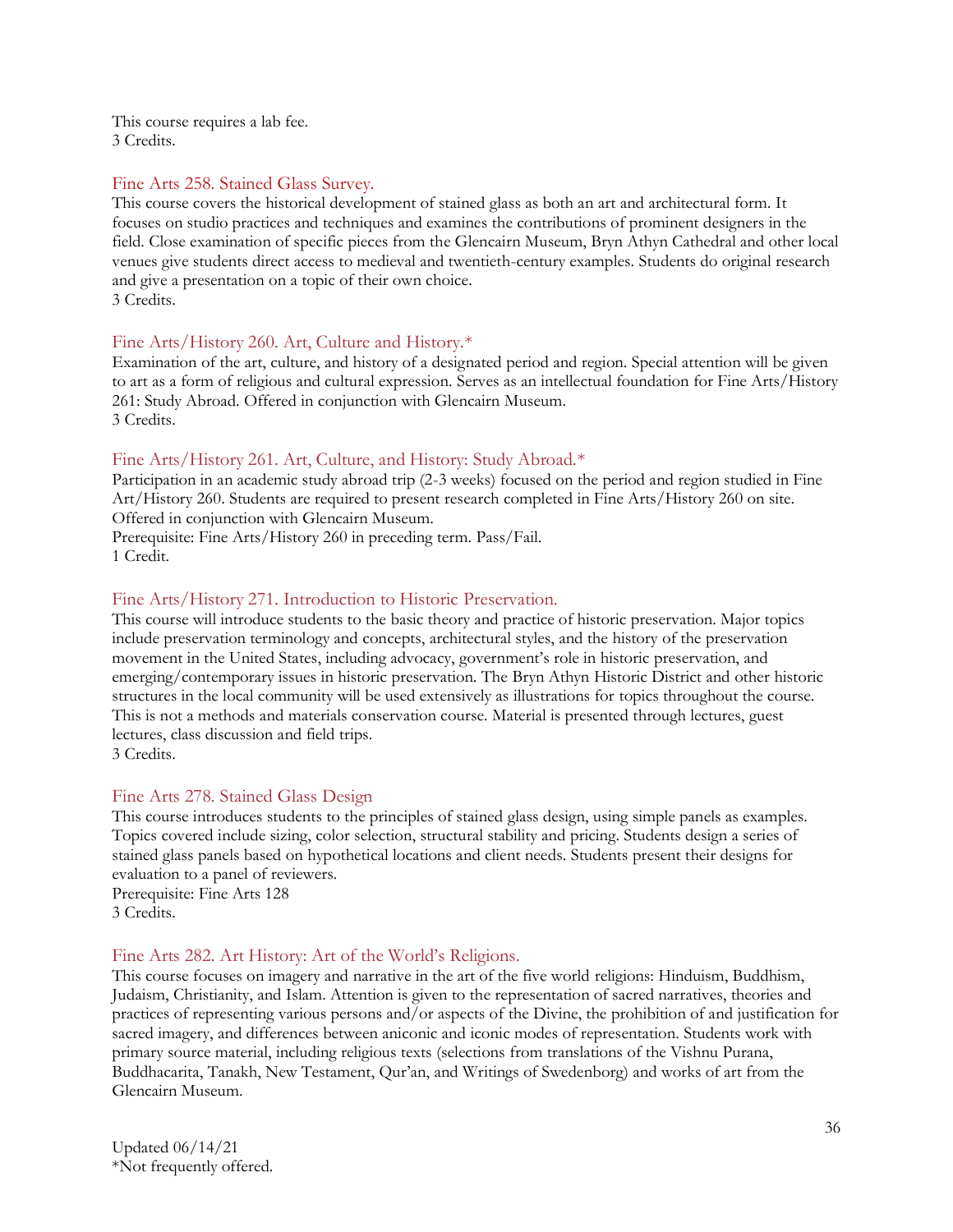This course requires a lab fee.
3 Credits.

### Fine Arts 258. Stained Glass Survey.

This course covers the historical development of stained glass as both an art and architectural form. It focuses on studio practices and techniques and examines the contributions of prominent designers in the field. Close examination of specific pieces from the Glencairn Museum, Bryn Athyn Cathedral and other local venues give students direct access to medieval and twentieth-century examples. Students do original research and give a presentation on a topic of their own choice.
3 Credits.

### Fine Arts/History 260. Art, Culture and History.*

Examination of the art, culture, and history of a designated period and region. Special attention will be given to art as a form of religious and cultural expression. Serves as an intellectual foundation for Fine Arts/History 261: Study Abroad. Offered in conjunction with Glencairn Museum.
3 Credits.

### Fine Arts/History 261. Art, Culture, and History: Study Abroad.*

Participation in an academic study abroad trip (2-3 weeks) focused on the period and region studied in Fine Art/History 260. Students are required to present research completed in Fine Arts/History 260 on site. Offered in conjunction with Glencairn Museum.
Prerequisite: Fine Arts/History 260 in preceding term. Pass/Fail.
1 Credit.

### Fine Arts/History 271. Introduction to Historic Preservation.

This course will introduce students to the basic theory and practice of historic preservation. Major topics include preservation terminology and concepts, architectural styles, and the history of the preservation movement in the United States, including advocacy, government's role in historic preservation, and emerging/contemporary issues in historic preservation. The Bryn Athyn Historic District and other historic structures in the local community will be used extensively as illustrations for topics throughout the course. This is not a methods and materials conservation course. Material is presented through lectures, guest lectures, class discussion and field trips.
3 Credits.

### Fine Arts 278. Stained Glass Design

This course introduces students to the principles of stained glass design, using simple panels as examples. Topics covered include sizing, color selection, structural stability and pricing. Students design a series of stained glass panels based on hypothetical locations and client needs. Students present their designs for evaluation to a panel of reviewers.
Prerequisite: Fine Arts 128
3 Credits.

### Fine Arts 282. Art History: Art of the World's Religions.

This course focuses on imagery and narrative in the art of the five world religions: Hinduism, Buddhism, Judaism, Christianity, and Islam. Attention is given to the representation of sacred narratives, theories and practices of representing various persons and/or aspects of the Divine, the prohibition of and justification for sacred imagery, and differences between aniconic and iconic modes of representation. Students work with primary source material, including religious texts (selections from translations of the Vishnu Purana, Buddhacarita, Tanakh, New Testament, Qur'an, and Writings of Swedenborg) and works of art from the Glencairn Museum.

Updated 06/14/21
*Not frequently offered.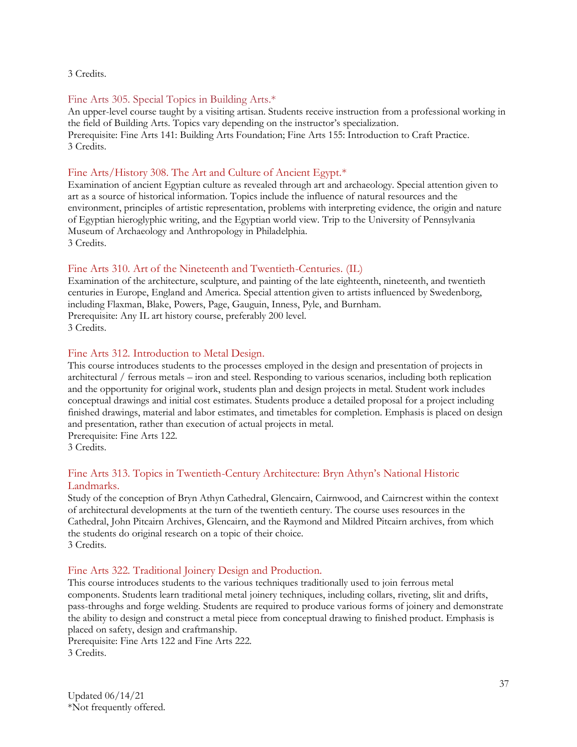3 Credits.

### Fine Arts 305. Special Topics in Building Arts.*

An upper-level course taught by a visiting artisan. Students receive instruction from a professional working in the field of Building Arts. Topics vary depending on the instructor's specialization.
Prerequisite: Fine Arts 141: Building Arts Foundation; Fine Arts 155: Introduction to Craft Practice.
3 Credits.

### Fine Arts/History 308. The Art and Culture of Ancient Egypt.*

Examination of ancient Egyptian culture as revealed through art and archaeology. Special attention given to art as a source of historical information. Topics include the influence of natural resources and the environment, principles of artistic representation, problems with interpreting evidence, the origin and nature of Egyptian hieroglyphic writing, and the Egyptian world view. Trip to the University of Pennsylvania Museum of Archaeology and Anthropology in Philadelphia.
3 Credits.

### Fine Arts 310. Art of the Nineteenth and Twentieth-Centuries. (IL)

Examination of the architecture, sculpture, and painting of the late eighteenth, nineteenth, and twentieth centuries in Europe, England and America. Special attention given to artists influenced by Swedenborg, including Flaxman, Blake, Powers, Page, Gauguin, Inness, Pyle, and Burnham.
Prerequisite: Any IL art history course, preferably 200 level.
3 Credits.

### Fine Arts 312. Introduction to Metal Design.

This course introduces students to the processes employed in the design and presentation of projects in architectural / ferrous metals – iron and steel. Responding to various scenarios, including both replication and the opportunity for original work, students plan and design projects in metal. Student work includes conceptual drawings and initial cost estimates. Students produce a detailed proposal for a project including finished drawings, material and labor estimates, and timetables for completion. Emphasis is placed on design and presentation, rather than execution of actual projects in metal.
Prerequisite: Fine Arts 122.
3 Credits.

### Fine Arts 313. Topics in Twentieth-Century Architecture: Bryn Athyn's National Historic Landmarks.

Study of the conception of Bryn Athyn Cathedral, Glencairn, Cairnwood, and Cairncrest within the context of architectural developments at the turn of the twentieth century. The course uses resources in the Cathedral, John Pitcairn Archives, Glencairn, and the Raymond and Mildred Pitcairn archives, from which the students do original research on a topic of their choice.
3 Credits.

### Fine Arts 322. Traditional Joinery Design and Production.

This course introduces students to the various techniques traditionally used to join ferrous metal components. Students learn traditional metal joinery techniques, including collars, riveting, slit and drifts, pass-throughs and forge welding. Students are required to produce various forms of joinery and demonstrate the ability to design and construct a metal piece from conceptual drawing to finished product. Emphasis is placed on safety, design and craftmanship.
Prerequisite: Fine Arts 122 and Fine Arts 222.
3 Credits.

Updated 06/14/21
*Not frequently offered.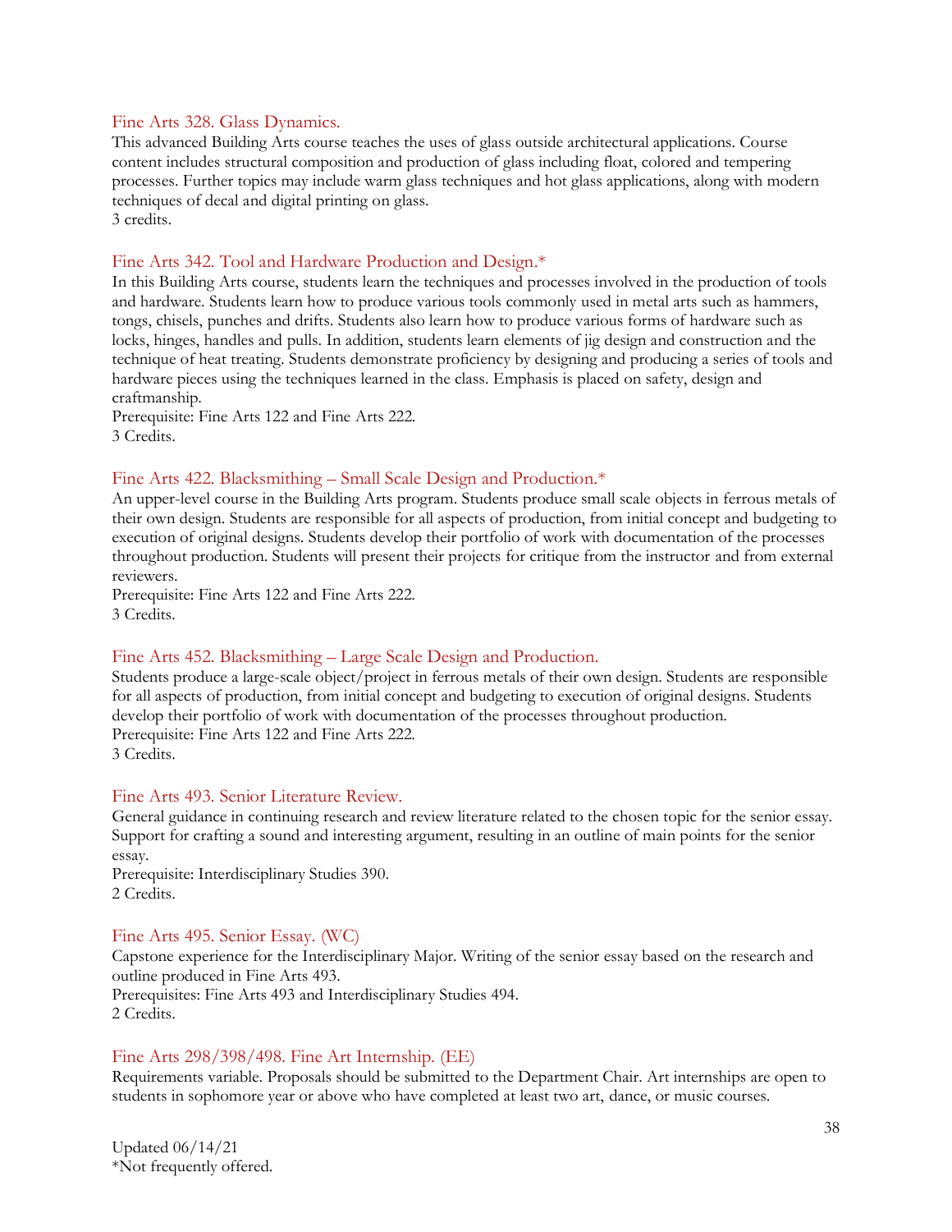### Fine Arts 328. Glass Dynamics.

This advanced Building Arts course teaches the uses of glass outside architectural applications. Course content includes structural composition and production of glass including float, colored and tempering processes. Further topics may include warm glass techniques and hot glass applications, along with modern techniques of decal and digital printing on glass.
3 credits.

### Fine Arts 342. Tool and Hardware Production and Design.*

In this Building Arts course, students learn the techniques and processes involved in the production of tools and hardware. Students learn how to produce various tools commonly used in metal arts such as hammers, tongs, chisels, punches and drifts. Students also learn how to produce various forms of hardware such as locks, hinges, handles and pulls. In addition, students learn elements of jig design and construction and the technique of heat treating. Students demonstrate proficiency by designing and producing a series of tools and hardware pieces using the techniques learned in the class. Emphasis is placed on safety, design and craftmanship.
Prerequisite: Fine Arts 122 and Fine Arts 222.
3 Credits.

### Fine Arts 422. Blacksmithing – Small Scale Design and Production.*

An upper-level course in the Building Arts program. Students produce small scale objects in ferrous metals of their own design. Students are responsible for all aspects of production, from initial concept and budgeting to execution of original designs. Students develop their portfolio of work with documentation of the processes throughout production. Students will present their projects for critique from the instructor and from external reviewers.
Prerequisite: Fine Arts 122 and Fine Arts 222.
3 Credits.

### Fine Arts 452. Blacksmithing – Large Scale Design and Production.

Students produce a large-scale object/project in ferrous metals of their own design. Students are responsible for all aspects of production, from initial concept and budgeting to execution of original designs. Students develop their portfolio of work with documentation of the processes throughout production.
Prerequisite: Fine Arts 122 and Fine Arts 222.
3 Credits.

### Fine Arts 493. Senior Literature Review.

General guidance in continuing research and review literature related to the chosen topic for the senior essay. Support for crafting a sound and interesting argument, resulting in an outline of main points for the senior essay.
Prerequisite: Interdisciplinary Studies 390.
2 Credits.

### Fine Arts 495. Senior Essay. (WC)

Capstone experience for the Interdisciplinary Major. Writing of the senior essay based on the research and outline produced in Fine Arts 493.
Prerequisites: Fine Arts 493 and Interdisciplinary Studies 494.
2 Credits.

### Fine Arts 298/398/498. Fine Art Internship. (EE)

Requirements variable. Proposals should be submitted to the Department Chair. Art internships are open to students in sophomore year or above who have completed at least two art, dance, or music courses.

Updated 06/14/21
*Not frequently offered.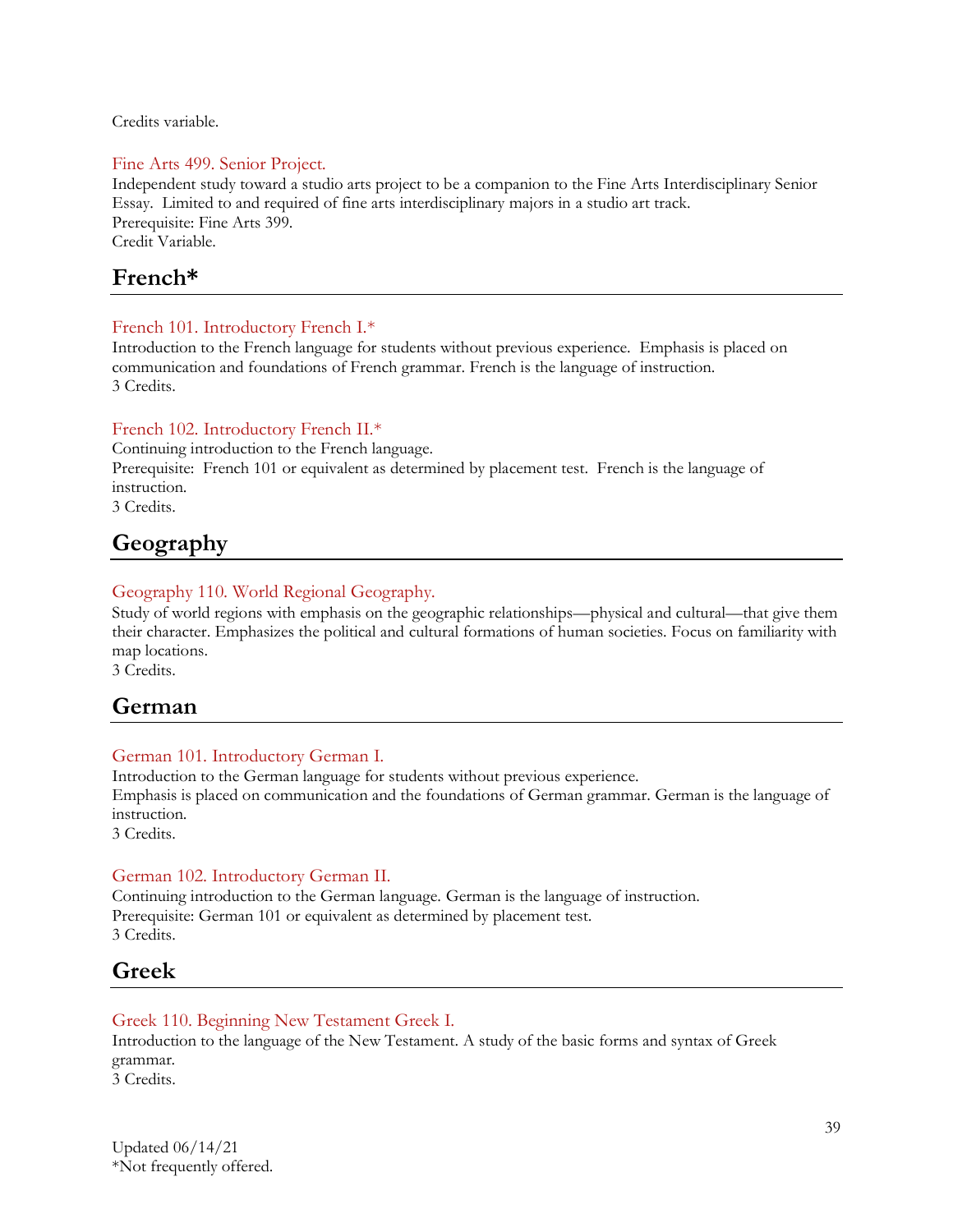Credits variable.

### Fine Arts 499. Senior Project.

Independent study toward a studio arts project to be a companion to the Fine Arts Interdisciplinary Senior Essay. Limited to and required of fine arts interdisciplinary majors in a studio art track.
Prerequisite: Fine Arts 399.
Credit Variable.

## French*

### French 101. Introductory French I.*

Introduction to the French language for students without previous experience. Emphasis is placed on communication and foundations of French grammar. French is the language of instruction.
3 Credits.

### French 102. Introductory French II.*

Continuing introduction to the French language.
Prerequisite: French 101 or equivalent as determined by placement test. French is the language of instruction.
3 Credits.

## Geography

### Geography 110. World Regional Geography.

Study of world regions with emphasis on the geographic relationships—physical and cultural—that give them their character. Emphasizes the political and cultural formations of human societies. Focus on familiarity with map locations.
3 Credits.

## German

### German 101. Introductory German I.

Introduction to the German language for students without previous experience.
Emphasis is placed on communication and the foundations of German grammar. German is the language of instruction.
3 Credits.

### German 102. Introductory German II.

Continuing introduction to the German language. German is the language of instruction.
Prerequisite: German 101 or equivalent as determined by placement test.
3 Credits.

## Greek

### Greek 110. Beginning New Testament Greek I.

Introduction to the language of the New Testament. A study of the basic forms and syntax of Greek grammar.
3 Credits.

Updated 06/14/21
*Not frequently offered.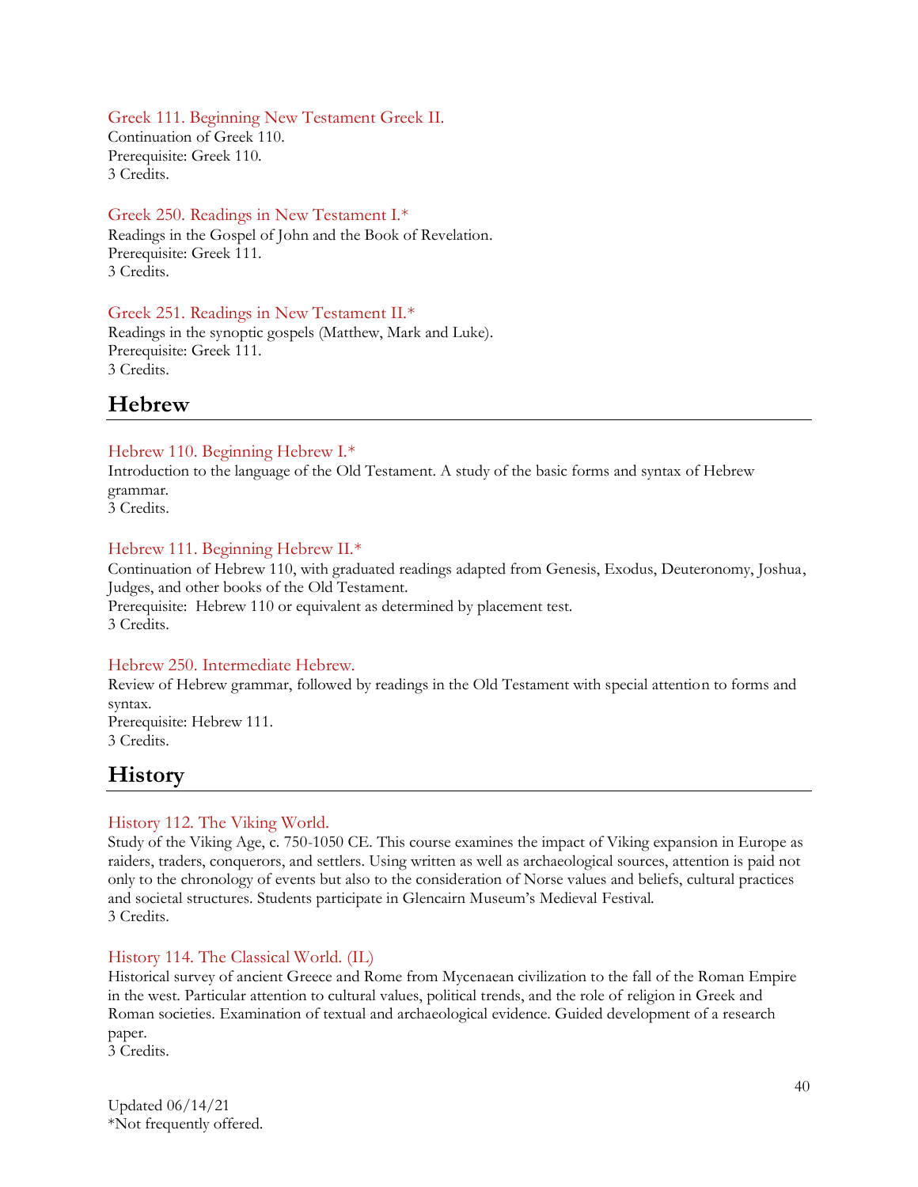Greek 111. Beginning New Testament Greek II.
Continuation of Greek 110.
Prerequisite: Greek 110.
3 Credits.

Greek 250. Readings in New Testament I.*
Readings in the Gospel of John and the Book of Revelation.
Prerequisite: Greek 111.
3 Credits.

Greek 251. Readings in New Testament II.*
Readings in the synoptic gospels (Matthew, Mark and Luke).
Prerequisite: Greek 111.
3 Credits.

## Hebrew

Hebrew 110. Beginning Hebrew I.*
Introduction to the language of the Old Testament. A study of the basic forms and syntax of Hebrew grammar.
3 Credits.

Hebrew 111. Beginning Hebrew II.*
Continuation of Hebrew 110, with graduated readings adapted from Genesis, Exodus, Deuteronomy, Joshua, Judges, and other books of the Old Testament.
Prerequisite: Hebrew 110 or equivalent as determined by placement test.
3 Credits.

Hebrew 250. Intermediate Hebrew.
Review of Hebrew grammar, followed by readings in the Old Testament with special attention to forms and syntax.
Prerequisite: Hebrew 111.
3 Credits.

## History

History 112. The Viking World.
Study of the Viking Age, c. 750-1050 CE. This course examines the impact of Viking expansion in Europe as raiders, traders, conquerors, and settlers. Using written as well as archaeological sources, attention is paid not only to the chronology of events but also to the consideration of Norse values and beliefs, cultural practices and societal structures. Students participate in Glencairn Museum's Medieval Festival.
3 Credits.

History 114. The Classical World. (IL)
Historical survey of ancient Greece and Rome from Mycenaean civilization to the fall of the Roman Empire in the west. Particular attention to cultural values, political trends, and the role of religion in Greek and Roman societies. Examination of textual and archaeological evidence. Guided development of a research paper.
3 Credits.

Updated 06/14/21
*Not frequently offered.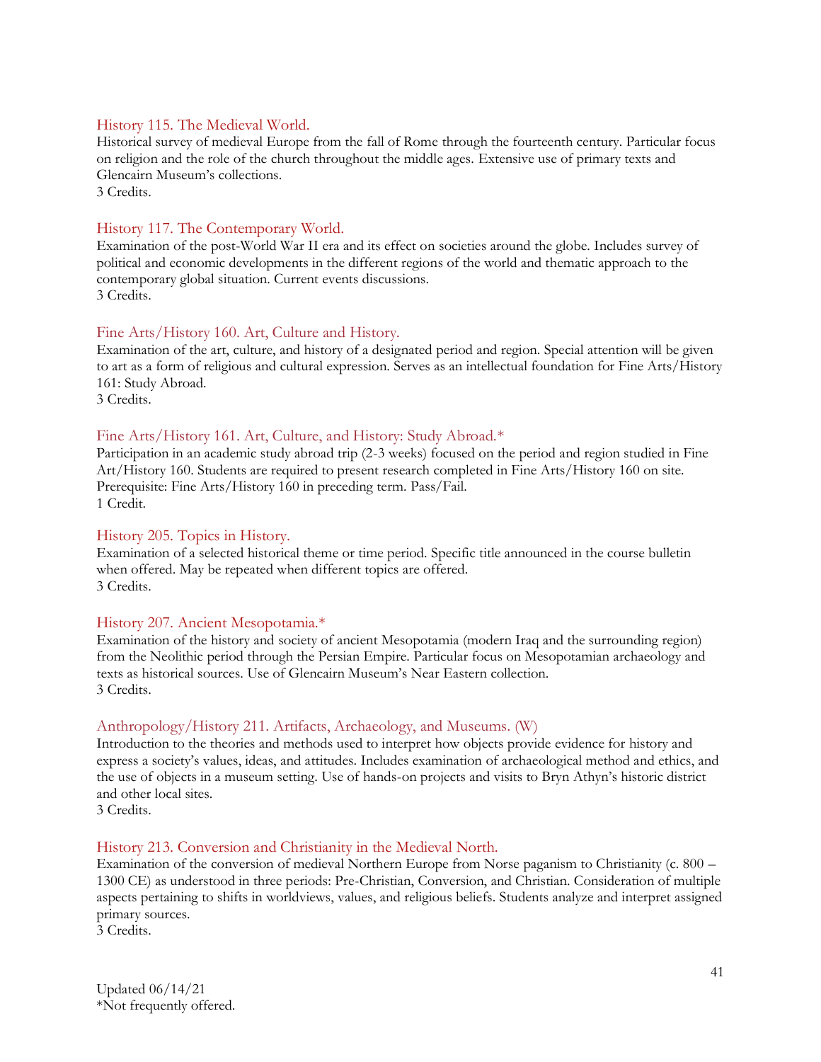### History 115. The Medieval World.

Historical survey of medieval Europe from the fall of Rome through the fourteenth century. Particular focus on religion and the role of the church throughout the middle ages. Extensive use of primary texts and Glencairn Museum's collections.
3 Credits.

### History 117. The Contemporary World.

Examination of the post-World War II era and its effect on societies around the globe. Includes survey of political and economic developments in the different regions of the world and thematic approach to the contemporary global situation. Current events discussions.
3 Credits.

### Fine Arts/History 160. Art, Culture and History.

Examination of the art, culture, and history of a designated period and region. Special attention will be given to art as a form of religious and cultural expression. Serves as an intellectual foundation for Fine Arts/History 161: Study Abroad.
3 Credits.

### Fine Arts/History 161. Art, Culture, and History: Study Abroad.*

Participation in an academic study abroad trip (2-3 weeks) focused on the period and region studied in Fine Art/History 160. Students are required to present research completed in Fine Arts/History 160 on site. Prerequisite: Fine Arts/History 160 in preceding term. Pass/Fail.
1 Credit.

### History 205. Topics in History.

Examination of a selected historical theme or time period. Specific title announced in the course bulletin when offered. May be repeated when different topics are offered.
3 Credits.

### History 207. Ancient Mesopotamia.*

Examination of the history and society of ancient Mesopotamia (modern Iraq and the surrounding region) from the Neolithic period through the Persian Empire. Particular focus on Mesopotamian archaeology and texts as historical sources. Use of Glencairn Museum's Near Eastern collection.
3 Credits.

### Anthropology/History 211. Artifacts, Archaeology, and Museums. (W)

Introduction to the theories and methods used to interpret how objects provide evidence for history and express a society's values, ideas, and attitudes. Includes examination of archaeological method and ethics, and the use of objects in a museum setting. Use of hands-on projects and visits to Bryn Athyn's historic district and other local sites.
3 Credits.

### History 213. Conversion and Christianity in the Medieval North.

Examination of the conversion of medieval Northern Europe from Norse paganism to Christianity (c. 800 – 1300 CE) as understood in three periods: Pre-Christian, Conversion, and Christian. Consideration of multiple aspects pertaining to shifts in worldviews, values, and religious beliefs. Students analyze and interpret assigned primary sources.
3 Credits.

Updated 06/14/21
*Not frequently offered.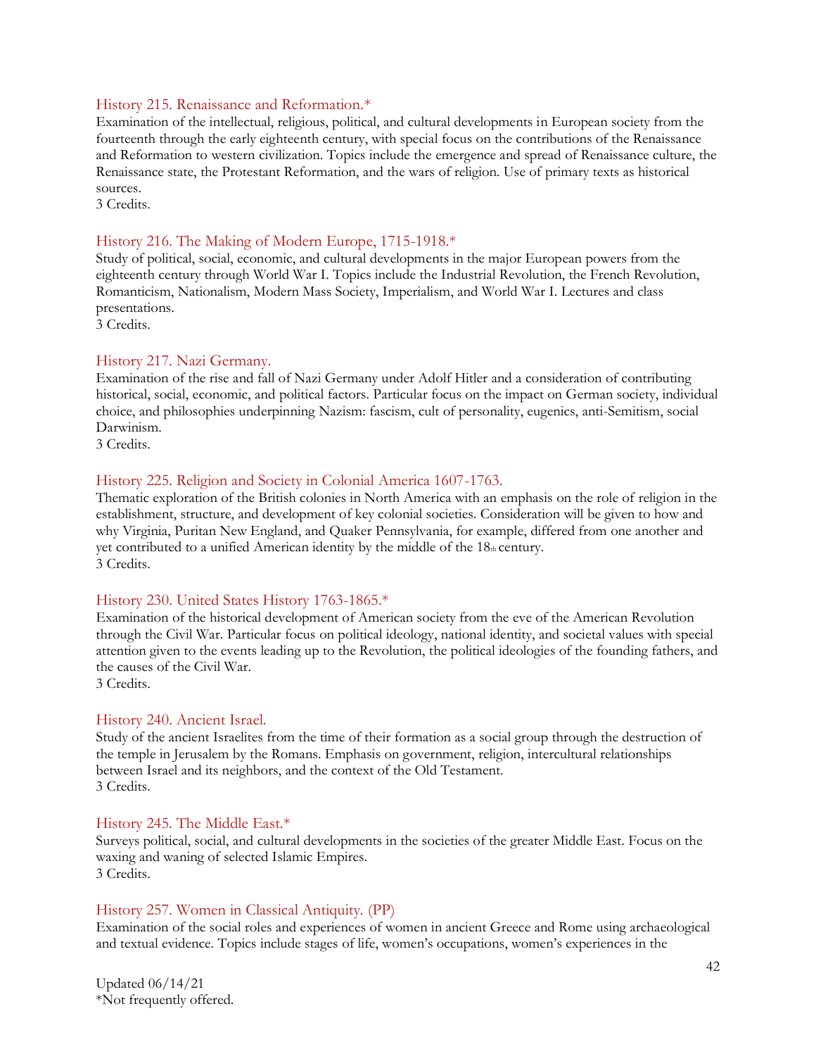### History 215. Renaissance and Reformation.*

Examination of the intellectual, religious, political, and cultural developments in European society from the fourteenth through the early eighteenth century, with special focus on the contributions of the Renaissance and Reformation to western civilization. Topics include the emergence and spread of Renaissance culture, the Renaissance state, the Protestant Reformation, and the wars of religion. Use of primary texts as historical sources.

3 Credits.

### History 216. The Making of Modern Europe, 1715-1918.*

Study of political, social, economic, and cultural developments in the major European powers from the eighteenth century through World War I. Topics include the Industrial Revolution, the French Revolution, Romanticism, Nationalism, Modern Mass Society, Imperialism, and World War I. Lectures and class presentations.

3 Credits.

### History 217. Nazi Germany.

Examination of the rise and fall of Nazi Germany under Adolf Hitler and a consideration of contributing historical, social, economic, and political factors. Particular focus on the impact on German society, individual choice, and philosophies underpinning Nazism: fascism, cult of personality, eugenics, anti-Semitism, social Darwinism.

3 Credits.

### History 225. Religion and Society in Colonial America 1607-1763.

Thematic exploration of the British colonies in North America with an emphasis on the role of religion in the establishment, structure, and development of key colonial societies. Consideration will be given to how and why Virginia, Puritan New England, and Quaker Pennsylvania, for example, differed from one another and yet contributed to a unified American identity by the middle of the 18th century.

3 Credits.

### History 230. United States History 1763-1865.*

Examination of the historical development of American society from the eve of the American Revolution through the Civil War. Particular focus on political ideology, national identity, and societal values with special attention given to the events leading up to the Revolution, the political ideologies of the founding fathers, and the causes of the Civil War.

3 Credits.

### History 240. Ancient Israel.

Study of the ancient Israelites from the time of their formation as a social group through the destruction of the temple in Jerusalem by the Romans. Emphasis on government, religion, intercultural relationships between Israel and its neighbors, and the context of the Old Testament.

3 Credits.

### History 245. The Middle East.*

Surveys political, social, and cultural developments in the societies of the greater Middle East. Focus on the waxing and waning of selected Islamic Empires.

3 Credits.

### History 257. Women in Classical Antiquity. (PP)

Examination of the social roles and experiences of women in ancient Greece and Rome using archaeological and textual evidence. Topics include stages of life, women's occupations, women's experiences in the

Updated 06/14/21
*Not frequently offered.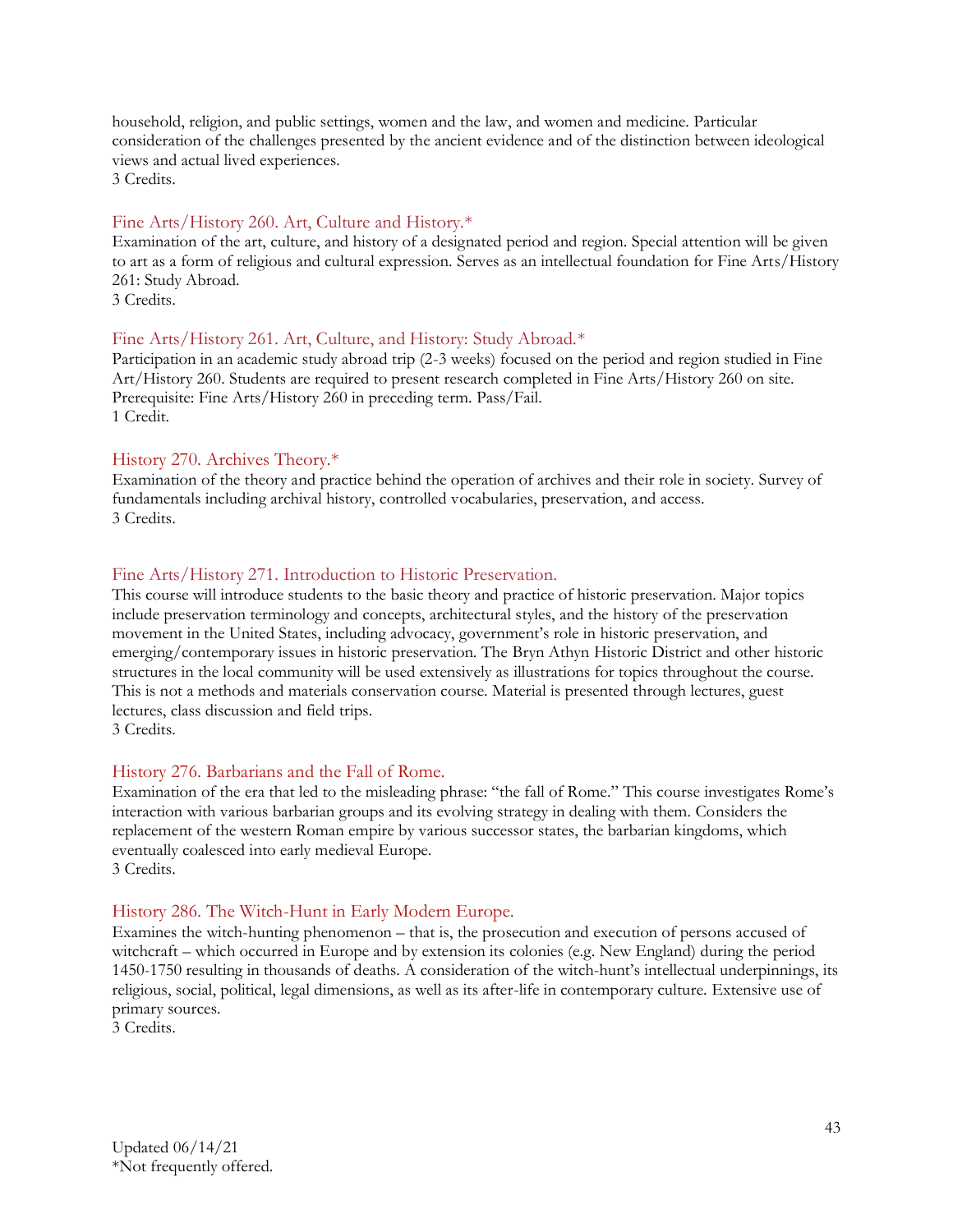household, religion, and public settings, women and the law, and women and medicine. Particular consideration of the challenges presented by the ancient evidence and of the distinction between ideological views and actual lived experiences.
3 Credits.

### Fine Arts/History 260. Art, Culture and History.*

Examination of the art, culture, and history of a designated period and region. Special attention will be given to art as a form of religious and cultural expression. Serves as an intellectual foundation for Fine Arts/History 261: Study Abroad.
3 Credits.

### Fine Arts/History 261. Art, Culture, and History: Study Abroad.*

Participation in an academic study abroad trip (2-3 weeks) focused on the period and region studied in Fine Art/History 260. Students are required to present research completed in Fine Arts/History 260 on site. Prerequisite: Fine Arts/History 260 in preceding term. Pass/Fail.
1 Credit.

### History 270. Archives Theory.*

Examination of the theory and practice behind the operation of archives and their role in society. Survey of fundamentals including archival history, controlled vocabularies, preservation, and access.
3 Credits.

### Fine Arts/History 271. Introduction to Historic Preservation.

This course will introduce students to the basic theory and practice of historic preservation. Major topics include preservation terminology and concepts, architectural styles, and the history of the preservation movement in the United States, including advocacy, government's role in historic preservation, and emerging/contemporary issues in historic preservation. The Bryn Athyn Historic District and other historic structures in the local community will be used extensively as illustrations for topics throughout the course. This is not a methods and materials conservation course. Material is presented through lectures, guest lectures, class discussion and field trips.
3 Credits.

### History 276. Barbarians and the Fall of Rome.

Examination of the era that led to the misleading phrase: "the fall of Rome." This course investigates Rome's interaction with various barbarian groups and its evolving strategy in dealing with them. Considers the replacement of the western Roman empire by various successor states, the barbarian kingdoms, which eventually coalesced into early medieval Europe.
3 Credits.

### History 286. The Witch-Hunt in Early Modern Europe.

Examines the witch-hunting phenomenon – that is, the prosecution and execution of persons accused of witchcraft – which occurred in Europe and by extension its colonies (e.g. New England) during the period 1450-1750 resulting in thousands of deaths. A consideration of the witch-hunt's intellectual underpinnings, its religious, social, political, legal dimensions, as well as its after-life in contemporary culture. Extensive use of primary sources.
3 Credits.

Updated 06/14/21
*Not frequently offered.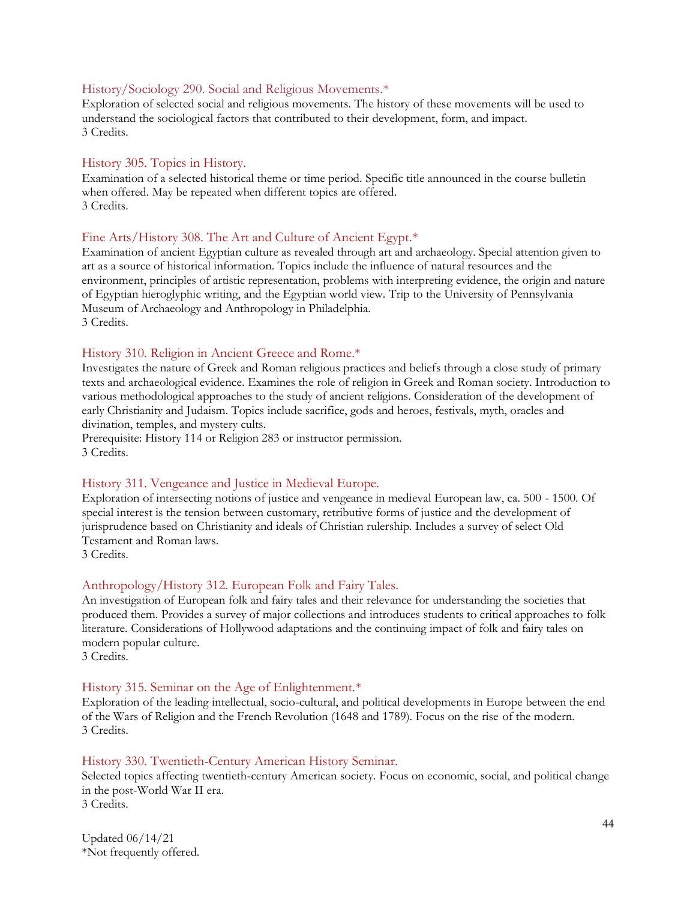### History/Sociology 290. Social and Religious Movements.*

Exploration of selected social and religious movements. The history of these movements will be used to understand the sociological factors that contributed to their development, form, and impact.
3 Credits.

### History 305. Topics in History.

Examination of a selected historical theme or time period. Specific title announced in the course bulletin when offered. May be repeated when different topics are offered.
3 Credits.

### Fine Arts/History 308. The Art and Culture of Ancient Egypt.*

Examination of ancient Egyptian culture as revealed through art and archaeology. Special attention given to art as a source of historical information. Topics include the influence of natural resources and the environment, principles of artistic representation, problems with interpreting evidence, the origin and nature of Egyptian hieroglyphic writing, and the Egyptian world view. Trip to the University of Pennsylvania Museum of Archaeology and Anthropology in Philadelphia.
3 Credits.

### History 310. Religion in Ancient Greece and Rome.*

Investigates the nature of Greek and Roman religious practices and beliefs through a close study of primary texts and archaeological evidence. Examines the role of religion in Greek and Roman society. Introduction to various methodological approaches to the study of ancient religions. Consideration of the development of early Christianity and Judaism. Topics include sacrifice, gods and heroes, festivals, myth, oracles and divination, temples, and mystery cults.
Prerequisite: History 114 or Religion 283 or instructor permission.
3 Credits.

### History 311. Vengeance and Justice in Medieval Europe.

Exploration of intersecting notions of justice and vengeance in medieval European law, ca. 500 - 1500. Of special interest is the tension between customary, retributive forms of justice and the development of jurisprudence based on Christianity and ideals of Christian rulership. Includes a survey of select Old Testament and Roman laws.
3 Credits.

### Anthropology/History 312. European Folk and Fairy Tales.

An investigation of European folk and fairy tales and their relevance for understanding the societies that produced them. Provides a survey of major collections and introduces students to critical approaches to folk literature. Considerations of Hollywood adaptations and the continuing impact of folk and fairy tales on modern popular culture.
3 Credits.

### History 315. Seminar on the Age of Enlightenment.*

Exploration of the leading intellectual, socio-cultural, and political developments in Europe between the end of the Wars of Religion and the French Revolution (1648 and 1789). Focus on the rise of the modern.
3 Credits.

### History 330. Twentieth-Century American History Seminar.

Selected topics affecting twentieth-century American society. Focus on economic, social, and political change in the post-World War II era.
3 Credits.

Updated 06/14/21
*Not frequently offered.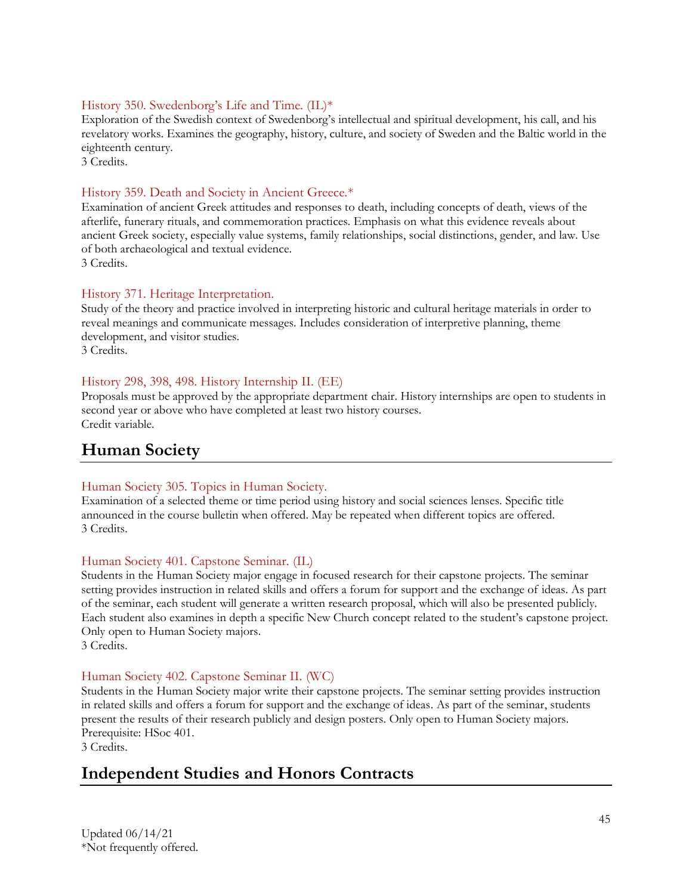### History 350. Swedenborg's Life and Time. (IL)*

Exploration of the Swedish context of Swedenborg's intellectual and spiritual development, his call, and his revelatory works. Examines the geography, history, culture, and society of Sweden and the Baltic world in the eighteenth century.
3 Credits.

### History 359. Death and Society in Ancient Greece.*

Examination of ancient Greek attitudes and responses to death, including concepts of death, views of the afterlife, funerary rituals, and commemoration practices. Emphasis on what this evidence reveals about ancient Greek society, especially value systems, family relationships, social distinctions, gender, and law. Use of both archaeological and textual evidence.
3 Credits.

### History 371. Heritage Interpretation.

Study of the theory and practice involved in interpreting historic and cultural heritage materials in order to reveal meanings and communicate messages. Includes consideration of interpretive planning, theme development, and visitor studies.
3 Credits.

### History 298, 398, 498. History Internship II. (EE)

Proposals must be approved by the appropriate department chair. History internships are open to students in second year or above who have completed at least two history courses.
Credit variable.

## Human Society

### Human Society 305. Topics in Human Society.

Examination of a selected theme or time period using history and social sciences lenses. Specific title announced in the course bulletin when offered. May be repeated when different topics are offered.
3 Credits.

### Human Society 401. Capstone Seminar. (IL)

Students in the Human Society major engage in focused research for their capstone projects. The seminar setting provides instruction in related skills and offers a forum for support and the exchange of ideas. As part of the seminar, each student will generate a written research proposal, which will also be presented publicly. Each student also examines in depth a specific New Church concept related to the student's capstone project. Only open to Human Society majors.
3 Credits.

### Human Society 402. Capstone Seminar II. (WC)

Students in the Human Society major write their capstone projects. The seminar setting provides instruction in related skills and offers a forum for support and the exchange of ideas. As part of the seminar, students present the results of their research publicly and design posters. Only open to Human Society majors.
Prerequisite: HSoc 401.
3 Credits.

## Independent Studies and Honors Contracts

Updated 06/14/21
*Not frequently offered.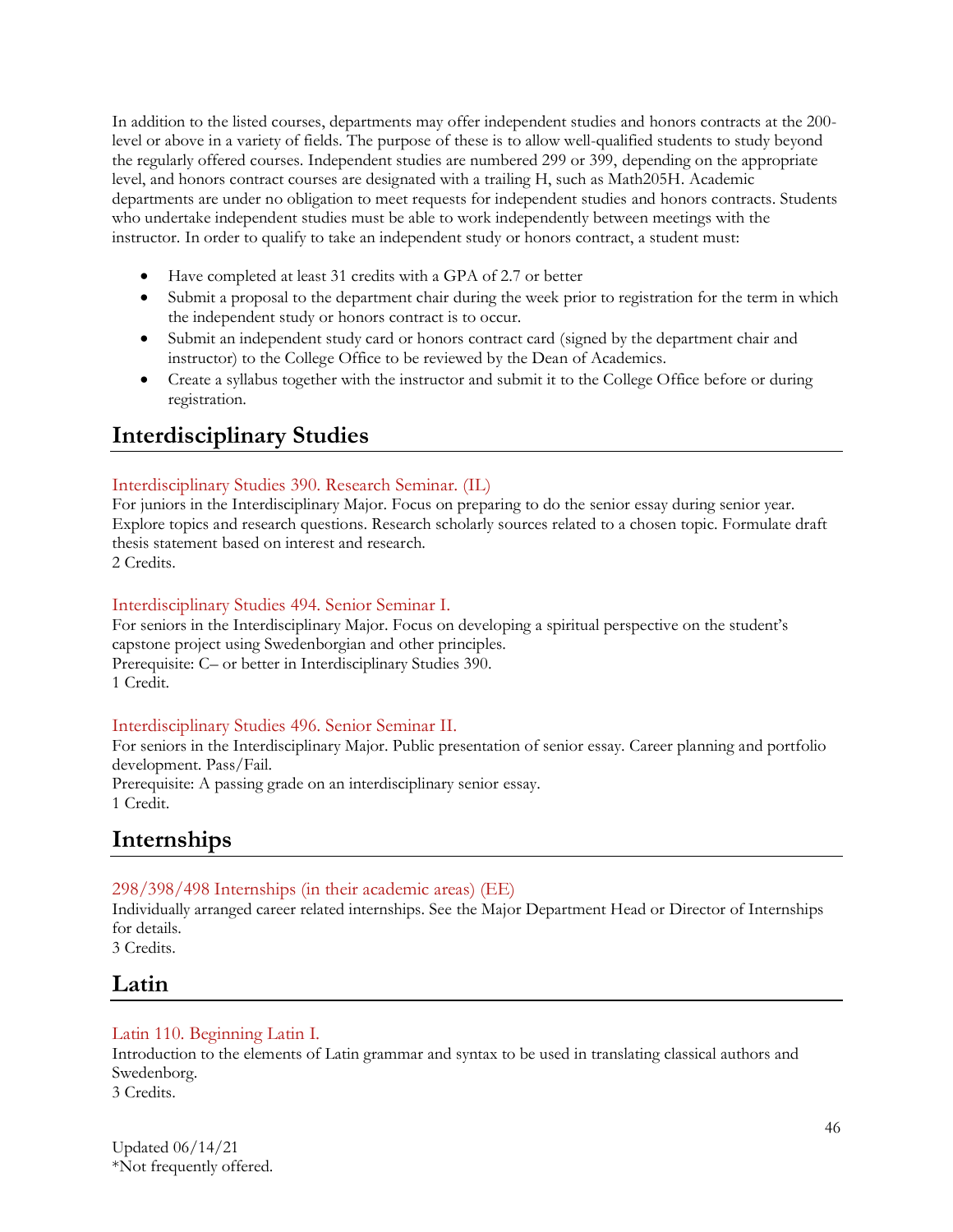In addition to the listed courses, departments may offer independent studies and honors contracts at the 200-level or above in a variety of fields. The purpose of these is to allow well-qualified students to study beyond the regularly offered courses. Independent studies are numbered 299 or 399, depending on the appropriate level, and honors contract courses are designated with a trailing H, such as Math205H. Academic departments are under no obligation to meet requests for independent studies and honors contracts. Students who undertake independent studies must be able to work independently between meetings with the instructor. In order to qualify to take an independent study or honors contract, a student must:

- Have completed at least 31 credits with a GPA of 2.7 or better
- Submit a proposal to the department chair during the week prior to registration for the term in which the independent study or honors contract is to occur.
- Submit an independent study card or honors contract card (signed by the department chair and instructor) to the College Office to be reviewed by the Dean of Academics.
- Create a syllabus together with the instructor and submit it to the College Office before or during registration.

## Interdisciplinary Studies

### Interdisciplinary Studies 390. Research Seminar. (IL)

For juniors in the Interdisciplinary Major. Focus on preparing to do the senior essay during senior year. Explore topics and research questions. Research scholarly sources related to a chosen topic. Formulate draft thesis statement based on interest and research.
2 Credits.

### Interdisciplinary Studies 494. Senior Seminar I.

For seniors in the Interdisciplinary Major. Focus on developing a spiritual perspective on the student's capstone project using Swedenborgian and other principles.
Prerequisite: C– or better in Interdisciplinary Studies 390.
1 Credit.

### Interdisciplinary Studies 496. Senior Seminar II.

For seniors in the Interdisciplinary Major. Public presentation of senior essay. Career planning and portfolio development. Pass/Fail.
Prerequisite: A passing grade on an interdisciplinary senior essay.
1 Credit.

## Internships

### 298/398/498 Internships (in their academic areas) (EE)

Individually arranged career related internships. See the Major Department Head or Director of Internships for details.
3 Credits.

## Latin

### Latin 110. Beginning Latin I.

Introduction to the elements of Latin grammar and syntax to be used in translating classical authors and Swedenborg.
3 Credits.

Updated 06/14/21
*Not frequently offered.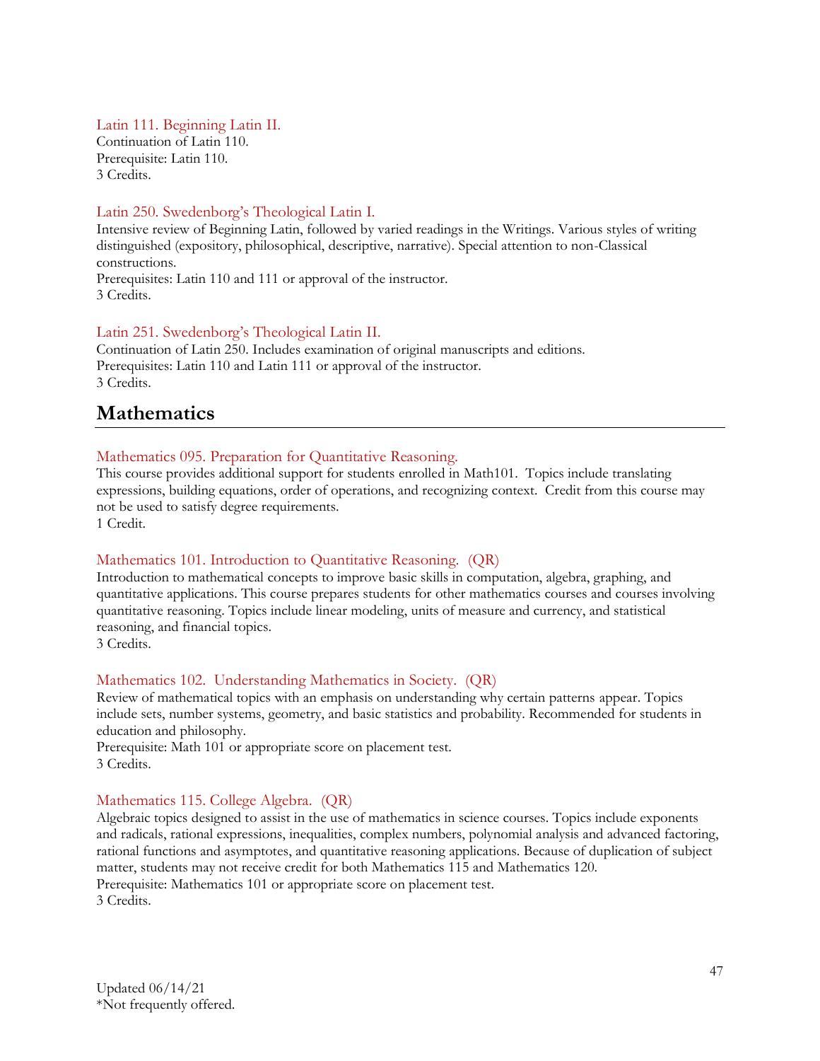Latin 111. Beginning Latin II.
Continuation of Latin 110.
Prerequisite: Latin 110.
3 Credits.

Latin 250. Swedenborg's Theological Latin I.
Intensive review of Beginning Latin, followed by varied readings in the Writings. Various styles of writing distinguished (expository, philosophical, descriptive, narrative). Special attention to non-Classical constructions.
Prerequisites: Latin 110 and 111 or approval of the instructor.
3 Credits.

Latin 251. Swedenborg's Theological Latin II.
Continuation of Latin 250. Includes examination of original manuscripts and editions.
Prerequisites: Latin 110 and Latin 111 or approval of the instructor.
3 Credits.

## Mathematics

Mathematics 095. Preparation for Quantitative Reasoning.
This course provides additional support for students enrolled in Math101. Topics include translating expressions, building equations, order of operations, and recognizing context. Credit from this course may not be used to satisfy degree requirements.
1 Credit.

Mathematics 101. Introduction to Quantitative Reasoning. (QR)
Introduction to mathematical concepts to improve basic skills in computation, algebra, graphing, and quantitative applications. This course prepares students for other mathematics courses and courses involving quantitative reasoning. Topics include linear modeling, units of measure and currency, and statistical reasoning, and financial topics.
3 Credits.

Mathematics 102. Understanding Mathematics in Society. (QR)
Review of mathematical topics with an emphasis on understanding why certain patterns appear. Topics include sets, number systems, geometry, and basic statistics and probability. Recommended for students in education and philosophy.
Prerequisite: Math 101 or appropriate score on placement test.
3 Credits.

Mathematics 115. College Algebra. (QR)
Algebraic topics designed to assist in the use of mathematics in science courses. Topics include exponents and radicals, rational expressions, inequalities, complex numbers, polynomial analysis and advanced factoring, rational functions and asymptotes, and quantitative reasoning applications. Because of duplication of subject matter, students may not receive credit for both Mathematics 115 and Mathematics 120.
Prerequisite: Mathematics 101 or appropriate score on placement test.
3 Credits.

Updated 06/14/21
*Not frequently offered.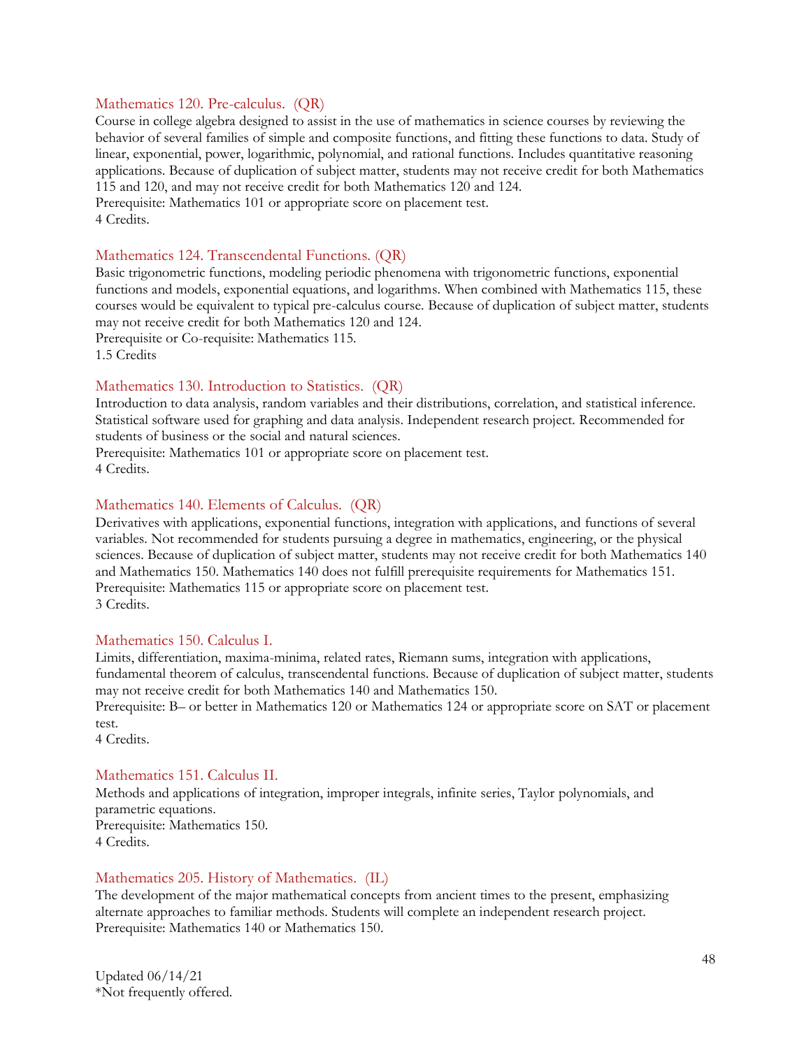### Mathematics 120. Pre-calculus. (QR)

Course in college algebra designed to assist in the use of mathematics in science courses by reviewing the behavior of several families of simple and composite functions, and fitting these functions to data. Study of linear, exponential, power, logarithmic, polynomial, and rational functions. Includes quantitative reasoning applications. Because of duplication of subject matter, students may not receive credit for both Mathematics 115 and 120, and may not receive credit for both Mathematics 120 and 124.
Prerequisite: Mathematics 101 or appropriate score on placement test.
4 Credits.

### Mathematics 124. Transcendental Functions. (QR)

Basic trigonometric functions, modeling periodic phenomena with trigonometric functions, exponential functions and models, exponential equations, and logarithms. When combined with Mathematics 115, these courses would be equivalent to typical pre-calculus course. Because of duplication of subject matter, students may not receive credit for both Mathematics 120 and 124.
Prerequisite or Co-requisite: Mathematics 115.
1.5 Credits

### Mathematics 130. Introduction to Statistics. (QR)

Introduction to data analysis, random variables and their distributions, correlation, and statistical inference. Statistical software used for graphing and data analysis. Independent research project. Recommended for students of business or the social and natural sciences.
Prerequisite: Mathematics 101 or appropriate score on placement test.
4 Credits.

### Mathematics 140. Elements of Calculus. (QR)

Derivatives with applications, exponential functions, integration with applications, and functions of several variables. Not recommended for students pursuing a degree in mathematics, engineering, or the physical sciences. Because of duplication of subject matter, students may not receive credit for both Mathematics 140 and Mathematics 150. Mathematics 140 does not fulfill prerequisite requirements for Mathematics 151.
Prerequisite: Mathematics 115 or appropriate score on placement test.
3 Credits.

### Mathematics 150. Calculus I.

Limits, differentiation, maxima-minima, related rates, Riemann sums, integration with applications, fundamental theorem of calculus, transcendental functions. Because of duplication of subject matter, students may not receive credit for both Mathematics 140 and Mathematics 150.
Prerequisite: B– or better in Mathematics 120 or Mathematics 124 or appropriate score on SAT or placement test.
4 Credits.

### Mathematics 151. Calculus II.

Methods and applications of integration, improper integrals, infinite series, Taylor polynomials, and parametric equations.
Prerequisite: Mathematics 150.
4 Credits.

### Mathematics 205. History of Mathematics. (IL)

The development of the major mathematical concepts from ancient times to the present, emphasizing alternate approaches to familiar methods. Students will complete an independent research project.
Prerequisite: Mathematics 140 or Mathematics 150.

Updated 06/14/21
*Not frequently offered.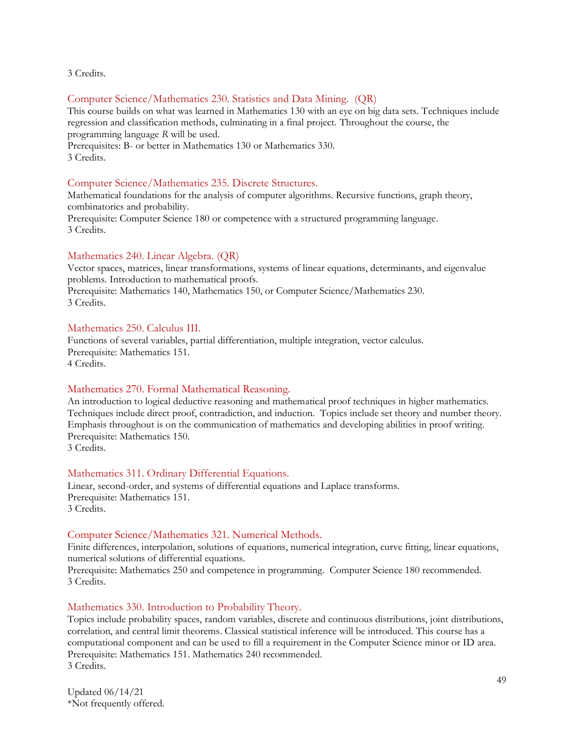3 Credits.

### Computer Science/Mathematics 230. Statistics and Data Mining. (QR)

This course builds on what was learned in Mathematics 130 with an eye on big data sets. Techniques include regression and classification methods, culminating in a final project. Throughout the course, the programming language *R* will be used.
Prerequisites: B- or better in Mathematics 130 or Mathematics 330.
3 Credits.

### Computer Science/Mathematics 235. Discrete Structures.

Mathematical foundations for the analysis of computer algorithms. Recursive functions, graph theory, combinatorics and probability.
Prerequisite: Computer Science 180 or competence with a structured programming language.
3 Credits.

### Mathematics 240. Linear Algebra. (QR)

Vector spaces, matrices, linear transformations, systems of linear equations, determinants, and eigenvalue problems. Introduction to mathematical proofs.
Prerequisite: Mathematics 140, Mathematics 150, or Computer Science/Mathematics 230.
3 Credits.

### Mathematics 250. Calculus III.

Functions of several variables, partial differentiation, multiple integration, vector calculus.
Prerequisite: Mathematics 151.
4 Credits.

### Mathematics 270. Formal Mathematical Reasoning.

An introduction to logical deductive reasoning and mathematical proof techniques in higher mathematics. Techniques include direct proof, contradiction, and induction. Topics include set theory and number theory. Emphasis throughout is on the communication of mathematics and developing abilities in proof writing.
Prerequisite: Mathematics 150.
3 Credits.

### Mathematics 311. Ordinary Differential Equations.

Linear, second-order, and systems of differential equations and Laplace transforms.
Prerequisite: Mathematics 151.
3 Credits.

### Computer Science/Mathematics 321. Numerical Methods.

Finite differences, interpolation, solutions of equations, numerical integration, curve fitting, linear equations, numerical solutions of differential equations.
Prerequisite: Mathematics 250 and competence in programming. Computer Science 180 recommended.
3 Credits.

### Mathematics 330. Introduction to Probability Theory.

Topics include probability spaces, random variables, discrete and continuous distributions, joint distributions, correlation, and central limit theorems. Classical statistical inference will be introduced. This course has a computational component and can be used to fill a requirement in the Computer Science minor or ID area.
Prerequisite: Mathematics 151. Mathematics 240 recommended.
3 Credits.

Updated 06/14/21
*Not frequently offered.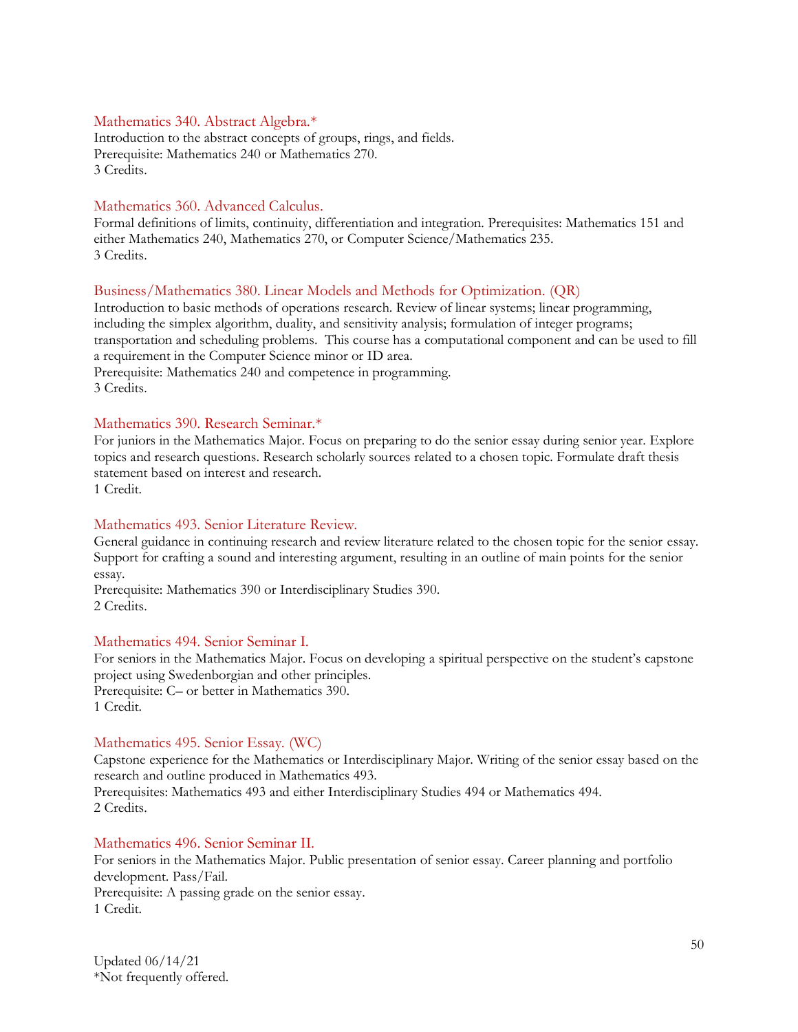### Mathematics 340. Abstract Algebra.*

Introduction to the abstract concepts of groups, rings, and fields.
Prerequisite: Mathematics 240 or Mathematics 270.
3 Credits.

### Mathematics 360. Advanced Calculus.

Formal definitions of limits, continuity, differentiation and integration. Prerequisites: Mathematics 151 and either Mathematics 240, Mathematics 270, or Computer Science/Mathematics 235.
3 Credits.

### Business/Mathematics 380. Linear Models and Methods for Optimization. (QR)

Introduction to basic methods of operations research. Review of linear systems; linear programming, including the simplex algorithm, duality, and sensitivity analysis; formulation of integer programs; transportation and scheduling problems. This course has a computational component and can be used to fill a requirement in the Computer Science minor or ID area.
Prerequisite: Mathematics 240 and competence in programming.
3 Credits.

### Mathematics 390. Research Seminar.*

For juniors in the Mathematics Major. Focus on preparing to do the senior essay during senior year. Explore topics and research questions. Research scholarly sources related to a chosen topic. Formulate draft thesis statement based on interest and research.
1 Credit.

### Mathematics 493. Senior Literature Review.

General guidance in continuing research and review literature related to the chosen topic for the senior essay. Support for crafting a sound and interesting argument, resulting in an outline of main points for the senior essay.
Prerequisite: Mathematics 390 or Interdisciplinary Studies 390.
2 Credits.

### Mathematics 494. Senior Seminar I.

For seniors in the Mathematics Major. Focus on developing a spiritual perspective on the student's capstone project using Swedenborgian and other principles.
Prerequisite: C– or better in Mathematics 390.
1 Credit.

### Mathematics 495. Senior Essay. (WC)

Capstone experience for the Mathematics or Interdisciplinary Major. Writing of the senior essay based on the research and outline produced in Mathematics 493.
Prerequisites: Mathematics 493 and either Interdisciplinary Studies 494 or Mathematics 494.
2 Credits.

### Mathematics 496. Senior Seminar II.

For seniors in the Mathematics Major. Public presentation of senior essay. Career planning and portfolio development. Pass/Fail.
Prerequisite: A passing grade on the senior essay.
1 Credit.

Updated 06/14/21
*Not frequently offered.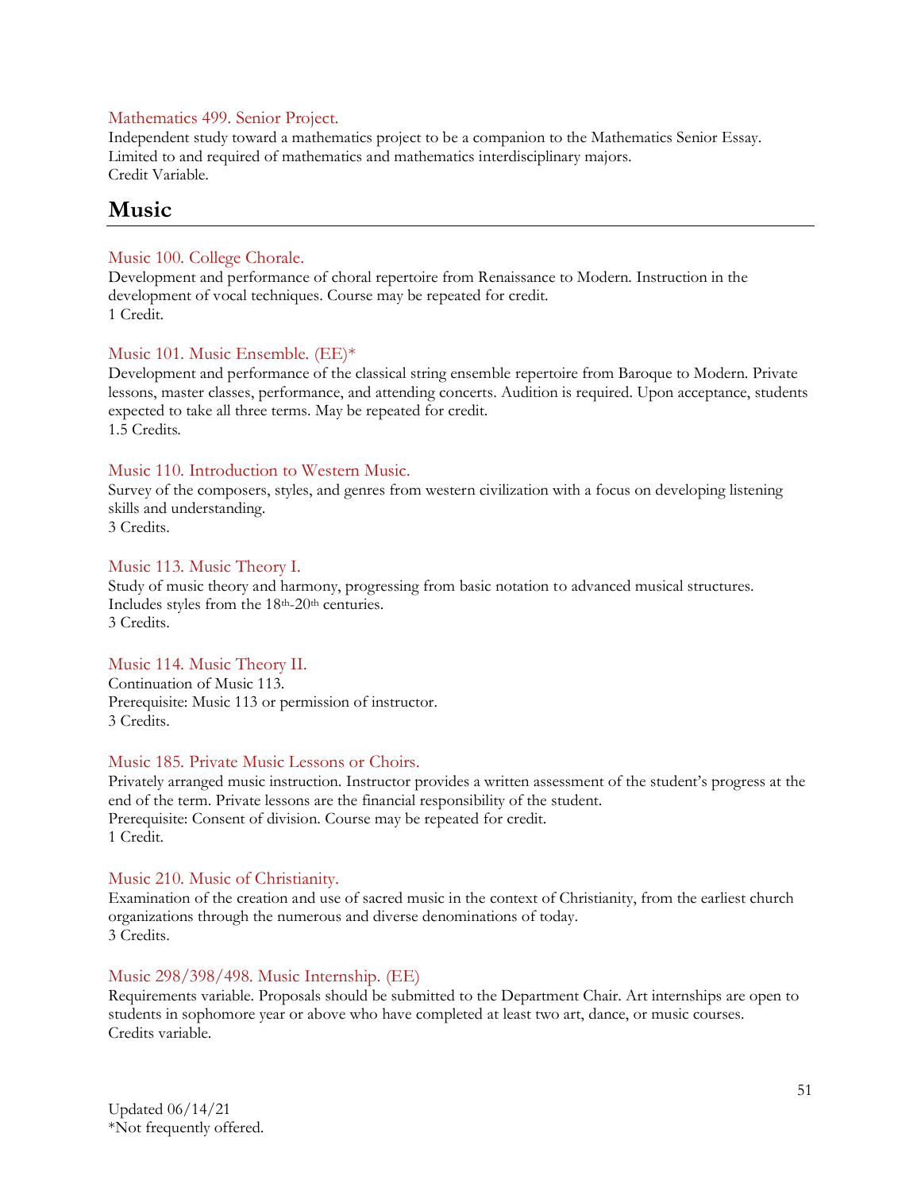Mathematics 499. Senior Project.

Independent study toward a mathematics project to be a companion to the Mathematics Senior Essay. Limited to and required of mathematics and mathematics interdisciplinary majors.
Credit Variable.

## Music

Music 100. College Chorale.

Development and performance of choral repertoire from Renaissance to Modern. Instruction in the development of vocal techniques. Course may be repeated for credit.
1 Credit.

Music 101. Music Ensemble. (EE)*

Development and performance of the classical string ensemble repertoire from Baroque to Modern. Private lessons, master classes, performance, and attending concerts. Audition is required. Upon acceptance, students expected to take all three terms. May be repeated for credit.
1.5 Credits.

Music 110. Introduction to Western Music.

Survey of the composers, styles, and genres from western civilization with a focus on developing listening skills and understanding.
3 Credits.

Music 113. Music Theory I.

Study of music theory and harmony, progressing from basic notation to advanced musical structures. Includes styles from the 18th-20th centuries.
3 Credits.

Music 114. Music Theory II.

Continuation of Music 113.
Prerequisite: Music 113 or permission of instructor.
3 Credits.

Music 185. Private Music Lessons or Choirs.

Privately arranged music instruction. Instructor provides a written assessment of the student's progress at the end of the term. Private lessons are the financial responsibility of the student.
Prerequisite: Consent of division. Course may be repeated for credit.
1 Credit.

Music 210. Music of Christianity.

Examination of the creation and use of sacred music in the context of Christianity, from the earliest church organizations through the numerous and diverse denominations of today.
3 Credits.

Music 298/398/498. Music Internship. (EE)

Requirements variable. Proposals should be submitted to the Department Chair. Art internships are open to students in sophomore year or above who have completed at least two art, dance, or music courses.
Credits variable.

Updated 06/14/21
*Not frequently offered.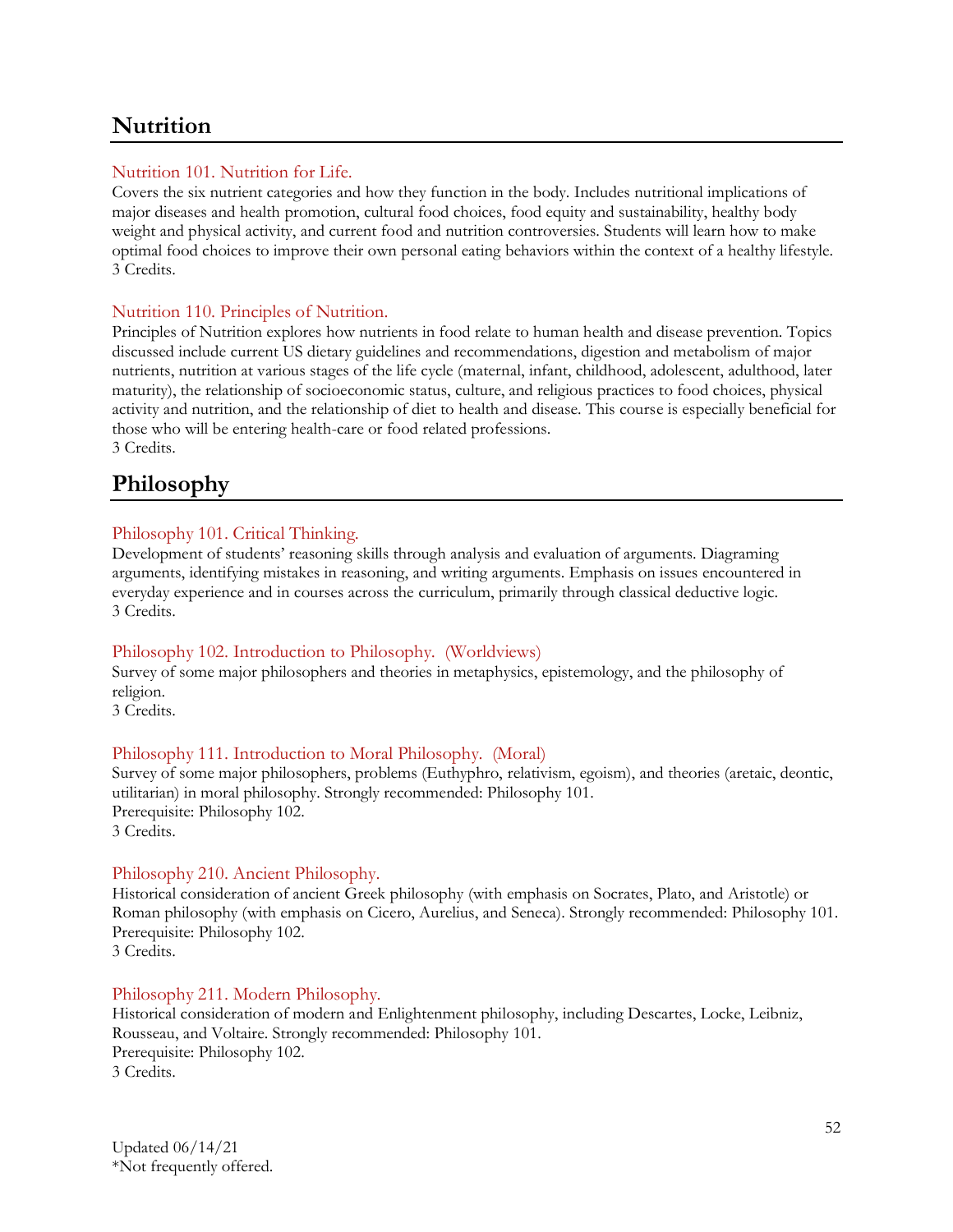## Nutrition

### Nutrition 101. Nutrition for Life.

Covers the six nutrient categories and how they function in the body. Includes nutritional implications of major diseases and health promotion, cultural food choices, food equity and sustainability, healthy body weight and physical activity, and current food and nutrition controversies. Students will learn how to make optimal food choices to improve their own personal eating behaviors within the context of a healthy lifestyle.
3 Credits.

### Nutrition 110. Principles of Nutrition.

Principles of Nutrition explores how nutrients in food relate to human health and disease prevention. Topics discussed include current US dietary guidelines and recommendations, digestion and metabolism of major nutrients, nutrition at various stages of the life cycle (maternal, infant, childhood, adolescent, adulthood, later maturity), the relationship of socioeconomic status, culture, and religious practices to food choices, physical activity and nutrition, and the relationship of diet to health and disease. This course is especially beneficial for those who will be entering health-care or food related professions.
3 Credits.

## Philosophy

### Philosophy 101. Critical Thinking.

Development of students' reasoning skills through analysis and evaluation of arguments. Diagraming arguments, identifying mistakes in reasoning, and writing arguments. Emphasis on issues encountered in everyday experience and in courses across the curriculum, primarily through classical deductive logic.
3 Credits.

### Philosophy 102. Introduction to Philosophy. (Worldviews)

Survey of some major philosophers and theories in metaphysics, epistemology, and the philosophy of religion.
3 Credits.

### Philosophy 111. Introduction to Moral Philosophy. (Moral)

Survey of some major philosophers, problems (Euthyphro, relativism, egoism), and theories (aretaic, deontic, utilitarian) in moral philosophy. Strongly recommended: Philosophy 101.
Prerequisite: Philosophy 102.
3 Credits.

### Philosophy 210. Ancient Philosophy.

Historical consideration of ancient Greek philosophy (with emphasis on Socrates, Plato, and Aristotle) or Roman philosophy (with emphasis on Cicero, Aurelius, and Seneca). Strongly recommended: Philosophy 101.
Prerequisite: Philosophy 102.
3 Credits.

### Philosophy 211. Modern Philosophy.

Historical consideration of modern and Enlightenment philosophy, including Descartes, Locke, Leibniz, Rousseau, and Voltaire. Strongly recommended: Philosophy 101.
Prerequisite: Philosophy 102.
3 Credits.

Updated 06/14/21
*Not frequently offered.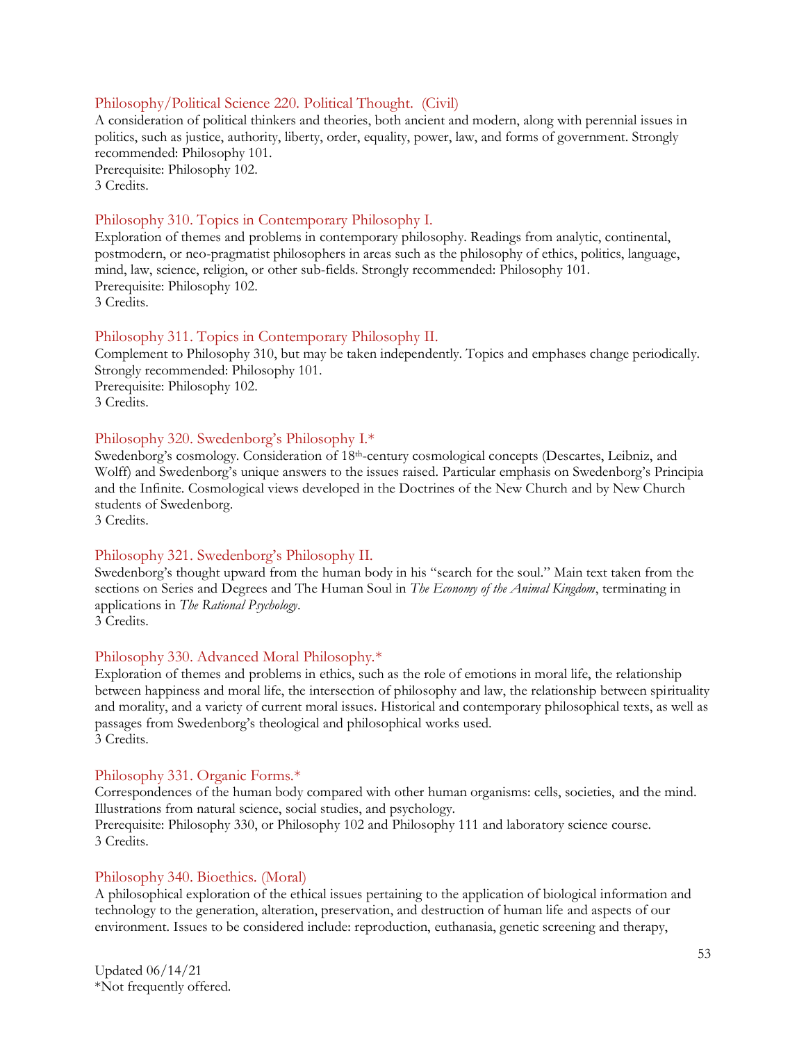### Philosophy/Political Science 220. Political Thought. (Civil)

A consideration of political thinkers and theories, both ancient and modern, along with perennial issues in politics, such as justice, authority, liberty, order, equality, power, law, and forms of government. Strongly recommended: Philosophy 101.
Prerequisite: Philosophy 102.
3 Credits.

### Philosophy 310. Topics in Contemporary Philosophy I.

Exploration of themes and problems in contemporary philosophy. Readings from analytic, continental, postmodern, or neo-pragmatist philosophers in areas such as the philosophy of ethics, politics, language, mind, law, science, religion, or other sub-fields. Strongly recommended: Philosophy 101.
Prerequisite: Philosophy 102.
3 Credits.

### Philosophy 311. Topics in Contemporary Philosophy II.

Complement to Philosophy 310, but may be taken independently. Topics and emphases change periodically. Strongly recommended: Philosophy 101.
Prerequisite: Philosophy 102.
3 Credits.

### Philosophy 320. Swedenborg's Philosophy I.*

Swedenborg's cosmology. Consideration of 18th-century cosmological concepts (Descartes, Leibniz, and Wolff) and Swedenborg's unique answers to the issues raised. Particular emphasis on Swedenborg's Principia and the Infinite. Cosmological views developed in the Doctrines of the New Church and by New Church students of Swedenborg.
3 Credits.

### Philosophy 321. Swedenborg's Philosophy II.

Swedenborg's thought upward from the human body in his "search for the soul." Main text taken from the sections on Series and Degrees and The Human Soul in *The Economy of the Animal Kingdom*, terminating in applications in *The Rational Psychology*.
3 Credits.

### Philosophy 330. Advanced Moral Philosophy.*

Exploration of themes and problems in ethics, such as the role of emotions in moral life, the relationship between happiness and moral life, the intersection of philosophy and law, the relationship between spirituality and morality, and a variety of current moral issues. Historical and contemporary philosophical texts, as well as passages from Swedenborg's theological and philosophical works used.
3 Credits.

### Philosophy 331. Organic Forms.*

Correspondences of the human body compared with other human organisms: cells, societies, and the mind. Illustrations from natural science, social studies, and psychology.
Prerequisite: Philosophy 330, or Philosophy 102 and Philosophy 111 and laboratory science course.
3 Credits.

### Philosophy 340. Bioethics. (Moral)

A philosophical exploration of the ethical issues pertaining to the application of biological information and technology to the generation, alteration, preservation, and destruction of human life and aspects of our environment. Issues to be considered include: reproduction, euthanasia, genetic screening and therapy,

Updated 06/14/21
*Not frequently offered.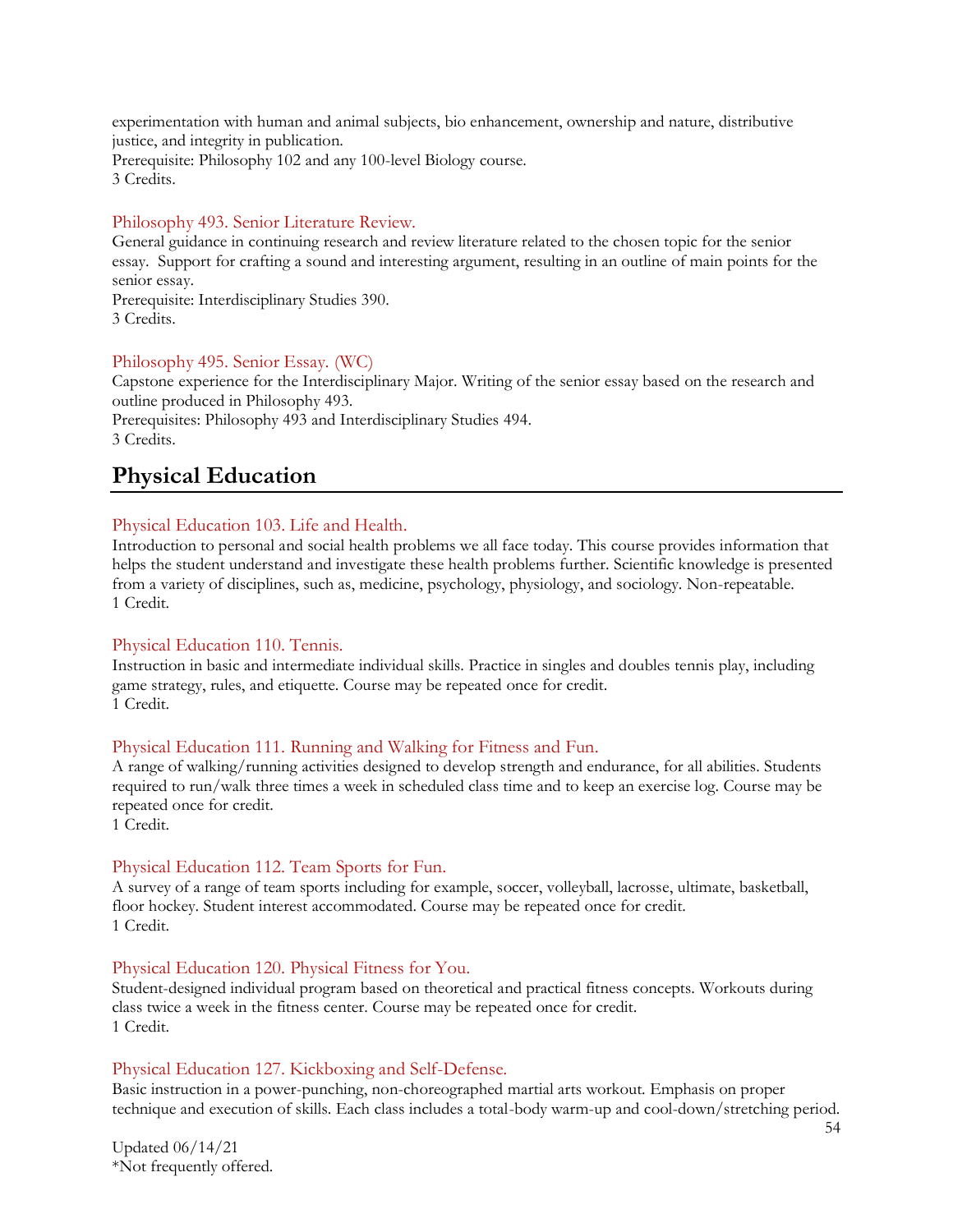experimentation with human and animal subjects, bio enhancement, ownership and nature, distributive justice, and integrity in publication.
Prerequisite: Philosophy 102 and any 100-level Biology course.
3 Credits.

### Philosophy 493. Senior Literature Review.

General guidance in continuing research and review literature related to the chosen topic for the senior essay. Support for crafting a sound and interesting argument, resulting in an outline of main points for the senior essay.
Prerequisite: Interdisciplinary Studies 390.
3 Credits.

### Philosophy 495. Senior Essay. (WC)

Capstone experience for the Interdisciplinary Major. Writing of the senior essay based on the research and outline produced in Philosophy 493.
Prerequisites: Philosophy 493 and Interdisciplinary Studies 494.
3 Credits.

## Physical Education

### Physical Education 103. Life and Health.

Introduction to personal and social health problems we all face today. This course provides information that helps the student understand and investigate these health problems further. Scientific knowledge is presented from a variety of disciplines, such as, medicine, psychology, physiology, and sociology. Non-repeatable.
1 Credit.

### Physical Education 110. Tennis.

Instruction in basic and intermediate individual skills. Practice in singles and doubles tennis play, including game strategy, rules, and etiquette. Course may be repeated once for credit.
1 Credit.

### Physical Education 111. Running and Walking for Fitness and Fun.

A range of walking/running activities designed to develop strength and endurance, for all abilities. Students required to run/walk three times a week in scheduled class time and to keep an exercise log. Course may be repeated once for credit.
1 Credit.

### Physical Education 112. Team Sports for Fun.

A survey of a range of team sports including for example, soccer, volleyball, lacrosse, ultimate, basketball, floor hockey. Student interest accommodated. Course may be repeated once for credit.
1 Credit.

### Physical Education 120. Physical Fitness for You.

Student-designed individual program based on theoretical and practical fitness concepts. Workouts during class twice a week in the fitness center. Course may be repeated once for credit.
1 Credit.

### Physical Education 127. Kickboxing and Self-Defense.

Basic instruction in a power-punching, non-choreographed martial arts workout. Emphasis on proper technique and execution of skills. Each class includes a total-body warm-up and cool-down/stretching period.

Updated 06/14/21
*Not frequently offered.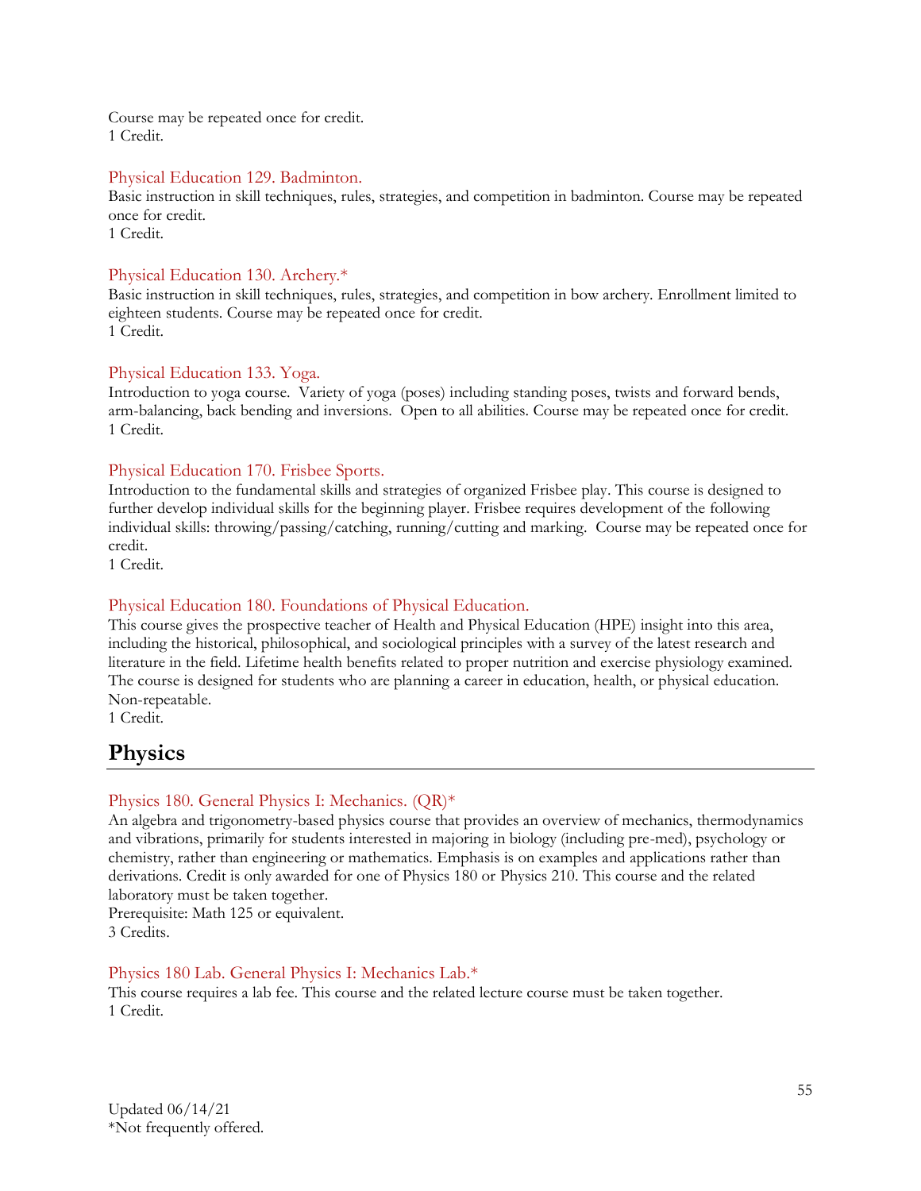Course may be repeated once for credit.
1 Credit.

### Physical Education 129. Badminton.

Basic instruction in skill techniques, rules, strategies, and competition in badminton. Course may be repeated once for credit.
1 Credit.

### Physical Education 130. Archery.*

Basic instruction in skill techniques, rules, strategies, and competition in bow archery. Enrollment limited to eighteen students. Course may be repeated once for credit.
1 Credit.

### Physical Education 133. Yoga.

Introduction to yoga course. Variety of yoga (poses) including standing poses, twists and forward bends, arm-balancing, back bending and inversions. Open to all abilities. Course may be repeated once for credit.
1 Credit.

### Physical Education 170. Frisbee Sports.

Introduction to the fundamental skills and strategies of organized Frisbee play. This course is designed to further develop individual skills for the beginning player. Frisbee requires development of the following individual skills: throwing/passing/catching, running/cutting and marking. Course may be repeated once for credit.
1 Credit.

### Physical Education 180. Foundations of Physical Education.

This course gives the prospective teacher of Health and Physical Education (HPE) insight into this area, including the historical, philosophical, and sociological principles with a survey of the latest research and literature in the field. Lifetime health benefits related to proper nutrition and exercise physiology examined. The course is designed for students who are planning a career in education, health, or physical education. Non-repeatable.
1 Credit.

## Physics

### Physics 180. General Physics I: Mechanics. (QR)*

An algebra and trigonometry-based physics course that provides an overview of mechanics, thermodynamics and vibrations, primarily for students interested in majoring in biology (including pre-med), psychology or chemistry, rather than engineering or mathematics. Emphasis is on examples and applications rather than derivations. Credit is only awarded for one of Physics 180 or Physics 210. This course and the related laboratory must be taken together.
Prerequisite: Math 125 or equivalent.
3 Credits.

### Physics 180 Lab. General Physics I: Mechanics Lab.*

This course requires a lab fee. This course and the related lecture course must be taken together.
1 Credit.

Updated 06/14/21
*Not frequently offered.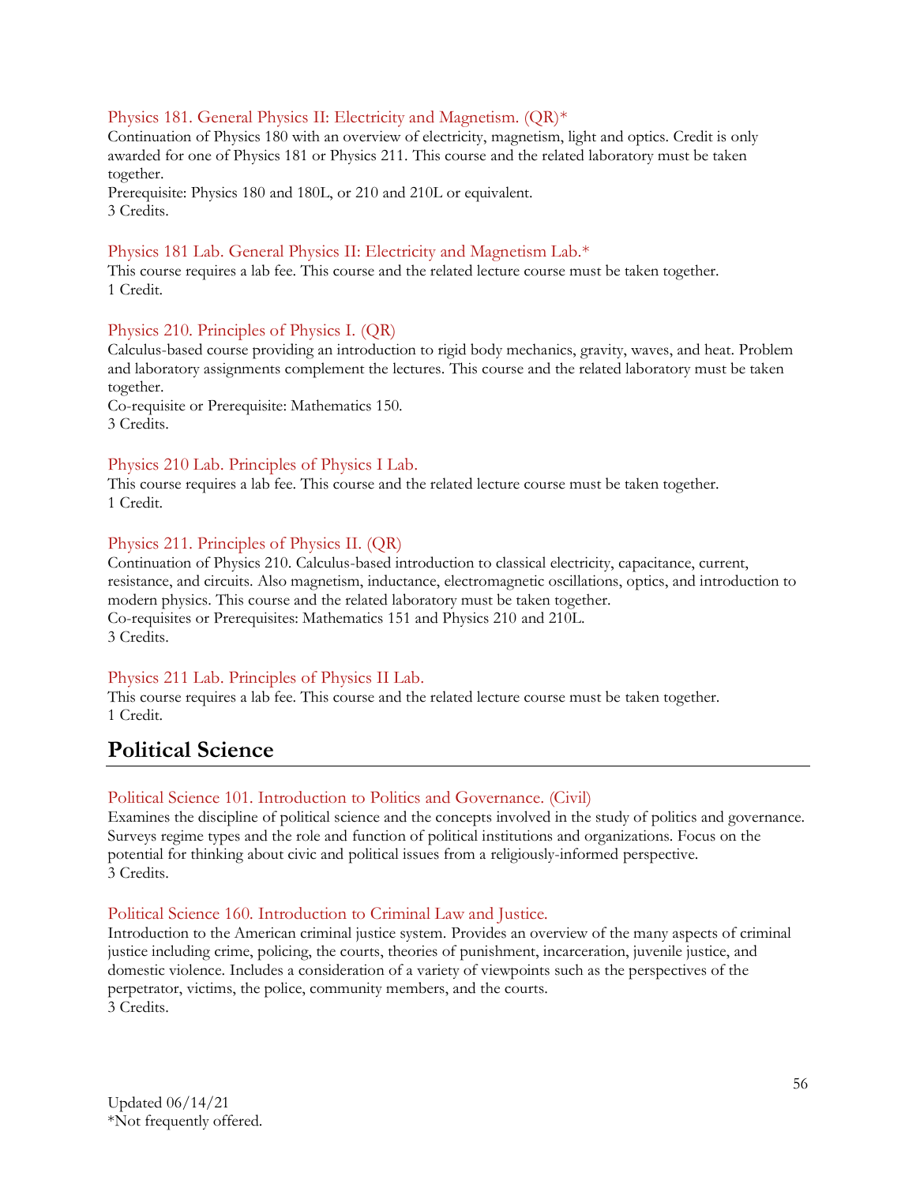### Physics 181. General Physics II: Electricity and Magnetism. (QR)*

Continuation of Physics 180 with an overview of electricity, magnetism, light and optics. Credit is only awarded for one of Physics 181 or Physics 211. This course and the related laboratory must be taken together.
Prerequisite: Physics 180 and 180L, or 210 and 210L or equivalent.
3 Credits.

### Physics 181 Lab. General Physics II: Electricity and Magnetism Lab.*

This course requires a lab fee. This course and the related lecture course must be taken together.
1 Credit.

### Physics 210. Principles of Physics I. (QR)

Calculus-based course providing an introduction to rigid body mechanics, gravity, waves, and heat. Problem and laboratory assignments complement the lectures. This course and the related laboratory must be taken together.
Co-requisite or Prerequisite: Mathematics 150.
3 Credits.

### Physics 210 Lab. Principles of Physics I Lab.

This course requires a lab fee. This course and the related lecture course must be taken together.
1 Credit.

### Physics 211. Principles of Physics II. (QR)

Continuation of Physics 210. Calculus-based introduction to classical electricity, capacitance, current, resistance, and circuits. Also magnetism, inductance, electromagnetic oscillations, optics, and introduction to modern physics. This course and the related laboratory must be taken together.
Co-requisites or Prerequisites: Mathematics 151 and Physics 210 and 210L.
3 Credits.

### Physics 211 Lab. Principles of Physics II Lab.

This course requires a lab fee. This course and the related lecture course must be taken together.
1 Credit.

## Political Science

### Political Science 101. Introduction to Politics and Governance. (Civil)

Examines the discipline of political science and the concepts involved in the study of politics and governance. Surveys regime types and the role and function of political institutions and organizations. Focus on the potential for thinking about civic and political issues from a religiously-informed perspective.
3 Credits.

### Political Science 160. Introduction to Criminal Law and Justice.

Introduction to the American criminal justice system. Provides an overview of the many aspects of criminal justice including crime, policing, the courts, theories of punishment, incarceration, juvenile justice, and domestic violence. Includes a consideration of a variety of viewpoints such as the perspectives of the perpetrator, victims, the police, community members, and the courts.
3 Credits.

Updated 06/14/21
*Not frequently offered.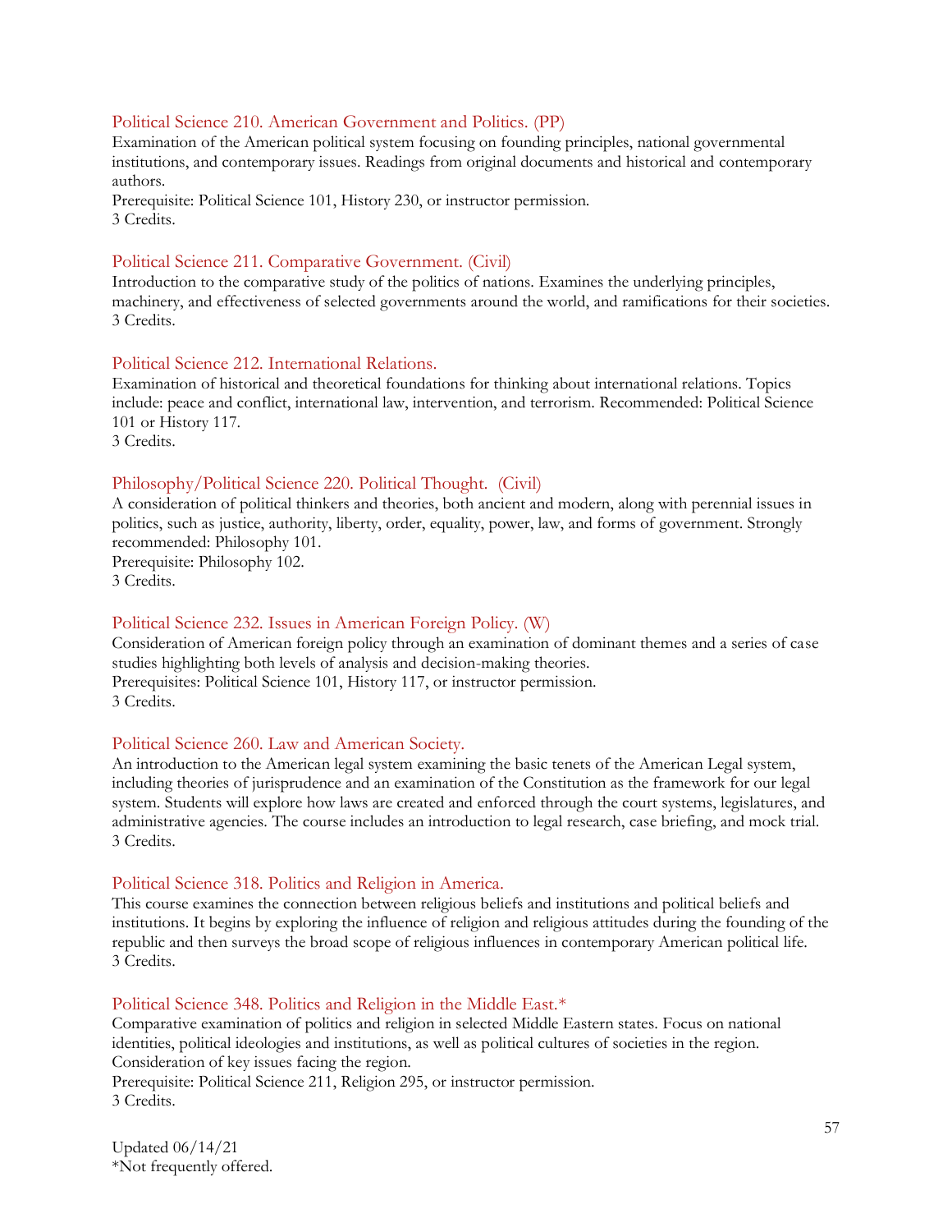### Political Science 210. American Government and Politics. (PP)

Examination of the American political system focusing on founding principles, national governmental institutions, and contemporary issues. Readings from original documents and historical and contemporary authors.
Prerequisite: Political Science 101, History 230, or instructor permission.
3 Credits.

### Political Science 211. Comparative Government. (Civil)

Introduction to the comparative study of the politics of nations. Examines the underlying principles, machinery, and effectiveness of selected governments around the world, and ramifications for their societies.
3 Credits.

### Political Science 212. International Relations.

Examination of historical and theoretical foundations for thinking about international relations. Topics include: peace and conflict, international law, intervention, and terrorism. Recommended: Political Science 101 or History 117.
3 Credits.

### Philosophy/Political Science 220. Political Thought. (Civil)

A consideration of political thinkers and theories, both ancient and modern, along with perennial issues in politics, such as justice, authority, liberty, order, equality, power, law, and forms of government. Strongly recommended: Philosophy 101.
Prerequisite: Philosophy 102.
3 Credits.

### Political Science 232. Issues in American Foreign Policy. (W)

Consideration of American foreign policy through an examination of dominant themes and a series of case studies highlighting both levels of analysis and decision-making theories.
Prerequisites: Political Science 101, History 117, or instructor permission.
3 Credits.

### Political Science 260. Law and American Society.

An introduction to the American legal system examining the basic tenets of the American Legal system, including theories of jurisprudence and an examination of the Constitution as the framework for our legal system. Students will explore how laws are created and enforced through the court systems, legislatures, and administrative agencies. The course includes an introduction to legal research, case briefing, and mock trial.
3 Credits.

### Political Science 318. Politics and Religion in America.

This course examines the connection between religious beliefs and institutions and political beliefs and institutions. It begins by exploring the influence of religion and religious attitudes during the founding of the republic and then surveys the broad scope of religious influences in contemporary American political life.
3 Credits.

### Political Science 348. Politics and Religion in the Middle East.*

Comparative examination of politics and religion in selected Middle Eastern states. Focus on national identities, political ideologies and institutions, as well as political cultures of societies in the region. Consideration of key issues facing the region.
Prerequisite: Political Science 211, Religion 295, or instructor permission.
3 Credits.

Updated 06/14/21
*Not frequently offered.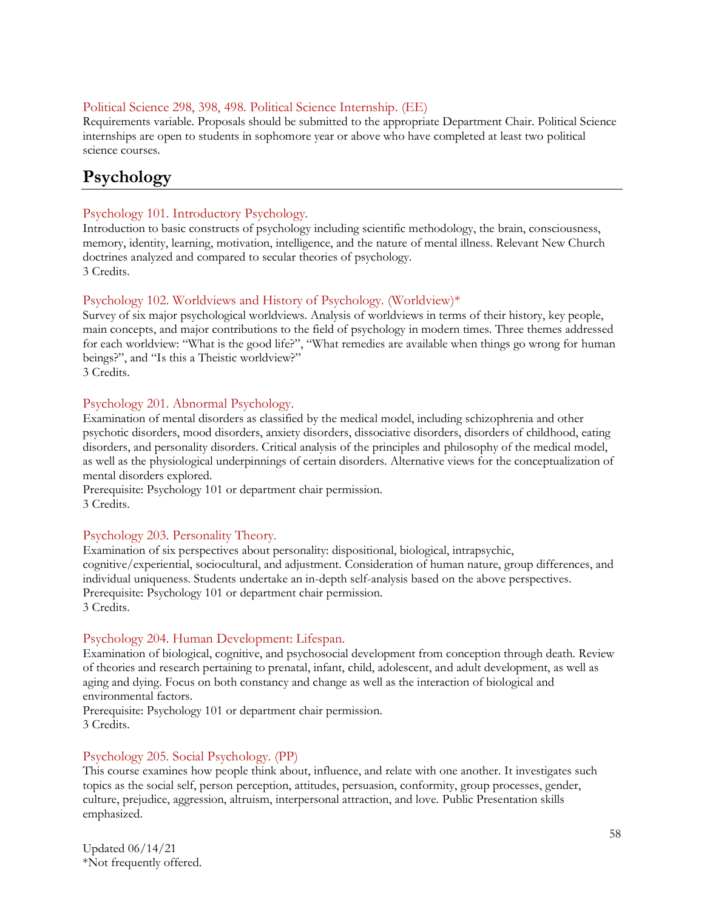### Political Science 298, 398, 498. Political Science Internship. (EE)

Requirements variable. Proposals should be submitted to the appropriate Department Chair. Political Science internships are open to students in sophomore year or above who have completed at least two political science courses.

## Psychology

### Psychology 101. Introductory Psychology.

Introduction to basic constructs of psychology including scientific methodology, the brain, consciousness, memory, identity, learning, motivation, intelligence, and the nature of mental illness. Relevant New Church doctrines analyzed and compared to secular theories of psychology.
3 Credits.

### Psychology 102. Worldviews and History of Psychology. (Worldview)*

Survey of six major psychological worldviews. Analysis of worldviews in terms of their history, key people, main concepts, and major contributions to the field of psychology in modern times. Three themes addressed for each worldview: "What is the good life?", "What remedies are available when things go wrong for human beings?", and "Is this a Theistic worldview?"
3 Credits.

### Psychology 201. Abnormal Psychology.

Examination of mental disorders as classified by the medical model, including schizophrenia and other psychotic disorders, mood disorders, anxiety disorders, dissociative disorders, disorders of childhood, eating disorders, and personality disorders. Critical analysis of the principles and philosophy of the medical model, as well as the physiological underpinnings of certain disorders. Alternative views for the conceptualization of mental disorders explored.
Prerequisite: Psychology 101 or department chair permission.
3 Credits.

### Psychology 203. Personality Theory.

Examination of six perspectives about personality: dispositional, biological, intrapsychic, cognitive/experiential, sociocultural, and adjustment. Consideration of human nature, group differences, and individual uniqueness. Students undertake an in-depth self-analysis based on the above perspectives.
Prerequisite: Psychology 101 or department chair permission.
3 Credits.

### Psychology 204. Human Development: Lifespan.

Examination of biological, cognitive, and psychosocial development from conception through death. Review of theories and research pertaining to prenatal, infant, child, adolescent, and adult development, as well as aging and dying. Focus on both constancy and change as well as the interaction of biological and environmental factors.
Prerequisite: Psychology 101 or department chair permission.
3 Credits.

### Psychology 205. Social Psychology. (PP)

This course examines how people think about, influence, and relate with one another. It investigates such topics as the social self, person perception, attitudes, persuasion, conformity, group processes, gender, culture, prejudice, aggression, altruism, interpersonal attraction, and love. Public Presentation skills emphasized.

Updated 06/14/21
*Not frequently offered.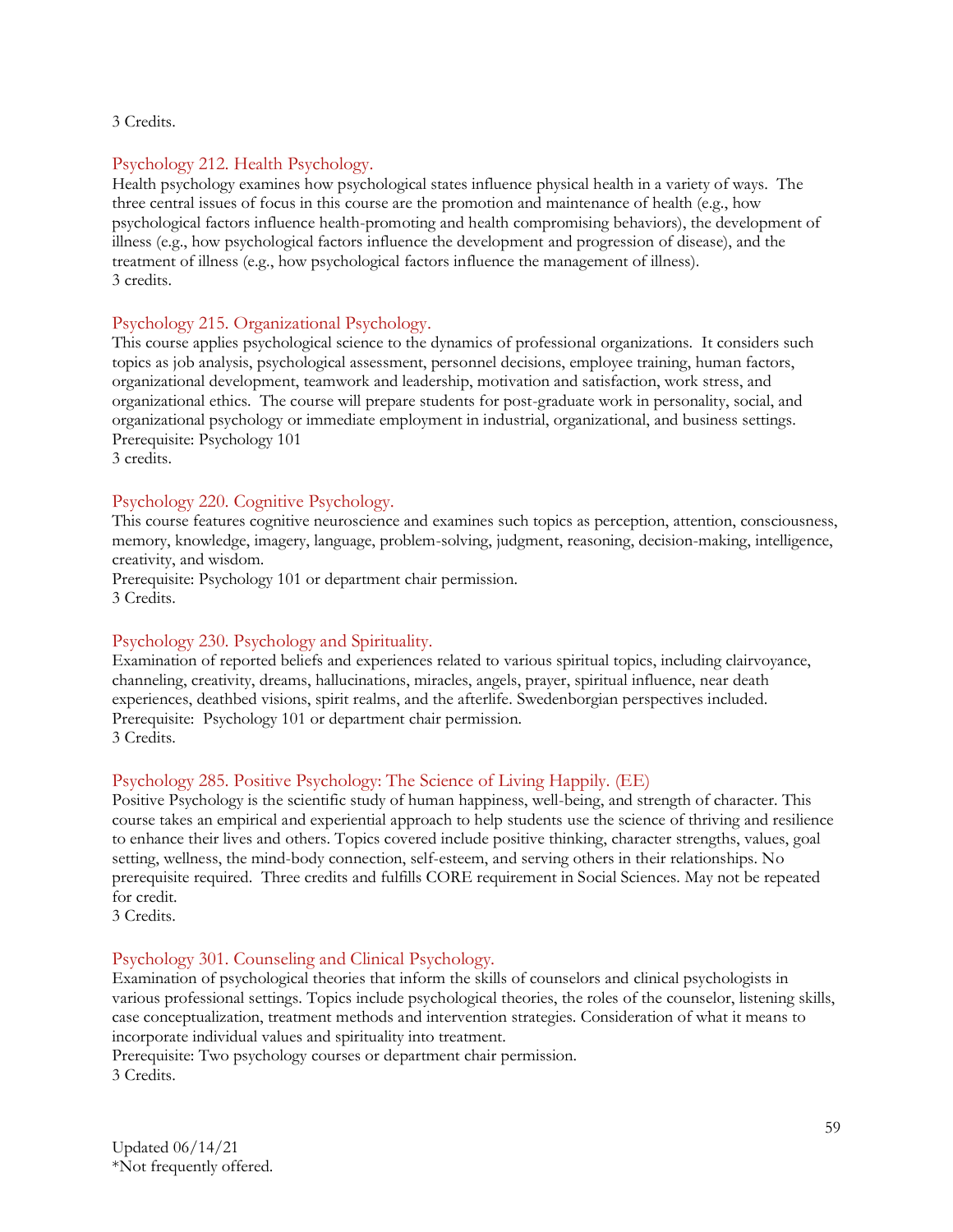3 Credits.

### Psychology 212. Health Psychology.

Health psychology examines how psychological states influence physical health in a variety of ways. The three central issues of focus in this course are the promotion and maintenance of health (e.g., how psychological factors influence health-promoting and health compromising behaviors), the development of illness (e.g., how psychological factors influence the development and progression of disease), and the treatment of illness (e.g., how psychological factors influence the management of illness).
3 credits.

### Psychology 215. Organizational Psychology.

This course applies psychological science to the dynamics of professional organizations. It considers such topics as job analysis, psychological assessment, personnel decisions, employee training, human factors, organizational development, teamwork and leadership, motivation and satisfaction, work stress, and organizational ethics. The course will prepare students for post-graduate work in personality, social, and organizational psychology or immediate employment in industrial, organizational, and business settings.
Prerequisite: Psychology 101
3 credits.

### Psychology 220. Cognitive Psychology.

This course features cognitive neuroscience and examines such topics as perception, attention, consciousness, memory, knowledge, imagery, language, problem-solving, judgment, reasoning, decision-making, intelligence, creativity, and wisdom.
Prerequisite: Psychology 101 or department chair permission.
3 Credits.

### Psychology 230. Psychology and Spirituality.

Examination of reported beliefs and experiences related to various spiritual topics, including clairvoyance, channeling, creativity, dreams, hallucinations, miracles, angels, prayer, spiritual influence, near death experiences, deathbed visions, spirit realms, and the afterlife. Swedenborgian perspectives included.
Prerequisite: Psychology 101 or department chair permission.
3 Credits.

### Psychology 285. Positive Psychology: The Science of Living Happily. (EE)

Positive Psychology is the scientific study of human happiness, well-being, and strength of character. This course takes an empirical and experiential approach to help students use the science of thriving and resilience to enhance their lives and others. Topics covered include positive thinking, character strengths, values, goal setting, wellness, the mind-body connection, self-esteem, and serving others in their relationships. No prerequisite required. Three credits and fulfills CORE requirement in Social Sciences. May not be repeated for credit.
3 Credits.

### Psychology 301. Counseling and Clinical Psychology.

Examination of psychological theories that inform the skills of counselors and clinical psychologists in various professional settings. Topics include psychological theories, the roles of the counselor, listening skills, case conceptualization, treatment methods and intervention strategies. Consideration of what it means to incorporate individual values and spirituality into treatment.
Prerequisite: Two psychology courses or department chair permission.
3 Credits.

Updated 06/14/21
*Not frequently offered.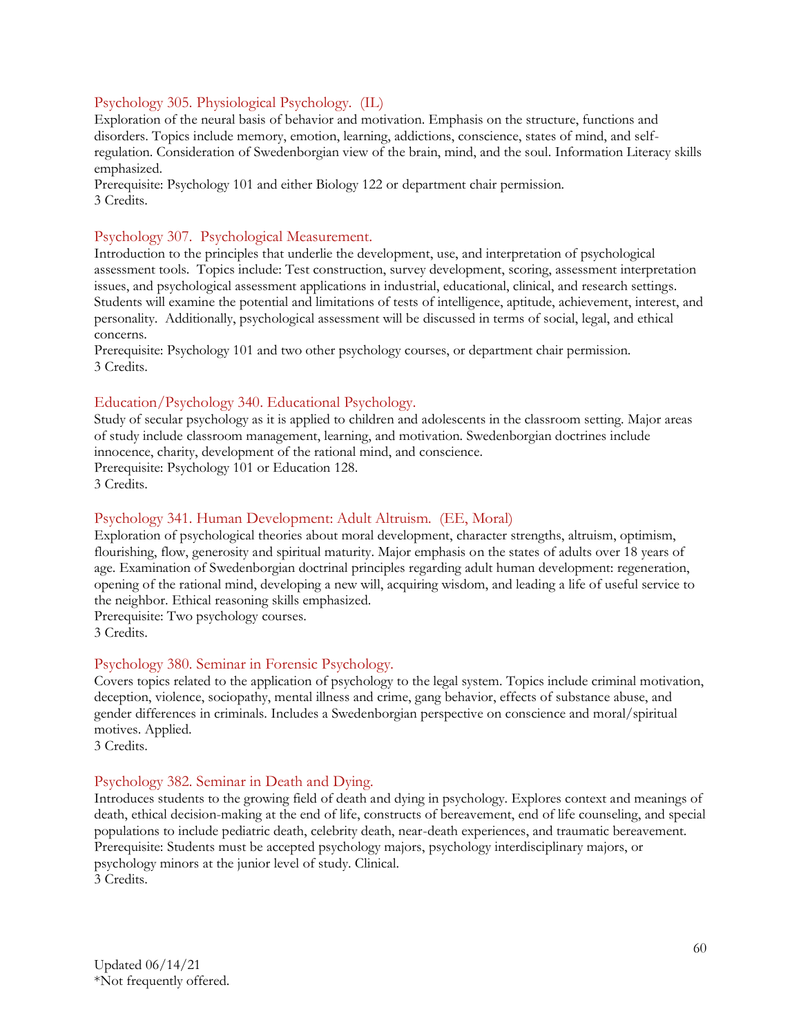### Psychology 305. Physiological Psychology. (IL)

Exploration of the neural basis of behavior and motivation. Emphasis on the structure, functions and disorders. Topics include memory, emotion, learning, addictions, conscience, states of mind, and self-regulation. Consideration of Swedenborgian view of the brain, mind, and the soul. Information Literacy skills emphasized.

Prerequisite: Psychology 101 and either Biology 122 or department chair permission.

3 Credits.

### Psychology 307. Psychological Measurement.

Introduction to the principles that underlie the development, use, and interpretation of psychological assessment tools. Topics include: Test construction, survey development, scoring, assessment interpretation issues, and psychological assessment applications in industrial, educational, clinical, and research settings. Students will examine the potential and limitations of tests of intelligence, aptitude, achievement, interest, and personality. Additionally, psychological assessment will be discussed in terms of social, legal, and ethical concerns.

Prerequisite: Psychology 101 and two other psychology courses, or department chair permission.

3 Credits.

### Education/Psychology 340. Educational Psychology.

Study of secular psychology as it is applied to children and adolescents in the classroom setting. Major areas of study include classroom management, learning, and motivation. Swedenborgian doctrines include innocence, charity, development of the rational mind, and conscience.

Prerequisite: Psychology 101 or Education 128.

3 Credits.

### Psychology 341. Human Development: Adult Altruism. (EE, Moral)

Exploration of psychological theories about moral development, character strengths, altruism, optimism, flourishing, flow, generosity and spiritual maturity. Major emphasis on the states of adults over 18 years of age. Examination of Swedenborgian doctrinal principles regarding adult human development: regeneration, opening of the rational mind, developing a new will, acquiring wisdom, and leading a life of useful service to the neighbor. Ethical reasoning skills emphasized.

Prerequisite: Two psychology courses.

3 Credits.

### Psychology 380. Seminar in Forensic Psychology.

Covers topics related to the application of psychology to the legal system. Topics include criminal motivation, deception, violence, sociopathy, mental illness and crime, gang behavior, effects of substance abuse, and gender differences in criminals. Includes a Swedenborgian perspective on conscience and moral/spiritual motives. Applied.

3 Credits.

### Psychology 382. Seminar in Death and Dying.

Introduces students to the growing field of death and dying in psychology. Explores context and meanings of death, ethical decision-making at the end of life, constructs of bereavement, end of life counseling, and special populations to include pediatric death, celebrity death, near-death experiences, and traumatic bereavement.

Prerequisite: Students must be accepted psychology majors, psychology interdisciplinary majors, or psychology minors at the junior level of study. Clinical.

3 Credits.

Updated 06/14/21
*Not frequently offered.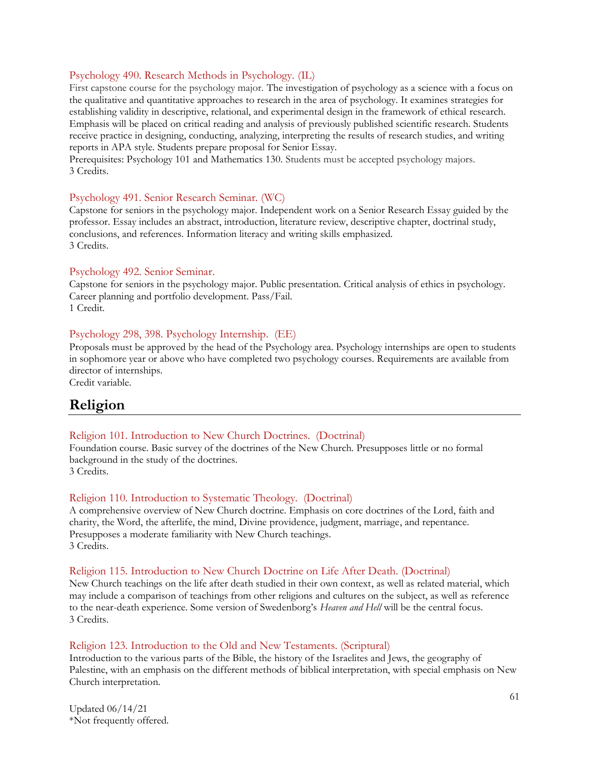#### Psychology 490. Research Methods in Psychology. (IL)

First capstone course for the psychology major. The investigation of psychology as a science with a focus on the qualitative and quantitative approaches to research in the area of psychology. It examines strategies for establishing validity in descriptive, relational, and experimental design in the framework of ethical research. Emphasis will be placed on critical reading and analysis of previously published scientific research. Students receive practice in designing, conducting, analyzing, interpreting the results of research studies, and writing reports in APA style. Students prepare proposal for Senior Essay.
Prerequisites: Psychology 101 and Mathematics 130. Students must be accepted psychology majors.
3 Credits.

#### Psychology 491. Senior Research Seminar. (WC)

Capstone for seniors in the psychology major. Independent work on a Senior Research Essay guided by the professor. Essay includes an abstract, introduction, literature review, descriptive chapter, doctrinal study, conclusions, and references. Information literacy and writing skills emphasized.
3 Credits.

#### Psychology 492. Senior Seminar.

Capstone for seniors in the psychology major. Public presentation. Critical analysis of ethics in psychology. Career planning and portfolio development. Pass/Fail.
1 Credit.

#### Psychology 298, 398. Psychology Internship. (EE)

Proposals must be approved by the head of the Psychology area. Psychology internships are open to students in sophomore year or above who have completed two psychology courses. Requirements are available from director of internships.
Credit variable.

## Religion

#### Religion 101. Introduction to New Church Doctrines. (Doctrinal)

Foundation course. Basic survey of the doctrines of the New Church. Presupposes little or no formal background in the study of the doctrines.
3 Credits.

#### Religion 110. Introduction to Systematic Theology. (Doctrinal)

A comprehensive overview of New Church doctrine. Emphasis on core doctrines of the Lord, faith and charity, the Word, the afterlife, the mind, Divine providence, judgment, marriage, and repentance. Presupposes a moderate familiarity with New Church teachings.
3 Credits.

#### Religion 115. Introduction to New Church Doctrine on Life After Death. (Doctrinal)

New Church teachings on the life after death studied in their own context, as well as related material, which may include a comparison of teachings from other religions and cultures on the subject, as well as reference to the near-death experience. Some version of Swedenborg's *Heaven and Hell* will be the central focus.
3 Credits.

#### Religion 123. Introduction to the Old and New Testaments. (Scriptural)

Introduction to the various parts of the Bible, the history of the Israelites and Jews, the geography of Palestine, with an emphasis on the different methods of biblical interpretation, with special emphasis on New Church interpretation.

Updated 06/14/21
*Not frequently offered.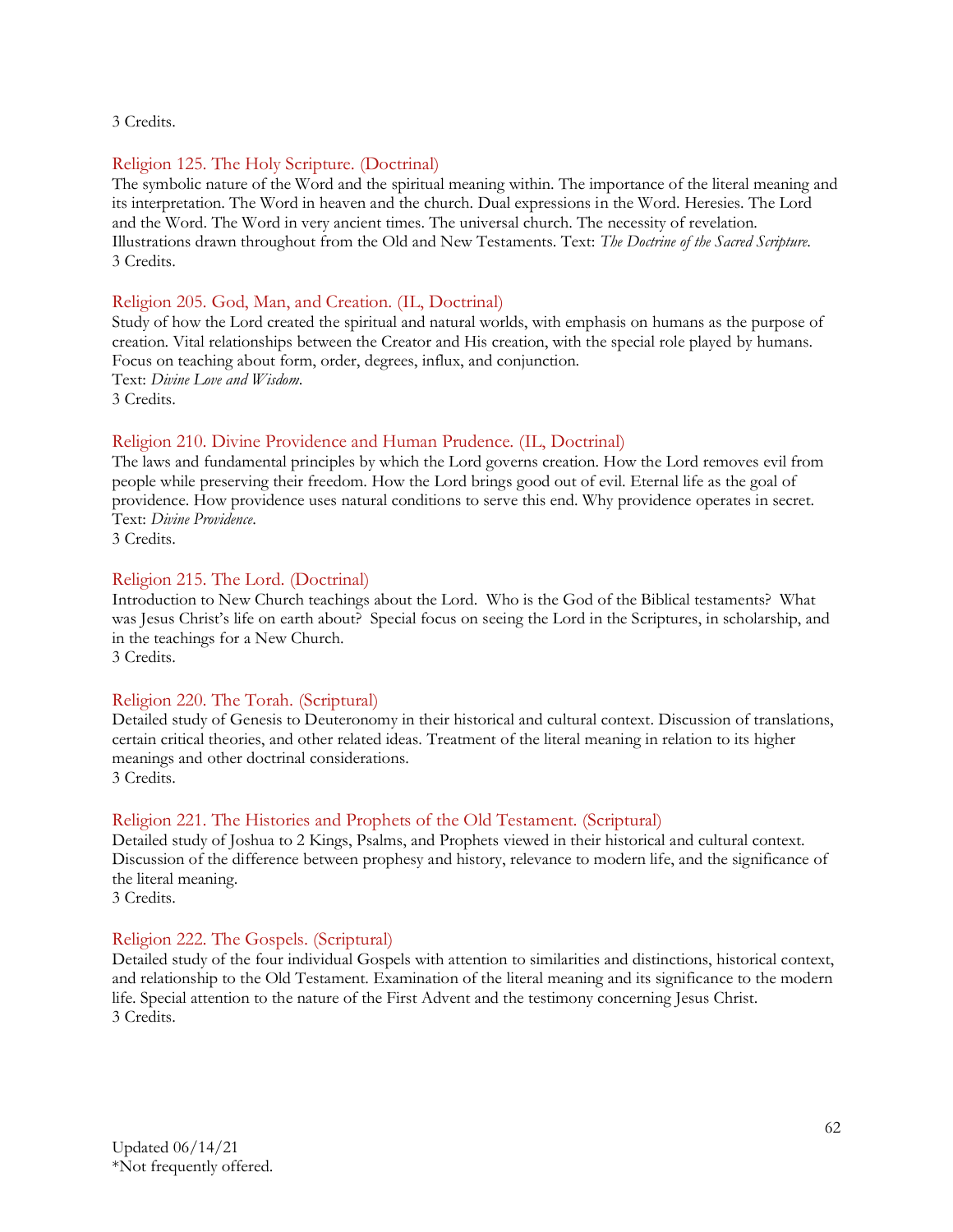3 Credits.

### Religion 125. The Holy Scripture. (Doctrinal)

The symbolic nature of the Word and the spiritual meaning within. The importance of the literal meaning and its interpretation. The Word in heaven and the church. Dual expressions in the Word. Heresies. The Lord and the Word. The Word in very ancient times. The universal church. The necessity of revelation. Illustrations drawn throughout from the Old and New Testaments. Text: *The Doctrine of the Sacred Scripture.*
3 Credits.

### Religion 205. God, Man, and Creation. (IL, Doctrinal)

Study of how the Lord created the spiritual and natural worlds, with emphasis on humans as the purpose of creation. Vital relationships between the Creator and His creation, with the special role played by humans. Focus on teaching about form, order, degrees, influx, and conjunction.
Text: *Divine Love and Wisdom.*
3 Credits.

### Religion 210. Divine Providence and Human Prudence. (IL, Doctrinal)

The laws and fundamental principles by which the Lord governs creation. How the Lord removes evil from people while preserving their freedom. How the Lord brings good out of evil. Eternal life as the goal of providence. How providence uses natural conditions to serve this end. Why providence operates in secret.
Text: *Divine Providence.*
3 Credits.

### Religion 215. The Lord. (Doctrinal)

Introduction to New Church teachings about the Lord. Who is the God of the Biblical testaments? What was Jesus Christ's life on earth about? Special focus on seeing the Lord in the Scriptures, in scholarship, and in the teachings for a New Church.
3 Credits.

### Religion 220. The Torah. (Scriptural)

Detailed study of Genesis to Deuteronomy in their historical and cultural context. Discussion of translations, certain critical theories, and other related ideas. Treatment of the literal meaning in relation to its higher meanings and other doctrinal considerations.
3 Credits.

### Religion 221. The Histories and Prophets of the Old Testament. (Scriptural)

Detailed study of Joshua to 2 Kings, Psalms, and Prophets viewed in their historical and cultural context. Discussion of the difference between prophesy and history, relevance to modern life, and the significance of the literal meaning.
3 Credits.

### Religion 222. The Gospels. (Scriptural)

Detailed study of the four individual Gospels with attention to similarities and distinctions, historical context, and relationship to the Old Testament. Examination of the literal meaning and its significance to the modern life. Special attention to the nature of the First Advent and the testimony concerning Jesus Christ.
3 Credits.

Updated 06/14/21
*Not frequently offered.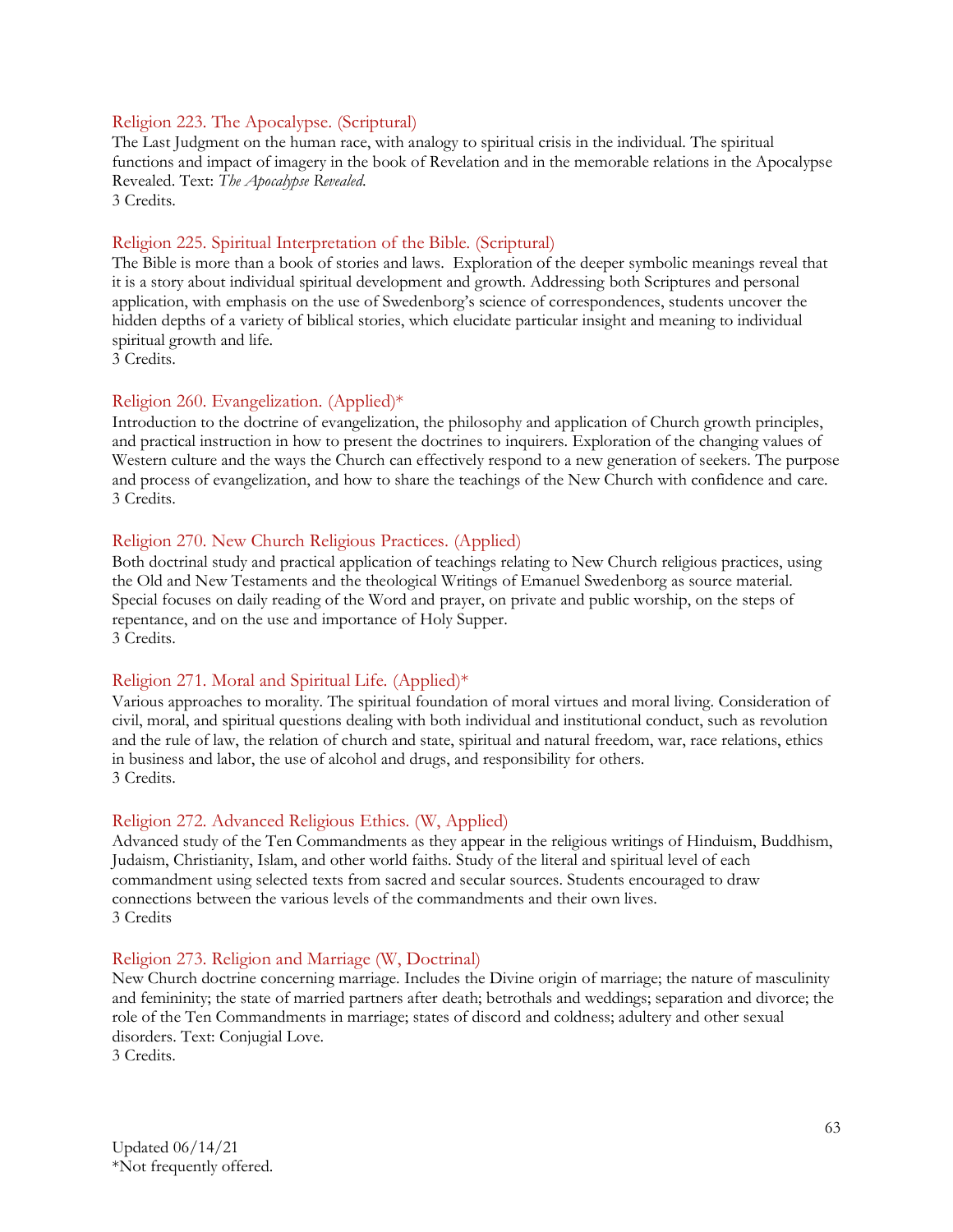### Religion 223. The Apocalypse. (Scriptural)

The Last Judgment on the human race, with analogy to spiritual crisis in the individual. The spiritual functions and impact of imagery in the book of Revelation and in the memorable relations in the Apocalypse Revealed. Text: *The Apocalypse Revealed.*
3 Credits.

### Religion 225. Spiritual Interpretation of the Bible. (Scriptural)

The Bible is more than a book of stories and laws. Exploration of the deeper symbolic meanings reveal that it is a story about individual spiritual development and growth. Addressing both Scriptures and personal application, with emphasis on the use of Swedenborg's science of correspondences, students uncover the hidden depths of a variety of biblical stories, which elucidate particular insight and meaning to individual spiritual growth and life.
3 Credits.

### Religion 260. Evangelization. (Applied)*

Introduction to the doctrine of evangelization, the philosophy and application of Church growth principles, and practical instruction in how to present the doctrines to inquirers. Exploration of the changing values of Western culture and the ways the Church can effectively respond to a new generation of seekers. The purpose and process of evangelization, and how to share the teachings of the New Church with confidence and care.
3 Credits.

### Religion 270. New Church Religious Practices. (Applied)

Both doctrinal study and practical application of teachings relating to New Church religious practices, using the Old and New Testaments and the theological Writings of Emanuel Swedenborg as source material. Special focuses on daily reading of the Word and prayer, on private and public worship, on the steps of repentance, and on the use and importance of Holy Supper.
3 Credits.

### Religion 271. Moral and Spiritual Life. (Applied)*

Various approaches to morality. The spiritual foundation of moral virtues and moral living. Consideration of civil, moral, and spiritual questions dealing with both individual and institutional conduct, such as revolution and the rule of law, the relation of church and state, spiritual and natural freedom, war, race relations, ethics in business and labor, the use of alcohol and drugs, and responsibility for others.
3 Credits.

### Religion 272. Advanced Religious Ethics. (W, Applied)

Advanced study of the Ten Commandments as they appear in the religious writings of Hinduism, Buddhism, Judaism, Christianity, Islam, and other world faiths. Study of the literal and spiritual level of each commandment using selected texts from sacred and secular sources. Students encouraged to draw connections between the various levels of the commandments and their own lives.
3 Credits

### Religion 273. Religion and Marriage (W, Doctrinal)

New Church doctrine concerning marriage. Includes the Divine origin of marriage; the nature of masculinity and femininity; the state of married partners after death; betrothals and weddings; separation and divorce; the role of the Ten Commandments in marriage; states of discord and coldness; adultery and other sexual disorders. Text: Conjugial Love.
3 Credits.

Updated 06/14/21
*Not frequently offered.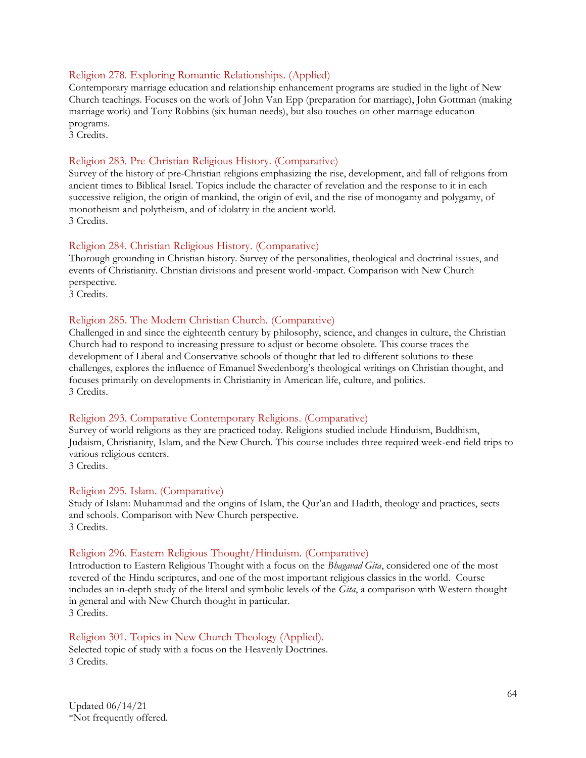### Religion 278. Exploring Romantic Relationships. (Applied)

Contemporary marriage education and relationship enhancement programs are studied in the light of New Church teachings. Focuses on the work of John Van Epp (preparation for marriage), John Gottman (making marriage work) and Tony Robbins (six human needs), but also touches on other marriage education programs.
3 Credits.

### Religion 283. Pre-Christian Religious History. (Comparative)

Survey of the history of pre-Christian religions emphasizing the rise, development, and fall of religions from ancient times to Biblical Israel. Topics include the character of revelation and the response to it in each successive religion, the origin of mankind, the origin of evil, and the rise of monogamy and polygamy, of monotheism and polytheism, and of idolatry in the ancient world.
3 Credits.

### Religion 284. Christian Religious History. (Comparative)

Thorough grounding in Christian history. Survey of the personalities, theological and doctrinal issues, and events of Christianity. Christian divisions and present world-impact. Comparison with New Church perspective.
3 Credits.

### Religion 285. The Modern Christian Church. (Comparative)

Challenged in and since the eighteenth century by philosophy, science, and changes in culture, the Christian Church had to respond to increasing pressure to adjust or become obsolete. This course traces the development of Liberal and Conservative schools of thought that led to different solutions to these challenges, explores the influence of Emanuel Swedenborg's theological writings on Christian thought, and focuses primarily on developments in Christianity in American life, culture, and politics.
3 Credits.

### Religion 293. Comparative Contemporary Religions. (Comparative)

Survey of world religions as they are practiced today. Religions studied include Hinduism, Buddhism, Judaism, Christianity, Islam, and the New Church. This course includes three required week-end field trips to various religious centers.
3 Credits.

### Religion 295. Islam. (Comparative)

Study of Islam: Muhammad and the origins of Islam, the Qur'an and Hadith, theology and practices, sects and schools. Comparison with New Church perspective.
3 Credits.

### Religion 296. Eastern Religious Thought/Hinduism. (Comparative)

Introduction to Eastern Religious Thought with a focus on the *Bhagavad Gita*, considered one of the most revered of the Hindu scriptures, and one of the most important religious classics in the world. Course includes an in-depth study of the literal and symbolic levels of the *Gita*, a comparison with Western thought in general and with New Church thought in particular.
3 Credits.

### Religion 301. Topics in New Church Theology (Applied).

Selected topic of study with a focus on the Heavenly Doctrines.
3 Credits.

Updated 06/14/21
*Not frequently offered.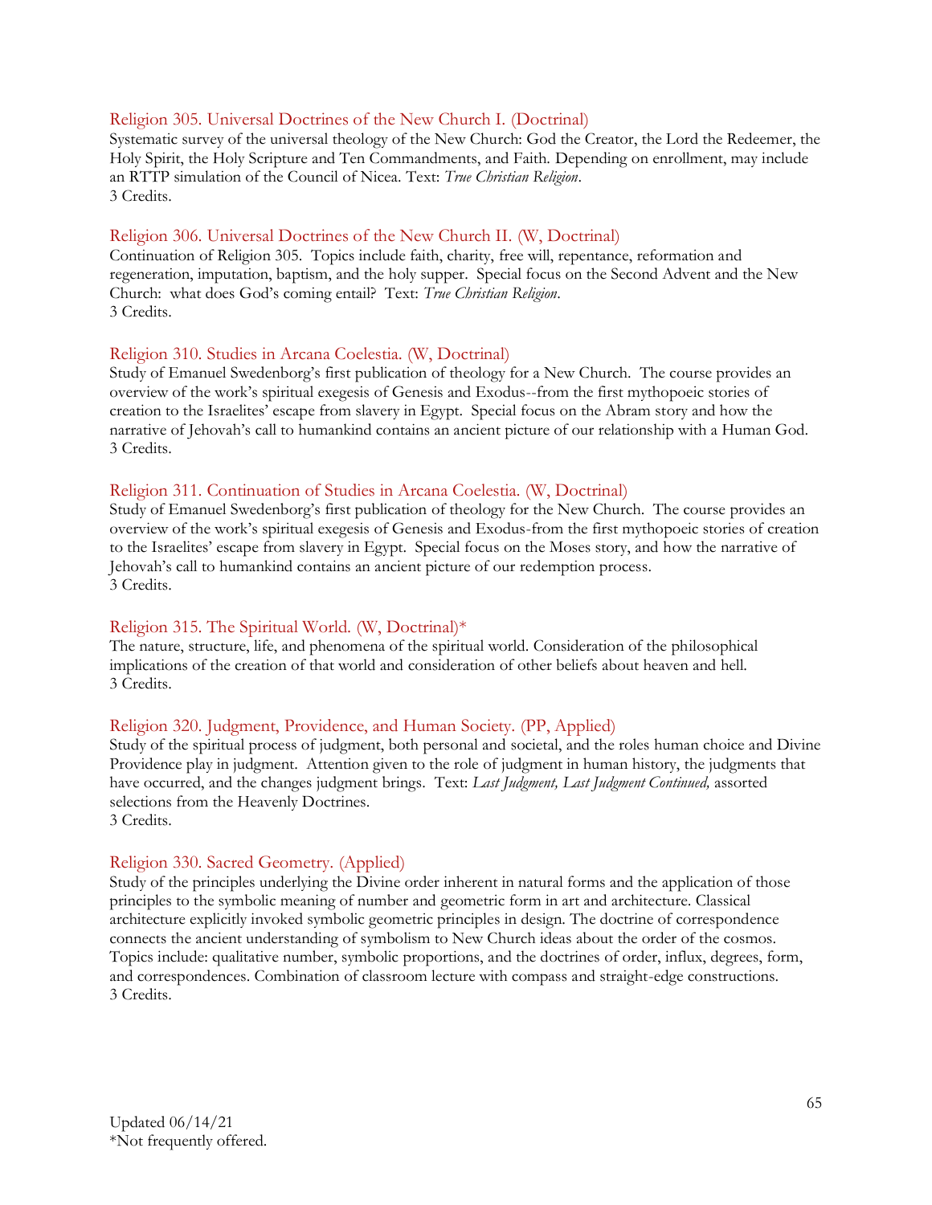### Religion 305. Universal Doctrines of the New Church I. (Doctrinal)

Systematic survey of the universal theology of the New Church: God the Creator, the Lord the Redeemer, the Holy Spirit, the Holy Scripture and Ten Commandments, and Faith. Depending on enrollment, may include an RTTP simulation of the Council of Nicea. Text: *True Christian Religion*.
3 Credits.

### Religion 306. Universal Doctrines of the New Church II. (W, Doctrinal)

Continuation of Religion 305. Topics include faith, charity, free will, repentance, reformation and regeneration, imputation, baptism, and the holy supper. Special focus on the Second Advent and the New Church: what does God's coming entail? Text: *True Christian Religion*.
3 Credits.

### Religion 310. Studies in Arcana Coelestia. (W, Doctrinal)

Study of Emanuel Swedenborg's first publication of theology for a New Church. The course provides an overview of the work's spiritual exegesis of Genesis and Exodus--from the first mythopoeic stories of creation to the Israelites' escape from slavery in Egypt. Special focus on the Abram story and how the narrative of Jehovah's call to humankind contains an ancient picture of our relationship with a Human God.
3 Credits.

### Religion 311. Continuation of Studies in Arcana Coelestia. (W, Doctrinal)

Study of Emanuel Swedenborg's first publication of theology for the New Church. The course provides an overview of the work's spiritual exegesis of Genesis and Exodus-from the first mythopoeic stories of creation to the Israelites' escape from slavery in Egypt. Special focus on the Moses story, and how the narrative of Jehovah's call to humankind contains an ancient picture of our redemption process.
3 Credits.

### Religion 315. The Spiritual World. (W, Doctrinal)*

The nature, structure, life, and phenomena of the spiritual world. Consideration of the philosophical implications of the creation of that world and consideration of other beliefs about heaven and hell.
3 Credits.

### Religion 320. Judgment, Providence, and Human Society. (PP, Applied)

Study of the spiritual process of judgment, both personal and societal, and the roles human choice and Divine Providence play in judgment. Attention given to the role of judgment in human history, the judgments that have occurred, and the changes judgment brings. Text: *Last Judgment, Last Judgment Continued,* assorted selections from the Heavenly Doctrines.
3 Credits.

### Religion 330. Sacred Geometry. (Applied)

Study of the principles underlying the Divine order inherent in natural forms and the application of those principles to the symbolic meaning of number and geometric form in art and architecture. Classical architecture explicitly invoked symbolic geometric principles in design. The doctrine of correspondence connects the ancient understanding of symbolism to New Church ideas about the order of the cosmos. Topics include: qualitative number, symbolic proportions, and the doctrines of order, influx, degrees, form, and correspondences. Combination of classroom lecture with compass and straight-edge constructions.
3 Credits.

Updated 06/14/21
*Not frequently offered.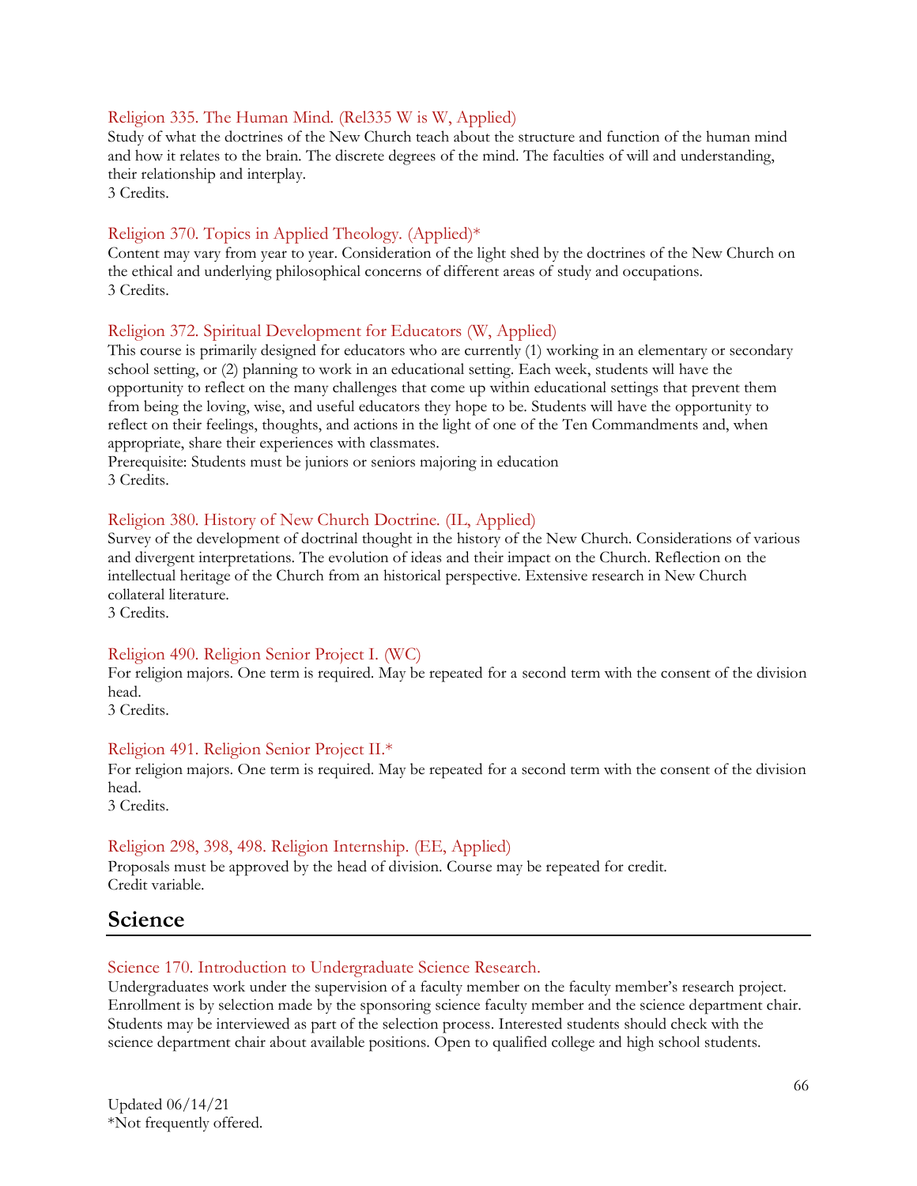### Religion 335. The Human Mind. (Rel335 W is W, Applied)

Study of what the doctrines of the New Church teach about the structure and function of the human mind and how it relates to the brain. The discrete degrees of the mind. The faculties of will and understanding, their relationship and interplay.
3 Credits.

### Religion 370. Topics in Applied Theology. (Applied)*

Content may vary from year to year. Consideration of the light shed by the doctrines of the New Church on the ethical and underlying philosophical concerns of different areas of study and occupations.
3 Credits.

### Religion 372. Spiritual Development for Educators (W, Applied)

This course is primarily designed for educators who are currently (1) working in an elementary or secondary school setting, or (2) planning to work in an educational setting. Each week, students will have the opportunity to reflect on the many challenges that come up within educational settings that prevent them from being the loving, wise, and useful educators they hope to be. Students will have the opportunity to reflect on their feelings, thoughts, and actions in the light of one of the Ten Commandments and, when appropriate, share their experiences with classmates.
Prerequisite: Students must be juniors or seniors majoring in education
3 Credits.

### Religion 380. History of New Church Doctrine. (IL, Applied)

Survey of the development of doctrinal thought in the history of the New Church. Considerations of various and divergent interpretations. The evolution of ideas and their impact on the Church. Reflection on the intellectual heritage of the Church from an historical perspective. Extensive research in New Church collateral literature.
3 Credits.

### Religion 490. Religion Senior Project I. (WC)

For religion majors. One term is required. May be repeated for a second term with the consent of the division head.
3 Credits.

### Religion 491. Religion Senior Project II.*

For religion majors. One term is required. May be repeated for a second term with the consent of the division head.
3 Credits.

### Religion 298, 398, 498. Religion Internship. (EE, Applied)

Proposals must be approved by the head of division. Course may be repeated for credit.
Credit variable.

## Science

### Science 170. Introduction to Undergraduate Science Research.

Undergraduates work under the supervision of a faculty member on the faculty member's research project. Enrollment is by selection made by the sponsoring science faculty member and the science department chair. Students may be interviewed as part of the selection process. Interested students should check with the science department chair about available positions. Open to qualified college and high school students.

Updated 06/14/21
*Not frequently offered.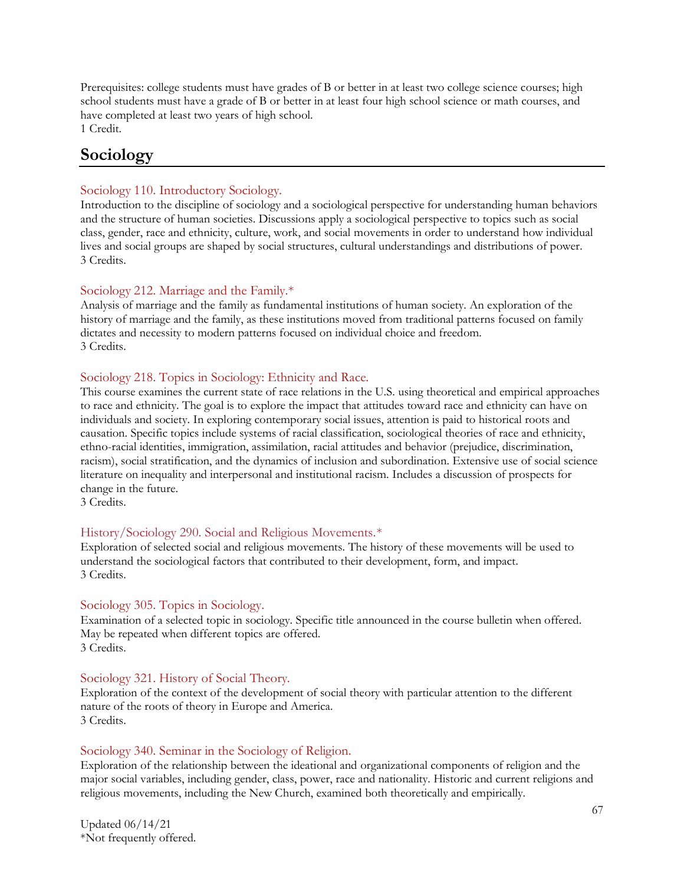Prerequisites: college students must have grades of B or better in at least two college science courses; high school students must have a grade of B or better in at least four high school science or math courses, and have completed at least two years of high school.
1 Credit.

## Sociology

### Sociology 110. Introductory Sociology.

Introduction to the discipline of sociology and a sociological perspective for understanding human behaviors and the structure of human societies. Discussions apply a sociological perspective to topics such as social class, gender, race and ethnicity, culture, work, and social movements in order to understand how individual lives and social groups are shaped by social structures, cultural understandings and distributions of power.
3 Credits.

### Sociology 212. Marriage and the Family.*

Analysis of marriage and the family as fundamental institutions of human society. An exploration of the history of marriage and the family, as these institutions moved from traditional patterns focused on family dictates and necessity to modern patterns focused on individual choice and freedom.
3 Credits.

### Sociology 218. Topics in Sociology: Ethnicity and Race.

This course examines the current state of race relations in the U.S. using theoretical and empirical approaches to race and ethnicity. The goal is to explore the impact that attitudes toward race and ethnicity can have on individuals and society. In exploring contemporary social issues, attention is paid to historical roots and causation. Specific topics include systems of racial classification, sociological theories of race and ethnicity, ethno-racial identities, immigration, assimilation, racial attitudes and behavior (prejudice, discrimination, racism), social stratification, and the dynamics of inclusion and subordination. Extensive use of social science literature on inequality and interpersonal and institutional racism. Includes a discussion of prospects for change in the future.
3 Credits.

### History/Sociology 290. Social and Religious Movements.*

Exploration of selected social and religious movements. The history of these movements will be used to understand the sociological factors that contributed to their development, form, and impact.
3 Credits.

### Sociology 305. Topics in Sociology.

Examination of a selected topic in sociology. Specific title announced in the course bulletin when offered. May be repeated when different topics are offered.
3 Credits.

### Sociology 321. History of Social Theory.

Exploration of the context of the development of social theory with particular attention to the different nature of the roots of theory in Europe and America.
3 Credits.

### Sociology 340. Seminar in the Sociology of Religion.

Exploration of the relationship between the ideational and organizational components of religion and the major social variables, including gender, class, power, race and nationality. Historic and current religions and religious movements, including the New Church, examined both theoretically and empirically.

Updated 06/14/21
*Not frequently offered.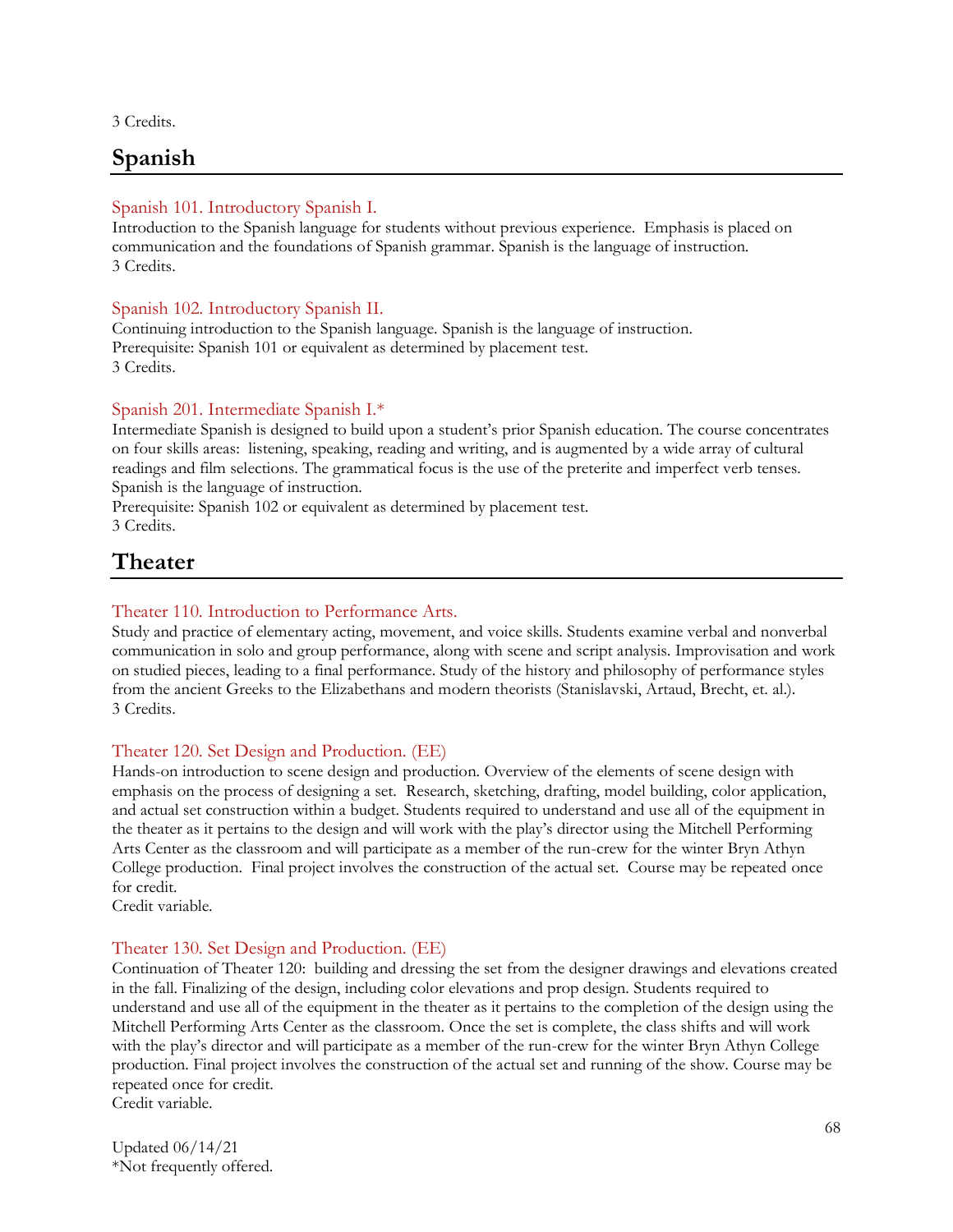3 Credits.

## Spanish

### Spanish 101. Introductory Spanish I.

Introduction to the Spanish language for students without previous experience. Emphasis is placed on communication and the foundations of Spanish grammar. Spanish is the language of instruction.
3 Credits.

### Spanish 102. Introductory Spanish II.

Continuing introduction to the Spanish language. Spanish is the language of instruction.
Prerequisite: Spanish 101 or equivalent as determined by placement test.
3 Credits.

### Spanish 201. Intermediate Spanish I.*

Intermediate Spanish is designed to build upon a student's prior Spanish education. The course concentrates on four skills areas: listening, speaking, reading and writing, and is augmented by a wide array of cultural readings and film selections. The grammatical focus is the use of the preterite and imperfect verb tenses. Spanish is the language of instruction.
Prerequisite: Spanish 102 or equivalent as determined by placement test.
3 Credits.

## Theater

### Theater 110. Introduction to Performance Arts.

Study and practice of elementary acting, movement, and voice skills. Students examine verbal and nonverbal communication in solo and group performance, along with scene and script analysis. Improvisation and work on studied pieces, leading to a final performance. Study of the history and philosophy of performance styles from the ancient Greeks to the Elizabethans and modern theorists (Stanislavski, Artaud, Brecht, et. al.).
3 Credits.

### Theater 120. Set Design and Production. (EE)

Hands-on introduction to scene design and production. Overview of the elements of scene design with emphasis on the process of designing a set. Research, sketching, drafting, model building, color application, and actual set construction within a budget. Students required to understand and use all of the equipment in the theater as it pertains to the design and will work with the play's director using the Mitchell Performing Arts Center as the classroom and will participate as a member of the run-crew for the winter Bryn Athyn College production. Final project involves the construction of the actual set. Course may be repeated once for credit.
Credit variable.

### Theater 130. Set Design and Production. (EE)

Continuation of Theater 120: building and dressing the set from the designer drawings and elevations created in the fall. Finalizing of the design, including color elevations and prop design. Students required to understand and use all of the equipment in the theater as it pertains to the completion of the design using the Mitchell Performing Arts Center as the classroom. Once the set is complete, the class shifts and will work with the play's director and will participate as a member of the run-crew for the winter Bryn Athyn College production. Final project involves the construction of the actual set and running of the show. Course may be repeated once for credit.
Credit variable.

Updated 06/14/21
*Not frequently offered.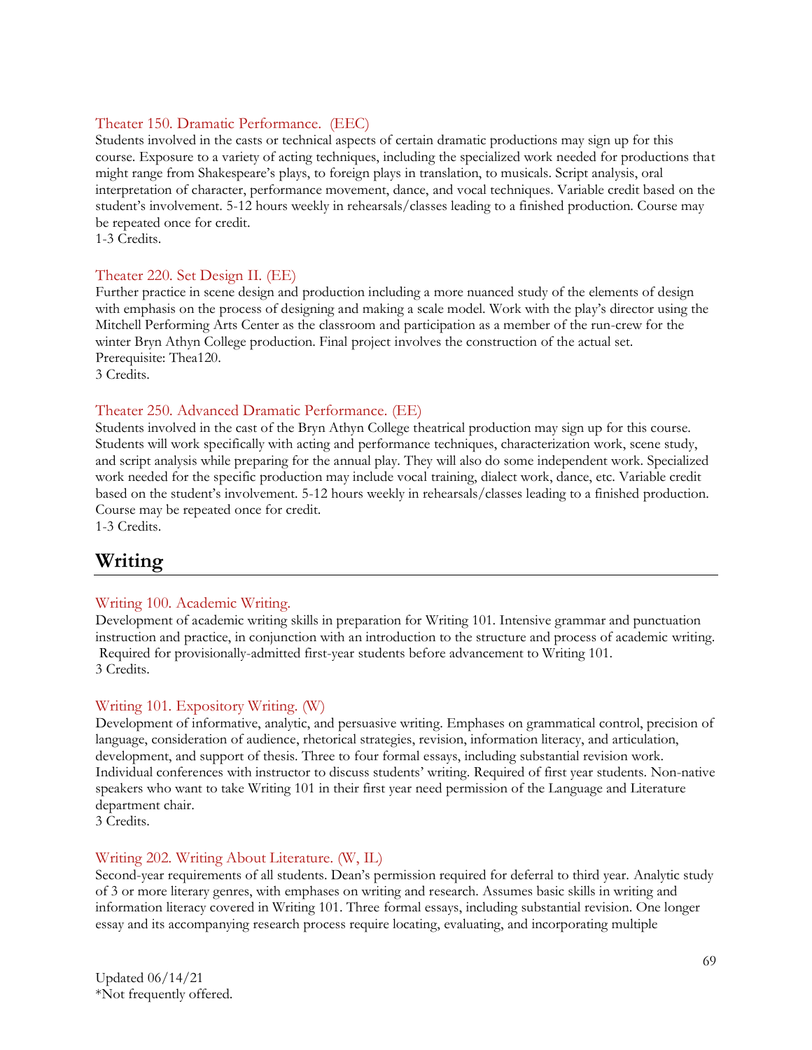### Theater 150. Dramatic Performance. (EEC)

Students involved in the casts or technical aspects of certain dramatic productions may sign up for this course. Exposure to a variety of acting techniques, including the specialized work needed for productions that might range from Shakespeare's plays, to foreign plays in translation, to musicals. Script analysis, oral interpretation of character, performance movement, dance, and vocal techniques. Variable credit based on the student's involvement. 5-12 hours weekly in rehearsals/classes leading to a finished production. Course may be repeated once for credit.
1-3 Credits.

### Theater 220. Set Design II. (EE)

Further practice in scene design and production including a more nuanced study of the elements of design with emphasis on the process of designing and making a scale model. Work with the play's director using the Mitchell Performing Arts Center as the classroom and participation as a member of the run-crew for the winter Bryn Athyn College production. Final project involves the construction of the actual set.
Prerequisite: Thea120.
3 Credits.

### Theater 250. Advanced Dramatic Performance. (EE)

Students involved in the cast of the Bryn Athyn College theatrical production may sign up for this course. Students will work specifically with acting and performance techniques, characterization work, scene study, and script analysis while preparing for the annual play. They will also do some independent work. Specialized work needed for the specific production may include vocal training, dialect work, dance, etc. Variable credit based on the student's involvement. 5-12 hours weekly in rehearsals/classes leading to a finished production. Course may be repeated once for credit.
1-3 Credits.

## Writing

### Writing 100. Academic Writing.

Development of academic writing skills in preparation for Writing 101. Intensive grammar and punctuation instruction and practice, in conjunction with an introduction to the structure and process of academic writing. Required for provisionally-admitted first-year students before advancement to Writing 101.
3 Credits.

### Writing 101. Expository Writing. (W)

Development of informative, analytic, and persuasive writing. Emphases on grammatical control, precision of language, consideration of audience, rhetorical strategies, revision, information literacy, and articulation, development, and support of thesis. Three to four formal essays, including substantial revision work. Individual conferences with instructor to discuss students' writing. Required of first year students. Non-native speakers who want to take Writing 101 in their first year need permission of the Language and Literature department chair.
3 Credits.

### Writing 202. Writing About Literature. (W, IL)

Second-year requirements of all students. Dean's permission required for deferral to third year. Analytic study of 3 or more literary genres, with emphases on writing and research. Assumes basic skills in writing and information literacy covered in Writing 101. Three formal essays, including substantial revision. One longer essay and its accompanying research process require locating, evaluating, and incorporating multiple

Updated 06/14/21
*Not frequently offered.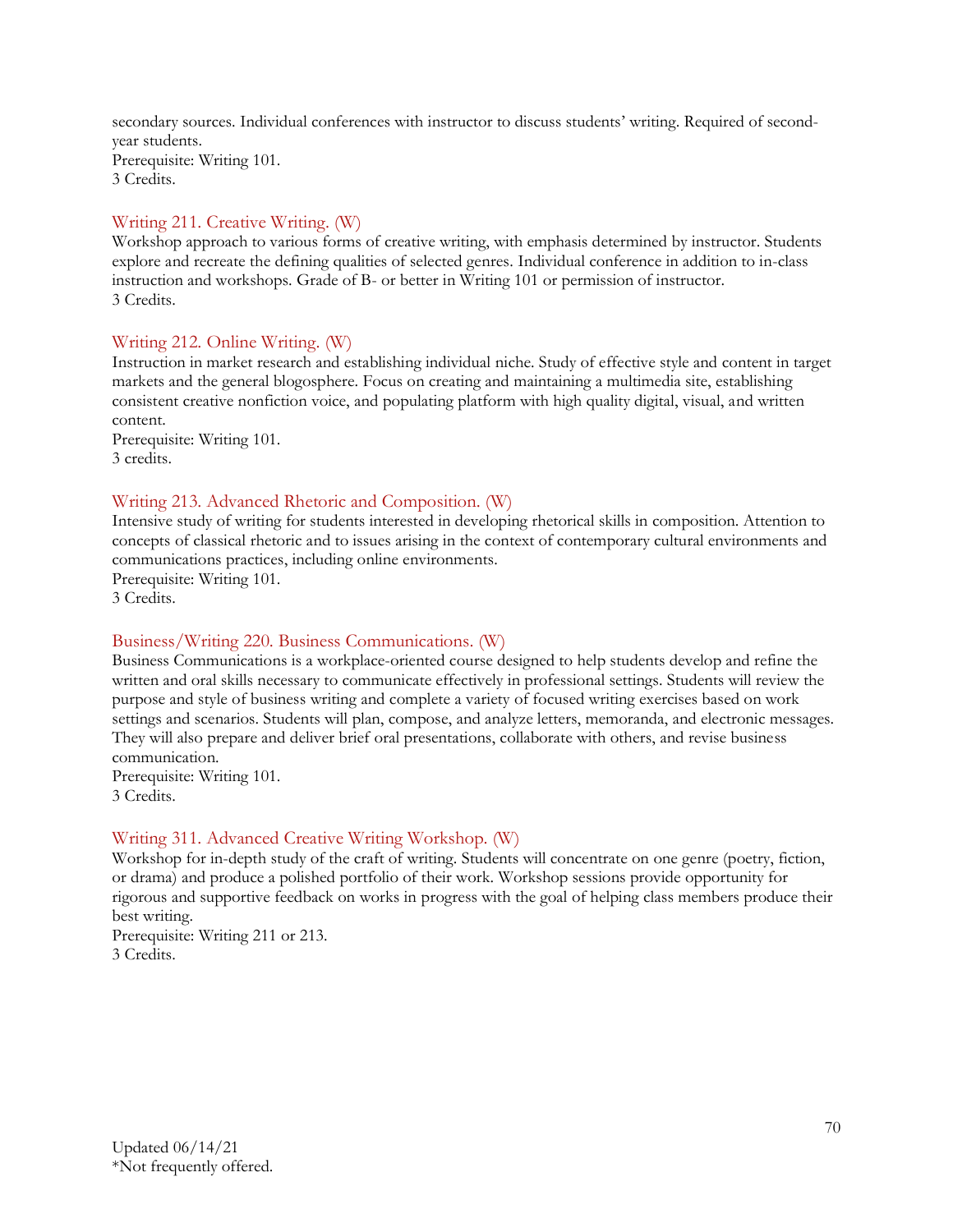secondary sources. Individual conferences with instructor to discuss students' writing. Required of second-year students.
Prerequisite: Writing 101.
3 Credits.

### Writing 211. Creative Writing. (W)

Workshop approach to various forms of creative writing, with emphasis determined by instructor. Students explore and recreate the defining qualities of selected genres. Individual conference in addition to in-class instruction and workshops. Grade of B- or better in Writing 101 or permission of instructor.
3 Credits.

### Writing 212. Online Writing. (W)

Instruction in market research and establishing individual niche. Study of effective style and content in target markets and the general blogosphere. Focus on creating and maintaining a multimedia site, establishing consistent creative nonfiction voice, and populating platform with high quality digital, visual, and written content.
Prerequisite: Writing 101.
3 credits.

### Writing 213. Advanced Rhetoric and Composition. (W)

Intensive study of writing for students interested in developing rhetorical skills in composition. Attention to concepts of classical rhetoric and to issues arising in the context of contemporary cultural environments and communications practices, including online environments.
Prerequisite: Writing 101.
3 Credits.

### Business/Writing 220. Business Communications. (W)

Business Communications is a workplace-oriented course designed to help students develop and refine the written and oral skills necessary to communicate effectively in professional settings. Students will review the purpose and style of business writing and complete a variety of focused writing exercises based on work settings and scenarios. Students will plan, compose, and analyze letters, memoranda, and electronic messages. They will also prepare and deliver brief oral presentations, collaborate with others, and revise business communication.
Prerequisite: Writing 101.
3 Credits.

### Writing 311. Advanced Creative Writing Workshop. (W)

Workshop for in-depth study of the craft of writing. Students will concentrate on one genre (poetry, fiction, or drama) and produce a polished portfolio of their work. Workshop sessions provide opportunity for rigorous and supportive feedback on works in progress with the goal of helping class members produce their best writing.
Prerequisite: Writing 211 or 213.
3 Credits.

Updated 06/14/21
*Not frequently offered.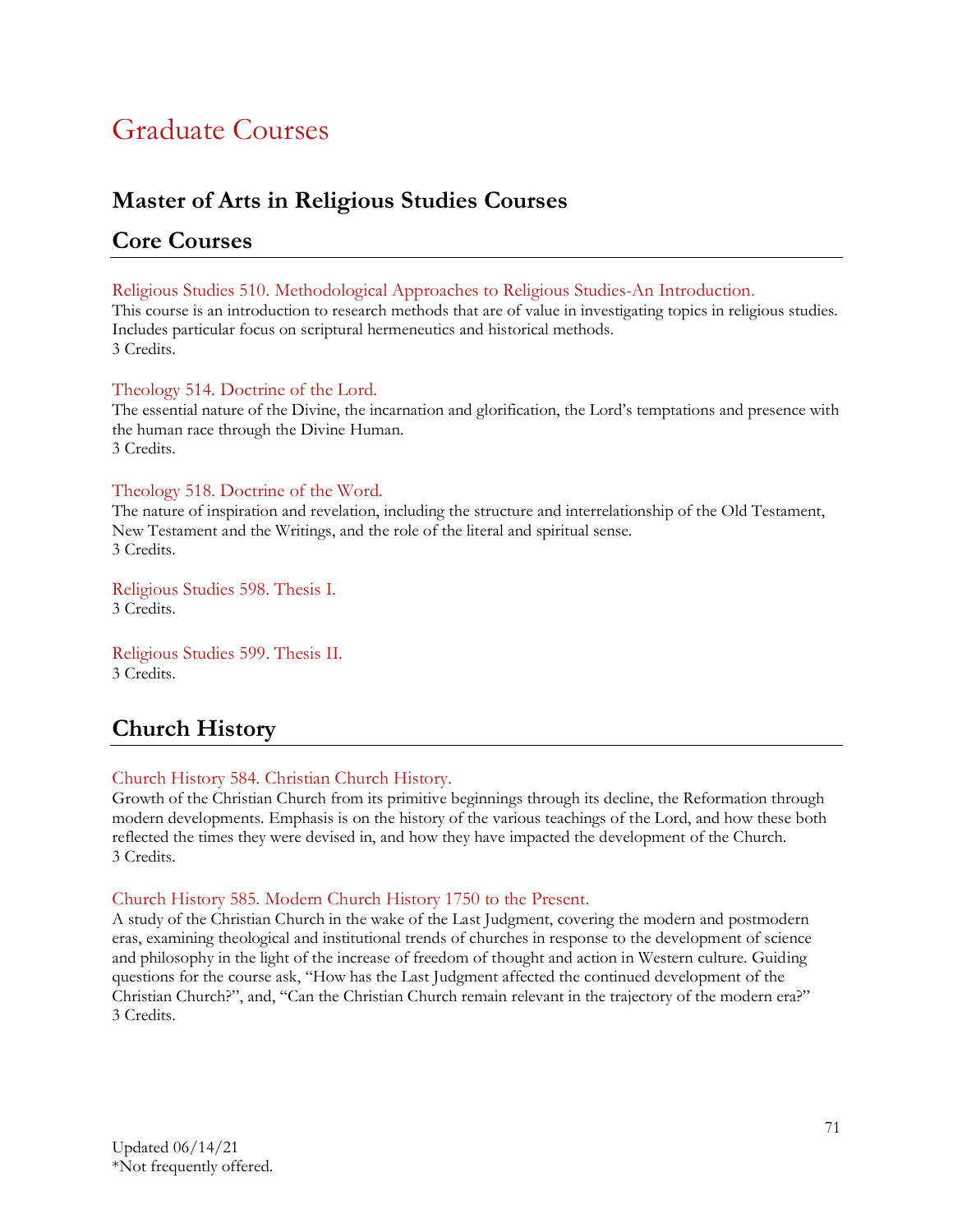# Graduate Courses

## Master of Arts in Religious Studies Courses

## Core Courses

### Religious Studies 510. Methodological Approaches to Religious Studies-An Introduction.

This course is an introduction to research methods that are of value in investigating topics in religious studies. Includes particular focus on scriptural hermeneutics and historical methods.
3 Credits.

### Theology 514. Doctrine of the Lord.

The essential nature of the Divine, the incarnation and glorification, the Lord's temptations and presence with the human race through the Divine Human.
3 Credits.

### Theology 518. Doctrine of the Word.

The nature of inspiration and revelation, including the structure and interrelationship of the Old Testament, New Testament and the Writings, and the role of the literal and spiritual sense.
3 Credits.

### Religious Studies 598. Thesis I.

3 Credits.

### Religious Studies 599. Thesis II.

3 Credits.

## Church History

### Church History 584. Christian Church History.

Growth of the Christian Church from its primitive beginnings through its decline, the Reformation through modern developments. Emphasis is on the history of the various teachings of the Lord, and how these both reflected the times they were devised in, and how they have impacted the development of the Church.
3 Credits.

### Church History 585. Modern Church History 1750 to the Present.

A study of the Christian Church in the wake of the Last Judgment, covering the modern and postmodern eras, examining theological and institutional trends of churches in response to the development of science and philosophy in the light of the increase of freedom of thought and action in Western culture. Guiding questions for the course ask, "How has the Last Judgment affected the continued development of the Christian Church?", and, "Can the Christian Church remain relevant in the trajectory of the modern era?"
3 Credits.

Updated 06/14/21
*Not frequently offered.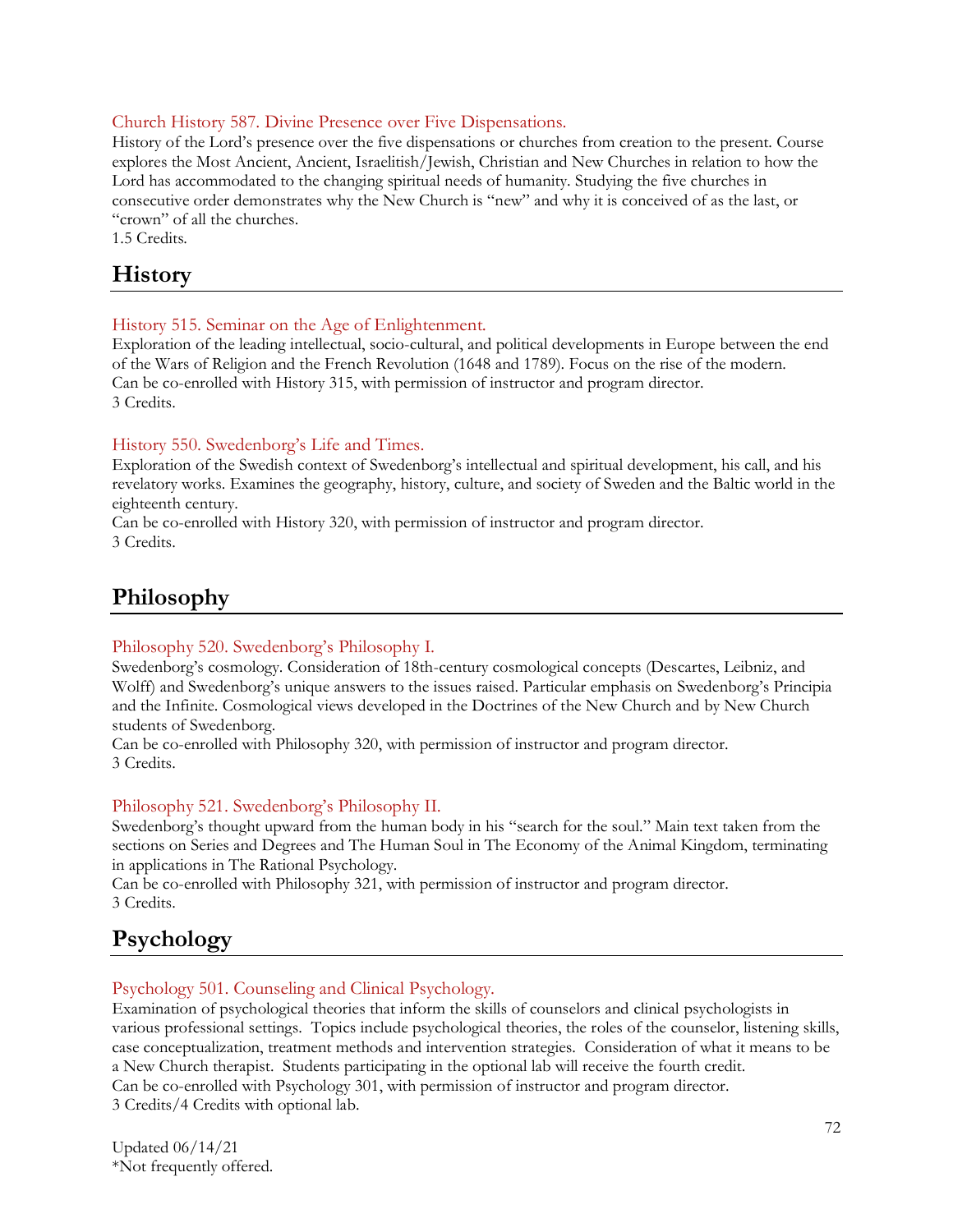### Church History 587. Divine Presence over Five Dispensations.

History of the Lord's presence over the five dispensations or churches from creation to the present. Course explores the Most Ancient, Ancient, Israelitish/Jewish, Christian and New Churches in relation to how the Lord has accommodated to the changing spiritual needs of humanity. Studying the five churches in consecutive order demonstrates why the New Church is "new" and why it is conceived of as the last, or "crown" of all the churches.
1.5 Credits.

## History

### History 515. Seminar on the Age of Enlightenment.

Exploration of the leading intellectual, socio-cultural, and political developments in Europe between the end of the Wars of Religion and the French Revolution (1648 and 1789). Focus on the rise of the modern.
Can be co-enrolled with History 315, with permission of instructor and program director.
3 Credits.

### History 550. Swedenborg's Life and Times.

Exploration of the Swedish context of Swedenborg's intellectual and spiritual development, his call, and his revelatory works. Examines the geography, history, culture, and society of Sweden and the Baltic world in the eighteenth century.
Can be co-enrolled with History 320, with permission of instructor and program director.
3 Credits.

## Philosophy

### Philosophy 520. Swedenborg's Philosophy I.

Swedenborg's cosmology. Consideration of 18th-century cosmological concepts (Descartes, Leibniz, and Wolff) and Swedenborg's unique answers to the issues raised. Particular emphasis on Swedenborg's Principia and the Infinite. Cosmological views developed in the Doctrines of the New Church and by New Church students of Swedenborg.
Can be co-enrolled with Philosophy 320, with permission of instructor and program director.
3 Credits.

### Philosophy 521. Swedenborg's Philosophy II.

Swedenborg's thought upward from the human body in his "search for the soul." Main text taken from the sections on Series and Degrees and The Human Soul in The Economy of the Animal Kingdom, terminating in applications in The Rational Psychology.
Can be co-enrolled with Philosophy 321, with permission of instructor and program director.
3 Credits.

## Psychology

### Psychology 501. Counseling and Clinical Psychology.

Examination of psychological theories that inform the skills of counselors and clinical psychologists in various professional settings. Topics include psychological theories, the roles of the counselor, listening skills, case conceptualization, treatment methods and intervention strategies. Consideration of what it means to be a New Church therapist. Students participating in the optional lab will receive the fourth credit.
Can be co-enrolled with Psychology 301, with permission of instructor and program director.
3 Credits/4 Credits with optional lab.

Updated 06/14/21
*Not frequently offered.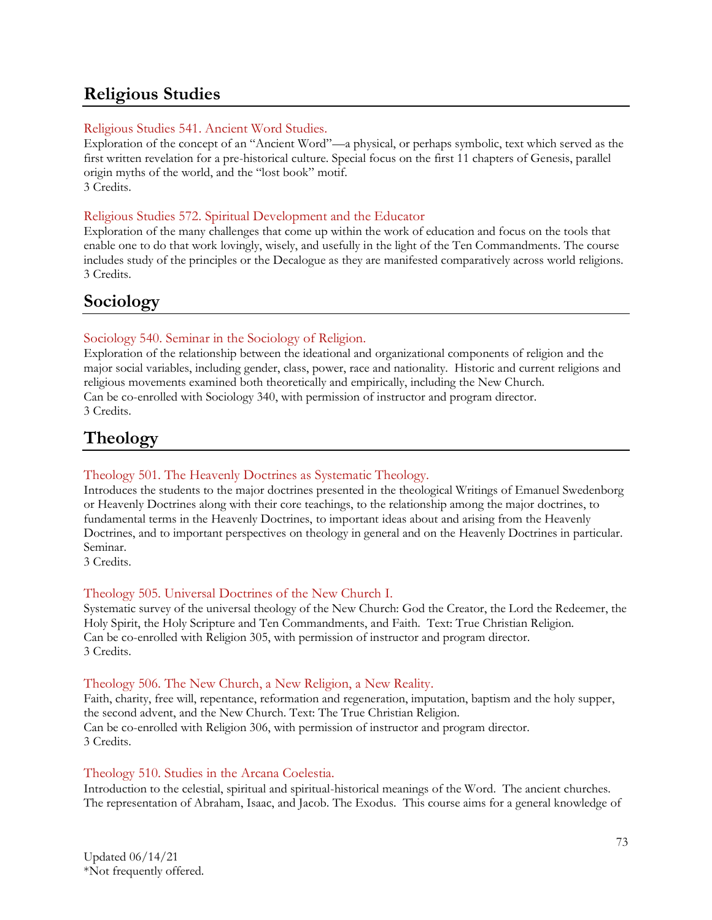## Religious Studies

### Religious Studies 541. Ancient Word Studies.

Exploration of the concept of an "Ancient Word"—a physical, or perhaps symbolic, text which served as the first written revelation for a pre-historical culture. Special focus on the first 11 chapters of Genesis, parallel origin myths of the world, and the "lost book" motif.
3 Credits.

### Religious Studies 572. Spiritual Development and the Educator

Exploration of the many challenges that come up within the work of education and focus on the tools that enable one to do that work lovingly, wisely, and usefully in the light of the Ten Commandments. The course includes study of the principles or the Decalogue as they are manifested comparatively across world religions.
3 Credits.

## Sociology

### Sociology 540. Seminar in the Sociology of Religion.

Exploration of the relationship between the ideational and organizational components of religion and the major social variables, including gender, class, power, race and nationality. Historic and current religions and religious movements examined both theoretically and empirically, including the New Church.
Can be co-enrolled with Sociology 340, with permission of instructor and program director.
3 Credits.

## Theology

### Theology 501. The Heavenly Doctrines as Systematic Theology.

Introduces the students to the major doctrines presented in the theological Writings of Emanuel Swedenborg or Heavenly Doctrines along with their core teachings, to the relationship among the major doctrines, to fundamental terms in the Heavenly Doctrines, to important ideas about and arising from the Heavenly Doctrines, and to important perspectives on theology in general and on the Heavenly Doctrines in particular. Seminar.
3 Credits.

### Theology 505. Universal Doctrines of the New Church I.

Systematic survey of the universal theology of the New Church: God the Creator, the Lord the Redeemer, the Holy Spirit, the Holy Scripture and Ten Commandments, and Faith. Text: True Christian Religion.
Can be co-enrolled with Religion 305, with permission of instructor and program director.
3 Credits.

### Theology 506. The New Church, a New Religion, a New Reality.

Faith, charity, free will, repentance, reformation and regeneration, imputation, baptism and the holy supper, the second advent, and the New Church. Text: The True Christian Religion.
Can be co-enrolled with Religion 306, with permission of instructor and program director.
3 Credits.

### Theology 510. Studies in the Arcana Coelestia.

Introduction to the celestial, spiritual and spiritual-historical meanings of the Word. The ancient churches. The representation of Abraham, Isaac, and Jacob. The Exodus. This course aims for a general knowledge of

Updated 06/14/21
*Not frequently offered.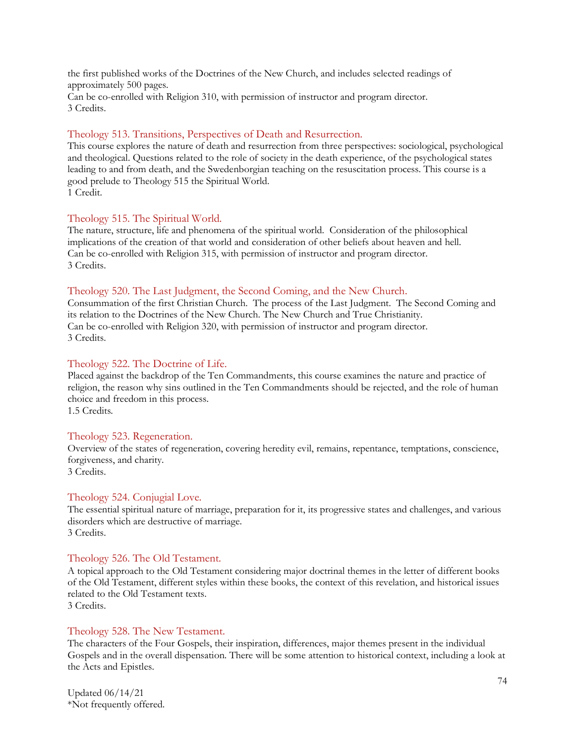the first published works of the Doctrines of the New Church, and includes selected readings of approximately 500 pages.
Can be co-enrolled with Religion 310, with permission of instructor and program director.
3 Credits.

### Theology 513. Transitions, Perspectives of Death and Resurrection.

This course explores the nature of death and resurrection from three perspectives: sociological, psychological and theological. Questions related to the role of society in the death experience, of the psychological states leading to and from death, and the Swedenborgian teaching on the resuscitation process. This course is a good prelude to Theology 515 the Spiritual World.
1 Credit.

### Theology 515. The Spiritual World.

The nature, structure, life and phenomena of the spiritual world. Consideration of the philosophical implications of the creation of that world and consideration of other beliefs about heaven and hell.
Can be co-enrolled with Religion 315, with permission of instructor and program director.
3 Credits.

### Theology 520. The Last Judgment, the Second Coming, and the New Church.

Consummation of the first Christian Church. The process of the Last Judgment. The Second Coming and its relation to the Doctrines of the New Church. The New Church and True Christianity.
Can be co-enrolled with Religion 320, with permission of instructor and program director.
3 Credits.

### Theology 522. The Doctrine of Life.

Placed against the backdrop of the Ten Commandments, this course examines the nature and practice of religion, the reason why sins outlined in the Ten Commandments should be rejected, and the role of human choice and freedom in this process.
1.5 Credits.

### Theology 523. Regeneration.

Overview of the states of regeneration, covering heredity evil, remains, repentance, temptations, conscience, forgiveness, and charity.
3 Credits.

### Theology 524. Conjugial Love.

The essential spiritual nature of marriage, preparation for it, its progressive states and challenges, and various disorders which are destructive of marriage.
3 Credits.

### Theology 526. The Old Testament.

A topical approach to the Old Testament considering major doctrinal themes in the letter of different books of the Old Testament, different styles within these books, the context of this revelation, and historical issues related to the Old Testament texts.
3 Credits.

### Theology 528. The New Testament.

The characters of the Four Gospels, their inspiration, differences, major themes present in the individual Gospels and in the overall dispensation. There will be some attention to historical context, including a look at the Acts and Epistles.

Updated 06/14/21
*Not frequently offered.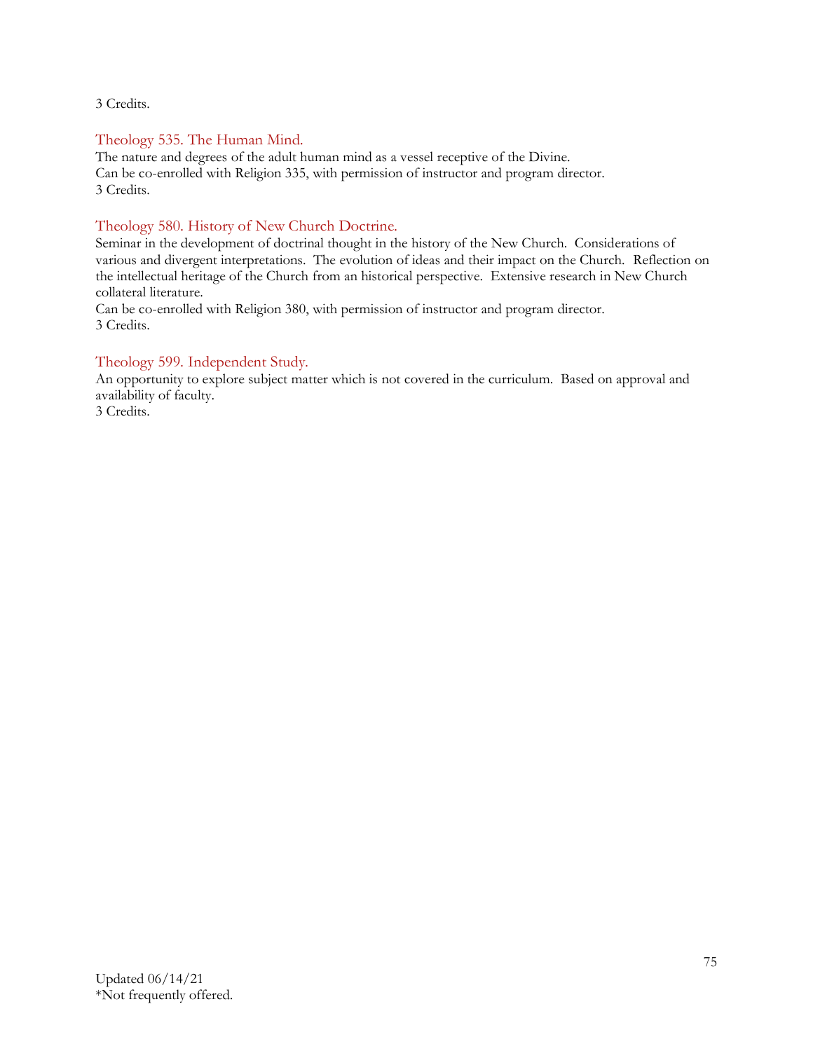3 Credits.

### Theology 535. The Human Mind.

The nature and degrees of the adult human mind as a vessel receptive of the Divine.
Can be co-enrolled with Religion 335, with permission of instructor and program director.
3 Credits.

### Theology 580. History of New Church Doctrine.

Seminar in the development of doctrinal thought in the history of the New Church. Considerations of various and divergent interpretations. The evolution of ideas and their impact on the Church. Reflection on the intellectual heritage of the Church from an historical perspective. Extensive research in New Church collateral literature.
Can be co-enrolled with Religion 380, with permission of instructor and program director.
3 Credits.

### Theology 599. Independent Study.

An opportunity to explore subject matter which is not covered in the curriculum. Based on approval and availability of faculty.
3 Credits.

Updated 06/14/21
*Not frequently offered.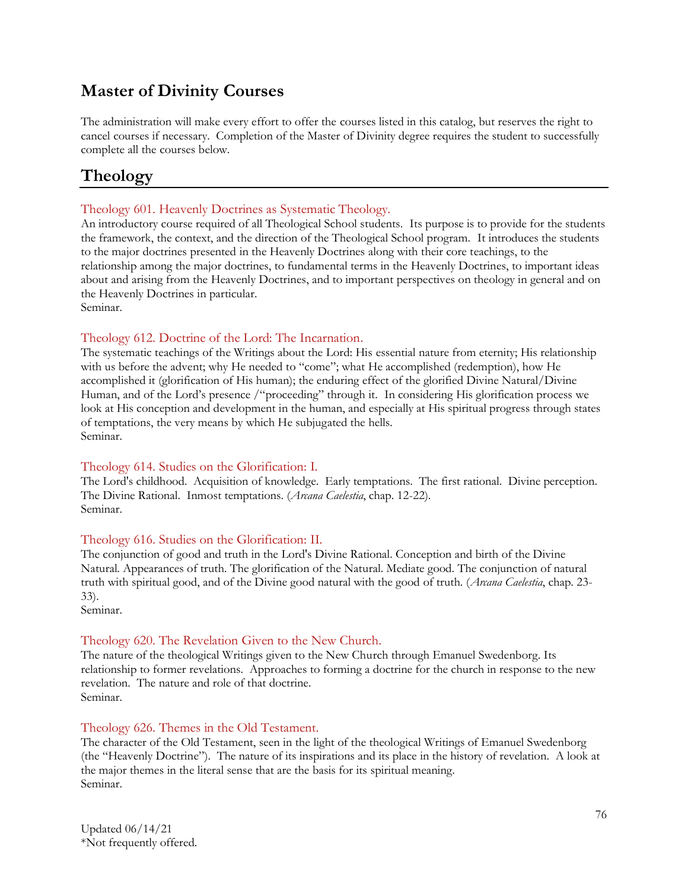# Master of Divinity Courses

The administration will make every effort to offer the courses listed in this catalog, but reserves the right to cancel courses if necessary. Completion of the Master of Divinity degree requires the student to successfully complete all the courses below.

## Theology

### Theology 601. Heavenly Doctrines as Systematic Theology.

An introductory course required of all Theological School students. Its purpose is to provide for the students the framework, the context, and the direction of the Theological School program. It introduces the students to the major doctrines presented in the Heavenly Doctrines along with their core teachings, to the relationship among the major doctrines, to fundamental terms in the Heavenly Doctrines, to important ideas about and arising from the Heavenly Doctrines, and to important perspectives on theology in general and on the Heavenly Doctrines in particular.
Seminar.

### Theology 612. Doctrine of the Lord: The Incarnation.

The systematic teachings of the Writings about the Lord: His essential nature from eternity; His relationship with us before the advent; why He needed to "come"; what He accomplished (redemption), how He accomplished it (glorification of His human); the enduring effect of the glorified Divine Natural/Divine Human, and of the Lord's presence /"proceeding" through it. In considering His glorification process we look at His conception and development in the human, and especially at His spiritual progress through states of temptations, the very means by which He subjugated the hells.
Seminar.

### Theology 614. Studies on the Glorification: I.

The Lord's childhood. Acquisition of knowledge. Early temptations. The first rational. Divine perception. The Divine Rational. Inmost temptations. (*Arcana Caelestia*, chap. 12-22).
Seminar.

### Theology 616. Studies on the Glorification: II.

The conjunction of good and truth in the Lord's Divine Rational. Conception and birth of the Divine Natural. Appearances of truth. The glorification of the Natural. Mediate good. The conjunction of natural truth with spiritual good, and of the Divine good natural with the good of truth. (*Arcana Caelestia*, chap. 23-33).
Seminar.

### Theology 620. The Revelation Given to the New Church.

The nature of the theological Writings given to the New Church through Emanuel Swedenborg. Its relationship to former revelations. Approaches to forming a doctrine for the church in response to the new revelation. The nature and role of that doctrine.
Seminar.

### Theology 626. Themes in the Old Testament.

The character of the Old Testament, seen in the light of the theological Writings of Emanuel Swedenborg (the "Heavenly Doctrine"). The nature of its inspirations and its place in the history of revelation. A look at the major themes in the literal sense that are the basis for its spiritual meaning.
Seminar.

Updated 06/14/21
*Not frequently offered.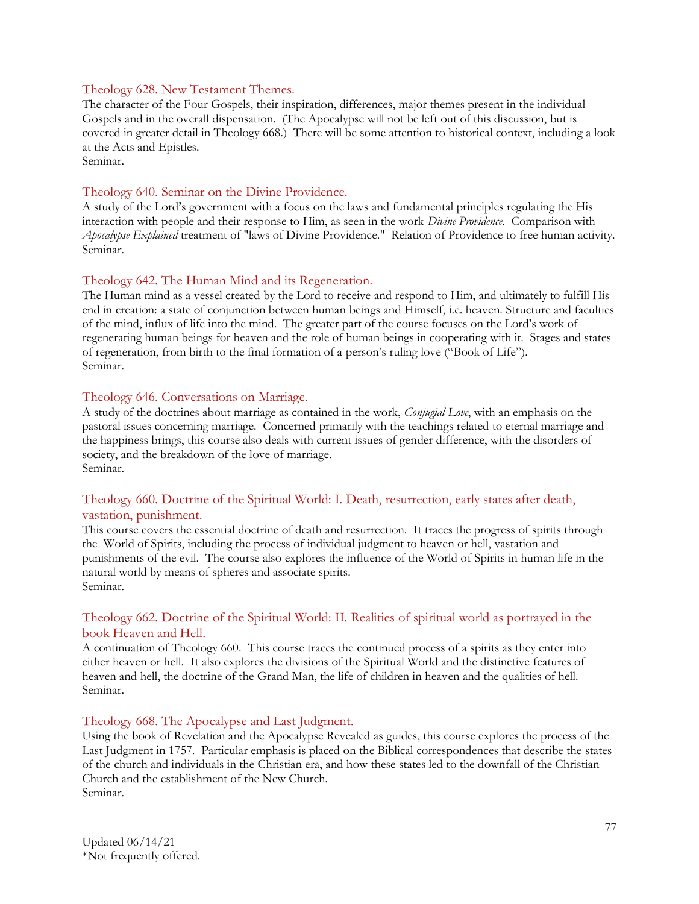### Theology 628. New Testament Themes.

The character of the Four Gospels, their inspiration, differences, major themes present in the individual Gospels and in the overall dispensation. (The Apocalypse will not be left out of this discussion, but is covered in greater detail in Theology 668.) There will be some attention to historical context, including a look at the Acts and Epistles.
Seminar.

### Theology 640. Seminar on the Divine Providence.

A study of the Lord's government with a focus on the laws and fundamental principles regulating the His interaction with people and their response to Him, as seen in the work *Divine Providence*. Comparison with *Apocalypse Explained* treatment of "laws of Divine Providence." Relation of Providence to free human activity.
Seminar.

### Theology 642. The Human Mind and its Regeneration.

The Human mind as a vessel created by the Lord to receive and respond to Him, and ultimately to fulfill His end in creation: a state of conjunction between human beings and Himself, i.e. heaven. Structure and faculties of the mind, influx of life into the mind. The greater part of the course focuses on the Lord's work of regenerating human beings for heaven and the role of human beings in cooperating with it. Stages and states of regeneration, from birth to the final formation of a person's ruling love ("Book of Life").
Seminar.

### Theology 646. Conversations on Marriage.

A study of the doctrines about marriage as contained in the work, *Conjugial Love*, with an emphasis on the pastoral issues concerning marriage. Concerned primarily with the teachings related to eternal marriage and the happiness brings, this course also deals with current issues of gender difference, with the disorders of society, and the breakdown of the love of marriage.
Seminar.

### Theology 660. Doctrine of the Spiritual World: I. Death, resurrection, early states after death, vastation, punishment.

This course covers the essential doctrine of death and resurrection. It traces the progress of spirits through the World of Spirits, including the process of individual judgment to heaven or hell, vastation and punishments of the evil. The course also explores the influence of the World of Spirits in human life in the natural world by means of spheres and associate spirits.
Seminar.

### Theology 662. Doctrine of the Spiritual World: II. Realities of spiritual world as portrayed in the book Heaven and Hell.

A continuation of Theology 660. This course traces the continued process of a spirits as they enter into either heaven or hell. It also explores the divisions of the Spiritual World and the distinctive features of heaven and hell, the doctrine of the Grand Man, the life of children in heaven and the qualities of hell.
Seminar.

### Theology 668. The Apocalypse and Last Judgment.

Using the book of Revelation and the Apocalypse Revealed as guides, this course explores the process of the Last Judgment in 1757. Particular emphasis is placed on the Biblical correspondences that describe the states of the church and individuals in the Christian era, and how these states led to the downfall of the Christian Church and the establishment of the New Church.
Seminar.

Updated 06/14/21
*Not frequently offered.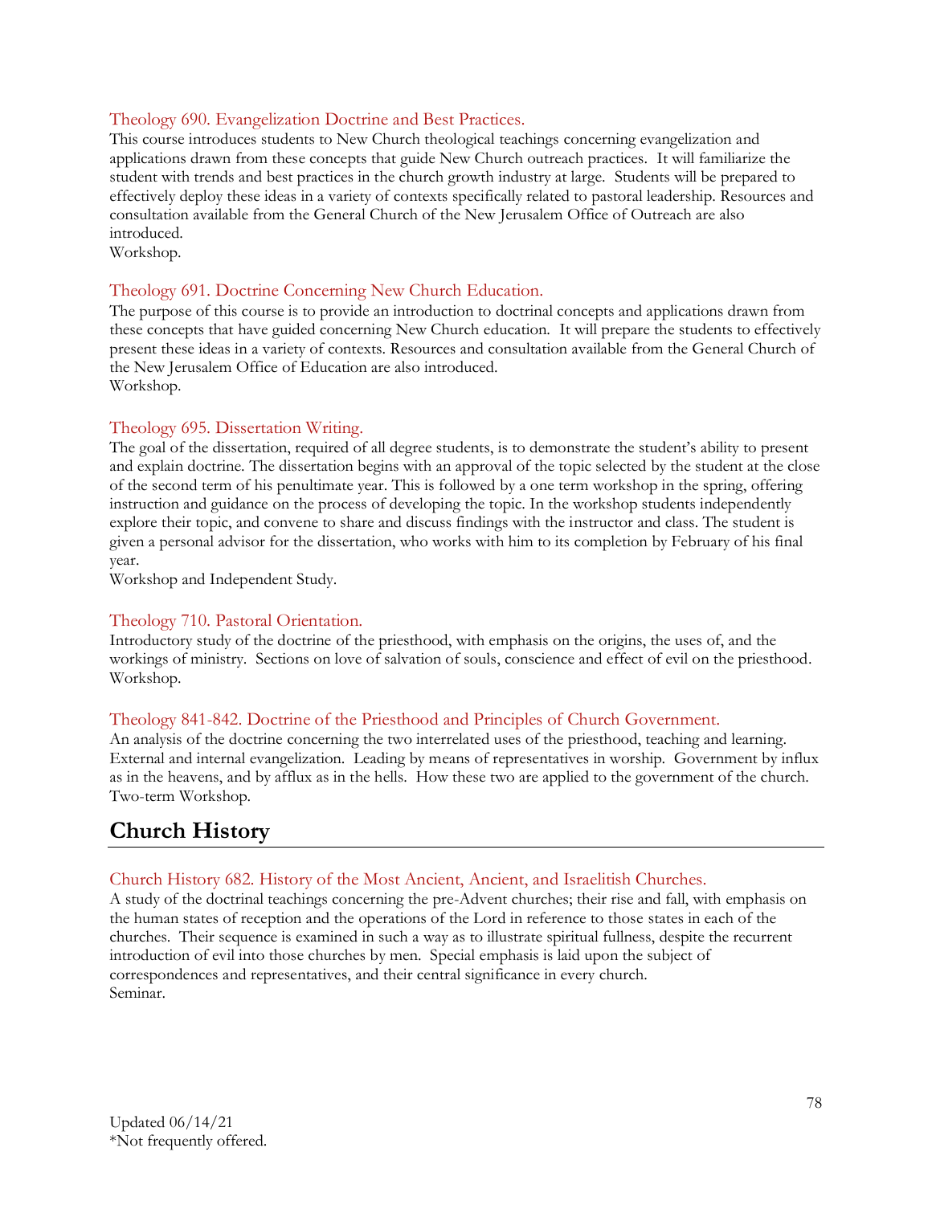### Theology 690. Evangelization Doctrine and Best Practices.

This course introduces students to New Church theological teachings concerning evangelization and applications drawn from these concepts that guide New Church outreach practices. It will familiarize the student with trends and best practices in the church growth industry at large. Students will be prepared to effectively deploy these ideas in a variety of contexts specifically related to pastoral leadership. Resources and consultation available from the General Church of the New Jerusalem Office of Outreach are also introduced.
Workshop.

### Theology 691. Doctrine Concerning New Church Education.

The purpose of this course is to provide an introduction to doctrinal concepts and applications drawn from these concepts that have guided concerning New Church education. It will prepare the students to effectively present these ideas in a variety of contexts. Resources and consultation available from the General Church of the New Jerusalem Office of Education are also introduced.
Workshop.

### Theology 695. Dissertation Writing.

The goal of the dissertation, required of all degree students, is to demonstrate the student's ability to present and explain doctrine. The dissertation begins with an approval of the topic selected by the student at the close of the second term of his penultimate year. This is followed by a one term workshop in the spring, offering instruction and guidance on the process of developing the topic. In the workshop students independently explore their topic, and convene to share and discuss findings with the instructor and class. The student is given a personal advisor for the dissertation, who works with him to its completion by February of his final year.
Workshop and Independent Study.

### Theology 710. Pastoral Orientation.

Introductory study of the doctrine of the priesthood, with emphasis on the origins, the uses of, and the workings of ministry. Sections on love of salvation of souls, conscience and effect of evil on the priesthood.
Workshop.

### Theology 841-842. Doctrine of the Priesthood and Principles of Church Government.

An analysis of the doctrine concerning the two interrelated uses of the priesthood, teaching and learning. External and internal evangelization. Leading by means of representatives in worship. Government by influx as in the heavens, and by afflux as in the hells. How these two are applied to the government of the church.
Two-term Workshop.

## Church History

### Church History 682. History of the Most Ancient, Ancient, and Israelitish Churches.

A study of the doctrinal teachings concerning the pre-Advent churches; their rise and fall, with emphasis on the human states of reception and the operations of the Lord in reference to those states in each of the churches. Their sequence is examined in such a way as to illustrate spiritual fullness, despite the recurrent introduction of evil into those churches by men. Special emphasis is laid upon the subject of correspondences and representatives, and their central significance in every church.
Seminar.

Updated 06/14/21
*Not frequently offered.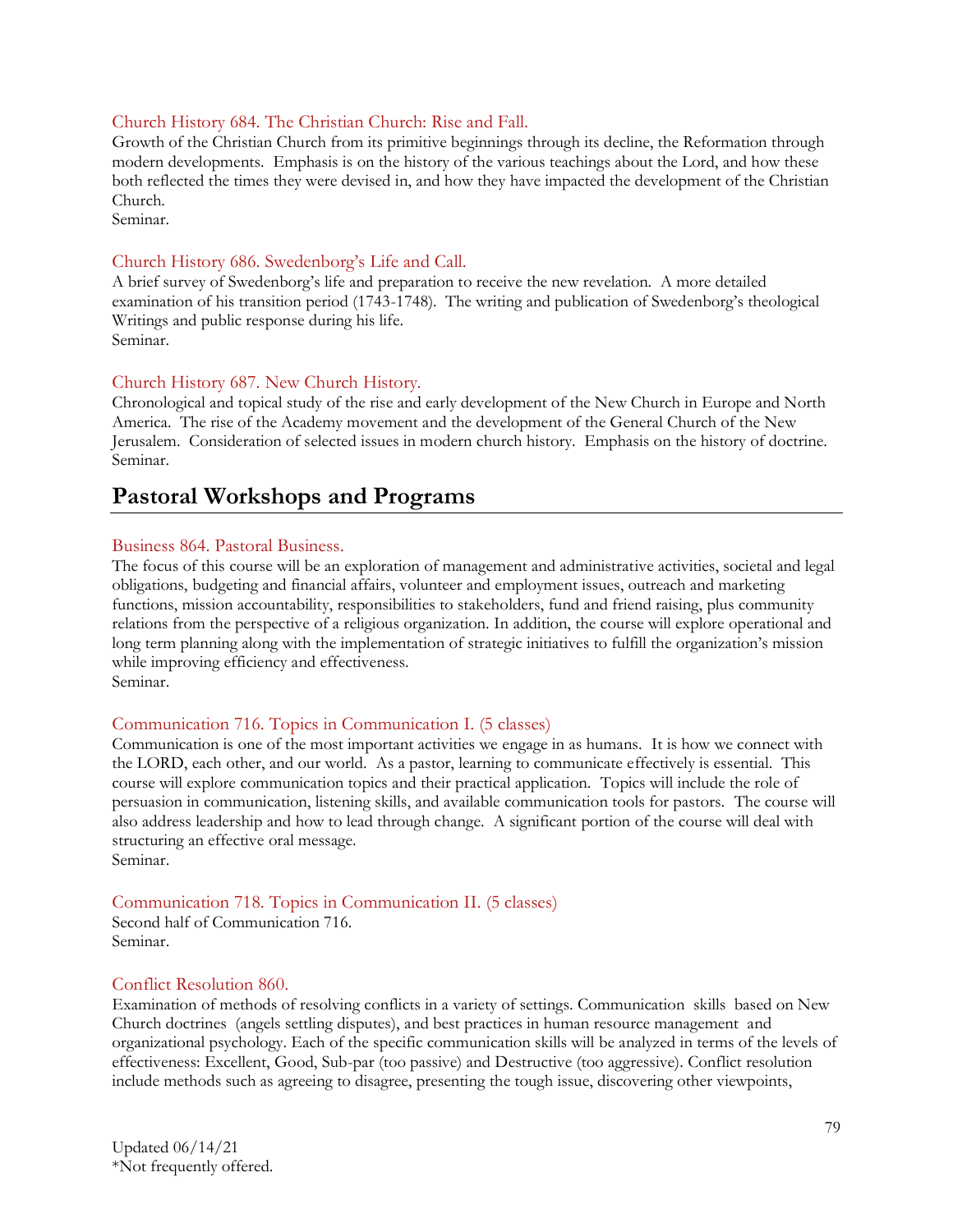### Church History 684. The Christian Church: Rise and Fall.

Growth of the Christian Church from its primitive beginnings through its decline, the Reformation through modern developments. Emphasis is on the history of the various teachings about the Lord, and how these both reflected the times they were devised in, and how they have impacted the development of the Christian Church.
Seminar.

### Church History 686. Swedenborg's Life and Call.

A brief survey of Swedenborg's life and preparation to receive the new revelation. A more detailed examination of his transition period (1743-1748). The writing and publication of Swedenborg's theological Writings and public response during his life.
Seminar.

### Church History 687. New Church History.

Chronological and topical study of the rise and early development of the New Church in Europe and North America. The rise of the Academy movement and the development of the General Church of the New Jerusalem. Consideration of selected issues in modern church history. Emphasis on the history of doctrine.
Seminar.

## Pastoral Workshops and Programs

### Business 864. Pastoral Business.

The focus of this course will be an exploration of management and administrative activities, societal and legal obligations, budgeting and financial affairs, volunteer and employment issues, outreach and marketing functions, mission accountability, responsibilities to stakeholders, fund and friend raising, plus community relations from the perspective of a religious organization. In addition, the course will explore operational and long term planning along with the implementation of strategic initiatives to fulfill the organization's mission while improving efficiency and effectiveness.
Seminar.

### Communication 716. Topics in Communication I. (5 classes)

Communication is one of the most important activities we engage in as humans. It is how we connect with the LORD, each other, and our world. As a pastor, learning to communicate effectively is essential. This course will explore communication topics and their practical application. Topics will include the role of persuasion in communication, listening skills, and available communication tools for pastors. The course will also address leadership and how to lead through change. A significant portion of the course will deal with structuring an effective oral message.
Seminar.

### Communication 718. Topics in Communication II. (5 classes)

Second half of Communication 716.
Seminar.

### Conflict Resolution 860.

Examination of methods of resolving conflicts in a variety of settings. Communication skills based on New Church doctrines (angels settling disputes), and best practices in human resource management and organizational psychology. Each of the specific communication skills will be analyzed in terms of the levels of effectiveness: Excellent, Good, Sub-par (too passive) and Destructive (too aggressive). Conflict resolution include methods such as agreeing to disagree, presenting the tough issue, discovering other viewpoints,

Updated 06/14/21
*Not frequently offered.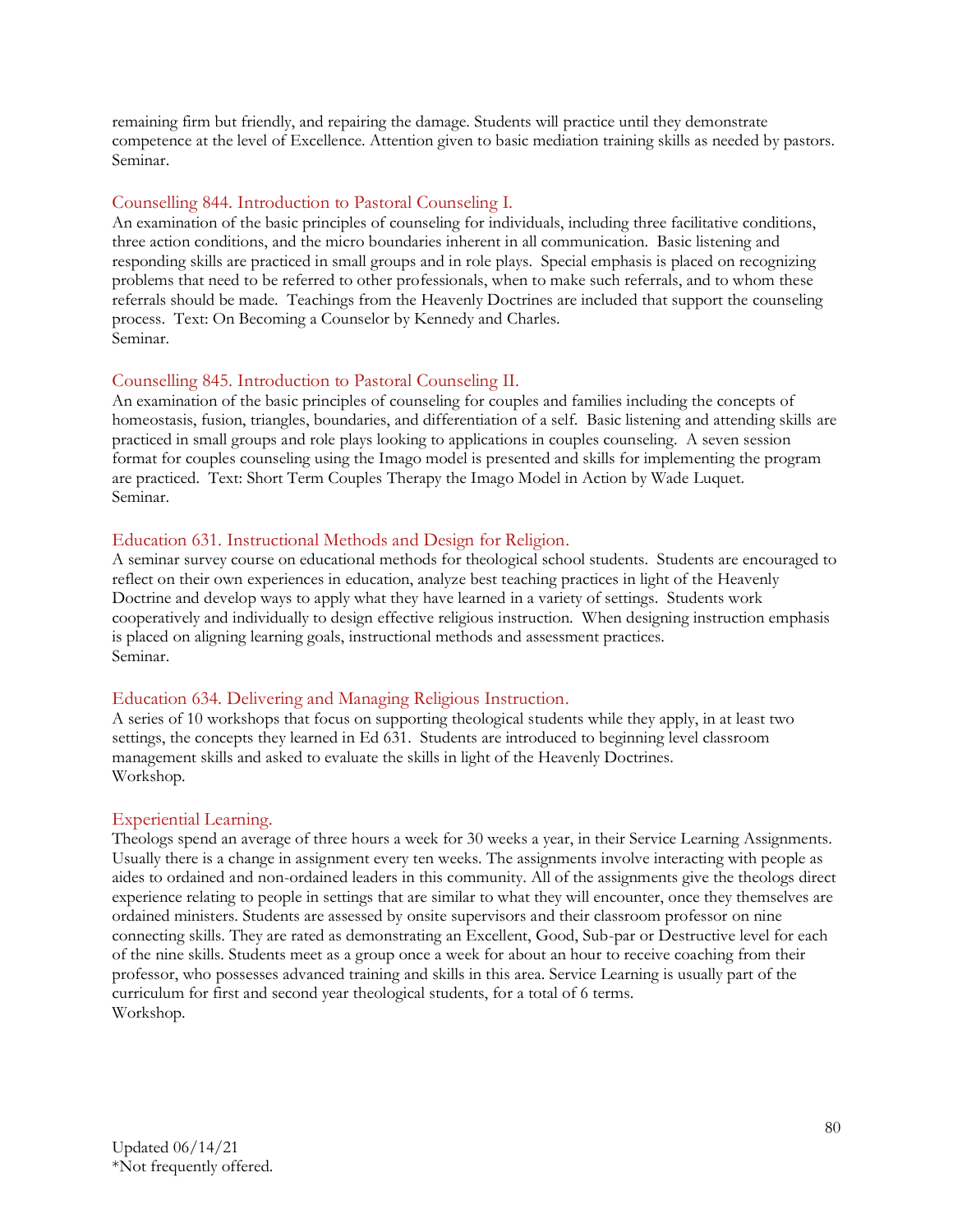remaining firm but friendly, and repairing the damage. Students will practice until they demonstrate competence at the level of Excellence. Attention given to basic mediation training skills as needed by pastors. Seminar.

### Counselling 844. Introduction to Pastoral Counseling I.

An examination of the basic principles of counseling for individuals, including three facilitative conditions, three action conditions, and the micro boundaries inherent in all communication. Basic listening and responding skills are practiced in small groups and in role plays. Special emphasis is placed on recognizing problems that need to be referred to other professionals, when to make such referrals, and to whom these referrals should be made. Teachings from the Heavenly Doctrines are included that support the counseling process. Text: On Becoming a Counselor by Kennedy and Charles.
Seminar.

### Counselling 845. Introduction to Pastoral Counseling II.

An examination of the basic principles of counseling for couples and families including the concepts of homeostasis, fusion, triangles, boundaries, and differentiation of a self. Basic listening and attending skills are practiced in small groups and role plays looking to applications in couples counseling. A seven session format for couples counseling using the Imago model is presented and skills for implementing the program are practiced. Text: Short Term Couples Therapy the Imago Model in Action by Wade Luquet.
Seminar.

### Education 631. Instructional Methods and Design for Religion.

A seminar survey course on educational methods for theological school students. Students are encouraged to reflect on their own experiences in education, analyze best teaching practices in light of the Heavenly Doctrine and develop ways to apply what they have learned in a variety of settings. Students work cooperatively and individually to design effective religious instruction. When designing instruction emphasis is placed on aligning learning goals, instructional methods and assessment practices.
Seminar.

### Education 634. Delivering and Managing Religious Instruction.

A series of 10 workshops that focus on supporting theological students while they apply, in at least two settings, the concepts they learned in Ed 631. Students are introduced to beginning level classroom management skills and asked to evaluate the skills in light of the Heavenly Doctrines.
Workshop.

### Experiential Learning.

Theologs spend an average of three hours a week for 30 weeks a year, in their Service Learning Assignments. Usually there is a change in assignment every ten weeks. The assignments involve interacting with people as aides to ordained and non-ordained leaders in this community. All of the assignments give the theologs direct experience relating to people in settings that are similar to what they will encounter, once they themselves are ordained ministers. Students are assessed by onsite supervisors and their classroom professor on nine connecting skills. They are rated as demonstrating an Excellent, Good, Sub-par or Destructive level for each of the nine skills. Students meet as a group once a week for about an hour to receive coaching from their professor, who possesses advanced training and skills in this area. Service Learning is usually part of the curriculum for first and second year theological students, for a total of 6 terms.
Workshop.

Updated 06/14/21
*Not frequently offered.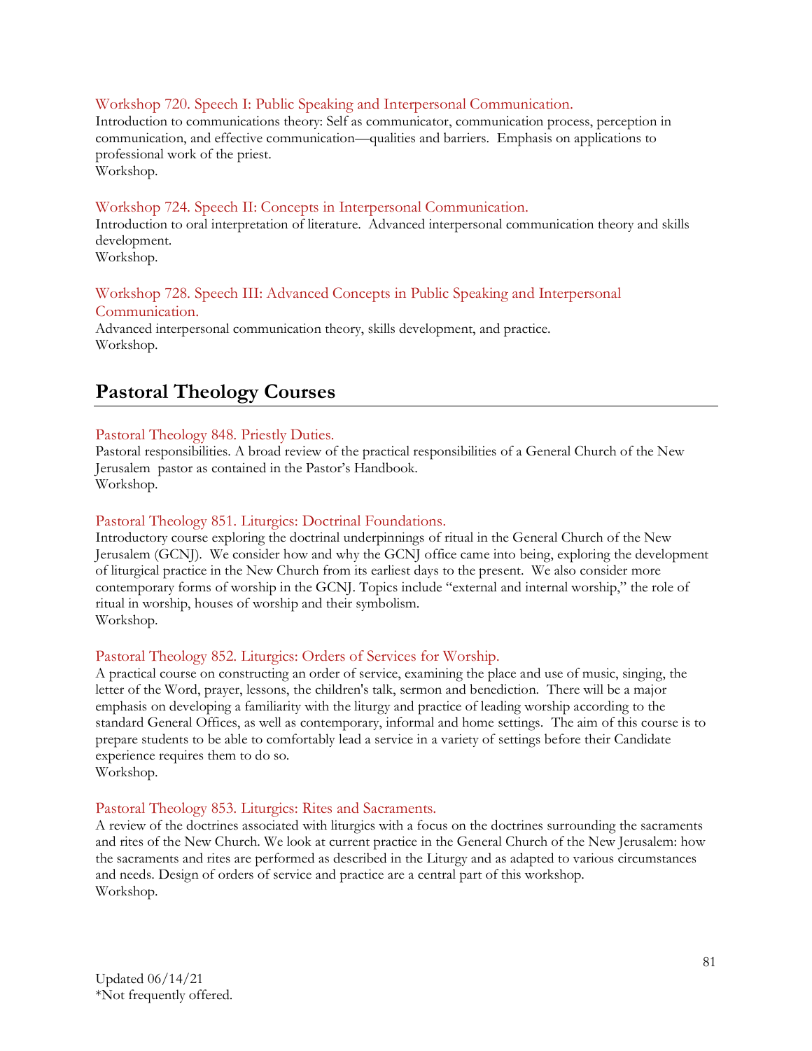Workshop 720. Speech I: Public Speaking and Interpersonal Communication.
Introduction to communications theory: Self as communicator, communication process, perception in communication, and effective communication—qualities and barriers. Emphasis on applications to professional work of the priest.
Workshop.

Workshop 724. Speech II: Concepts in Interpersonal Communication.
Introduction to oral interpretation of literature. Advanced interpersonal communication theory and skills development.
Workshop.

Workshop 728. Speech III: Advanced Concepts in Public Speaking and Interpersonal Communication.
Advanced interpersonal communication theory, skills development, and practice.
Workshop.

## Pastoral Theology Courses

Pastoral Theology 848. Priestly Duties.
Pastoral responsibilities. A broad review of the practical responsibilities of a General Church of the New Jerusalem pastor as contained in the Pastor's Handbook.
Workshop.

Pastoral Theology 851. Liturgics: Doctrinal Foundations.
Introductory course exploring the doctrinal underpinnings of ritual in the General Church of the New Jerusalem (GCNJ). We consider how and why the GCNJ office came into being, exploring the development of liturgical practice in the New Church from its earliest days to the present. We also consider more contemporary forms of worship in the GCNJ. Topics include "external and internal worship," the role of ritual in worship, houses of worship and their symbolism.
Workshop.

Pastoral Theology 852. Liturgics: Orders of Services for Worship.
A practical course on constructing an order of service, examining the place and use of music, singing, the letter of the Word, prayer, lessons, the children's talk, sermon and benediction. There will be a major emphasis on developing a familiarity with the liturgy and practice of leading worship according to the standard General Offices, as well as contemporary, informal and home settings. The aim of this course is to prepare students to be able to comfortably lead a service in a variety of settings before their Candidate experience requires them to do so.
Workshop.

Pastoral Theology 853. Liturgics: Rites and Sacraments.
A review of the doctrines associated with liturgics with a focus on the doctrines surrounding the sacraments and rites of the New Church. We look at current practice in the General Church of the New Jerusalem: how the sacraments and rites are performed as described in the Liturgy and as adapted to various circumstances and needs. Design of orders of service and practice are a central part of this workshop.
Workshop.

Updated 06/14/21
*Not frequently offered.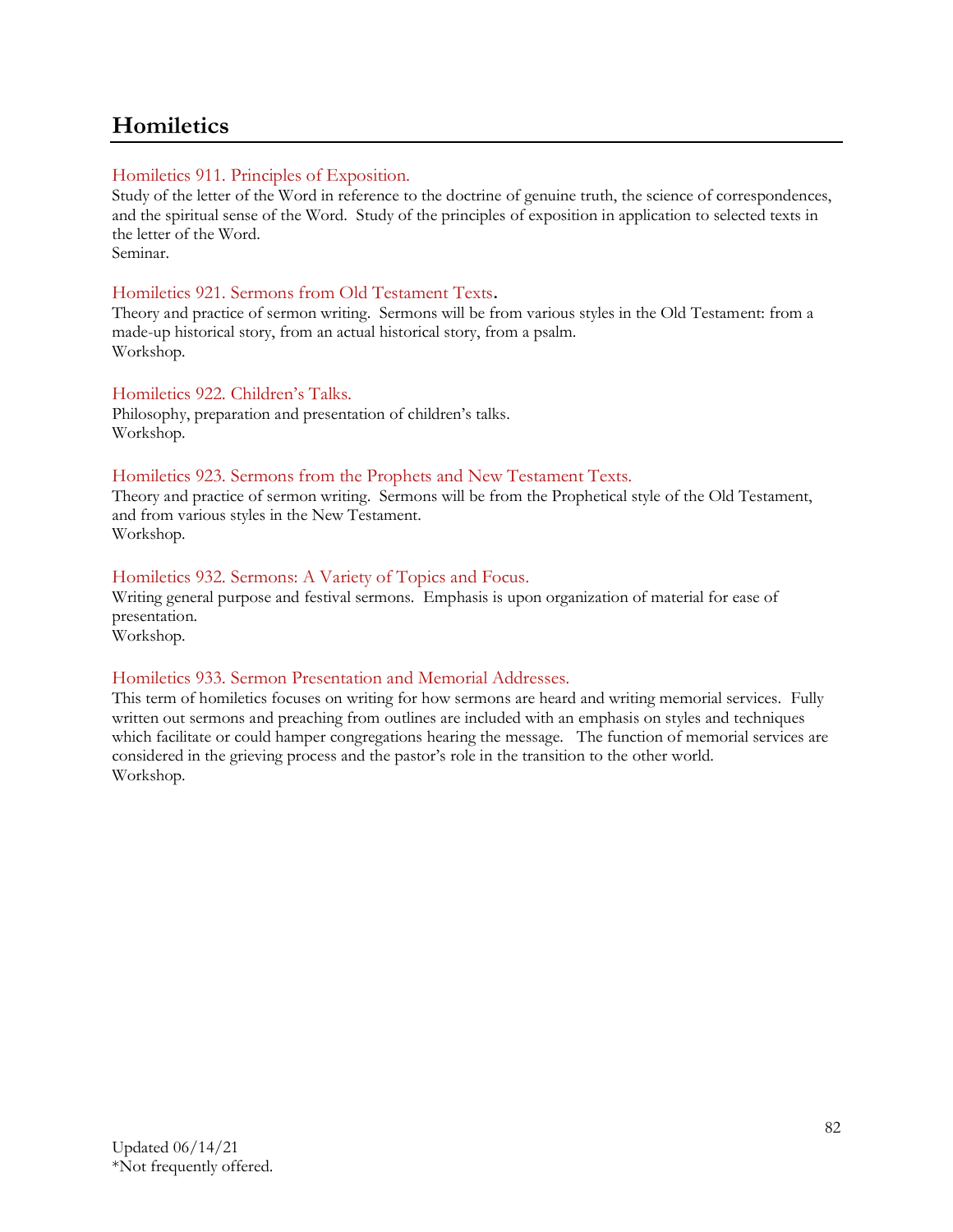## Homiletics

### Homiletics 911. Principles of Exposition.

Study of the letter of the Word in reference to the doctrine of genuine truth, the science of correspondences, and the spiritual sense of the Word. Study of the principles of exposition in application to selected texts in the letter of the Word.
Seminar.

### Homiletics 921. Sermons from Old Testament Texts.

Theory and practice of sermon writing. Sermons will be from various styles in the Old Testament: from a made-up historical story, from an actual historical story, from a psalm.
Workshop.

### Homiletics 922. Children's Talks.

Philosophy, preparation and presentation of children's talks.
Workshop.

### Homiletics 923. Sermons from the Prophets and New Testament Texts.

Theory and practice of sermon writing. Sermons will be from the Prophetical style of the Old Testament, and from various styles in the New Testament.
Workshop.

### Homiletics 932. Sermons: A Variety of Topics and Focus.

Writing general purpose and festival sermons. Emphasis is upon organization of material for ease of presentation.
Workshop.

### Homiletics 933. Sermon Presentation and Memorial Addresses.

This term of homiletics focuses on writing for how sermons are heard and writing memorial services. Fully written out sermons and preaching from outlines are included with an emphasis on styles and techniques which facilitate or could hamper congregations hearing the message. The function of memorial services are considered in the grieving process and the pastor's role in the transition to the other world.
Workshop.

Updated 06/14/21
*Not frequently offered.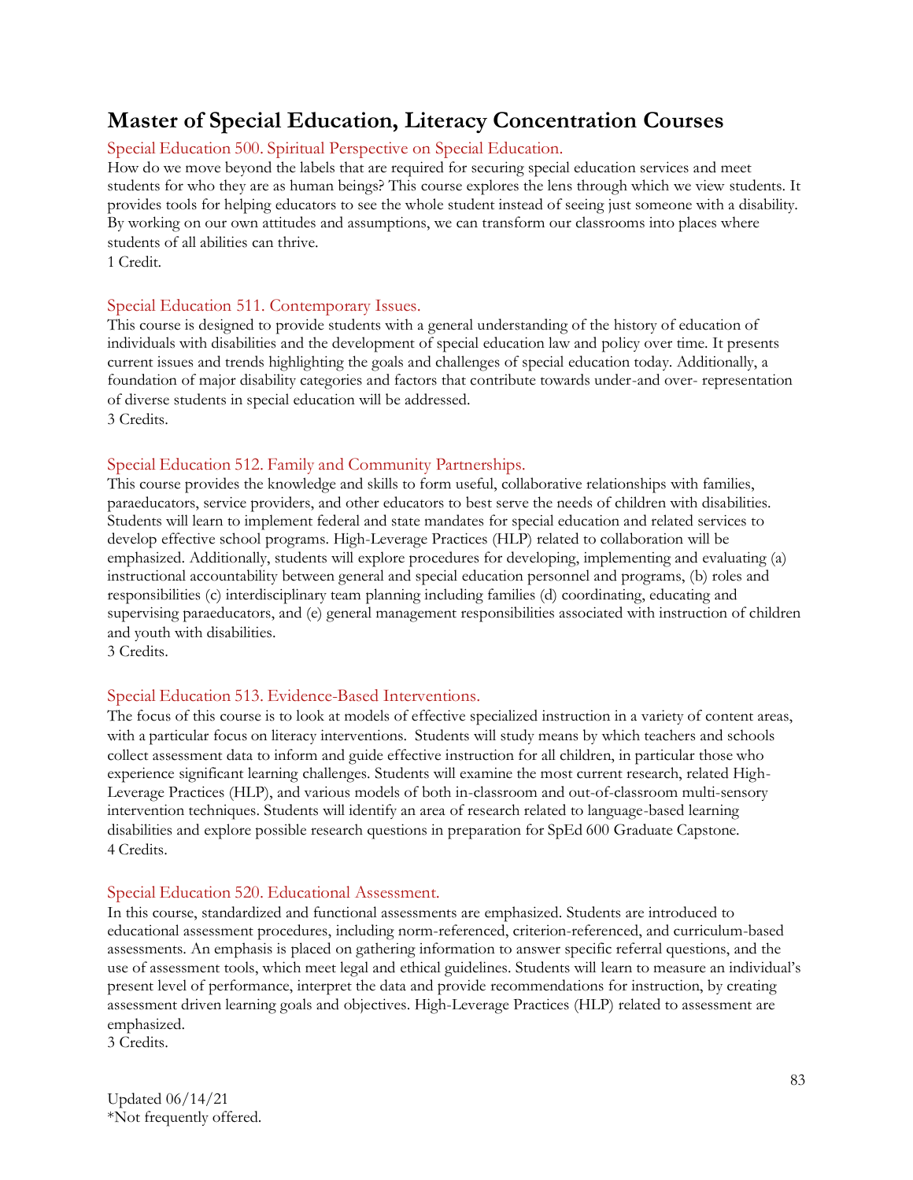## Master of Special Education, Literacy Concentration Courses

### Special Education 500. Spiritual Perspective on Special Education.

How do we move beyond the labels that are required for securing special education services and meet students for who they are as human beings? This course explores the lens through which we view students. It provides tools for helping educators to see the whole student instead of seeing just someone with a disability. By working on our own attitudes and assumptions, we can transform our classrooms into places where students of all abilities can thrive.
1 Credit.

### Special Education 511. Contemporary Issues.

This course is designed to provide students with a general understanding of the history of education of individuals with disabilities and the development of special education law and policy over time. It presents current issues and trends highlighting the goals and challenges of special education today. Additionally, a foundation of major disability categories and factors that contribute towards under-and over- representation of diverse students in special education will be addressed.
3 Credits.

### Special Education 512. Family and Community Partnerships.

This course provides the knowledge and skills to form useful, collaborative relationships with families, paraeducators, service providers, and other educators to best serve the needs of children with disabilities. Students will learn to implement federal and state mandates for special education and related services to develop effective school programs. High-Leverage Practices (HLP) related to collaboration will be emphasized. Additionally, students will explore procedures for developing, implementing and evaluating (a) instructional accountability between general and special education personnel and programs, (b) roles and responsibilities (c) interdisciplinary team planning including families (d) coordinating, educating and supervising paraeducators, and (e) general management responsibilities associated with instruction of children and youth with disabilities.
3 Credits.

### Special Education 513. Evidence-Based Interventions.

The focus of this course is to look at models of effective specialized instruction in a variety of content areas, with a particular focus on literacy interventions. Students will study means by which teachers and schools collect assessment data to inform and guide effective instruction for all children, in particular those who experience significant learning challenges. Students will examine the most current research, related High-Leverage Practices (HLP), and various models of both in-classroom and out-of-classroom multi-sensory intervention techniques. Students will identify an area of research related to language-based learning disabilities and explore possible research questions in preparation for SpEd 600 Graduate Capstone.
4 Credits.

### Special Education 520. Educational Assessment.

In this course, standardized and functional assessments are emphasized. Students are introduced to educational assessment procedures, including norm-referenced, criterion-referenced, and curriculum-based assessments. An emphasis is placed on gathering information to answer specific referral questions, and the use of assessment tools, which meet legal and ethical guidelines. Students will learn to measure an individual's present level of performance, interpret the data and provide recommendations for instruction, by creating assessment driven learning goals and objectives. High-Leverage Practices (HLP) related to assessment are emphasized.
3 Credits.

Updated 06/14/21
*Not frequently offered.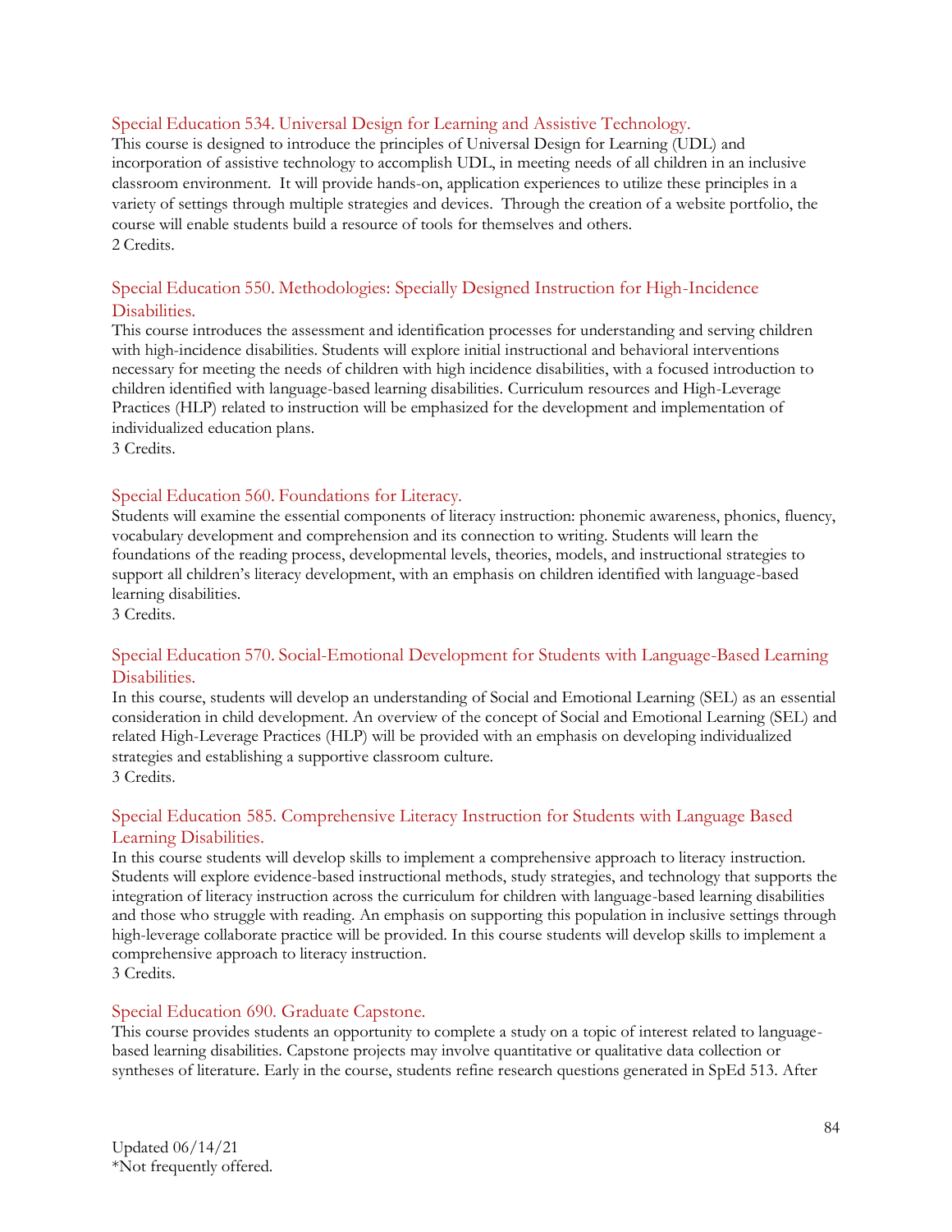### Special Education 534. Universal Design for Learning and Assistive Technology.

This course is designed to introduce the principles of Universal Design for Learning (UDL) and incorporation of assistive technology to accomplish UDL, in meeting needs of all children in an inclusive classroom environment. It will provide hands-on, application experiences to utilize these principles in a variety of settings through multiple strategies and devices. Through the creation of a website portfolio, the course will enable students build a resource of tools for themselves and others.
2 Credits.

### Special Education 550. Methodologies: Specially Designed Instruction for High-Incidence Disabilities.

This course introduces the assessment and identification processes for understanding and serving children with high-incidence disabilities. Students will explore initial instructional and behavioral interventions necessary for meeting the needs of children with high incidence disabilities, with a focused introduction to children identified with language-based learning disabilities. Curriculum resources and High-Leverage Practices (HLP) related to instruction will be emphasized for the development and implementation of individualized education plans.
3 Credits.

### Special Education 560. Foundations for Literacy.

Students will examine the essential components of literacy instruction: phonemic awareness, phonics, fluency, vocabulary development and comprehension and its connection to writing. Students will learn the foundations of the reading process, developmental levels, theories, models, and instructional strategies to support all children's literacy development, with an emphasis on children identified with language-based learning disabilities.
3 Credits.

### Special Education 570. Social-Emotional Development for Students with Language-Based Learning Disabilities.

In this course, students will develop an understanding of Social and Emotional Learning (SEL) as an essential consideration in child development. An overview of the concept of Social and Emotional Learning (SEL) and related High-Leverage Practices (HLP) will be provided with an emphasis on developing individualized strategies and establishing a supportive classroom culture.
3 Credits.

### Special Education 585. Comprehensive Literacy Instruction for Students with Language Based Learning Disabilities.

In this course students will develop skills to implement a comprehensive approach to literacy instruction. Students will explore evidence-based instructional methods, study strategies, and technology that supports the integration of literacy instruction across the curriculum for children with language-based learning disabilities and those who struggle with reading. An emphasis on supporting this population in inclusive settings through high-leverage collaborate practice will be provided. In this course students will develop skills to implement a comprehensive approach to literacy instruction.
3 Credits.

### Special Education 690. Graduate Capstone.

This course provides students an opportunity to complete a study on a topic of interest related to language-based learning disabilities. Capstone projects may involve quantitative or qualitative data collection or syntheses of literature. Early in the course, students refine research questions generated in SpEd 513. After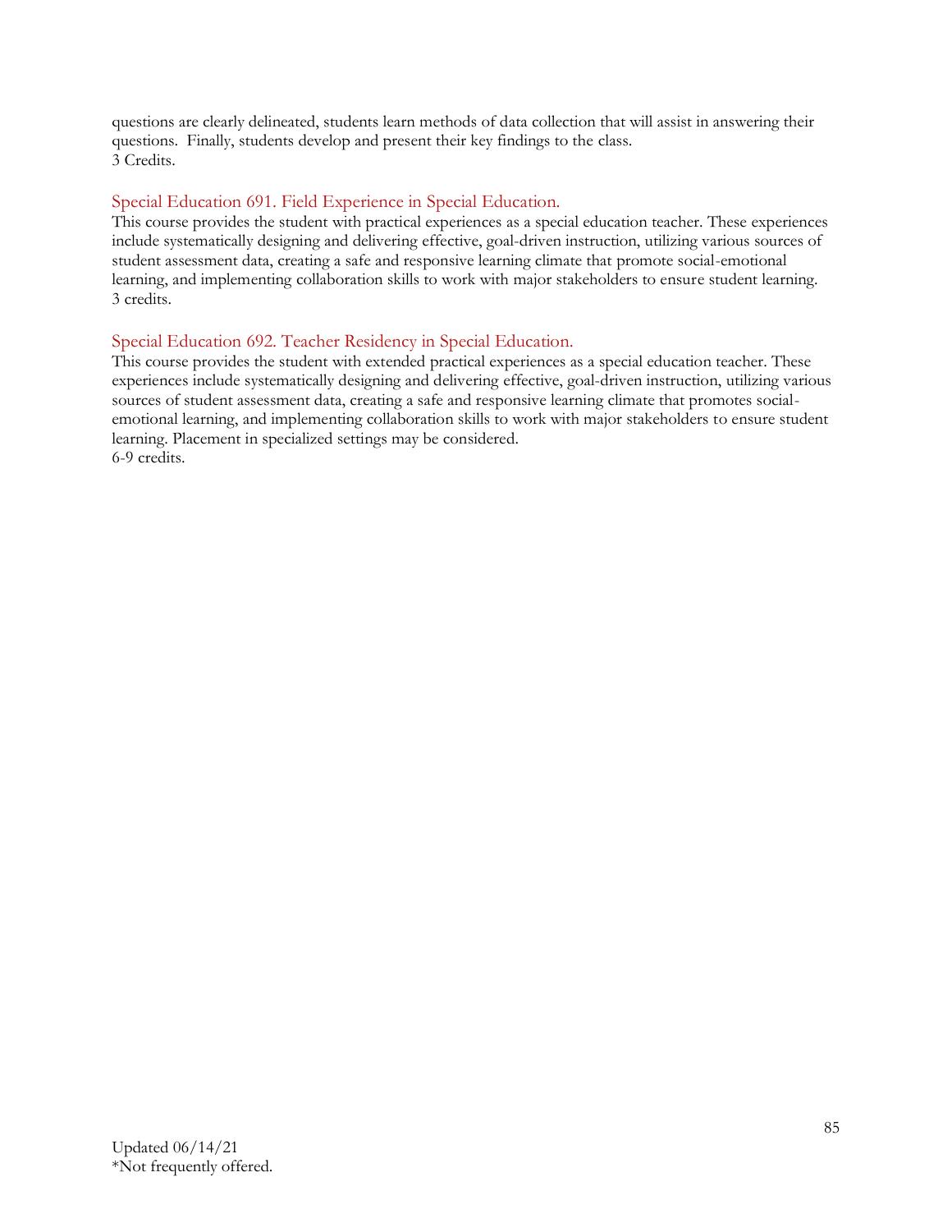questions are clearly delineated, students learn methods of data collection that will assist in answering their questions. Finally, students develop and present their key findings to the class.
3 Credits.

### Special Education 691. Field Experience in Special Education.

This course provides the student with practical experiences as a special education teacher. These experiences include systematically designing and delivering effective, goal-driven instruction, utilizing various sources of student assessment data, creating a safe and responsive learning climate that promote social-emotional learning, and implementing collaboration skills to work with major stakeholders to ensure student learning.
3 credits.

### Special Education 692. Teacher Residency in Special Education.

This course provides the student with extended practical experiences as a special education teacher. These experiences include systematically designing and delivering effective, goal-driven instruction, utilizing various sources of student assessment data, creating a safe and responsive learning climate that promotes social-emotional learning, and implementing collaboration skills to work with major stakeholders to ensure student learning. Placement in specialized settings may be considered.
6-9 credits.

Updated 06/14/21
*Not frequently offered.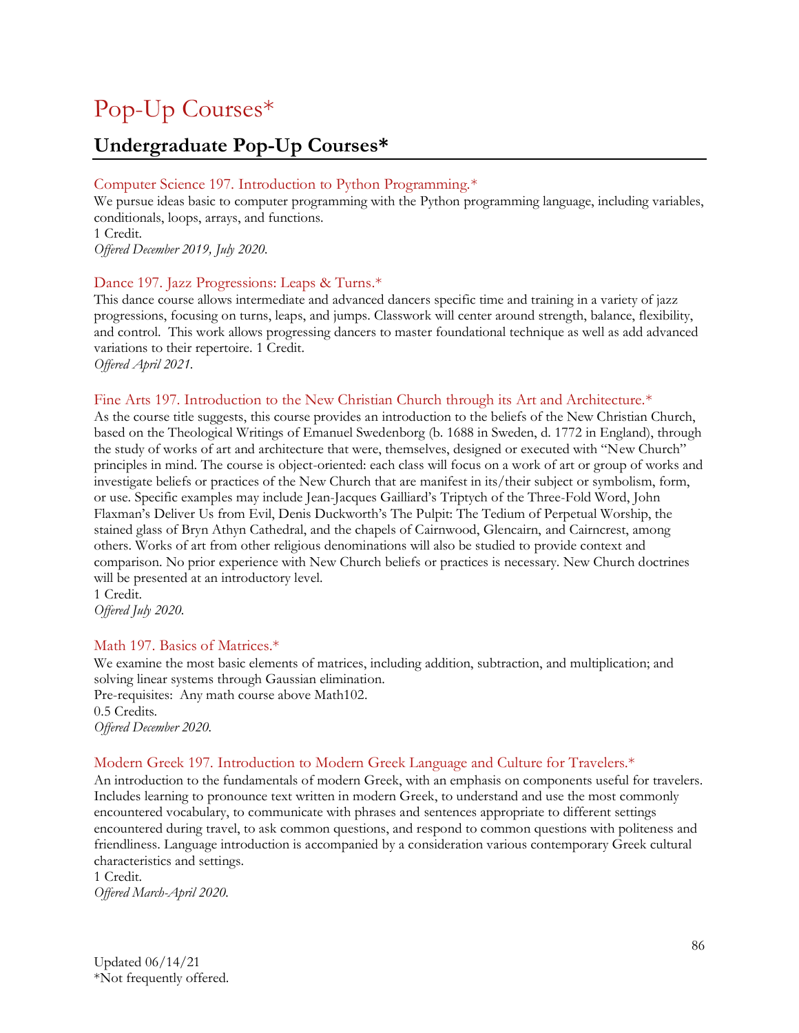# Pop-Up Courses*

## Undergraduate Pop-Up Courses*

### Computer Science 197. Introduction to Python Programming.*

We pursue ideas basic to computer programming with the Python programming language, including variables, conditionals, loops, arrays, and functions.
1 Credit.
*Offered December 2019, July 2020.*

### Dance 197. Jazz Progressions: Leaps & Turns.*

This dance course allows intermediate and advanced dancers specific time and training in a variety of jazz progressions, focusing on turns, leaps, and jumps. Classwork will center around strength, balance, flexibility, and control. This work allows progressing dancers to master foundational technique as well as add advanced variations to their repertoire. 1 Credit.
*Offered April 2021.*

### Fine Arts 197. Introduction to the New Christian Church through its Art and Architecture.*

As the course title suggests, this course provides an introduction to the beliefs of the New Christian Church, based on the Theological Writings of Emanuel Swedenborg (b. 1688 in Sweden, d. 1772 in England), through the study of works of art and architecture that were, themselves, designed or executed with "New Church" principles in mind. The course is object-oriented: each class will focus on a work of art or group of works and investigate beliefs or practices of the New Church that are manifest in its/their subject or symbolism, form, or use. Specific examples may include Jean-Jacques Gailliard's Triptych of the Three-Fold Word, John Flaxman's Deliver Us from Evil, Denis Duckworth's The Pulpit: The Tedium of Perpetual Worship, the stained glass of Bryn Athyn Cathedral, and the chapels of Cairnwood, Glencairn, and Cairncrest, among others. Works of art from other religious denominations will also be studied to provide context and comparison. No prior experience with New Church beliefs or practices is necessary. New Church doctrines will be presented at an introductory level.
1 Credit.
*Offered July 2020.*

### Math 197. Basics of Matrices.*

We examine the most basic elements of matrices, including addition, subtraction, and multiplication; and solving linear systems through Gaussian elimination.
Pre-requisites: Any math course above Math102.
0.5 Credits.
*Offered December 2020.*

### Modern Greek 197. Introduction to Modern Greek Language and Culture for Travelers.*

An introduction to the fundamentals of modern Greek, with an emphasis on components useful for travelers. Includes learning to pronounce text written in modern Greek, to understand and use the most commonly encountered vocabulary, to communicate with phrases and sentences appropriate to different settings encountered during travel, to ask common questions, and respond to common questions with politeness and friendliness. Language introduction is accompanied by a consideration various contemporary Greek cultural characteristics and settings.
1 Credit.
*Offered March-April 2020.*

Updated 06/14/21
*Not frequently offered.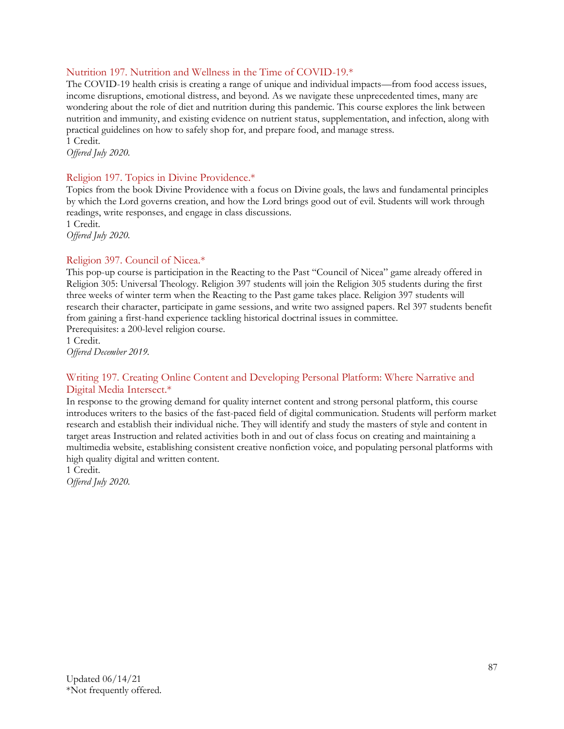### Nutrition 197. Nutrition and Wellness in the Time of COVID-19.*

The COVID-19 health crisis is creating a range of unique and individual impacts—from food access issues, income disruptions, emotional distress, and beyond. As we navigate these unprecedented times, many are wondering about the role of diet and nutrition during this pandemic. This course explores the link between nutrition and immunity, and existing evidence on nutrient status, supplementation, and infection, along with practical guidelines on how to safely shop for, and prepare food, and manage stress.
1 Credit.
*Offered July 2020.*

### Religion 197. Topics in Divine Providence.*

Topics from the book Divine Providence with a focus on Divine goals, the laws and fundamental principles by which the Lord governs creation, and how the Lord brings good out of evil. Students will work through readings, write responses, and engage in class discussions.
1 Credit.
*Offered July 2020.*

### Religion 397. Council of Nicea.*

This pop-up course is participation in the Reacting to the Past "Council of Nicea" game already offered in Religion 305: Universal Theology. Religion 397 students will join the Religion 305 students during the first three weeks of winter term when the Reacting to the Past game takes place. Religion 397 students will research their character, participate in game sessions, and write two assigned papers. Rel 397 students benefit from gaining a first-hand experience tackling historical doctrinal issues in committee.
Prerequisites: a 200-level religion course.
1 Credit.
*Offered December 2019.*

### Writing 197. Creating Online Content and Developing Personal Platform: Where Narrative and Digital Media Intersect.*

In response to the growing demand for quality internet content and strong personal platform, this course introduces writers to the basics of the fast-paced field of digital communication. Students will perform market research and establish their individual niche. They will identify and study the masters of style and content in target areas Instruction and related activities both in and out of class focus on creating and maintaining a multimedia website, establishing consistent creative nonfiction voice, and populating personal platforms with high quality digital and written content.
1 Credit.
*Offered July 2020.*

Updated 06/14/21
*Not frequently offered.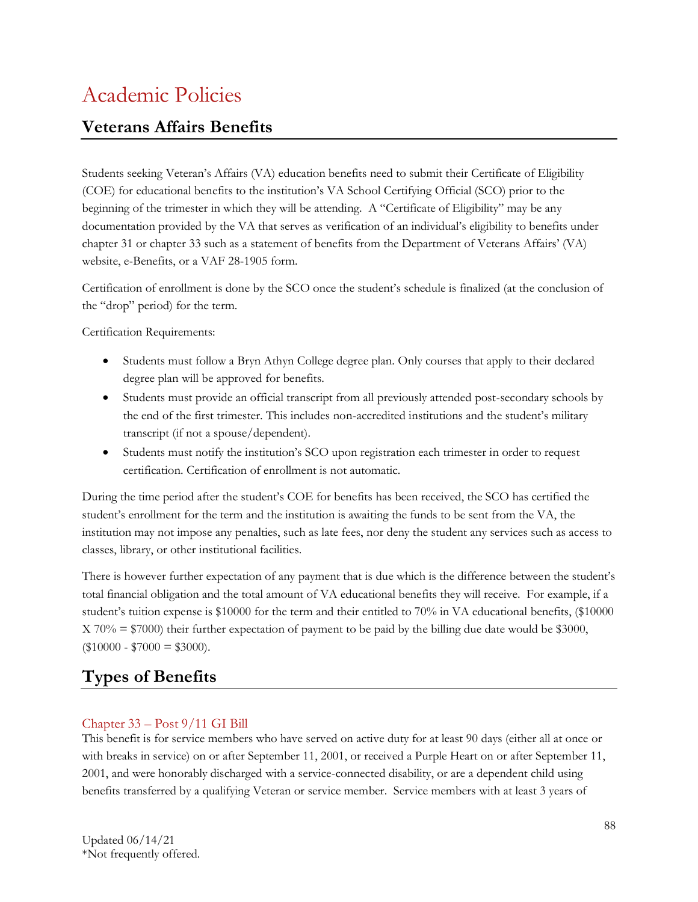# Academic Policies

## Veterans Affairs Benefits

Students seeking Veteran's Affairs (VA) education benefits need to submit their Certificate of Eligibility (COE) for educational benefits to the institution's VA School Certifying Official (SCO) prior to the beginning of the trimester in which they will be attending. A "Certificate of Eligibility" may be any documentation provided by the VA that serves as verification of an individual's eligibility to benefits under chapter 31 or chapter 33 such as a statement of benefits from the Department of Veterans Affairs' (VA) website, e-Benefits, or a VAF 28-1905 form.

Certification of enrollment is done by the SCO once the student's schedule is finalized (at the conclusion of the "drop" period) for the term.

Certification Requirements:

- Students must follow a Bryn Athyn College degree plan. Only courses that apply to their declared degree plan will be approved for benefits.
- Students must provide an official transcript from all previously attended post-secondary schools by the end of the first trimester. This includes non-accredited institutions and the student's military transcript (if not a spouse/dependent).
- Students must notify the institution's SCO upon registration each trimester in order to request certification. Certification of enrollment is not automatic.

During the time period after the student's COE for benefits has been received, the SCO has certified the student's enrollment for the term and the institution is awaiting the funds to be sent from the VA, the institution may not impose any penalties, such as late fees, nor deny the student any services such as access to classes, library, or other institutional facilities.

There is however further expectation of any payment that is due which is the difference between the student's total financial obligation and the total amount of VA educational benefits they will receive. For example, if a student's tuition expense is $10000 for the term and their entitled to 70% in VA educational benefits, ($10000 X 70% = $7000) their further expectation of payment to be paid by the billing due date would be $3000, ($10000 - $7000 = $3000).

## Types of Benefits

### Chapter 33 – Post 9/11 GI Bill

This benefit is for service members who have served on active duty for at least 90 days (either all at once or with breaks in service) on or after September 11, 2001, or received a Purple Heart on or after September 11, 2001, and were honorably discharged with a service-connected disability, or are a dependent child using benefits transferred by a qualifying Veteran or service member. Service members with at least 3 years of

Updated 06/14/21
*Not frequently offered.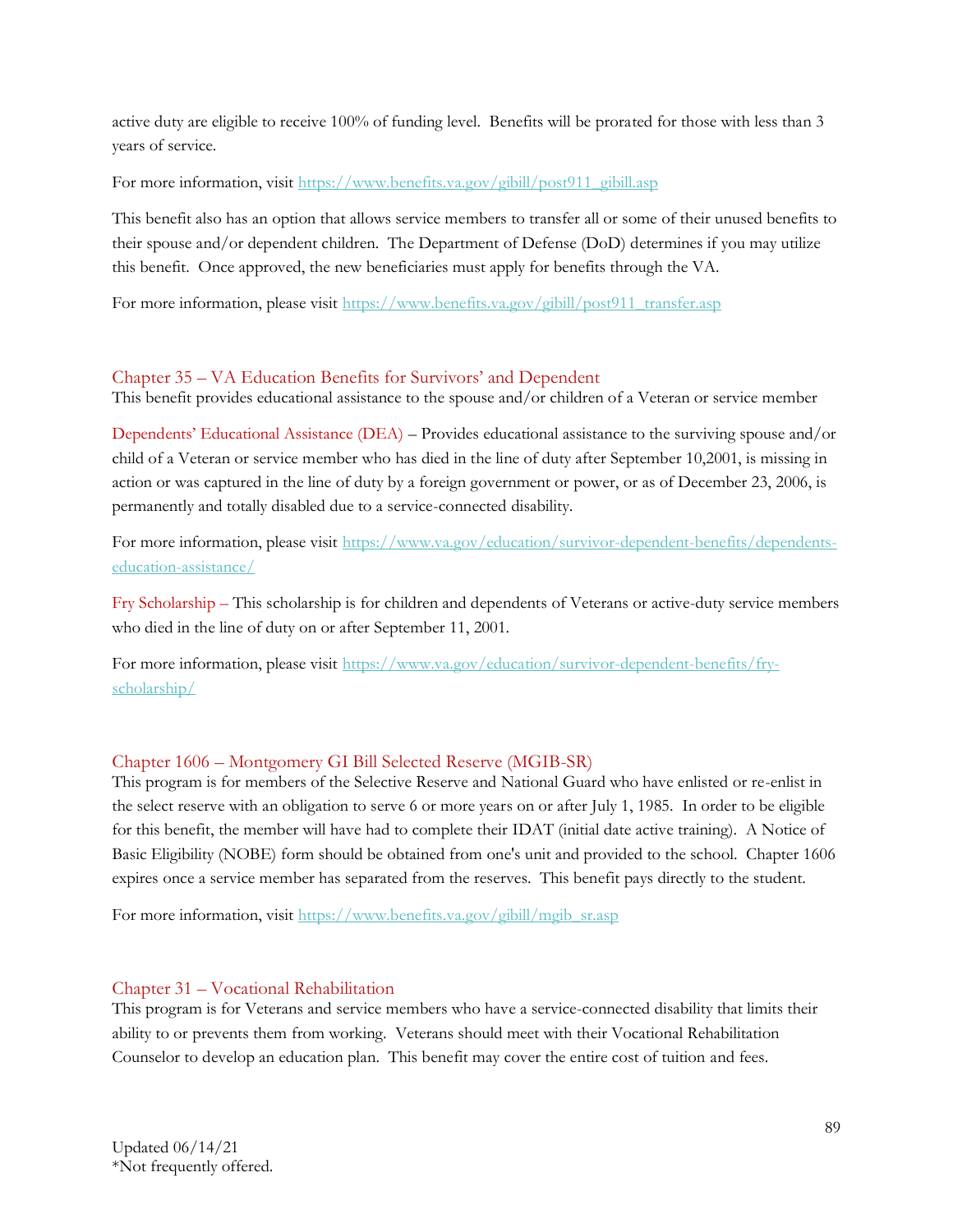active duty are eligible to receive 100% of funding level. Benefits will be prorated for those with less than 3 years of service.

For more information, visit https://www.benefits.va.gov/gibill/post911_gibill.asp

This benefit also has an option that allows service members to transfer all or some of their unused benefits to their spouse and/or dependent children. The Department of Defense (DoD) determines if you may utilize this benefit. Once approved, the new beneficiaries must apply for benefits through the VA.

For more information, please visit https://www.benefits.va.gov/gibill/post911_transfer.asp

## Chapter 35 – VA Education Benefits for Survivors' and Dependent

This benefit provides educational assistance to the spouse and/or children of a Veteran or service member

**Dependents' Educational Assistance (DEA)** – Provides educational assistance to the surviving spouse and/or child of a Veteran or service member who has died in the line of duty after September 10,2001, is missing in action or was captured in the line of duty by a foreign government or power, or as of December 23, 2006, is permanently and totally disabled due to a service-connected disability.

For more information, please visit https://www.va.gov/education/survivor-dependent-benefits/dependents-education-assistance/

**Fry Scholarship** – This scholarship is for children and dependents of Veterans or active-duty service members who died in the line of duty on or after September 11, 2001.

For more information, please visit https://www.va.gov/education/survivor-dependent-benefits/fry-scholarship/

## Chapter 1606 – Montgomery GI Bill Selected Reserve (MGIB-SR)

This program is for members of the Selective Reserve and National Guard who have enlisted or re-enlist in the select reserve with an obligation to serve 6 or more years on or after July 1, 1985. In order to be eligible for this benefit, the member will have had to complete their IDAT (initial date active training). A Notice of Basic Eligibility (NOBE) form should be obtained from one's unit and provided to the school. Chapter 1606 expires once a service member has separated from the reserves. This benefit pays directly to the student.

For more information, visit https://www.benefits.va.gov/gibill/mgib_sr.asp

## Chapter 31 – Vocational Rehabilitation

This program is for Veterans and service members who have a service-connected disability that limits their ability to or prevents them from working. Veterans should meet with their Vocational Rehabilitation Counselor to develop an education plan. This benefit may cover the entire cost of tuition and fees.

Updated 06/14/21
*Not frequently offered.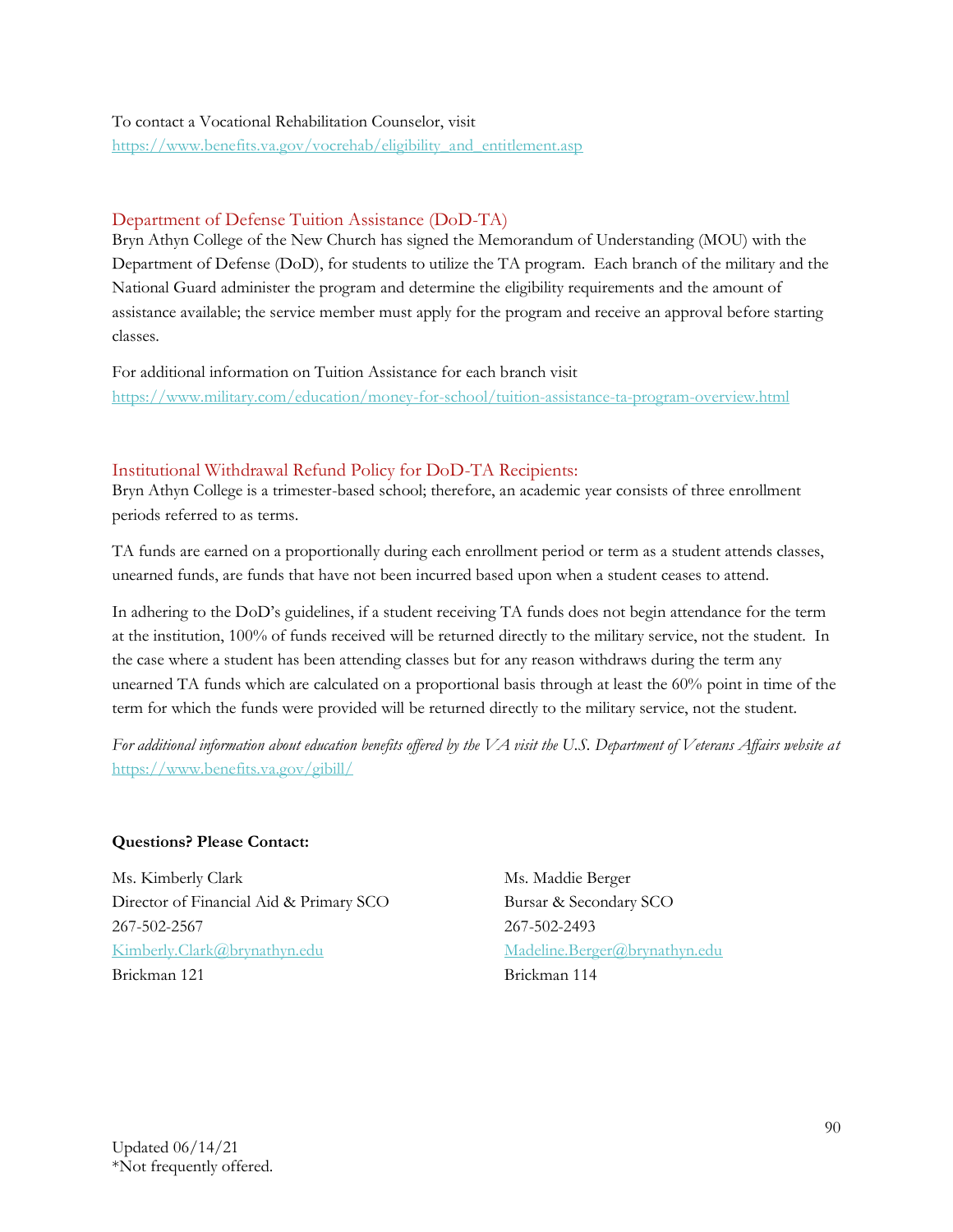To contact a Vocational Rehabilitation Counselor, visit
https://www.benefits.va.gov/vocrehab/eligibility_and_entitlement.asp

## Department of Defense Tuition Assistance (DoD-TA)

Bryn Athyn College of the New Church has signed the Memorandum of Understanding (MOU) with the Department of Defense (DoD), for students to utilize the TA program. Each branch of the military and the National Guard administer the program and determine the eligibility requirements and the amount of assistance available; the service member must apply for the program and receive an approval before starting classes.

For additional information on Tuition Assistance for each branch visit
https://www.military.com/education/money-for-school/tuition-assistance-ta-program-overview.html

## Institutional Withdrawal Refund Policy for DoD-TA Recipients:

Bryn Athyn College is a trimester-based school; therefore, an academic year consists of three enrollment periods referred to as terms.

TA funds are earned on a proportionally during each enrollment period or term as a student attends classes, unearned funds, are funds that have not been incurred based upon when a student ceases to attend.

In adhering to the DoD's guidelines, if a student receiving TA funds does not begin attendance for the term at the institution, 100% of funds received will be returned directly to the military service, not the student. In the case where a student has been attending classes but for any reason withdraws during the term any unearned TA funds which are calculated on a proportional basis through at least the 60% point in time of the term for which the funds were provided will be returned directly to the military service, not the student.

*For additional information about education benefits offered by the VA visit the U.S. Department of Veterans Affairs website at* https://www.benefits.va.gov/gibill/

**Questions? Please Contact:**

Ms. Kimberly Clark
Director of Financial Aid & Primary SCO
267-502-2567
Kimberly.Clark@brynathyn.edu
Brickman 121

Ms. Maddie Berger
Bursar & Secondary SCO
267-502-2493
Madeline.Berger@brynathyn.edu
Brickman 114

Updated 06/14/21
*Not frequently offered.